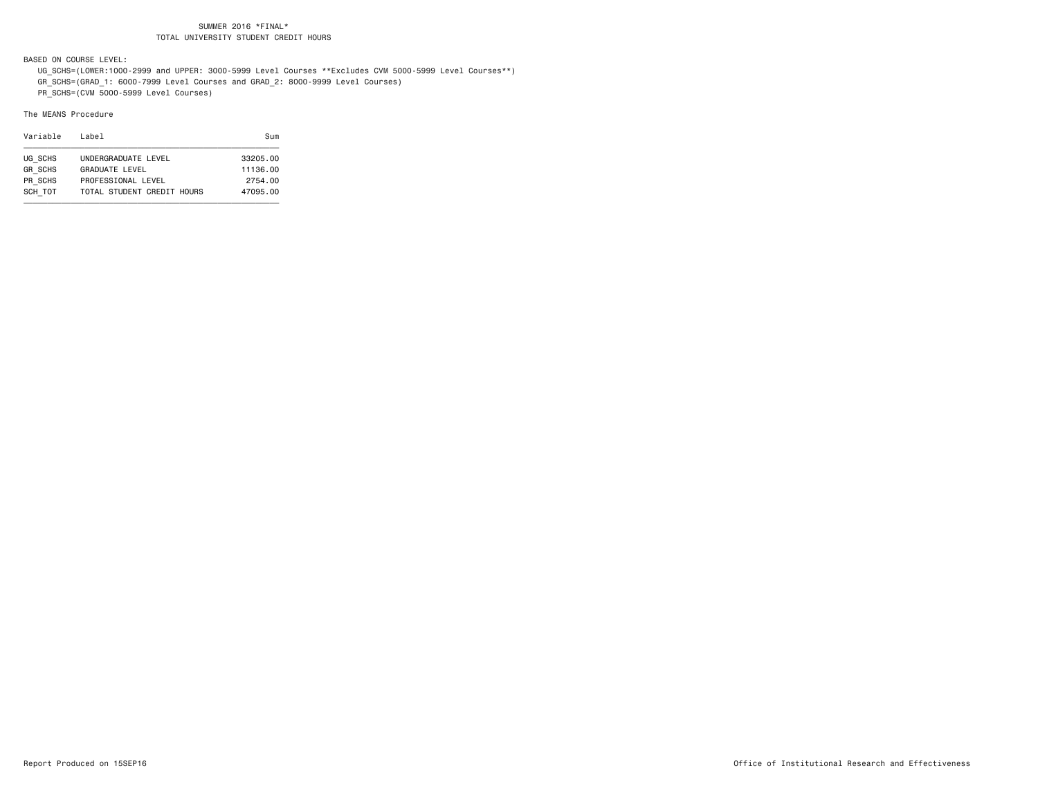SUMMER 2016 *FINAL*
TOTAL UNIVERSITY STUDENT CREDIT HOURS

BASED ON COURSE LEVEL:

UG_SCHS=(LOWER:1000-2999 and UPPER: 3000-5999 Level Courses **Excludes CVM 5000-5999 Level Courses**)
GR_SCHS=(GRAD_1: 6000-7999 Level Courses and GRAD_2: 8000-9999 Level Courses)
PR_SCHS=(CVM 5000-5999 Level Courses)

The MEANS Procedure

| Variable | Label | Sum |
|---|---|---|
| UG_SCHS | UNDERGRADUATE LEVEL | 33205.00 |
| GR_SCHS | GRADUATE LEVEL | 11136.00 |
| PR_SCHS | PROFESSIONAL LEVEL | 2754.00 |
| SCH_TOT | TOTAL STUDENT CREDIT HOURS | 47095.00 |

Report Produced on 15SEP16

Office of Institutional Research and Effectiveness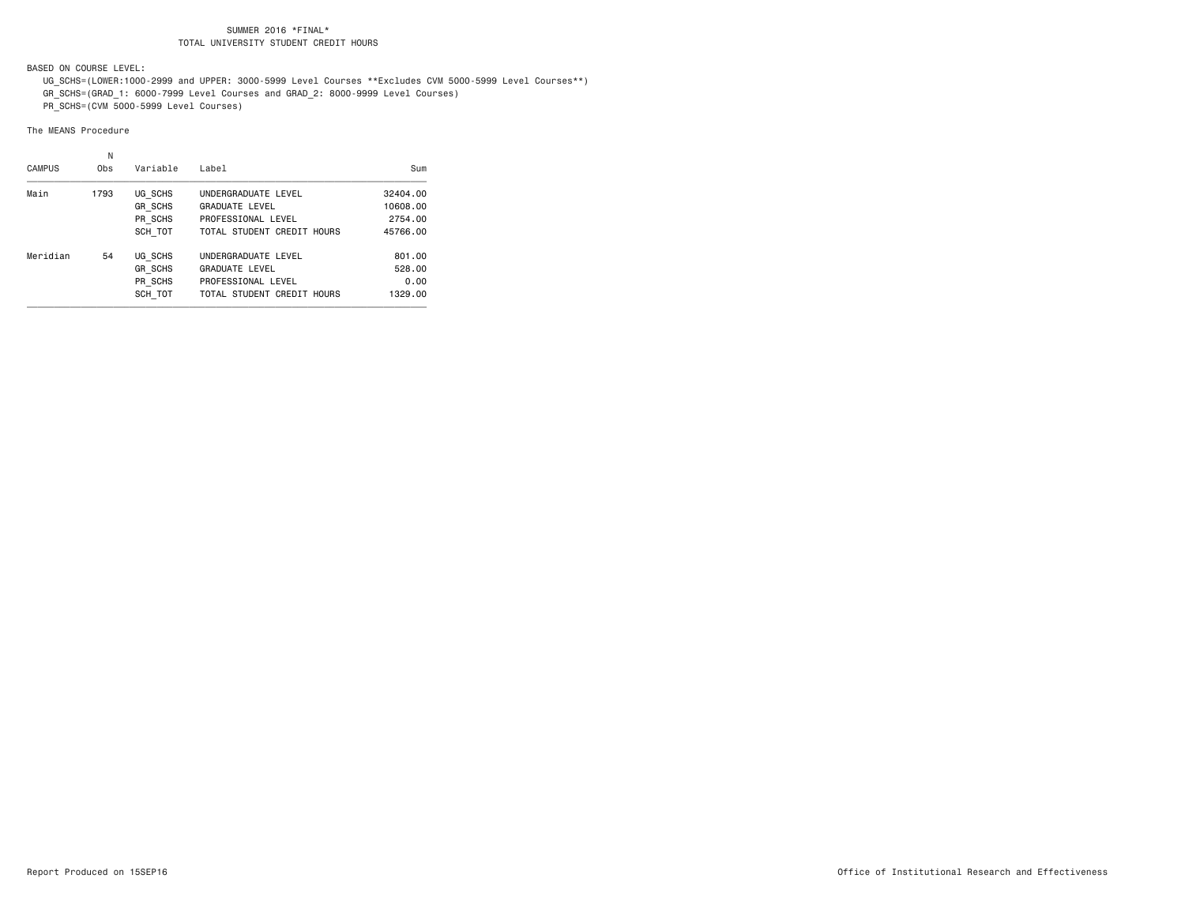SUMMER 2016 *FINAL*
TOTAL UNIVERSITY STUDENT CREDIT HOURS

BASED ON COURSE LEVEL:

UG_SCHS=(LOWER:1000-2999 and UPPER: 3000-5999 Level Courses **Excludes CVM 5000-5999 Level Courses**)
GR_SCHS=(GRAD_1: 6000-7999 Level Courses and GRAD_2: 8000-9999 Level Courses)
PR_SCHS=(CVM 5000-5999 Level Courses)

The MEANS Procedure

| CAMPUS | N Obs | Variable | Label | Sum |
|---|---|---|---|---|
| Main | 1793 | UG_SCHS | UNDERGRADUATE LEVEL | 32404.00 |
| | | GR_SCHS | GRADUATE LEVEL | 10608.00 |
| | | PR_SCHS | PROFESSIONAL LEVEL | 2754.00 |
| | | SCH_TOT | TOTAL STUDENT CREDIT HOURS | 45766.00 |
| Meridian | 54 | UG_SCHS | UNDERGRADUATE LEVEL | 801.00 |
| | | GR_SCHS | GRADUATE LEVEL | 528.00 |
| | | PR_SCHS | PROFESSIONAL LEVEL | 0.00 |
| | | SCH_TOT | TOTAL STUDENT CREDIT HOURS | 1329.00 |

Report Produced on 15SEP16

Office of Institutional Research and Effectiveness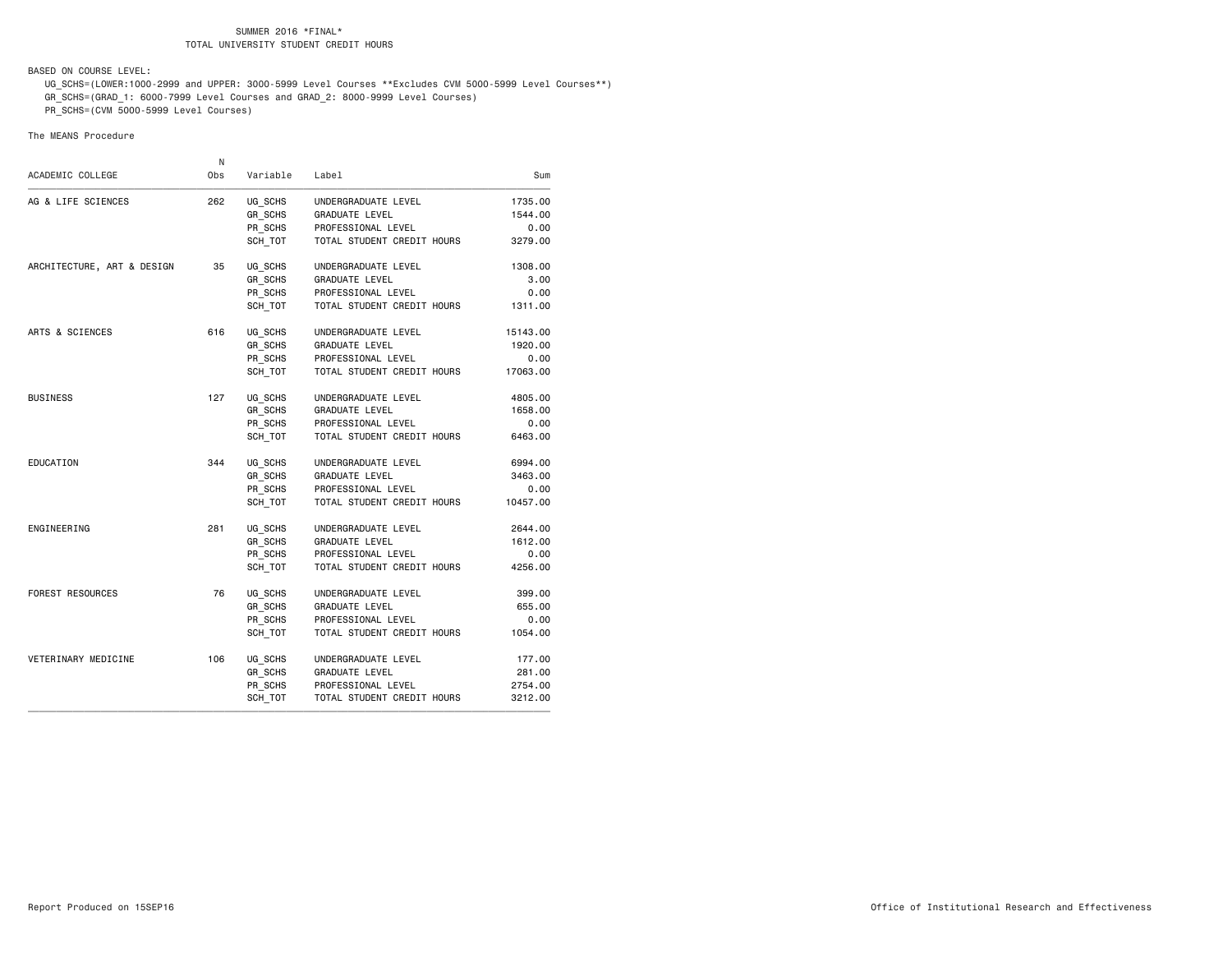SUMMER 2016 *FINAL*
TOTAL UNIVERSITY STUDENT CREDIT HOURS

BASED ON COURSE LEVEL:

UG_SCHS=(LOWER:1000-2999 and UPPER: 3000-5999 Level Courses **Excludes CVM 5000-5999 Level Courses**)
GR_SCHS=(GRAD_1: 6000-7999 Level Courses and GRAD_2: 8000-9999 Level Courses)
PR_SCHS=(CVM 5000-5999 Level Courses)

The MEANS Procedure

| ACADEMIC COLLEGE | N Obs | Variable | Label | Sum |
|---|---|---|---|---|
| AG & LIFE SCIENCES | 262 | UG_SCHS | UNDERGRADUATE LEVEL | 1735.00 |
| | | GR_SCHS | GRADUATE LEVEL | 1544.00 |
| | | PR_SCHS | PROFESSIONAL LEVEL | 0.00 |
| | | SCH_TOT | TOTAL STUDENT CREDIT HOURS | 3279.00 |
| ARCHITECTURE, ART & DESIGN | 35 | UG_SCHS | UNDERGRADUATE LEVEL | 1308.00 |
| | | GR_SCHS | GRADUATE LEVEL | 3.00 |
| | | PR_SCHS | PROFESSIONAL LEVEL | 0.00 |
| | | SCH_TOT | TOTAL STUDENT CREDIT HOURS | 1311.00 |
| ARTS & SCIENCES | 616 | UG_SCHS | UNDERGRADUATE LEVEL | 15143.00 |
| | | GR_SCHS | GRADUATE LEVEL | 1920.00 |
| | | PR_SCHS | PROFESSIONAL LEVEL | 0.00 |
| | | SCH_TOT | TOTAL STUDENT CREDIT HOURS | 17063.00 |
| BUSINESS | 127 | UG_SCHS | UNDERGRADUATE LEVEL | 4805.00 |
| | | GR_SCHS | GRADUATE LEVEL | 1658.00 |
| | | PR_SCHS | PROFESSIONAL LEVEL | 0.00 |
| | | SCH_TOT | TOTAL STUDENT CREDIT HOURS | 6463.00 |
| EDUCATION | 344 | UG_SCHS | UNDERGRADUATE LEVEL | 6994.00 |
| | | GR_SCHS | GRADUATE LEVEL | 3463.00 |
| | | PR_SCHS | PROFESSIONAL LEVEL | 0.00 |
| | | SCH_TOT | TOTAL STUDENT CREDIT HOURS | 10457.00 |
| ENGINEERING | 281 | UG_SCHS | UNDERGRADUATE LEVEL | 2644.00 |
| | | GR_SCHS | GRADUATE LEVEL | 1612.00 |
| | | PR_SCHS | PROFESSIONAL LEVEL | 0.00 |
| | | SCH_TOT | TOTAL STUDENT CREDIT HOURS | 4256.00 |
| FOREST RESOURCES | 76 | UG_SCHS | UNDERGRADUATE LEVEL | 399.00 |
| | | GR_SCHS | GRADUATE LEVEL | 655.00 |
| | | PR_SCHS | PROFESSIONAL LEVEL | 0.00 |
| | | SCH_TOT | TOTAL STUDENT CREDIT HOURS | 1054.00 |
| VETERINARY MEDICINE | 106 | UG_SCHS | UNDERGRADUATE LEVEL | 177.00 |
| | | GR_SCHS | GRADUATE LEVEL | 281.00 |
| | | PR_SCHS | PROFESSIONAL LEVEL | 2754.00 |
| | | SCH_TOT | TOTAL STUDENT CREDIT HOURS | 3212.00 |

Report Produced on 15SEP16

Office of Institutional Research and Effectiveness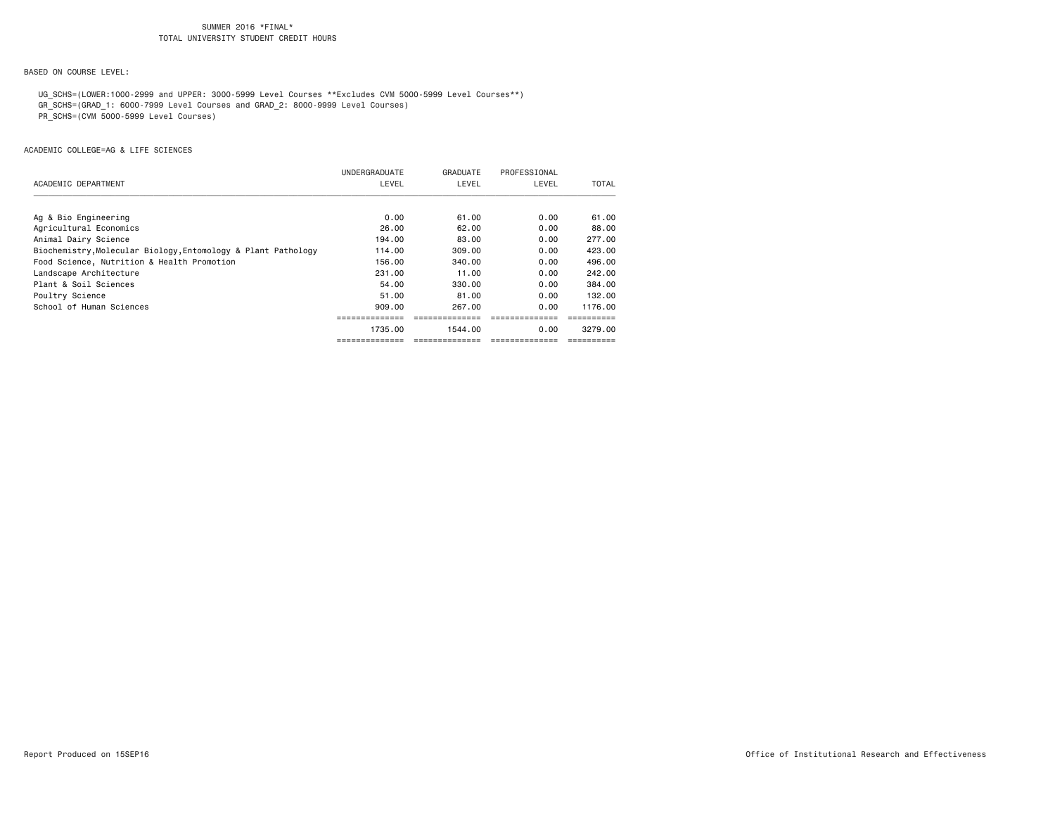SUMMER 2016 *FINAL*
TOTAL UNIVERSITY STUDENT CREDIT HOURS

BASED ON COURSE LEVEL:

UG_SCHS=(LOWER:1000-2999 and UPPER: 3000-5999 Level Courses **Excludes CVM 5000-5999 Level Courses**)
GR_SCHS=(GRAD_1: 6000-7999 Level Courses and GRAD_2: 8000-9999 Level Courses)
PR_SCHS=(CVM 5000-5999 Level Courses)

ACADEMIC COLLEGE=AG & LIFE SCIENCES

| ACADEMIC DEPARTMENT | UNDERGRADUATE LEVEL | GRADUATE LEVEL | PROFESSIONAL LEVEL | TOTAL |
|---|---|---|---|---|
| Ag & Bio Engineering | 0.00 | 61.00 | 0.00 | 61.00 |
| Agricultural Economics | 26.00 | 62.00 | 0.00 | 88.00 |
| Animal Dairy Science | 194.00 | 83.00 | 0.00 | 277.00 |
| Biochemistry,Molecular Biology,Entomology & Plant Pathology | 114.00 | 309.00 | 0.00 | 423.00 |
| Food Science, Nutrition & Health Promotion | 156.00 | 340.00 | 0.00 | 496.00 |
| Landscape Architecture | 231.00 | 11.00 | 0.00 | 242.00 |
| Plant & Soil Sciences | 54.00 | 330.00 | 0.00 | 384.00 |
| Poultry Science | 51.00 | 81.00 | 0.00 | 132.00 |
| School of Human Sciences | 909.00 | 267.00 | 0.00 | 1176.00 |
| | 1735.00 | 1544.00 | 0.00 | 3279.00 |

Report Produced on 15SEP16

Office of Institutional Research and Effectiveness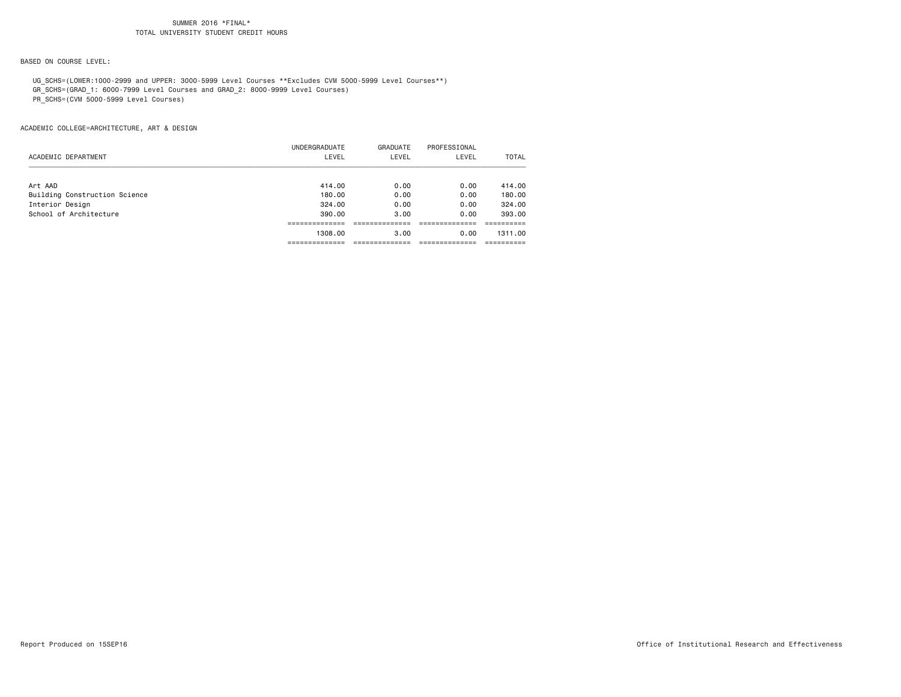SUMMER 2016 *FINAL*
TOTAL UNIVERSITY STUDENT CREDIT HOURS

BASED ON COURSE LEVEL:

UG_SCHS=(LOWER:1000-2999 and UPPER: 3000-5999 Level Courses **Excludes CVM 5000-5999 Level Courses**)
GR_SCHS=(GRAD_1: 6000-7999 Level Courses and GRAD_2: 8000-9999 Level Courses)
PR_SCHS=(CVM 5000-5999 Level Courses)

ACADEMIC COLLEGE=ARCHITECTURE, ART & DESIGN

| ACADEMIC DEPARTMENT | UNDERGRADUATE LEVEL | GRADUATE LEVEL | PROFESSIONAL LEVEL | TOTAL |
|---|---|---|---|---|
| Art AAD | 414.00 | 0.00 | 0.00 | 414.00 |
| Building Construction Science | 180.00 | 0.00 | 0.00 | 180.00 |
| Interior Design | 324.00 | 0.00 | 0.00 | 324.00 |
| School of Architecture | 390.00 | 3.00 | 0.00 | 393.00 |
| | 1308.00 | 3.00 | 0.00 | 1311.00 |

Report Produced on 15SEP16 — Office of Institutional Research and Effectiveness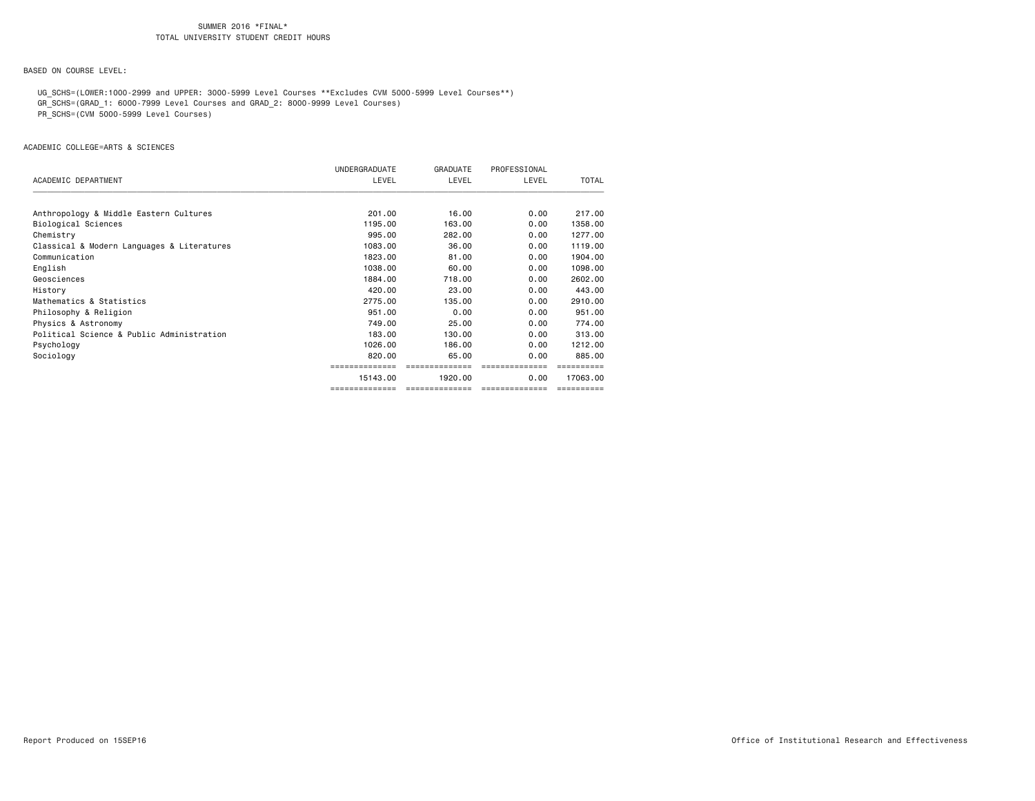SUMMER 2016 *FINAL*
TOTAL UNIVERSITY STUDENT CREDIT HOURS

BASED ON COURSE LEVEL:

UG_SCHS=(LOWER:1000-2999 and UPPER: 3000-5999 Level Courses **Excludes CVM 5000-5999 Level Courses**)
GR_SCHS=(GRAD_1: 6000-7999 Level Courses and GRAD_2: 8000-9999 Level Courses)
PR_SCHS=(CVM 5000-5999 Level Courses)

ACADEMIC COLLEGE=ARTS & SCIENCES

| ACADEMIC DEPARTMENT | UNDERGRADUATE LEVEL | GRADUATE LEVEL | PROFESSIONAL LEVEL | TOTAL |
|---|---|---|---|---|
| Anthropology & Middle Eastern Cultures | 201.00 | 16.00 | 0.00 | 217.00 |
| Biological Sciences | 1195.00 | 163.00 | 0.00 | 1358.00 |
| Chemistry | 995.00 | 282.00 | 0.00 | 1277.00 |
| Classical & Modern Languages & Literatures | 1083.00 | 36.00 | 0.00 | 1119.00 |
| Communication | 1823.00 | 81.00 | 0.00 | 1904.00 |
| English | 1038.00 | 60.00 | 0.00 | 1098.00 |
| Geosciences | 1884.00 | 718.00 | 0.00 | 2602.00 |
| History | 420.00 | 23.00 | 0.00 | 443.00 |
| Mathematics & Statistics | 2775.00 | 135.00 | 0.00 | 2910.00 |
| Philosophy & Religion | 951.00 | 0.00 | 0.00 | 951.00 |
| Physics & Astronomy | 749.00 | 25.00 | 0.00 | 774.00 |
| Political Science & Public Administration | 183.00 | 130.00 | 0.00 | 313.00 |
| Psychology | 1026.00 | 186.00 | 0.00 | 1212.00 |
| Sociology | 820.00 | 65.00 | 0.00 | 885.00 |
| | 15143.00 | 1920.00 | 0.00 | 17063.00 |

Report Produced on 15SEP16

Office of Institutional Research and Effectiveness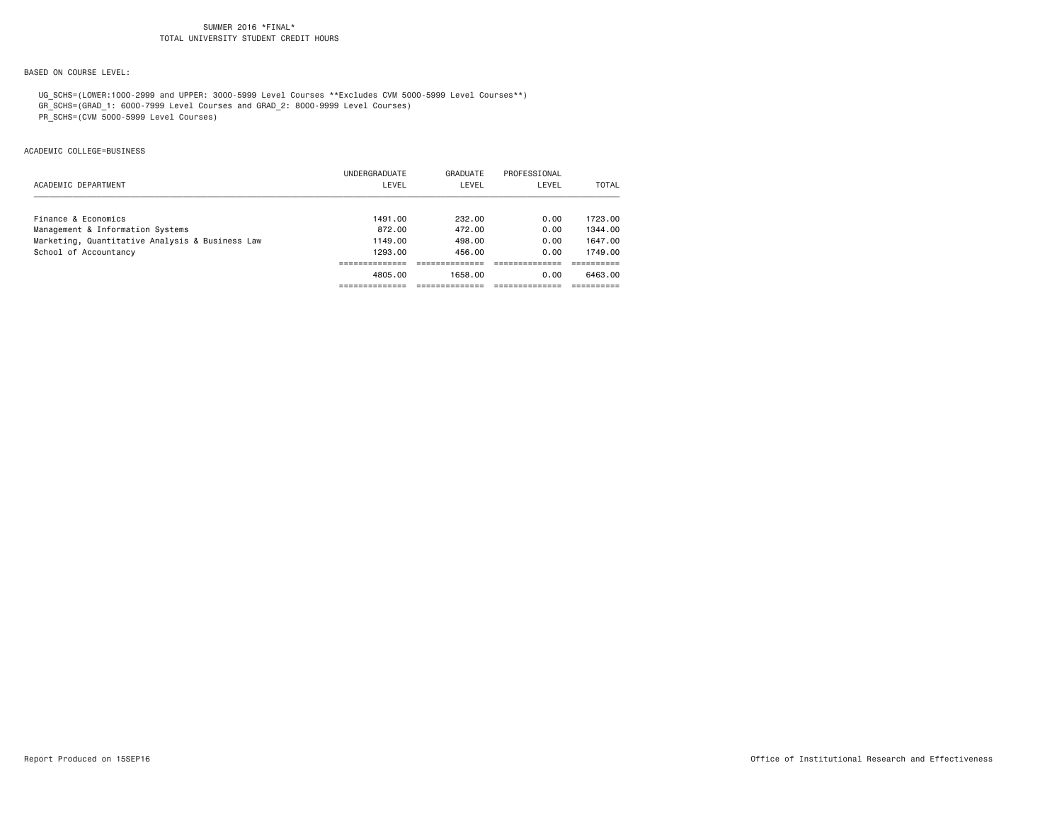SUMMER 2016 *FINAL*
TOTAL UNIVERSITY STUDENT CREDIT HOURS

BASED ON COURSE LEVEL:

UG_SCHS=(LOWER:1000-2999 and UPPER: 3000-5999 Level Courses **Excludes CVM 5000-5999 Level Courses**)
GR_SCHS=(GRAD_1: 6000-7999 Level Courses and GRAD_2: 8000-9999 Level Courses)
PR_SCHS=(CVM 5000-5999 Level Courses)

ACADEMIC COLLEGE=BUSINESS

| ACADEMIC DEPARTMENT | UNDERGRADUATE LEVEL | GRADUATE LEVEL | PROFESSIONAL LEVEL | TOTAL |
|---|---|---|---|---|
| Finance & Economics | 1491.00 | 232.00 | 0.00 | 1723.00 |
| Management & Information Systems | 872.00 | 472.00 | 0.00 | 1344.00 |
| Marketing, Quantitative Analysis & Business Law | 1149.00 | 498.00 | 0.00 | 1647.00 |
| School of Accountancy | 1293.00 | 456.00 | 0.00 | 1749.00 |
| | 4805.00 | 1658.00 | 0.00 | 6463.00 |

Report Produced on 15SEP16

Office of Institutional Research and Effectiveness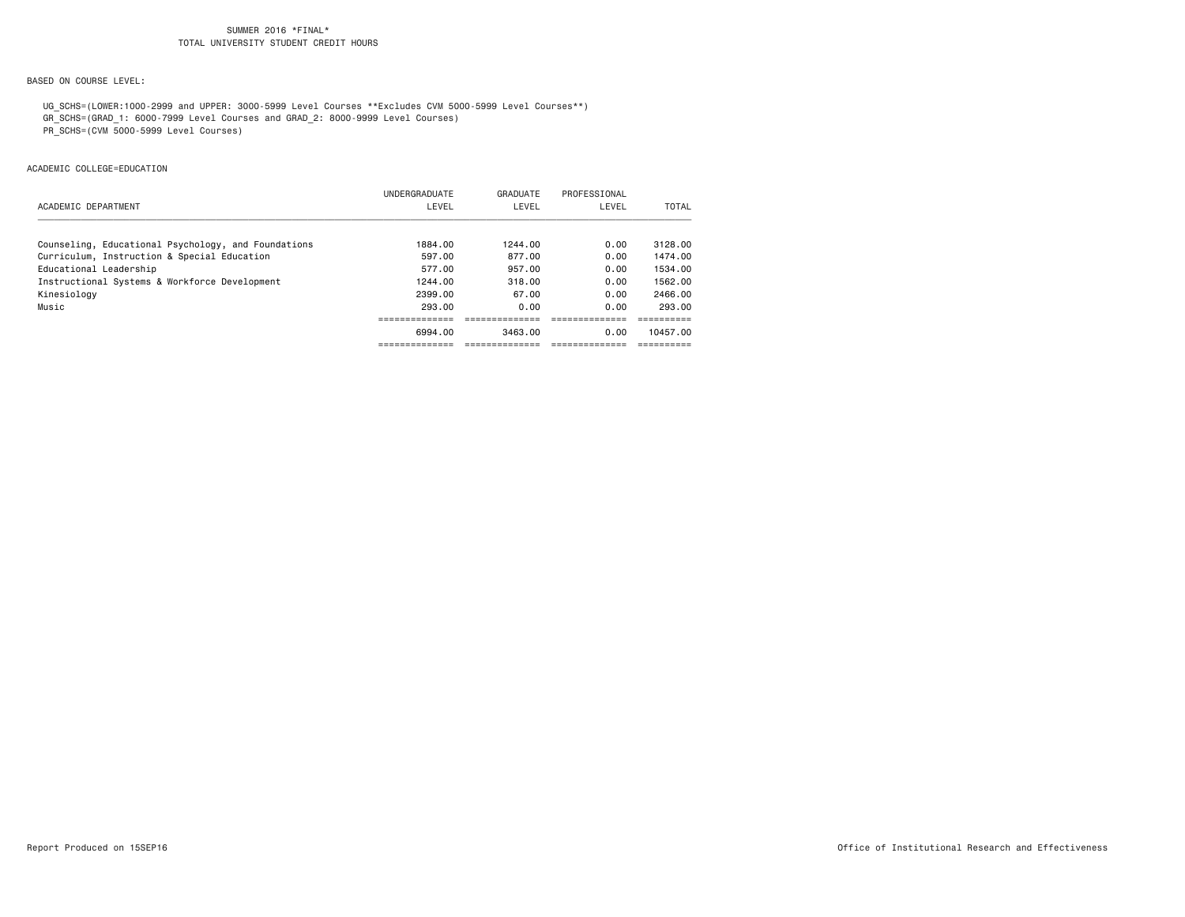SUMMER 2016 *FINAL*
TOTAL UNIVERSITY STUDENT CREDIT HOURS

BASED ON COURSE LEVEL:

UG_SCHS=(LOWER:1000-2999 and UPPER: 3000-5999 Level Courses **Excludes CVM 5000-5999 Level Courses**)
GR_SCHS=(GRAD_1: 6000-7999 Level Courses and GRAD_2: 8000-9999 Level Courses)
PR_SCHS=(CVM 5000-5999 Level Courses)

ACADEMIC COLLEGE=EDUCATION

| ACADEMIC DEPARTMENT | UNDERGRADUATE LEVEL | GRADUATE LEVEL | PROFESSIONAL LEVEL | TOTAL |
|---|---|---|---|---|
| Counseling, Educational Psychology, and Foundations | 1884.00 | 1244.00 | 0.00 | 3128.00 |
| Curriculum, Instruction & Special Education | 597.00 | 877.00 | 0.00 | 1474.00 |
| Educational Leadership | 577.00 | 957.00 | 0.00 | 1534.00 |
| Instructional Systems & Workforce Development | 1244.00 | 318.00 | 0.00 | 1562.00 |
| Kinesiology | 2399.00 | 67.00 | 0.00 | 2466.00 |
| Music | 293.00 | 0.00 | 0.00 | 293.00 |
| | 6994.00 | 3463.00 | 0.00 | 10457.00 |

Report Produced on 15SEP16

Office of Institutional Research and Effectiveness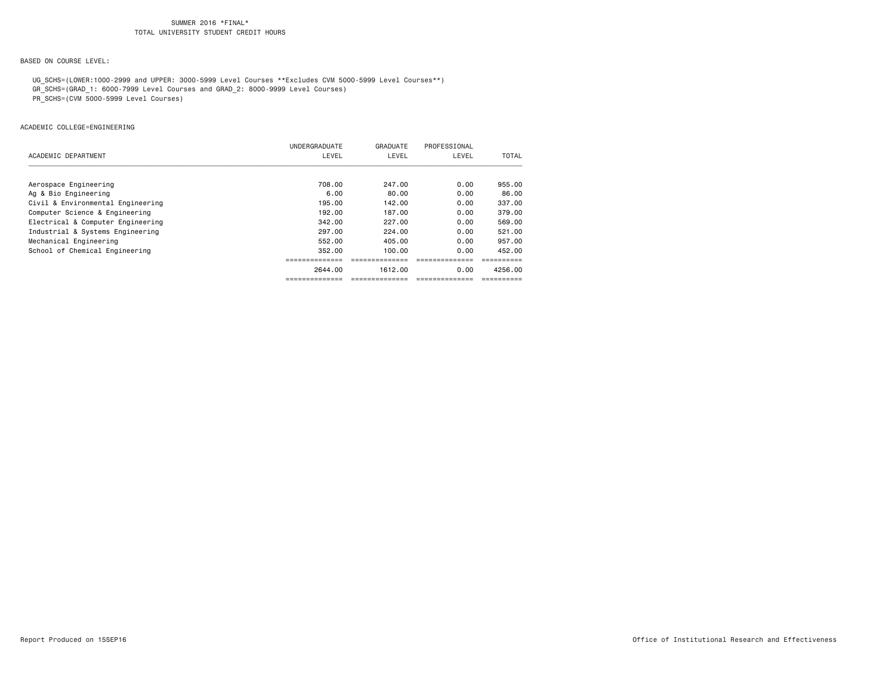SUMMER 2016 *FINAL*
TOTAL UNIVERSITY STUDENT CREDIT HOURS

BASED ON COURSE LEVEL:

UG_SCHS=(LOWER:1000-2999 and UPPER: 3000-5999 Level Courses **Excludes CVM 5000-5999 Level Courses**)
GR_SCHS=(GRAD_1: 6000-7999 Level Courses and GRAD_2: 8000-9999 Level Courses)
PR_SCHS=(CVM 5000-5999 Level Courses)

ACADEMIC COLLEGE=ENGINEERING

| ACADEMIC DEPARTMENT | UNDERGRADUATE LEVEL | GRADUATE LEVEL | PROFESSIONAL LEVEL | TOTAL |
|---|---|---|---|---|
| Aerospace Engineering | 708.00 | 247.00 | 0.00 | 955.00 |
| Ag & Bio Engineering | 6.00 | 80.00 | 0.00 | 86.00 |
| Civil & Environmental Engineering | 195.00 | 142.00 | 0.00 | 337.00 |
| Computer Science & Engineering | 192.00 | 187.00 | 0.00 | 379.00 |
| Electrical & Computer Engineering | 342.00 | 227.00 | 0.00 | 569.00 |
| Industrial & Systems Engineering | 297.00 | 224.00 | 0.00 | 521.00 |
| Mechanical Engineering | 552.00 | 405.00 | 0.00 | 957.00 |
| School of Chemical Engineering | 352.00 | 100.00 | 0.00 | 452.00 |
| | 2644.00 | 1612.00 | 0.00 | 4256.00 |

Report Produced on 15SEP16

Office of Institutional Research and Effectiveness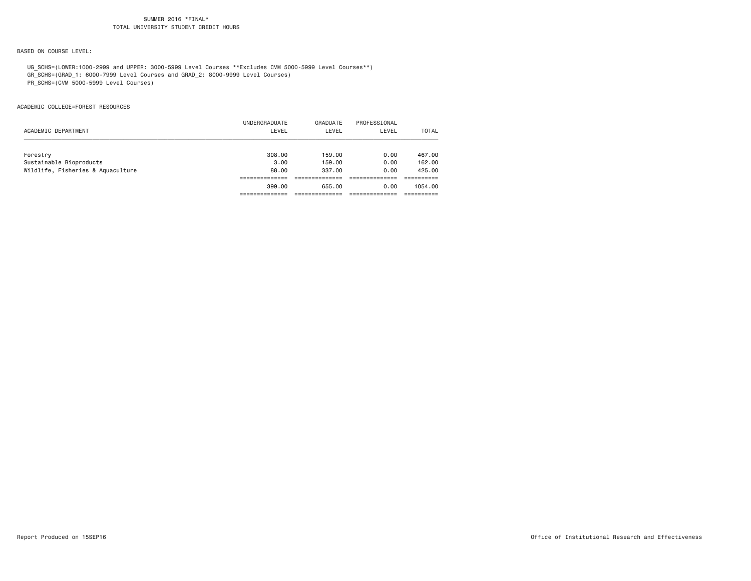SUMMER 2016 *FINAL*
TOTAL UNIVERSITY STUDENT CREDIT HOURS

BASED ON COURSE LEVEL:

UG_SCHS=(LOWER:1000-2999 and UPPER: 3000-5999 Level Courses **Excludes CVM 5000-5999 Level Courses**)
GR_SCHS=(GRAD_1: 6000-7999 Level Courses and GRAD_2: 8000-9999 Level Courses)
PR_SCHS=(CVM 5000-5999 Level Courses)

ACADEMIC COLLEGE=FOREST RESOURCES

| ACADEMIC DEPARTMENT | UNDERGRADUATE LEVEL | GRADUATE LEVEL | PROFESSIONAL LEVEL | TOTAL |
|---|---|---|---|---|
| Forestry | 308.00 | 159.00 | 0.00 | 467.00 |
| Sustainable Bioproducts | 3.00 | 159.00 | 0.00 | 162.00 |
| Wildlife, Fisheries & Aquaculture | 88.00 | 337.00 | 0.00 | 425.00 |
| | 399.00 | 655.00 | 0.00 | 1054.00 |

Report Produced on 15SEP16

Office of Institutional Research and Effectiveness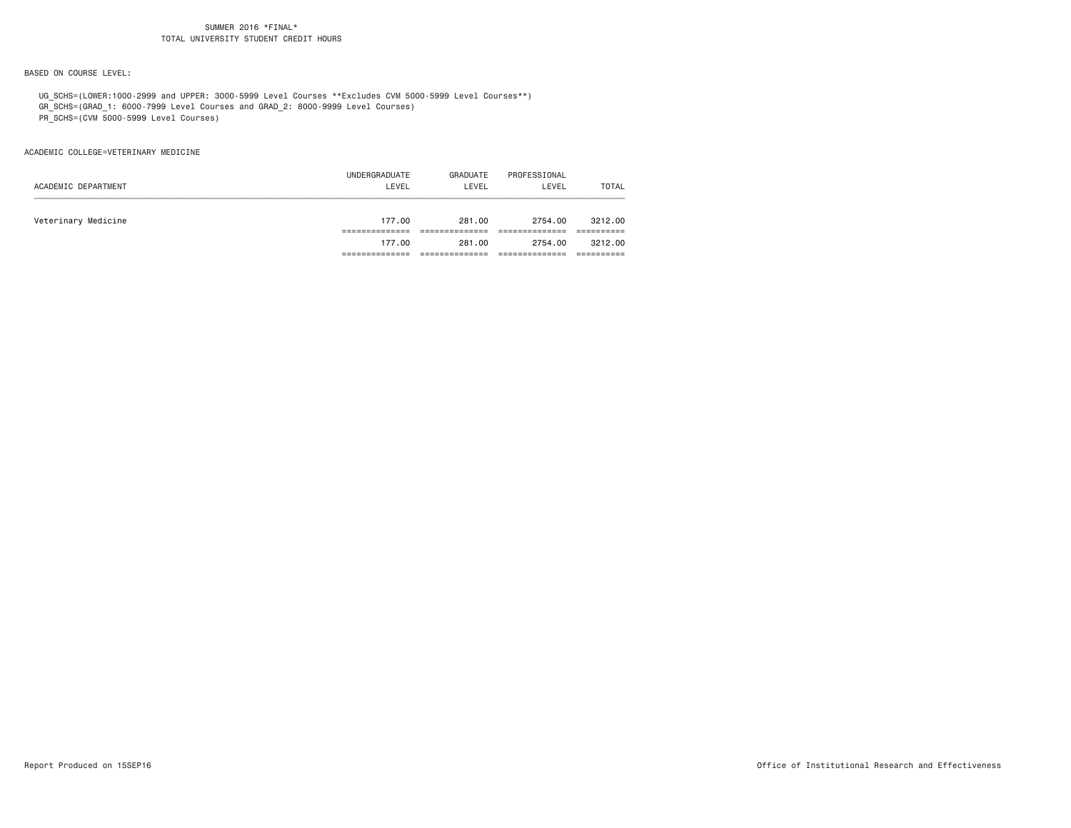# SUMMER 2016 *FINAL*
## TOTAL UNIVERSITY STUDENT CREDIT HOURS

BASED ON COURSE LEVEL:

UG_SCHS=(LOWER:1000-2999 and UPPER: 3000-5999 Level Courses **Excludes CVM 5000-5999 Level Courses**)
GR_SCHS=(GRAD_1: 6000-7999 Level Courses and GRAD_2: 8000-9999 Level Courses)
PR_SCHS=(CVM 5000-5999 Level Courses)

ACADEMIC COLLEGE=VETERINARY MEDICINE

| ACADEMIC DEPARTMENT | UNDERGRADUATE LEVEL | GRADUATE LEVEL | PROFESSIONAL LEVEL | TOTAL |
|---|---|---|---|---|
| Veterinary Medicine | 177.00 | 281.00 | 2754.00 | 3212.00 |
| | 177.00 | 281.00 | 2754.00 | 3212.00 |

Report Produced on 15SEP16

Office of Institutional Research and Effectiveness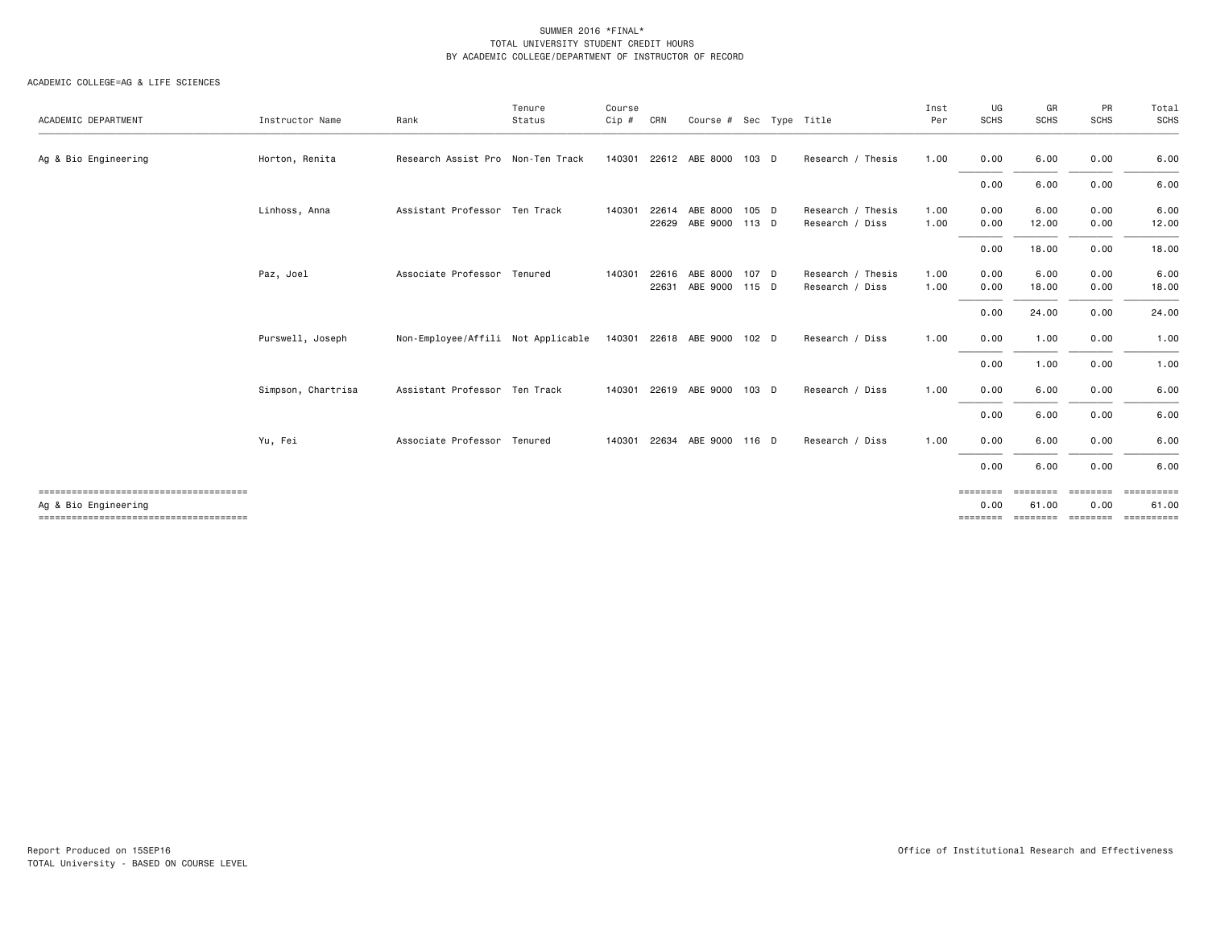SUMMER 2016 *FINAL*
TOTAL UNIVERSITY STUDENT CREDIT HOURS
BY ACADEMIC COLLEGE/DEPARTMENT OF INSTRUCTOR OF RECORD

ACADEMIC COLLEGE=AG & LIFE SCIENCES

| ACADEMIC DEPARTMENT | Instructor Name | Rank | Tenure Status | Course Cip # | CRN | Course # | Sec | Type | Title | Inst Per | UG SCHS | GR SCHS | PR SCHS | Total SCHS |
|---|---|---|---|---|---|---|---|---|---|---|---|---|---|---|
| Ag & Bio Engineering | Horton, Renita | Research Assist Pro | Non-Ten Track | 140301 | 22612 | ABE 8000 | 103 | D | Research / Thesis | 1.00 | 0.00 | 6.00 | 0.00 | 6.00 |
| | | | | | | | | | | | 0.00 | 6.00 | 0.00 | 6.00 |
| | Linhoss, Anna | Assistant Professor | Ten Track | 140301 | 22614 | ABE 8000 | 105 | D | Research / Thesis | 1.00 | 0.00 | 6.00 | 0.00 | 6.00 |
| | | | | | 22629 | ABE 9000 | 113 | D | Research / Diss | 1.00 | 0.00 | 12.00 | 0.00 | 12.00 |
| | | | | | | | | | | | 0.00 | 18.00 | 0.00 | 18.00 |
| | Paz, Joel | Associate Professor | Tenured | 140301 | 22616 | ABE 8000 | 107 | D | Research / Thesis | 1.00 | 0.00 | 6.00 | 0.00 | 6.00 |
| | | | | | 22631 | ABE 9000 | 115 | D | Research / Diss | 1.00 | 0.00 | 18.00 | 0.00 | 18.00 |
| | | | | | | | | | | | 0.00 | 24.00 | 0.00 | 24.00 |
| | Purswell, Joseph | Non-Employee/Affili | Not Applicable | 140301 | 22618 | ABE 9000 | 102 | D | Research / Diss | 1.00 | 0.00 | 1.00 | 0.00 | 1.00 |
| | | | | | | | | | | | 0.00 | 1.00 | 0.00 | 1.00 |
| | Simpson, Chartrisa | Assistant Professor | Ten Track | 140301 | 22619 | ABE 9000 | 103 | D | Research / Diss | 1.00 | 0.00 | 6.00 | 0.00 | 6.00 |
| | | | | | | | | | | | 0.00 | 6.00 | 0.00 | 6.00 |
| | Yu, Fei | Associate Professor | Tenured | 140301 | 22634 | ABE 9000 | 116 | D | Research / Diss | 1.00 | 0.00 | 6.00 | 0.00 | 6.00 |
| | | | | | | | | | | | 0.00 | 6.00 | 0.00 | 6.00 |
| Ag & Bio Engineering | | | | | | | | | | | 0.00 | 61.00 | 0.00 | 61.00 |

Report Produced on 15SEP16
TOTAL University - BASED ON COURSE LEVEL

Office of Institutional Research and Effectiveness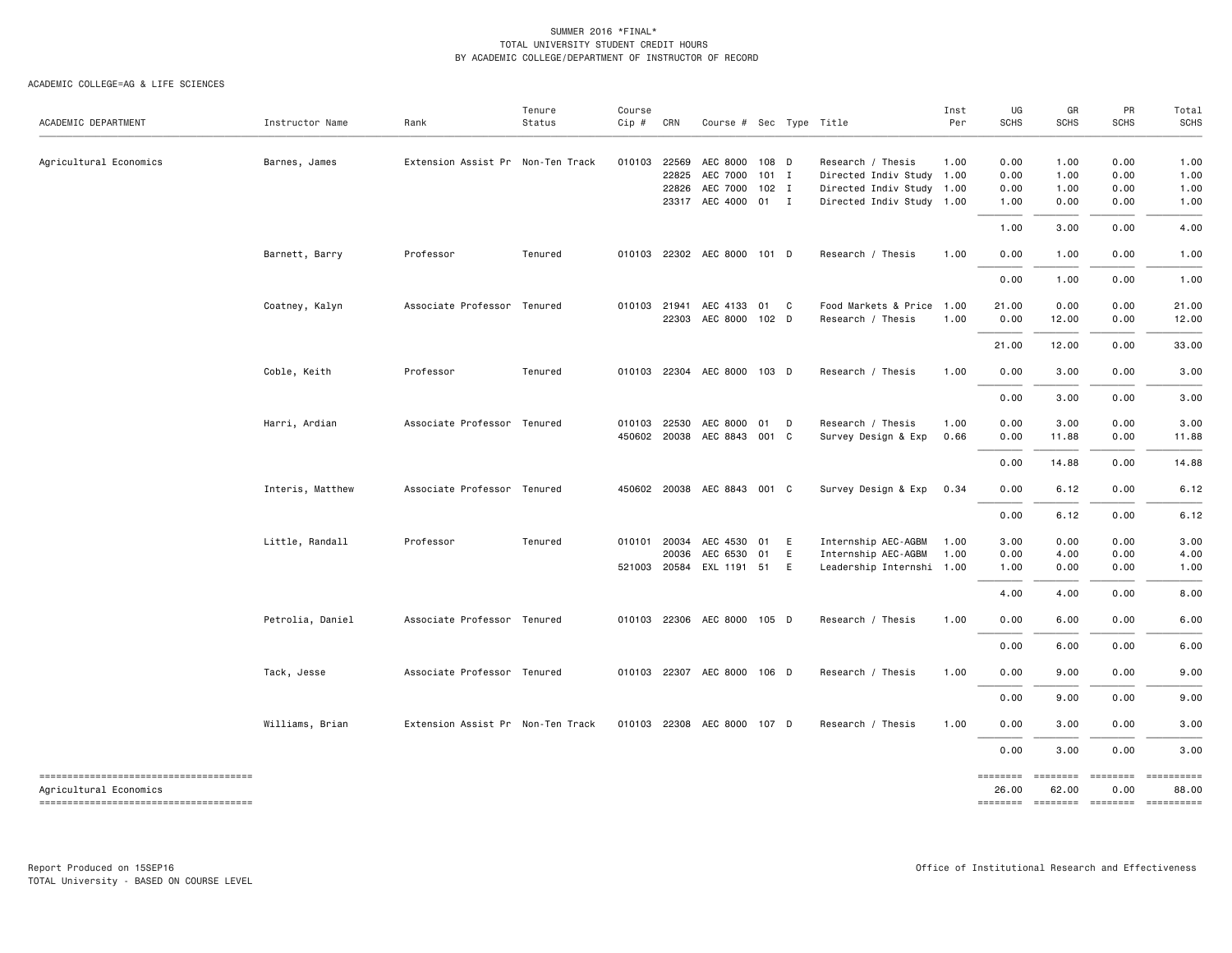SUMMER 2016 *FINAL*
TOTAL UNIVERSITY STUDENT CREDIT HOURS
BY ACADEMIC COLLEGE/DEPARTMENT OF INSTRUCTOR OF RECORD

ACADEMIC COLLEGE=AG & LIFE SCIENCES

| ACADEMIC DEPARTMENT | Instructor Name | Rank | Tenure Status | Course Cip # | CRN | Course # | Sec | Type | Title | Inst Per | UG SCHS | GR SCHS | PR SCHS | Total SCHS |
|---|---|---|---|---|---|---|---|---|---|---|---|---|---|---|
| Agricultural Economics | Barnes, James | Extension Assist Pr | Non-Ten Track | 010103 | 22569 | AEC 8000 | 108 | D | Research / Thesis | 1.00 | 0.00 | 1.00 | 0.00 | 1.00 |
| | | | | | 22825 | AEC 7000 | 101 | I | Directed Indiv Study | 1.00 | 0.00 | 1.00 | 0.00 | 1.00 |
| | | | | | 22826 | AEC 7000 | 102 | I | Directed Indiv Study | 1.00 | 0.00 | 1.00 | 0.00 | 1.00 |
| | | | | | 23317 | AEC 4000 | 01 | I | Directed Indiv Study | 1.00 | 1.00 | 0.00 | 0.00 | 1.00 |
| | | | | | | | | | | | 1.00 | 3.00 | 0.00 | 4.00 |
| | Barnett, Barry | Professor | Tenured | 010103 | 22302 | AEC 8000 | 101 | D | Research / Thesis | 1.00 | 0.00 | 1.00 | 0.00 | 1.00 |
| | | | | | | | | | | | 0.00 | 1.00 | 0.00 | 1.00 |
| | Coatney, Kalyn | Associate Professor | Tenured | 010103 | 21941 | AEC 4133 | 01 | C | Food Markets & Price | 1.00 | 21.00 | 0.00 | 0.00 | 21.00 |
| | | | | | 22303 | AEC 8000 | 102 | D | Research / Thesis | 1.00 | 0.00 | 12.00 | 0.00 | 12.00 |
| | | | | | | | | | | | 21.00 | 12.00 | 0.00 | 33.00 |
| | Coble, Keith | Professor | Tenured | 010103 | 22304 | AEC 8000 | 103 | D | Research / Thesis | 1.00 | 0.00 | 3.00 | 0.00 | 3.00 |
| | | | | | | | | | | | 0.00 | 3.00 | 0.00 | 3.00 |
| | Harri, Ardian | Associate Professor | Tenured | 010103 | 22530 | AEC 8000 | 01 | D | Research / Thesis | 1.00 | 0.00 | 3.00 | 0.00 | 3.00 |
| | | | | 450602 | 20038 | AEC 8843 | 001 | C | Survey Design & Exp | 0.66 | 0.00 | 11.88 | 0.00 | 11.88 |
| | | | | | | | | | | | 0.00 | 14.88 | 0.00 | 14.88 |
| | Interis, Matthew | Associate Professor | Tenured | 450602 | 20038 | AEC 8843 | 001 | C | Survey Design & Exp | 0.34 | 0.00 | 6.12 | 0.00 | 6.12 |
| | | | | | | | | | | | 0.00 | 6.12 | 0.00 | 6.12 |
| | Little, Randall | Professor | Tenured | 010101 | 20034 | AEC 4530 | 01 | E | Internship AEC-AGBM | 1.00 | 3.00 | 0.00 | 0.00 | 3.00 |
| | | | | | 20036 | AEC 6530 | 01 | E | Internship AEC-AGBM | 1.00 | 0.00 | 4.00 | 0.00 | 4.00 |
| | | | | 521003 | 20584 | EXL 1191 | 51 | E | Leadership Internshi | 1.00 | 1.00 | 0.00 | 0.00 | 1.00 |
| | | | | | | | | | | | 4.00 | 4.00 | 0.00 | 8.00 |
| | Petrolia, Daniel | Associate Professor | Tenured | 010103 | 22306 | AEC 8000 | 105 | D | Research / Thesis | 1.00 | 0.00 | 6.00 | 0.00 | 6.00 |
| | | | | | | | | | | | 0.00 | 6.00 | 0.00 | 6.00 |
| | Tack, Jesse | Associate Professor | Tenured | 010103 | 22307 | AEC 8000 | 106 | D | Research / Thesis | 1.00 | 0.00 | 9.00 | 0.00 | 9.00 |
| | | | | | | | | | | | 0.00 | 9.00 | 0.00 | 9.00 |
| | Williams, Brian | Extension Assist Pr | Non-Ten Track | 010103 | 22308 | AEC 8000 | 107 | D | Research / Thesis | 1.00 | 0.00 | 3.00 | 0.00 | 3.00 |
| | | | | | | | | | | | 0.00 | 3.00 | 0.00 | 3.00 |
| Agricultural Economics | | | | | | | | | | | 26.00 | 62.00 | 0.00 | 88.00 |

Report Produced on 15SEP16
TOTAL University - BASED ON COURSE LEVEL

Office of Institutional Research and Effectiveness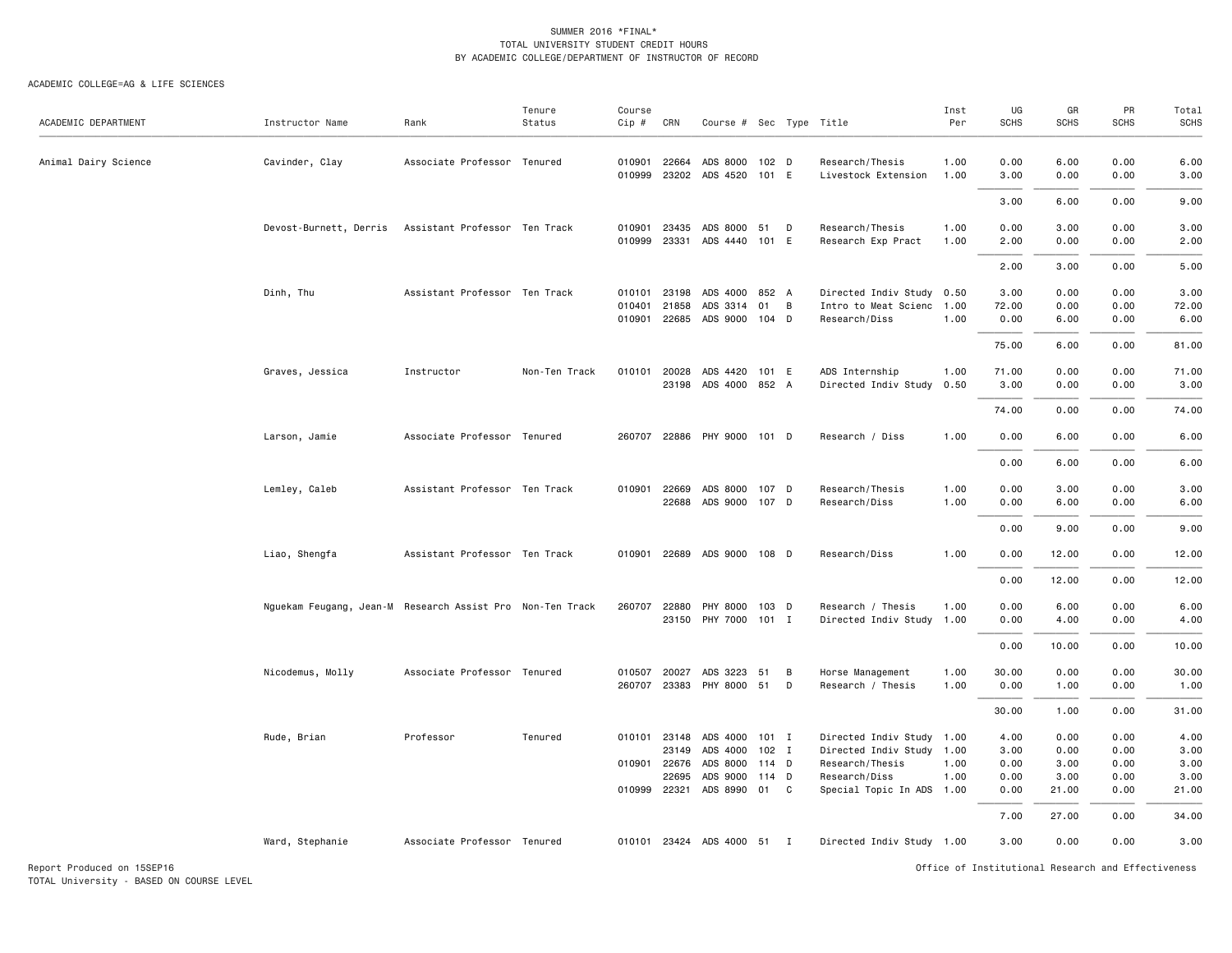SUMMER 2016 *FINAL*
TOTAL UNIVERSITY STUDENT CREDIT HOURS
BY ACADEMIC COLLEGE/DEPARTMENT OF INSTRUCTOR OF RECORD

ACADEMIC COLLEGE=AG & LIFE SCIENCES

| ACADEMIC DEPARTMENT | Instructor Name | Rank | Tenure Status | Course Cip # | CRN | Course # | Sec | Type | Title | Inst Per | UG SCHS | GR SCHS | PR SCHS | Total SCHS |
|---|---|---|---|---|---|---|---|---|---|---|---|---|---|---|
| Animal Dairy Science | Cavinder, Clay | Associate Professor | Tenured | 010901 | 22664 | ADS 8000 | 102 | D | Research/Thesis | 1.00 | 0.00 | 6.00 | 0.00 | 6.00 |
| | | | | 010999 | 23202 | ADS 4520 | 101 | E | Livestock Extension | 1.00 | 3.00 | 0.00 | 0.00 | 3.00 |
| | | | | | | | | | | | 3.00 | 6.00 | 0.00 | 9.00 |
| | Devost-Burnett, Derris | Assistant Professor | Ten Track | 010901 | 23435 | ADS 8000 | 51 | D | Research/Thesis | 1.00 | 0.00 | 3.00 | 0.00 | 3.00 |
| | | | | 010999 | 23331 | ADS 4440 | 101 | E | Research Exp Pract | 1.00 | 2.00 | 0.00 | 0.00 | 2.00 |
| | | | | | | | | | | | 2.00 | 3.00 | 0.00 | 5.00 |
| | Dinh, Thu | Assistant Professor | Ten Track | 010101 | 23198 | ADS 4000 | 852 | A | Directed Indiv Study | 0.50 | 3.00 | 0.00 | 0.00 | 3.00 |
| | | | | 010401 | 21858 | ADS 3314 | 01 | B | Intro to Meat Scienc | 1.00 | 72.00 | 0.00 | 0.00 | 72.00 |
| | | | | 010901 | 22685 | ADS 9000 | 104 | D | Research/Diss | 1.00 | 0.00 | 6.00 | 0.00 | 6.00 |
| | | | | | | | | | | | 75.00 | 6.00 | 0.00 | 81.00 |
| | Graves, Jessica | Instructor | Non-Ten Track | 010101 | 20028 | ADS 4420 | 101 | E | ADS Internship | 1.00 | 71.00 | 0.00 | 0.00 | 71.00 |
| | | | | | 23198 | ADS 4000 | 852 | A | Directed Indiv Study | 0.50 | 3.00 | 0.00 | 0.00 | 3.00 |
| | | | | | | | | | | | 74.00 | 0.00 | 0.00 | 74.00 |
| | Larson, Jamie | Associate Professor | Tenured | 260707 | 22886 | PHY 9000 | 101 | D | Research / Diss | 1.00 | 0.00 | 6.00 | 0.00 | 6.00 |
| | | | | | | | | | | | 0.00 | 6.00 | 0.00 | 6.00 |
| | Lemley, Caleb | Assistant Professor | Ten Track | 010901 | 22669 | ADS 8000 | 107 | D | Research/Thesis | 1.00 | 0.00 | 3.00 | 0.00 | 3.00 |
| | | | | | 22688 | ADS 9000 | 107 | D | Research/Diss | 1.00 | 0.00 | 6.00 | 0.00 | 6.00 |
| | | | | | | | | | | | 0.00 | 9.00 | 0.00 | 9.00 |
| | Liao, Shengfa | Assistant Professor | Ten Track | 010901 | 22689 | ADS 9000 | 108 | D | Research/Diss | 1.00 | 0.00 | 12.00 | 0.00 | 12.00 |
| | | | | | | | | | | | 0.00 | 12.00 | 0.00 | 12.00 |
| | Nguekam Feugang, Jean-M | Research Assist Pro | Non-Ten Track | 260707 | 22880 | PHY 8000 | 103 | D | Research / Thesis | 1.00 | 0.00 | 6.00 | 0.00 | 6.00 |
| | | | | | 23150 | PHY 7000 | 101 | I | Directed Indiv Study | 1.00 | 0.00 | 4.00 | 0.00 | 4.00 |
| | | | | | | | | | | | 0.00 | 10.00 | 0.00 | 10.00 |
| | Nicodemus, Molly | Associate Professor | Tenured | 010507 | 20027 | ADS 3223 | 51 | B | Horse Management | 1.00 | 30.00 | 0.00 | 0.00 | 30.00 |
| | | | | 260707 | 23383 | PHY 8000 | 51 | D | Research / Thesis | 1.00 | 0.00 | 1.00 | 0.00 | 1.00 |
| | | | | | | | | | | | 30.00 | 1.00 | 0.00 | 31.00 |
| | Rude, Brian | Professor | Tenured | 010101 | 23148 | ADS 4000 | 101 | I | Directed Indiv Study | 1.00 | 4.00 | 0.00 | 0.00 | 4.00 |
| | | | | | 23149 | ADS 4000 | 102 | I | Directed Indiv Study | 1.00 | 3.00 | 0.00 | 0.00 | 3.00 |
| | | | | 010901 | 22676 | ADS 8000 | 114 | D | Research/Thesis | 1.00 | 0.00 | 3.00 | 0.00 | 3.00 |
| | | | | | 22695 | ADS 9000 | 114 | D | Research/Diss | 1.00 | 0.00 | 3.00 | 0.00 | 3.00 |
| | | | | 010999 | 22321 | ADS 8990 | 01 | C | Special Topic In ADS | 1.00 | 0.00 | 21.00 | 0.00 | 21.00 |
| | | | | | | | | | | | 7.00 | 27.00 | 0.00 | 34.00 |
| | Ward, Stephanie | Associate Professor | Tenured | 010101 | 23424 | ADS 4000 | 51 | I | Directed Indiv Study | 1.00 | 3.00 | 0.00 | 0.00 | 3.00 |

Report Produced on 15SEP16
TOTAL University - BASED ON COURSE LEVEL

Office of Institutional Research and Effectiveness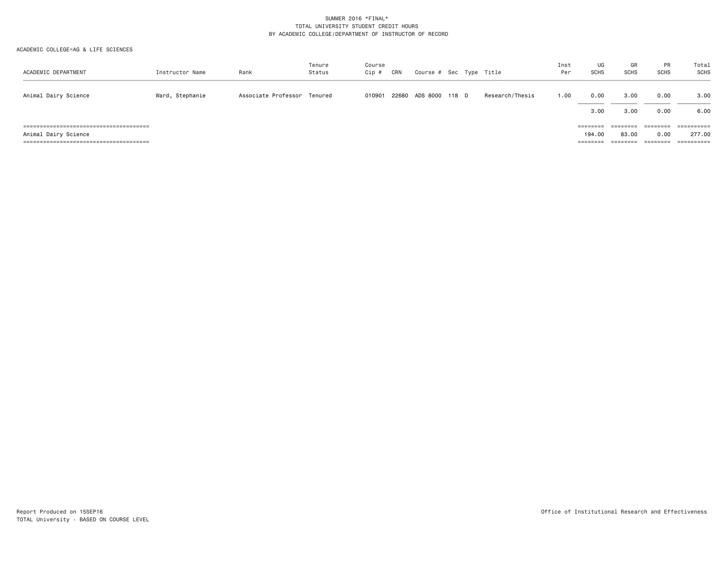SUMMER 2016 *FINAL*
TOTAL UNIVERSITY STUDENT CREDIT HOURS
BY ACADEMIC COLLEGE/DEPARTMENT OF INSTRUCTOR OF RECORD

ACADEMIC COLLEGE=AG & LIFE SCIENCES

| ACADEMIC DEPARTMENT | Instructor Name | Rank | Tenure Status | Course Cip # | CRN | Course # | Sec | Type | Title | Inst Per | UG SCHS | GR SCHS | PR SCHS | Total SCHS |
|---|---|---|---|---|---|---|---|---|---|---|---|---|---|---|
| Animal Dairy Science | Ward, Stephanie | Associate Professor | Tenured | 010901 | 22680 | ADS 8000 | 118 | D | Research/Thesis | 1.00 | 0.00 | 3.00 | 0.00 | 3.00 |
| | | | | | | | | | | | 3.00 | 3.00 | 0.00 | 6.00 |
| Animal Dairy Science | | | | | | | | | | | 194.00 | 83.00 | 0.00 | 277.00 |

Report Produced on 15SEP16
TOTAL University - BASED ON COURSE LEVEL

Office of Institutional Research and Effectiveness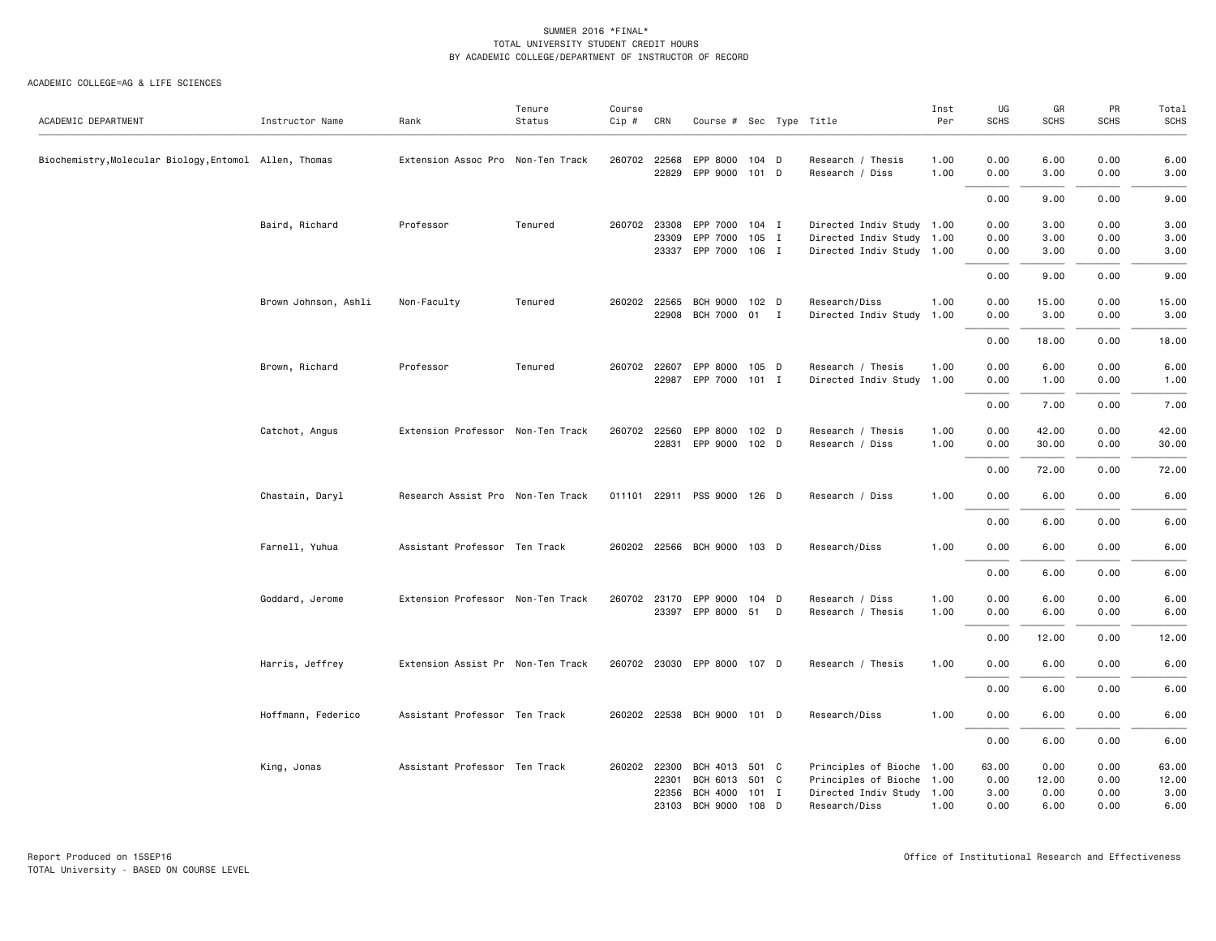SUMMER 2016 *FINAL*
TOTAL UNIVERSITY STUDENT CREDIT HOURS
BY ACADEMIC COLLEGE/DEPARTMENT OF INSTRUCTOR OF RECORD

ACADEMIC COLLEGE=AG & LIFE SCIENCES

| ACADEMIC DEPARTMENT | Instructor Name | Rank | Tenure Status | Course Cip # | CRN | Course # | Sec | Type | Title | Inst Per | UG SCHS | GR SCHS | PR SCHS | Total SCHS |
|---|---|---|---|---|---|---|---|---|---|---|---|---|---|---|
| Biochemistry,Molecular Biology,Entomol | Allen, Thomas | Extension Assoc Pro | Non-Ten Track | 260702 | 22568 | EPP 8000 | 104 | D | Research / Thesis | 1.00 | 0.00 | 6.00 | 0.00 | 6.00 |
| | | | | | 22829 | EPP 9000 | 101 | D | Research / Diss | 1.00 | 0.00 | 3.00 | 0.00 | 3.00 |
| | | | | | | | | | | | 0.00 | 9.00 | 0.00 | 9.00 |
| | Baird, Richard | Professor | Tenured | 260702 | 23308 | EPP 7000 | 104 | I | Directed Indiv Study | 1.00 | 0.00 | 3.00 | 0.00 | 3.00 |
| | | | | | 23309 | EPP 7000 | 105 | I | Directed Indiv Study | 1.00 | 0.00 | 3.00 | 0.00 | 3.00 |
| | | | | | 23337 | EPP 7000 | 106 | I | Directed Indiv Study | 1.00 | 0.00 | 3.00 | 0.00 | 3.00 |
| | | | | | | | | | | | 0.00 | 9.00 | 0.00 | 9.00 |
| | Brown Johnson, Ashli | Non-Faculty | Tenured | 260202 | 22565 | BCH 9000 | 102 | D | Research/Diss | 1.00 | 0.00 | 15.00 | 0.00 | 15.00 |
| | | | | | 22908 | BCH 7000 | 01 | I | Directed Indiv Study | 1.00 | 0.00 | 3.00 | 0.00 | 3.00 |
| | | | | | | | | | | | 0.00 | 18.00 | 0.00 | 18.00 |
| | Brown, Richard | Professor | Tenured | 260702 | 22607 | EPP 8000 | 105 | D | Research / Thesis | 1.00 | 0.00 | 6.00 | 0.00 | 6.00 |
| | | | | | 22987 | EPP 7000 | 101 | I | Directed Indiv Study | 1.00 | 0.00 | 1.00 | 0.00 | 1.00 |
| | | | | | | | | | | | 0.00 | 7.00 | 0.00 | 7.00 |
| | Catchot, Angus | Extension Professor | Non-Ten Track | 260702 | 22560 | EPP 8000 | 102 | D | Research / Thesis | 1.00 | 0.00 | 42.00 | 0.00 | 42.00 |
| | | | | | 22831 | EPP 9000 | 102 | D | Research / Diss | 1.00 | 0.00 | 30.00 | 0.00 | 30.00 |
| | | | | | | | | | | | 0.00 | 72.00 | 0.00 | 72.00 |
| | Chastain, Daryl | Research Assist Pro | Non-Ten Track | 011101 | 22911 | PSS 9000 | 126 | D | Research / Diss | 1.00 | 0.00 | 6.00 | 0.00 | 6.00 |
| | | | | | | | | | | | 0.00 | 6.00 | 0.00 | 6.00 |
| | Farnell, Yuhua | Assistant Professor | Ten Track | 260202 | 22566 | BCH 9000 | 103 | D | Research/Diss | 1.00 | 0.00 | 6.00 | 0.00 | 6.00 |
| | | | | | | | | | | | 0.00 | 6.00 | 0.00 | 6.00 |
| | Goddard, Jerome | Extension Professor | Non-Ten Track | 260702 | 23170 | EPP 9000 | 104 | D | Research / Diss | 1.00 | 0.00 | 6.00 | 0.00 | 6.00 |
| | | | | | 23397 | EPP 8000 | 51 | D | Research / Thesis | 1.00 | 0.00 | 6.00 | 0.00 | 6.00 |
| | | | | | | | | | | | 0.00 | 12.00 | 0.00 | 12.00 |
| | Harris, Jeffrey | Extension Assist Pr | Non-Ten Track | 260702 | 23030 | EPP 8000 | 107 | D | Research / Thesis | 1.00 | 0.00 | 6.00 | 0.00 | 6.00 |
| | | | | | | | | | | | 0.00 | 6.00 | 0.00 | 6.00 |
| | Hoffmann, Federico | Assistant Professor | Ten Track | 260202 | 22538 | BCH 9000 | 101 | D | Research/Diss | 1.00 | 0.00 | 6.00 | 0.00 | 6.00 |
| | | | | | | | | | | | 0.00 | 6.00 | 0.00 | 6.00 |
| | King, Jonas | Assistant Professor | Ten Track | 260202 | 22300 | BCH 4013 | 501 | C | Principles of Bioche | 1.00 | 63.00 | 0.00 | 0.00 | 63.00 |
| | | | | | 22301 | BCH 6013 | 501 | C | Principles of Bioche | 1.00 | 0.00 | 12.00 | 0.00 | 12.00 |
| | | | | | 22356 | BCH 4000 | 101 | I | Directed Indiv Study | 1.00 | 3.00 | 0.00 | 0.00 | 3.00 |
| | | | | | 23103 | BCH 9000 | 108 | D | Research/Diss | 1.00 | 0.00 | 6.00 | 0.00 | 6.00 |

Report Produced on 15SEP16
TOTAL University - BASED ON COURSE LEVEL

Office of Institutional Research and Effectiveness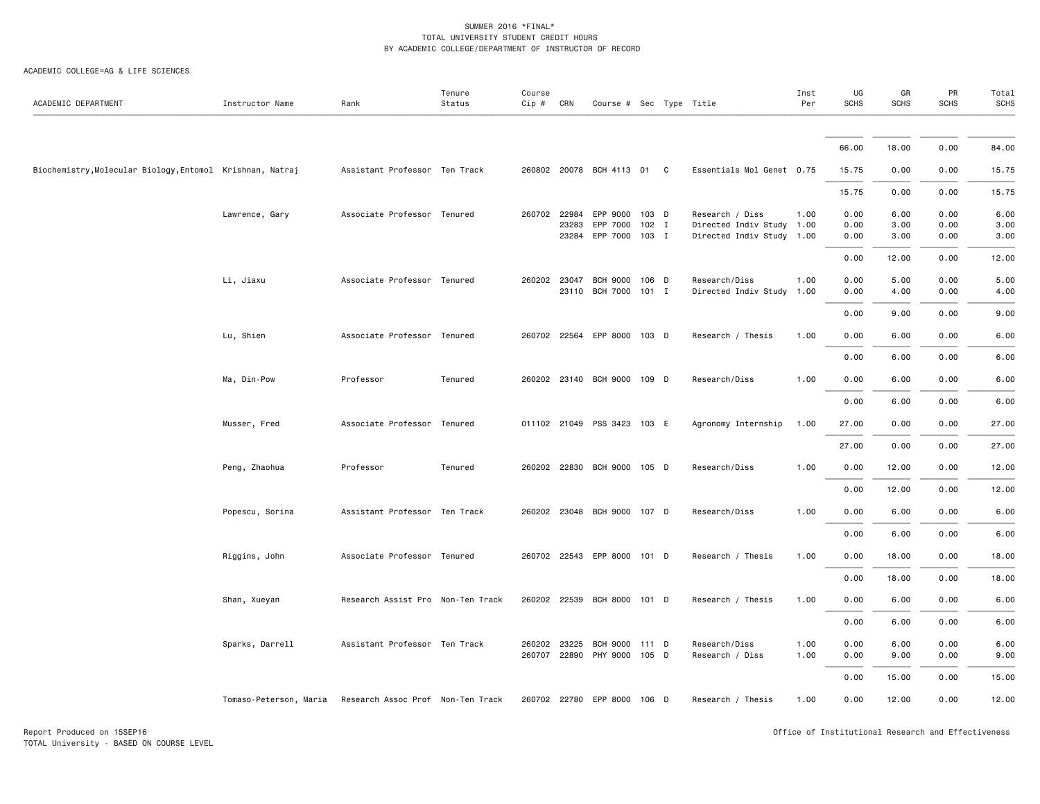SUMMER 2016 *FINAL*
TOTAL UNIVERSITY STUDENT CREDIT HOURS
BY ACADEMIC COLLEGE/DEPARTMENT OF INSTRUCTOR OF RECORD

ACADEMIC COLLEGE=AG & LIFE SCIENCES

| ACADEMIC DEPARTMENT | Instructor Name | Rank | Tenure Status | Course Cip # | CRN | Course # | Sec | Type | Title | Inst Per | UG SCHS | GR SCHS | PR SCHS | Total SCHS |
|---|---|---|---|---|---|---|---|---|---|---|---|---|---|---|
| | | | | | | | | | | | 66.00 | 18.00 | 0.00 | 84.00 |
| Biochemistry,Molecular Biology,Entomol | Krishnan, Natraj | Assistant Professor | Ten Track | 260802 | 20078 | BCH 4113 | 01 | C | Essentials Mol Genet | 0.75 | 15.75 | 0.00 | 0.00 | 15.75 |
| | | | | | | | | | | | 15.75 | 0.00 | 0.00 | 15.75 |
| | Lawrence, Gary | Associate Professor | Tenured | 260702 | 22984 | EPP 9000 | 103 | D | Research / Diss | 1.00 | 0.00 | 6.00 | 0.00 | 6.00 |
| | | | | | 23283 | EPP 7000 | 102 | I | Directed Indiv Study | 1.00 | 0.00 | 3.00 | 0.00 | 3.00 |
| | | | | | 23284 | EPP 7000 | 103 | I | Directed Indiv Study | 1.00 | 0.00 | 3.00 | 0.00 | 3.00 |
| | | | | | | | | | | | 0.00 | 12.00 | 0.00 | 12.00 |
| | Li, Jiaxu | Associate Professor | Tenured | 260202 | 23047 | BCH 9000 | 106 | D | Research/Diss | 1.00 | 0.00 | 5.00 | 0.00 | 5.00 |
| | | | | | 23110 | BCH 7000 | 101 | I | Directed Indiv Study | 1.00 | 0.00 | 4.00 | 0.00 | 4.00 |
| | | | | | | | | | | | 0.00 | 9.00 | 0.00 | 9.00 |
| | Lu, Shien | Associate Professor | Tenured | 260702 | 22564 | EPP 8000 | 103 | D | Research / Thesis | 1.00 | 0.00 | 6.00 | 0.00 | 6.00 |
| | | | | | | | | | | | 0.00 | 6.00 | 0.00 | 6.00 |
| | Ma, Din-Pow | Professor | Tenured | 260202 | 23140 | BCH 9000 | 109 | D | Research/Diss | 1.00 | 0.00 | 6.00 | 0.00 | 6.00 |
| | | | | | | | | | | | 0.00 | 6.00 | 0.00 | 6.00 |
| | Musser, Fred | Associate Professor | Tenured | 011102 | 21049 | PSS 3423 | 103 | E | Agronomy Internship | 1.00 | 27.00 | 0.00 | 0.00 | 27.00 |
| | | | | | | | | | | | 27.00 | 0.00 | 0.00 | 27.00 |
| | Peng, Zhaohua | Professor | Tenured | 260202 | 22830 | BCH 9000 | 105 | D | Research/Diss | 1.00 | 0.00 | 12.00 | 0.00 | 12.00 |
| | | | | | | | | | | | 0.00 | 12.00 | 0.00 | 12.00 |
| | Popescu, Sorina | Assistant Professor | Ten Track | 260202 | 23048 | BCH 9000 | 107 | D | Research/Diss | 1.00 | 0.00 | 6.00 | 0.00 | 6.00 |
| | | | | | | | | | | | 0.00 | 6.00 | 0.00 | 6.00 |
| | Riggins, John | Associate Professor | Tenured | 260702 | 22543 | EPP 8000 | 101 | D | Research / Thesis | 1.00 | 0.00 | 18.00 | 0.00 | 18.00 |
| | | | | | | | | | | | 0.00 | 18.00 | 0.00 | 18.00 |
| | Shan, Xueyan | Research Assist Pro | Non-Ten Track | 260202 | 22539 | BCH 8000 | 101 | D | Research / Thesis | 1.00 | 0.00 | 6.00 | 0.00 | 6.00 |
| | | | | | | | | | | | 0.00 | 6.00 | 0.00 | 6.00 |
| | Sparks, Darrell | Assistant Professor | Ten Track | 260202 | 23225 | BCH 9000 | 111 | D | Research/Diss | 1.00 | 0.00 | 6.00 | 0.00 | 6.00 |
| | | | | 260707 | 22890 | PHY 9000 | 105 | D | Research / Diss | 1.00 | 0.00 | 9.00 | 0.00 | 9.00 |
| | | | | | | | | | | | 0.00 | 15.00 | 0.00 | 15.00 |
| | Tomaso-Peterson, Maria | Research Assoc Prof | Non-Ten Track | 260702 | 22780 | EPP 8000 | 106 | D | Research / Thesis | 1.00 | 0.00 | 12.00 | 0.00 | 12.00 |

Report Produced on 15SEP16
TOTAL University - BASED ON COURSE LEVEL

Office of Institutional Research and Effectiveness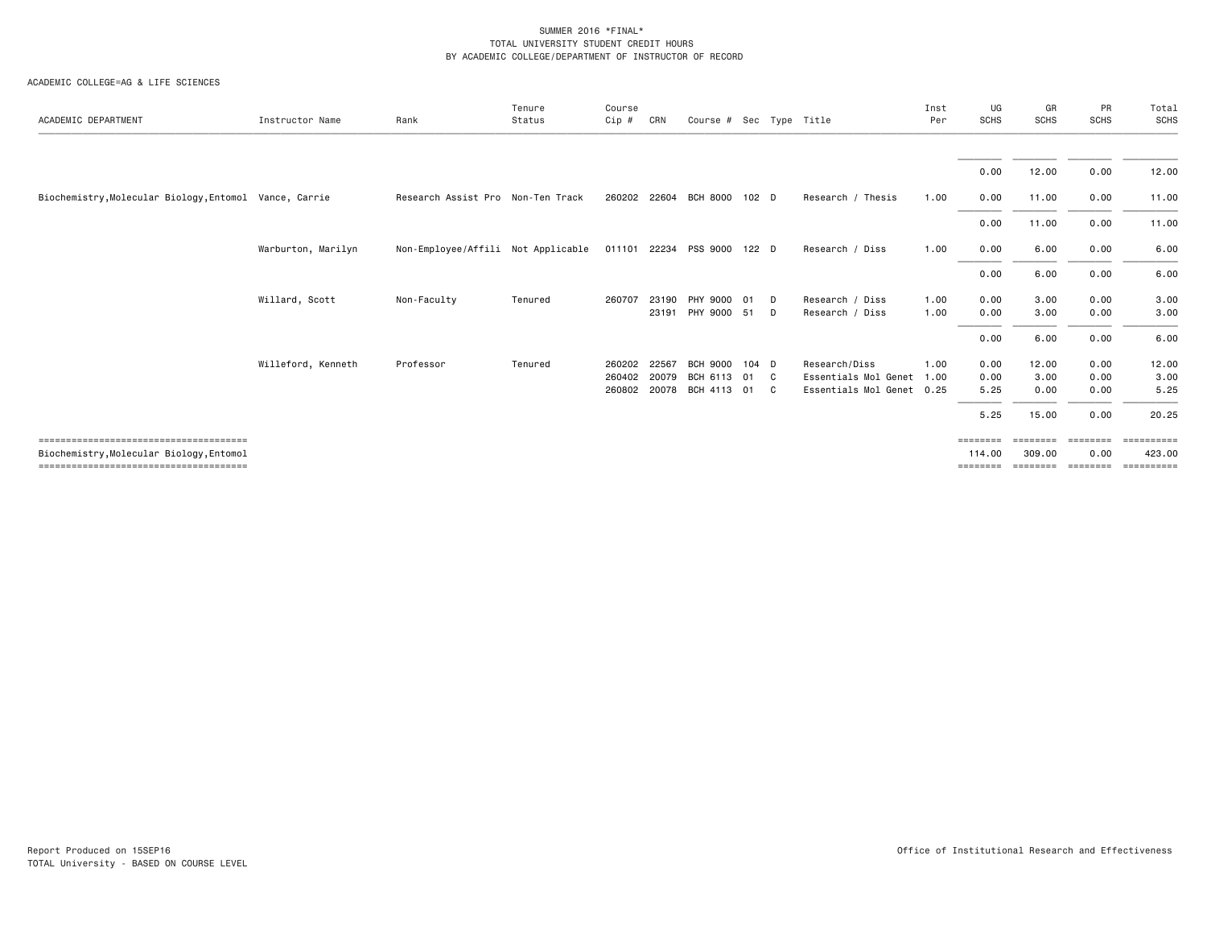SUMMER 2016 *FINAL*
TOTAL UNIVERSITY STUDENT CREDIT HOURS
BY ACADEMIC COLLEGE/DEPARTMENT OF INSTRUCTOR OF RECORD

ACADEMIC COLLEGE=AG & LIFE SCIENCES

| ACADEMIC DEPARTMENT | Instructor Name | Rank | Tenure Status | Course Cip # | CRN | Course # | Sec | Type | Title | Inst Per | UG SCHS | GR SCHS | PR SCHS | Total SCHS |
|---|---|---|---|---|---|---|---|---|---|---|---|---|---|---|
| | | | | | | | | | | | 0.00 | 12.00 | 0.00 | 12.00 |
| Biochemistry,Molecular Biology,Entomol | Vance, Carrie | Research Assist Pro | Non-Ten Track | 260202 | 22604 | BCH 8000 | 102 | D | Research / Thesis | 1.00 | 0.00 | 11.00 | 0.00 | 11.00 |
| | | | | | | | | | | | 0.00 | 11.00 | 0.00 | 11.00 |
| | Warburton, Marilyn | Non-Employee/Affili | Not Applicable | 011101 | 22234 | PSS 9000 | 122 | D | Research / Diss | 1.00 | 0.00 | 6.00 | 0.00 | 6.00 |
| | | | | | | | | | | | 0.00 | 6.00 | 0.00 | 6.00 |
| | Willard, Scott | Non-Faculty | Tenured | 260707 | 23190 | PHY 9000 | 01 | D | Research / Diss | 1.00 | 0.00 | 3.00 | 0.00 | 3.00 |
| | | | | | 23191 | PHY 9000 | 51 | D | Research / Diss | 1.00 | 0.00 | 3.00 | 0.00 | 3.00 |
| | | | | | | | | | | | 0.00 | 6.00 | 0.00 | 6.00 |
| | Willeford, Kenneth | Professor | Tenured | 260202 | 22567 | BCH 9000 | 104 | D | Research/Diss | 1.00 | 0.00 | 12.00 | 0.00 | 12.00 |
| | | | | 260402 | 20079 | BCH 6113 | 01 | C | Essentials Mol Genet | 1.00 | 0.00 | 3.00 | 0.00 | 3.00 |
| | | | | 260802 | 20078 | BCH 4113 | 01 | C | Essentials Mol Genet | 0.25 | 5.25 | 0.00 | 0.00 | 5.25 |
| | | | | | | | | | | | 5.25 | 15.00 | 0.00 | 20.25 |
| Biochemistry,Molecular Biology,Entomol | | | | | | | | | | | 114.00 | 309.00 | 0.00 | 423.00 |

Report Produced on 15SEP16
TOTAL University - BASED ON COURSE LEVEL

Office of Institutional Research and Effectiveness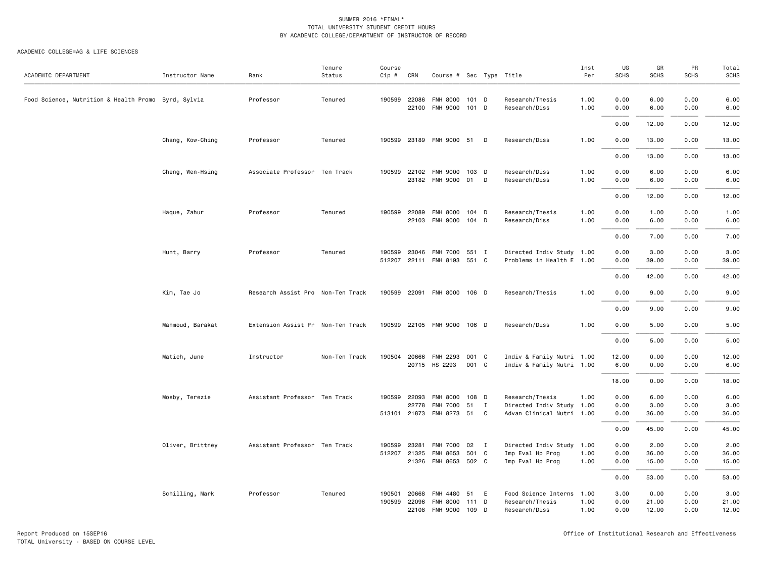SUMMER 2016 *FINAL*
TOTAL UNIVERSITY STUDENT CREDIT HOURS
BY ACADEMIC COLLEGE/DEPARTMENT OF INSTRUCTOR OF RECORD

ACADEMIC COLLEGE=AG & LIFE SCIENCES

| ACADEMIC DEPARTMENT | Instructor Name | Rank | Tenure Status | Course Cip # | CRN | Course # | Sec | Type | Title | Inst Per | UG SCHS | GR SCHS | PR SCHS | Total SCHS |
|---|---|---|---|---|---|---|---|---|---|---|---|---|---|---|
| Food Science, Nutrition & Health Promo | Byrd, Sylvia | Professor | Tenured | 190599 | 22086 | FNH 8000 | 101 | D | Research/Thesis | 1.00 | 0.00 | 6.00 | 0.00 | 6.00 |
| | | | | | 22100 | FNH 9000 | 101 | D | Research/Diss | 1.00 | 0.00 | 6.00 | 0.00 | 6.00 |
| | | | | | | | | | | | 0.00 | 12.00 | 0.00 | 12.00 |
| | Chang, Kow-Ching | Professor | Tenured | 190599 | 23189 | FNH 9000 | 51 | D | Research/Diss | 1.00 | 0.00 | 13.00 | 0.00 | 13.00 |
| | | | | | | | | | | | 0.00 | 13.00 | 0.00 | 13.00 |
| | Cheng, Wen-Hsing | Associate Professor | Ten Track | 190599 | 22102 | FNH 9000 | 103 | D | Research/Diss | 1.00 | 0.00 | 6.00 | 0.00 | 6.00 |
| | | | | | 23182 | FNH 9000 | 01 | D | Research/Diss | 1.00 | 0.00 | 6.00 | 0.00 | 6.00 |
| | | | | | | | | | | | 0.00 | 12.00 | 0.00 | 12.00 |
| | Haque, Zahur | Professor | Tenured | 190599 | 22089 | FNH 8000 | 104 | D | Research/Thesis | 1.00 | 0.00 | 1.00 | 0.00 | 1.00 |
| | | | | | 22103 | FNH 9000 | 104 | D | Research/Diss | 1.00 | 0.00 | 6.00 | 0.00 | 6.00 |
| | | | | | | | | | | | 0.00 | 7.00 | 0.00 | 7.00 |
| | Hunt, Barry | Professor | Tenured | 190599 | 23046 | FNH 7000 | 551 | I | Directed Indiv Study | 1.00 | 0.00 | 3.00 | 0.00 | 3.00 |
| | | | | 512207 | 22111 | FNH 8193 | 551 | C | Problems in Health E | 1.00 | 0.00 | 39.00 | 0.00 | 39.00 |
| | | | | | | | | | | | 0.00 | 42.00 | 0.00 | 42.00 |
| | Kim, Tae Jo | Research Assist Pro | Non-Ten Track | 190599 | 22091 | FNH 8000 | 106 | D | Research/Thesis | 1.00 | 0.00 | 9.00 | 0.00 | 9.00 |
| | | | | | | | | | | | 0.00 | 9.00 | 0.00 | 9.00 |
| | Mahmoud, Barakat | Extension Assist Pr | Non-Ten Track | 190599 | 22105 | FNH 9000 | 106 | D | Research/Diss | 1.00 | 0.00 | 5.00 | 0.00 | 5.00 |
| | | | | | | | | | | | 0.00 | 5.00 | 0.00 | 5.00 |
| | Matich, June | Instructor | Non-Ten Track | 190504 | 20666 | FNH 2293 | 001 | C | Indiv & Family Nutri | 1.00 | 12.00 | 0.00 | 0.00 | 12.00 |
| | | | | | 20715 | HS 2293 | 001 | C | Indiv & Family Nutri | 1.00 | 6.00 | 0.00 | 0.00 | 6.00 |
| | | | | | | | | | | | 18.00 | 0.00 | 0.00 | 18.00 |
| | Mosby, Terezie | Assistant Professor | Ten Track | 190599 | 22093 | FNH 8000 | 108 | D | Research/Thesis | 1.00 | 0.00 | 6.00 | 0.00 | 6.00 |
| | | | | | 22778 | FNH 7000 | 51 | I | Directed Indiv Study | 1.00 | 0.00 | 3.00 | 0.00 | 3.00 |
| | | | | 513101 | 21873 | FNH 8273 | 51 | C | Advan Clinical Nutri | 1.00 | 0.00 | 36.00 | 0.00 | 36.00 |
| | | | | | | | | | | | 0.00 | 45.00 | 0.00 | 45.00 |
| | Oliver, Brittney | Assistant Professor | Ten Track | 190599 | 23281 | FNH 7000 | 02 | I | Directed Indiv Study | 1.00 | 0.00 | 2.00 | 0.00 | 2.00 |
| | | | | 512207 | 21325 | FNH 8653 | 501 | C | Imp Eval Hp Prog | 1.00 | 0.00 | 36.00 | 0.00 | 36.00 |
| | | | | | 21326 | FNH 8653 | 502 | C | Imp Eval Hp Prog | 1.00 | 0.00 | 15.00 | 0.00 | 15.00 |
| | | | | | | | | | | | 0.00 | 53.00 | 0.00 | 53.00 |
| | Schilling, Mark | Professor | Tenured | 190501 | 20668 | FNH 4480 | 51 | E | Food Science Interns | 1.00 | 3.00 | 0.00 | 0.00 | 3.00 |
| | | | | 190599 | 22096 | FNH 8000 | 111 | D | Research/Thesis | 1.00 | 0.00 | 21.00 | 0.00 | 21.00 |
| | | | | | 22108 | FNH 9000 | 109 | D | Research/Diss | 1.00 | 0.00 | 12.00 | 0.00 | 12.00 |

Report Produced on 15SEP16
TOTAL University - BASED ON COURSE LEVEL

Office of Institutional Research and Effectiveness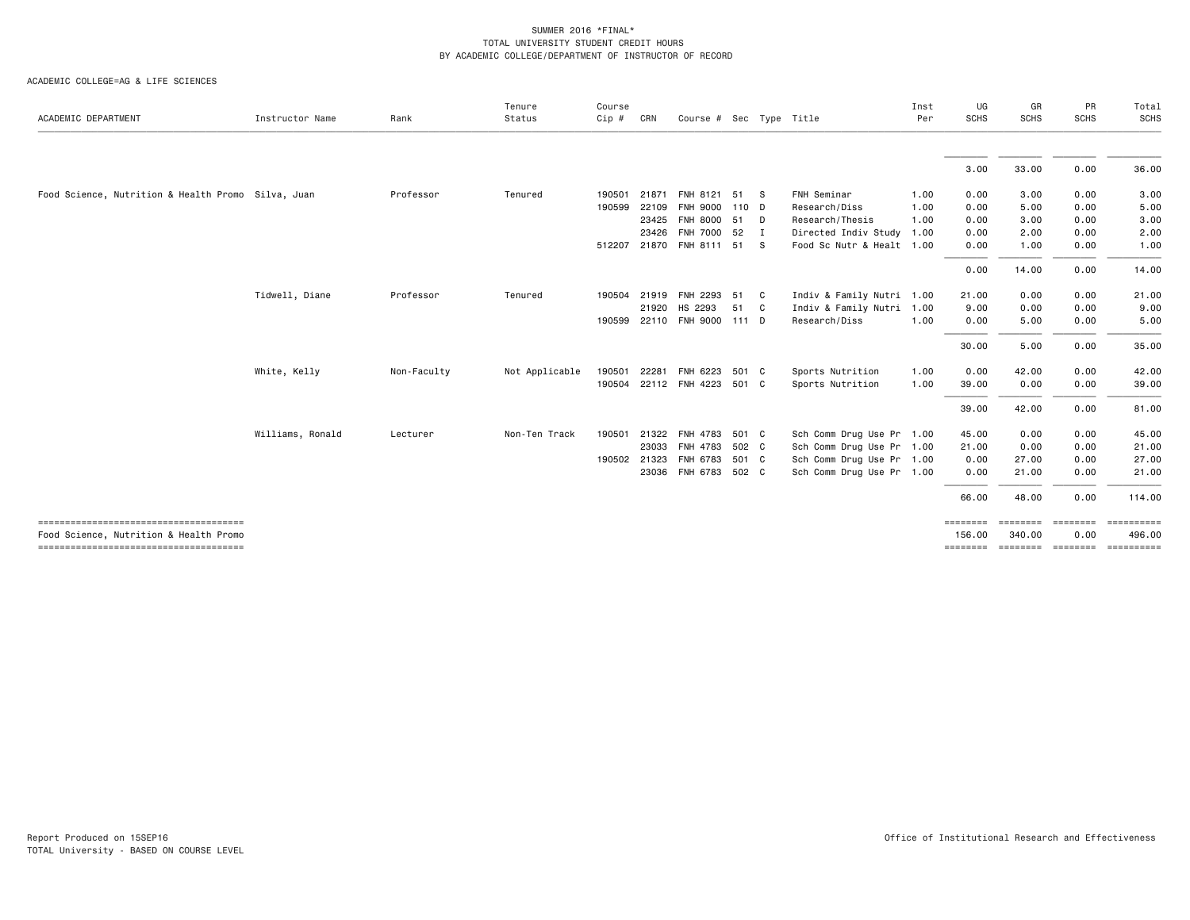SUMMER 2016 *FINAL*
TOTAL UNIVERSITY STUDENT CREDIT HOURS
BY ACADEMIC COLLEGE/DEPARTMENT OF INSTRUCTOR OF RECORD

ACADEMIC COLLEGE=AG & LIFE SCIENCES

| ACADEMIC DEPARTMENT | Instructor Name | Rank | Tenure Status | Course Cip # | CRN | Course # | Sec | Type | Title | Inst Per | UG SCHS | GR SCHS | PR SCHS | Total SCHS |
|---|---|---|---|---|---|---|---|---|---|---|---|---|---|---|
| | | | | | | | | | | | 3.00 | 33.00 | 0.00 | 36.00 |
| Food Science, Nutrition & Health Promo | Silva, Juan | Professor | Tenured | 190501 | 21871 | FNH 8121 | 51 | S | FNH Seminar | 1.00 | 0.00 | 3.00 | 0.00 | 3.00 |
| | | | | 190599 | 22109 | FNH 9000 | 110 | D | Research/Diss | 1.00 | 0.00 | 5.00 | 0.00 | 5.00 |
| | | | | | 23425 | FNH 8000 | 51 | D | Research/Thesis | 1.00 | 0.00 | 3.00 | 0.00 | 3.00 |
| | | | | | 23426 | FNH 7000 | 52 | I | Directed Indiv Study | 1.00 | 0.00 | 2.00 | 0.00 | 2.00 |
| | | | | 512207 | 21870 | FNH 8111 | 51 | S | Food Sc Nutr & Healt | 1.00 | 0.00 | 1.00 | 0.00 | 1.00 |
| | | | | | | | | | | | 0.00 | 14.00 | 0.00 | 14.00 |
| | Tidwell, Diane | Professor | Tenured | 190504 | 21919 | FNH 2293 | 51 | C | Indiv & Family Nutri | 1.00 | 21.00 | 0.00 | 0.00 | 21.00 |
| | | | | | 21920 | HS 2293 | 51 | C | Indiv & Family Nutri | 1.00 | 9.00 | 0.00 | 0.00 | 9.00 |
| | | | | 190599 | 22110 | FNH 9000 | 111 | D | Research/Diss | 1.00 | 0.00 | 5.00 | 0.00 | 5.00 |
| | | | | | | | | | | | 30.00 | 5.00 | 0.00 | 35.00 |
| | White, Kelly | Non-Faculty | Not Applicable | 190501 | 22281 | FNH 6223 | 501 | C | Sports Nutrition | 1.00 | 0.00 | 42.00 | 0.00 | 42.00 |
| | | | | 190504 | 22112 | FNH 4223 | 501 | C | Sports Nutrition | 1.00 | 39.00 | 0.00 | 0.00 | 39.00 |
| | | | | | | | | | | | 39.00 | 42.00 | 0.00 | 81.00 |
| | Williams, Ronald | Lecturer | Non-Ten Track | 190501 | 21322 | FNH 4783 | 501 | C | Sch Comm Drug Use Pr | 1.00 | 45.00 | 0.00 | 0.00 | 45.00 |
| | | | | | 23033 | FNH 4783 | 502 | C | Sch Comm Drug Use Pr | 1.00 | 21.00 | 0.00 | 0.00 | 21.00 |
| | | | | 190502 | 21323 | FNH 6783 | 501 | C | Sch Comm Drug Use Pr | 1.00 | 0.00 | 27.00 | 0.00 | 27.00 |
| | | | | | 23036 | FNH 6783 | 502 | C | Sch Comm Drug Use Pr | 1.00 | 0.00 | 21.00 | 0.00 | 21.00 |
| | | | | | | | | | | | 66.00 | 48.00 | 0.00 | 114.00 |
| Food Science, Nutrition & Health Promo | | | | | | | | | | | 156.00 | 340.00 | 0.00 | 496.00 |

Report Produced on 15SEP16
TOTAL University - BASED ON COURSE LEVEL

Office of Institutional Research and Effectiveness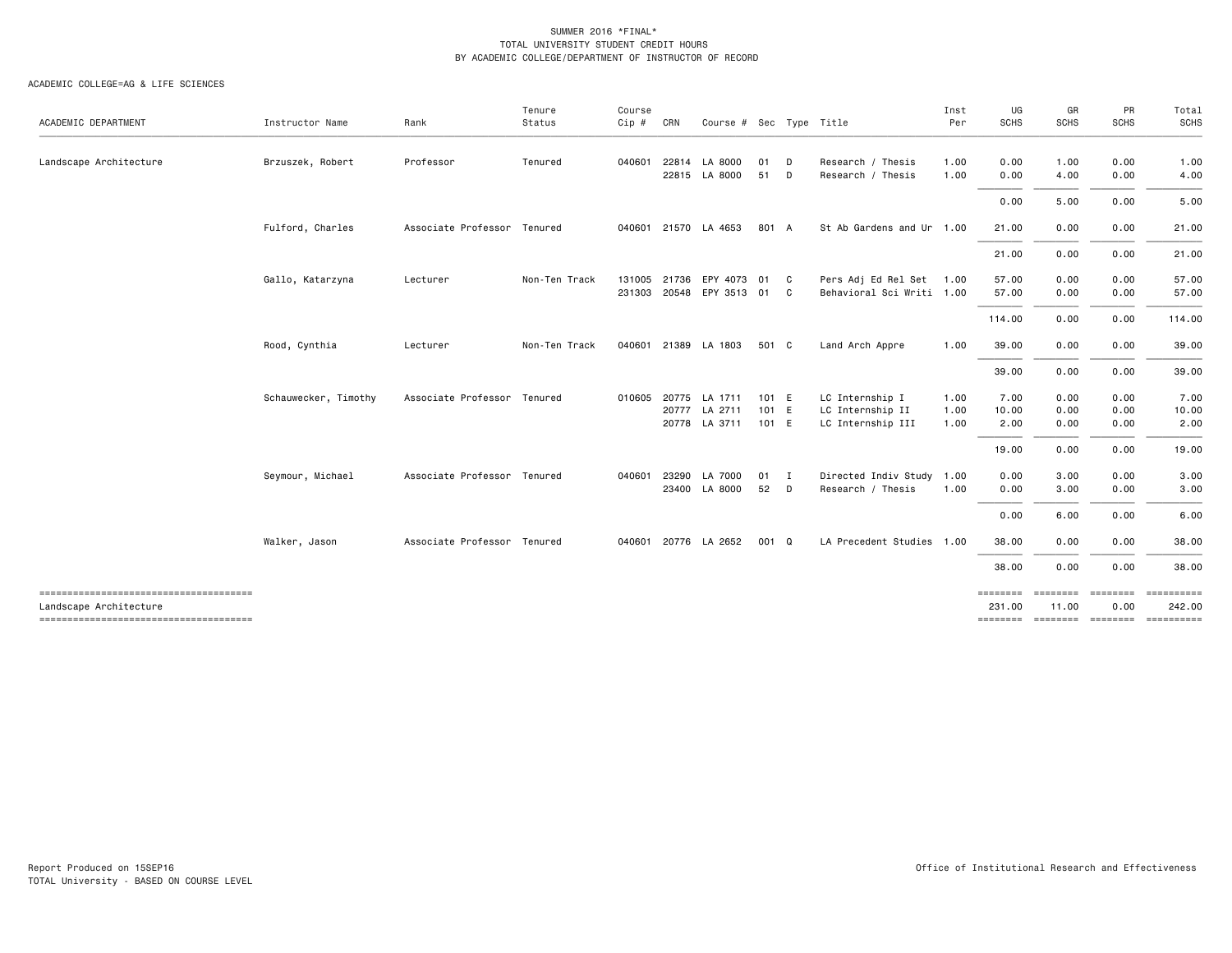SUMMER 2016 *FINAL*
TOTAL UNIVERSITY STUDENT CREDIT HOURS
BY ACADEMIC COLLEGE/DEPARTMENT OF INSTRUCTOR OF RECORD

ACADEMIC COLLEGE=AG & LIFE SCIENCES

| ACADEMIC DEPARTMENT | Instructor Name | Rank | Tenure Status | Course Cip # | CRN | Course # | Sec | Type | Title | Inst Per | UG SCHS | GR SCHS | PR SCHS | Total SCHS |
|---|---|---|---|---|---|---|---|---|---|---|---|---|---|---|
| Landscape Architecture | Brzuszek, Robert | Professor | Tenured | 040601 | 22814 | LA 8000 | 01 | D | Research / Thesis | 1.00 | 0.00 | 1.00 | 0.00 | 1.00 |
| | | | | | 22815 | LA 8000 | 51 | D | Research / Thesis | 1.00 | 0.00 | 4.00 | 0.00 | 4.00 |
| | | | | | | | | | | | 0.00 | 5.00 | 0.00 | 5.00 |
| | Fulford, Charles | Associate Professor | Tenured | 040601 | 21570 | LA 4653 | 801 | A | St Ab Gardens and Ur | 1.00 | 21.00 | 0.00 | 0.00 | 21.00 |
| | | | | | | | | | | | 21.00 | 0.00 | 0.00 | 21.00 |
| | Gallo, Katarzyna | Lecturer | Non-Ten Track | 131005 | 21736 | EPY 4073 | 01 | C | Pers Adj Ed Rel Set | 1.00 | 57.00 | 0.00 | 0.00 | 57.00 |
| | | | | 231303 | 20548 | EPY 3513 | 01 | C | Behavioral Sci Writi | 1.00 | 57.00 | 0.00 | 0.00 | 57.00 |
| | | | | | | | | | | | 114.00 | 0.00 | 0.00 | 114.00 |
| | Rood, Cynthia | Lecturer | Non-Ten Track | 040601 | 21389 | LA 1803 | 501 | C | Land Arch Appre | 1.00 | 39.00 | 0.00 | 0.00 | 39.00 |
| | | | | | | | | | | | 39.00 | 0.00 | 0.00 | 39.00 |
| | Schauwecker, Timothy | Associate Professor | Tenured | 010605 | 20775 | LA 1711 | 101 | E | LC Internship I | 1.00 | 7.00 | 0.00 | 0.00 | 7.00 |
| | | | | | 20777 | LA 2711 | 101 | E | LC Internship II | 1.00 | 10.00 | 0.00 | 0.00 | 10.00 |
| | | | | | 20778 | LA 3711 | 101 | E | LC Internship III | 1.00 | 2.00 | 0.00 | 0.00 | 2.00 |
| | | | | | | | | | | | 19.00 | 0.00 | 0.00 | 19.00 |
| | Seymour, Michael | Associate Professor | Tenured | 040601 | 23290 | LA 7000 | 01 | I | Directed Indiv Study | 1.00 | 0.00 | 3.00 | 0.00 | 3.00 |
| | | | | | 23400 | LA 8000 | 52 | D | Research / Thesis | 1.00 | 0.00 | 3.00 | 0.00 | 3.00 |
| | | | | | | | | | | | 0.00 | 6.00 | 0.00 | 6.00 |
| | Walker, Jason | Associate Professor | Tenured | 040601 | 20776 | LA 2652 | 001 | Q | LA Precedent Studies | 1.00 | 38.00 | 0.00 | 0.00 | 38.00 |
| | | | | | | | | | | | 38.00 | 0.00 | 0.00 | 38.00 |
| Landscape Architecture | | | | | | | | | | | 231.00 | 11.00 | 0.00 | 242.00 |

Report Produced on 15SEP16
TOTAL University - BASED ON COURSE LEVEL

Office of Institutional Research and Effectiveness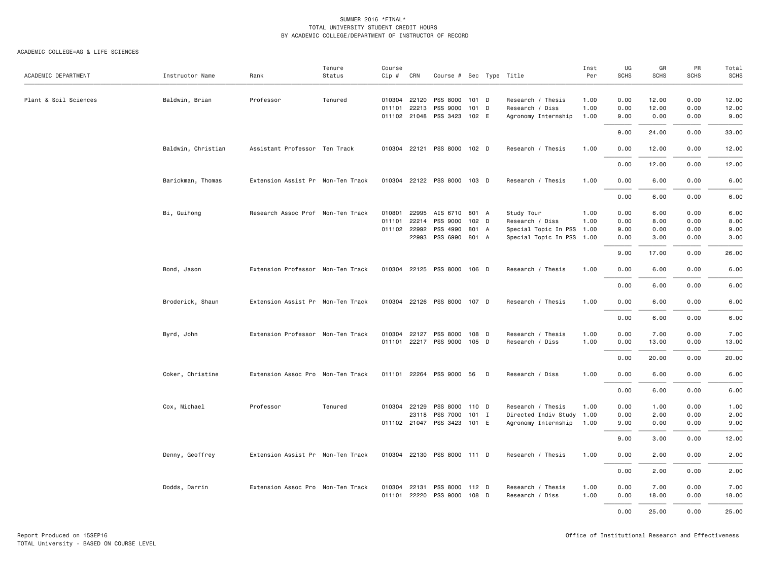SUMMER 2016 *FINAL*
TOTAL UNIVERSITY STUDENT CREDIT HOURS
BY ACADEMIC COLLEGE/DEPARTMENT OF INSTRUCTOR OF RECORD

ACADEMIC COLLEGE=AG & LIFE SCIENCES

| ACADEMIC DEPARTMENT | Instructor Name | Rank | Tenure Status | Course Cip # | CRN | Course # | Sec | Type | Title | Inst Per | UG SCHS | GR SCHS | PR SCHS | Total SCHS |
|---|---|---|---|---|---|---|---|---|---|---|---|---|---|---|
| Plant & Soil Sciences | Baldwin, Brian | Professor | Tenured | 010304 | 22120 | PSS 8000 | 101 | D | Research / Thesis | 1.00 | 0.00 | 12.00 | 0.00 | 12.00 |
| | | | | 011101 | 22213 | PSS 9000 | 101 | D | Research / Diss | 1.00 | 0.00 | 12.00 | 0.00 | 12.00 |
| | | | | 011102 | 21048 | PSS 3423 | 102 | E | Agronomy Internship | 1.00 | 9.00 | 0.00 | 0.00 | 9.00 |
| | | | | | | | | | | | 9.00 | 24.00 | 0.00 | 33.00 |
| | Baldwin, Christian | Assistant Professor | Ten Track | 010304 | 22121 | PSS 8000 | 102 | D | Research / Thesis | 1.00 | 0.00 | 12.00 | 0.00 | 12.00 |
| | | | | | | | | | | | 0.00 | 12.00 | 0.00 | 12.00 |
| | Barickman, Thomas | Extension Assist Pr | Non-Ten Track | 010304 | 22122 | PSS 8000 | 103 | D | Research / Thesis | 1.00 | 0.00 | 6.00 | 0.00 | 6.00 |
| | | | | | | | | | | | 0.00 | 6.00 | 0.00 | 6.00 |
| | Bi, Guihong | Research Assoc Prof | Non-Ten Track | 010801 | 22995 | AIS 6710 | 801 | A | Study Tour | 1.00 | 0.00 | 6.00 | 0.00 | 6.00 |
| | | | | 011101 | 22214 | PSS 9000 | 102 | D | Research / Diss | 1.00 | 0.00 | 8.00 | 0.00 | 8.00 |
| | | | | 011102 | 22992 | PSS 4990 | 801 | A | Special Topic In PSS | 1.00 | 9.00 | 0.00 | 0.00 | 9.00 |
| | | | | | 22993 | PSS 6990 | 801 | A | Special Topic In PSS | 1.00 | 0.00 | 3.00 | 0.00 | 3.00 |
| | | | | | | | | | | | 9.00 | 17.00 | 0.00 | 26.00 |
| | Bond, Jason | Extension Professor | Non-Ten Track | 010304 | 22125 | PSS 8000 | 106 | D | Research / Thesis | 1.00 | 0.00 | 6.00 | 0.00 | 6.00 |
| | | | | | | | | | | | 0.00 | 6.00 | 0.00 | 6.00 |
| | Broderick, Shaun | Extension Assist Pr | Non-Ten Track | 010304 | 22126 | PSS 8000 | 107 | D | Research / Thesis | 1.00 | 0.00 | 6.00 | 0.00 | 6.00 |
| | | | | | | | | | | | 0.00 | 6.00 | 0.00 | 6.00 |
| | Byrd, John | Extension Professor | Non-Ten Track | 010304 | 22127 | PSS 8000 | 108 | D | Research / Thesis | 1.00 | 0.00 | 7.00 | 0.00 | 7.00 |
| | | | | 011101 | 22217 | PSS 9000 | 105 | D | Research / Diss | 1.00 | 0.00 | 13.00 | 0.00 | 13.00 |
| | | | | | | | | | | | 0.00 | 20.00 | 0.00 | 20.00 |
| | Coker, Christine | Extension Assoc Pro | Non-Ten Track | 011101 | 22264 | PSS 9000 | 56 | D | Research / Diss | 1.00 | 0.00 | 6.00 | 0.00 | 6.00 |
| | | | | | | | | | | | 0.00 | 6.00 | 0.00 | 6.00 |
| | Cox, Michael | Professor | Tenured | 010304 | 22129 | PSS 8000 | 110 | D | Research / Thesis | 1.00 | 0.00 | 1.00 | 0.00 | 1.00 |
| | | | | | 23118 | PSS 7000 | 101 | I | Directed Indiv Study | 1.00 | 0.00 | 2.00 | 0.00 | 2.00 |
| | | | | 011102 | 21047 | PSS 3423 | 101 | E | Agronomy Internship | 1.00 | 9.00 | 0.00 | 0.00 | 9.00 |
| | | | | | | | | | | | 9.00 | 3.00 | 0.00 | 12.00 |
| | Denny, Geoffrey | Extension Assist Pr | Non-Ten Track | 010304 | 22130 | PSS 8000 | 111 | D | Research / Thesis | 1.00 | 0.00 | 2.00 | 0.00 | 2.00 |
| | | | | | | | | | | | 0.00 | 2.00 | 0.00 | 2.00 |
| | Dodds, Darrin | Extension Assoc Pro | Non-Ten Track | 010304 | 22131 | PSS 8000 | 112 | D | Research / Thesis | 1.00 | 0.00 | 7.00 | 0.00 | 7.00 |
| | | | | 011101 | 22220 | PSS 9000 | 108 | D | Research / Diss | 1.00 | 0.00 | 18.00 | 0.00 | 18.00 |
| | | | | | | | | | | | 0.00 | 25.00 | 0.00 | 25.00 |

Report Produced on 15SEP16
TOTAL University - BASED ON COURSE LEVEL

Office of Institutional Research and Effectiveness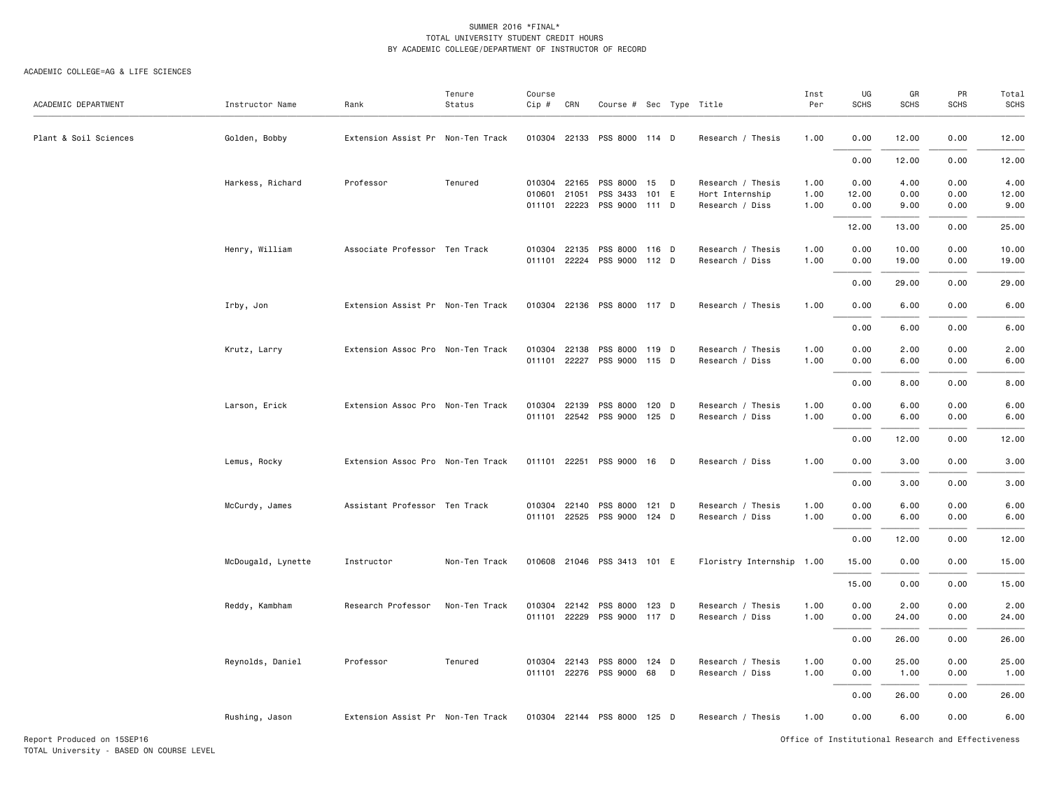SUMMER 2016 *FINAL*
TOTAL UNIVERSITY STUDENT CREDIT HOURS
BY ACADEMIC COLLEGE/DEPARTMENT OF INSTRUCTOR OF RECORD

ACADEMIC COLLEGE=AG & LIFE SCIENCES

| ACADEMIC DEPARTMENT | Instructor Name | Rank | Tenure Status | Course Cip # | CRN | Course # | Sec | Type | Title | Inst Per | UG SCHS | GR SCHS | PR SCHS | Total SCHS |
|---|---|---|---|---|---|---|---|---|---|---|---|---|---|---|
| Plant & Soil Sciences | Golden, Bobby | Extension Assist Pr | Non-Ten Track | 010304 | 22133 | PSS 8000 | 114 | D | Research / Thesis | 1.00 | 0.00 | 12.00 | 0.00 | 12.00 |
| | | | | | | | | | | | 0.00 | 12.00 | 0.00 | 12.00 |
| | Harkess, Richard | Professor | Tenured | 010304 | 22165 | PSS 8000 | 15 | D | Research / Thesis | 1.00 | 0.00 | 4.00 | 0.00 | 4.00 |
| | | | | 010601 | 21051 | PSS 3433 | 101 | E | Hort Internship | 1.00 | 12.00 | 0.00 | 0.00 | 12.00 |
| | | | | 011101 | 22223 | PSS 9000 | 111 | D | Research / Diss | 1.00 | 0.00 | 9.00 | 0.00 | 9.00 |
| | | | | | | | | | | | 12.00 | 13.00 | 0.00 | 25.00 |
| | Henry, William | Associate Professor | Ten Track | 010304 | 22135 | PSS 8000 | 116 | D | Research / Thesis | 1.00 | 0.00 | 10.00 | 0.00 | 10.00 |
| | | | | 011101 | 22224 | PSS 9000 | 112 | D | Research / Diss | 1.00 | 0.00 | 19.00 | 0.00 | 19.00 |
| | | | | | | | | | | | 0.00 | 29.00 | 0.00 | 29.00 |
| | Irby, Jon | Extension Assist Pr | Non-Ten Track | 010304 | 22136 | PSS 8000 | 117 | D | Research / Thesis | 1.00 | 0.00 | 6.00 | 0.00 | 6.00 |
| | | | | | | | | | | | 0.00 | 6.00 | 0.00 | 6.00 |
| | Krutz, Larry | Extension Assoc Pro | Non-Ten Track | 010304 | 22138 | PSS 8000 | 119 | D | Research / Thesis | 1.00 | 0.00 | 2.00 | 0.00 | 2.00 |
| | | | | 011101 | 22227 | PSS 9000 | 115 | D | Research / Diss | 1.00 | 0.00 | 6.00 | 0.00 | 6.00 |
| | | | | | | | | | | | 0.00 | 8.00 | 0.00 | 8.00 |
| | Larson, Erick | Extension Assoc Pro | Non-Ten Track | 010304 | 22139 | PSS 8000 | 120 | D | Research / Thesis | 1.00 | 0.00 | 6.00 | 0.00 | 6.00 |
| | | | | 011101 | 22542 | PSS 9000 | 125 | D | Research / Diss | 1.00 | 0.00 | 6.00 | 0.00 | 6.00 |
| | | | | | | | | | | | 0.00 | 12.00 | 0.00 | 12.00 |
| | Lemus, Rocky | Extension Assoc Pro | Non-Ten Track | 011101 | 22251 | PSS 9000 | 16 | D | Research / Diss | 1.00 | 0.00 | 3.00 | 0.00 | 3.00 |
| | | | | | | | | | | | 0.00 | 3.00 | 0.00 | 3.00 |
| | McCurdy, James | Assistant Professor | Ten Track | 010304 | 22140 | PSS 8000 | 121 | D | Research / Thesis | 1.00 | 0.00 | 6.00 | 0.00 | 6.00 |
| | | | | 011101 | 22525 | PSS 9000 | 124 | D | Research / Diss | 1.00 | 0.00 | 6.00 | 0.00 | 6.00 |
| | | | | | | | | | | | 0.00 | 12.00 | 0.00 | 12.00 |
| | McDougald, Lynette | Instructor | Non-Ten Track | 010608 | 21046 | PSS 3413 | 101 | E | Floristry Internship | 1.00 | 15.00 | 0.00 | 0.00 | 15.00 |
| | | | | | | | | | | | 15.00 | 0.00 | 0.00 | 15.00 |
| | Reddy, Kambham | Research Professor | Non-Ten Track | 010304 | 22142 | PSS 8000 | 123 | D | Research / Thesis | 1.00 | 0.00 | 2.00 | 0.00 | 2.00 |
| | | | | 011101 | 22229 | PSS 9000 | 117 | D | Research / Diss | 1.00 | 0.00 | 24.00 | 0.00 | 24.00 |
| | | | | | | | | | | | 0.00 | 26.00 | 0.00 | 26.00 |
| | Reynolds, Daniel | Professor | Tenured | 010304 | 22143 | PSS 8000 | 124 | D | Research / Thesis | 1.00 | 0.00 | 25.00 | 0.00 | 25.00 |
| | | | | 011101 | 22276 | PSS 9000 | 68 | D | Research / Diss | 1.00 | 0.00 | 1.00 | 0.00 | 1.00 |
| | | | | | | | | | | | 0.00 | 26.00 | 0.00 | 26.00 |
| | Rushing, Jason | Extension Assist Pr | Non-Ten Track | 010304 | 22144 | PSS 8000 | 125 | D | Research / Thesis | 1.00 | 0.00 | 6.00 | 0.00 | 6.00 |

Report Produced on 15SEP16
TOTAL University - BASED ON COURSE LEVEL

Office of Institutional Research and Effectiveness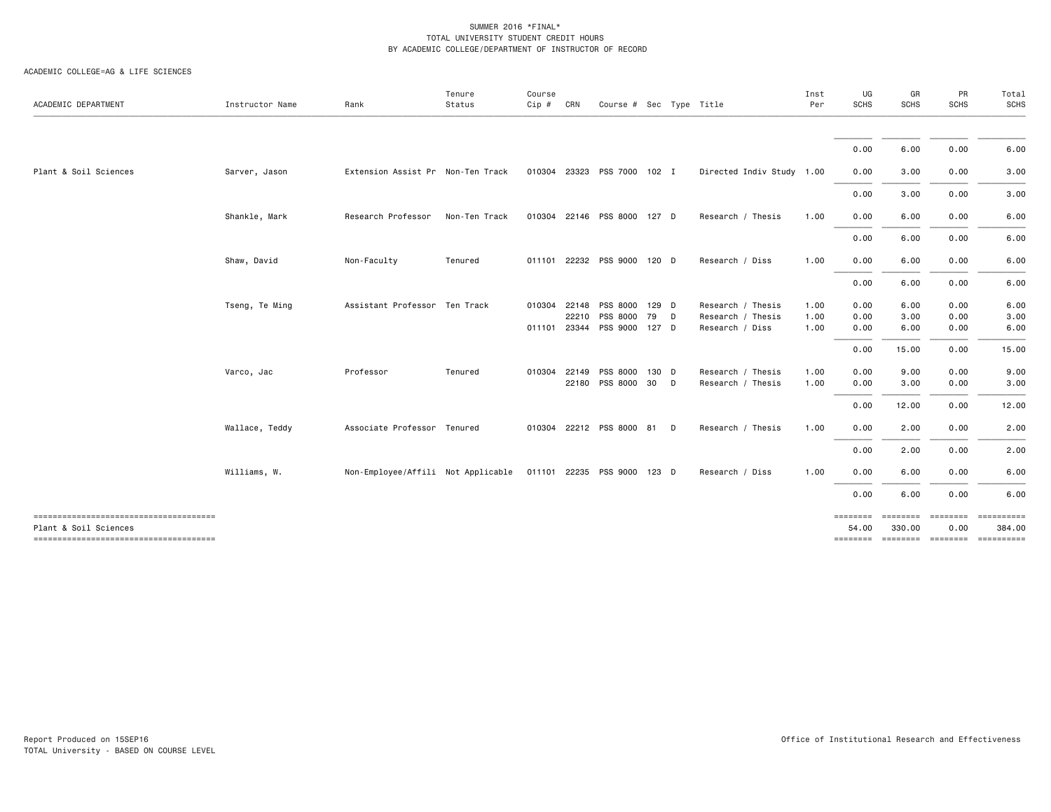SUMMER 2016 *FINAL*
TOTAL UNIVERSITY STUDENT CREDIT HOURS
BY ACADEMIC COLLEGE/DEPARTMENT OF INSTRUCTOR OF RECORD

ACADEMIC COLLEGE=AG & LIFE SCIENCES

| ACADEMIC DEPARTMENT | Instructor Name | Rank | Tenure Status | Course Cip # | CRN | Course # | Sec | Type | Title | Inst Per | UG SCHS | GR SCHS | PR SCHS | Total SCHS |
|---|---|---|---|---|---|---|---|---|---|---|---|---|---|---|
| | | | | | | | | | | | 0.00 | 6.00 | 0.00 | 6.00 |
| Plant & Soil Sciences | Sarver, Jason | Extension Assist Pr | Non-Ten Track | 010304 | 23323 | PSS 7000 | 102 | I | Directed Indiv Study | 1.00 | 0.00 | 3.00 | 0.00 | 3.00 |
| | | | | | | | | | | | 0.00 | 3.00 | 0.00 | 3.00 |
| | Shankle, Mark | Research Professor | Non-Ten Track | 010304 | 22146 | PSS 8000 | 127 | D | Research / Thesis | 1.00 | 0.00 | 6.00 | 0.00 | 6.00 |
| | | | | | | | | | | | 0.00 | 6.00 | 0.00 | 6.00 |
| | Shaw, David | Non-Faculty | Tenured | 011101 | 22232 | PSS 9000 | 120 | D | Research / Diss | 1.00 | 0.00 | 6.00 | 0.00 | 6.00 |
| | | | | | | | | | | | 0.00 | 6.00 | 0.00 | 6.00 |
| | Tseng, Te Ming | Assistant Professor | Ten Track | 010304 | 22148 | PSS 8000 | 129 | D | Research / Thesis | 1.00 | 0.00 | 6.00 | 0.00 | 6.00 |
| | | | | | 22210 | PSS 8000 | 79 | D | Research / Thesis | 1.00 | 0.00 | 3.00 | 0.00 | 3.00 |
| | | | | 011101 | 23344 | PSS 9000 | 127 | D | Research / Diss | 1.00 | 0.00 | 6.00 | 0.00 | 6.00 |
| | | | | | | | | | | | 0.00 | 15.00 | 0.00 | 15.00 |
| | Varco, Jac | Professor | Tenured | 010304 | 22149 | PSS 8000 | 130 | D | Research / Thesis | 1.00 | 0.00 | 9.00 | 0.00 | 9.00 |
| | | | | | 22180 | PSS 8000 | 30 | D | Research / Thesis | 1.00 | 0.00 | 3.00 | 0.00 | 3.00 |
| | | | | | | | | | | | 0.00 | 12.00 | 0.00 | 12.00 |
| | Wallace, Teddy | Associate Professor | Tenured | 010304 | 22212 | PSS 8000 | 81 | D | Research / Thesis | 1.00 | 0.00 | 2.00 | 0.00 | 2.00 |
| | | | | | | | | | | | 0.00 | 2.00 | 0.00 | 2.00 |
| | Williams, W. | Non-Employee/Affili | Not Applicable | 011101 | 22235 | PSS 9000 | 123 | D | Research / Diss | 1.00 | 0.00 | 6.00 | 0.00 | 6.00 |
| | | | | | | | | | | | 0.00 | 6.00 | 0.00 | 6.00 |
| Plant & Soil Sciences | | | | | | | | | | | 54.00 | 330.00 | 0.00 | 384.00 |

Report Produced on 15SEP16
TOTAL University - BASED ON COURSE LEVEL

Office of Institutional Research and Effectiveness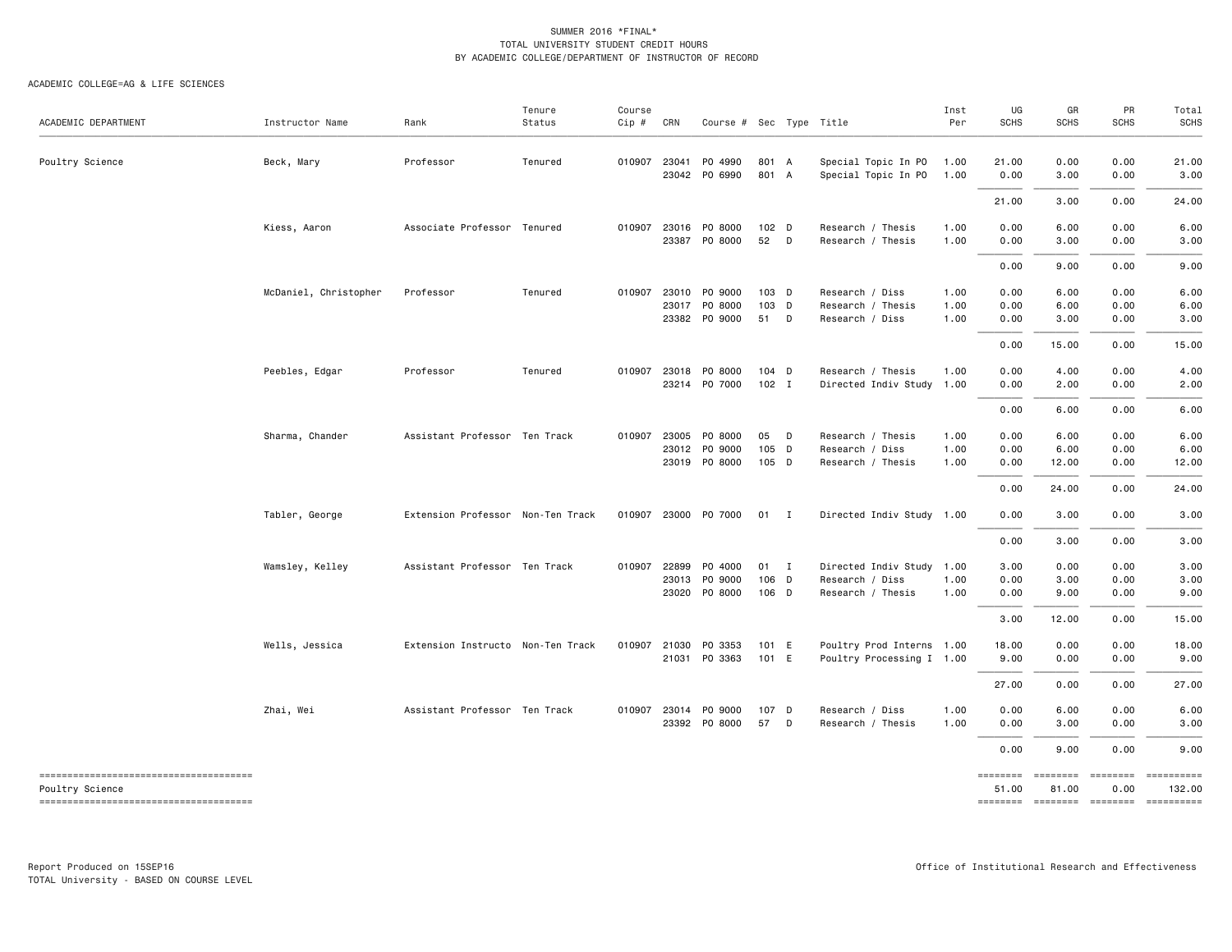SUMMER 2016 *FINAL*
TOTAL UNIVERSITY STUDENT CREDIT HOURS
BY ACADEMIC COLLEGE/DEPARTMENT OF INSTRUCTOR OF RECORD

ACADEMIC COLLEGE=AG & LIFE SCIENCES

| ACADEMIC DEPARTMENT | Instructor Name | Rank | Tenure Status | Course Cip # | CRN | Course # | Sec | Type | Title | Inst Per | UG SCHS | GR SCHS | PR SCHS | Total SCHS |
|---|---|---|---|---|---|---|---|---|---|---|---|---|---|---|
| Poultry Science | Beck, Mary | Professor | Tenured | 010907 | 23041 | PO 4990 | 801 | A | Special Topic In PO | 1.00 | 21.00 | 0.00 | 0.00 | 21.00 |
| | | | | | 23042 | PO 6990 | 801 | A | Special Topic In PO | 1.00 | 0.00 | 3.00 | 0.00 | 3.00 |
| | | | | | | | | | | | 21.00 | 3.00 | 0.00 | 24.00 |
| | Kiess, Aaron | Associate Professor | Tenured | 010907 | 23016 | PO 8000 | 102 | D | Research / Thesis | 1.00 | 0.00 | 6.00 | 0.00 | 6.00 |
| | | | | | 23387 | PO 8000 | 52 | D | Research / Thesis | 1.00 | 0.00 | 3.00 | 0.00 | 3.00 |
| | | | | | | | | | | | 0.00 | 9.00 | 0.00 | 9.00 |
| | McDaniel, Christopher | Professor | Tenured | 010907 | 23010 | PO 9000 | 103 | D | Research / Diss | 1.00 | 0.00 | 6.00 | 0.00 | 6.00 |
| | | | | | 23017 | PO 8000 | 103 | D | Research / Thesis | 1.00 | 0.00 | 6.00 | 0.00 | 6.00 |
| | | | | | 23382 | PO 9000 | 51 | D | Research / Diss | 1.00 | 0.00 | 3.00 | 0.00 | 3.00 |
| | | | | | | | | | | | 0.00 | 15.00 | 0.00 | 15.00 |
| | Peebles, Edgar | Professor | Tenured | 010907 | 23018 | PO 8000 | 104 | D | Research / Thesis | 1.00 | 0.00 | 4.00 | 0.00 | 4.00 |
| | | | | | 23214 | PO 7000 | 102 | I | Directed Indiv Study | 1.00 | 0.00 | 2.00 | 0.00 | 2.00 |
| | | | | | | | | | | | 0.00 | 6.00 | 0.00 | 6.00 |
| | Sharma, Chander | Assistant Professor | Ten Track | 010907 | 23005 | PO 8000 | 05 | D | Research / Thesis | 1.00 | 0.00 | 6.00 | 0.00 | 6.00 |
| | | | | | 23012 | PO 9000 | 105 | D | Research / Diss | 1.00 | 0.00 | 6.00 | 0.00 | 6.00 |
| | | | | | 23019 | PO 8000 | 105 | D | Research / Thesis | 1.00 | 0.00 | 12.00 | 0.00 | 12.00 |
| | | | | | | | | | | | 0.00 | 24.00 | 0.00 | 24.00 |
| | Tabler, George | Extension Professor | Non-Ten Track | 010907 | 23000 | PO 7000 | 01 | I | Directed Indiv Study | 1.00 | 0.00 | 3.00 | 0.00 | 3.00 |
| | | | | | | | | | | | 0.00 | 3.00 | 0.00 | 3.00 |
| | Wamsley, Kelley | Assistant Professor | Ten Track | 010907 | 22899 | PO 4000 | 01 | I | Directed Indiv Study | 1.00 | 3.00 | 0.00 | 0.00 | 3.00 |
| | | | | | 23013 | PO 9000 | 106 | D | Research / Diss | 1.00 | 0.00 | 3.00 | 0.00 | 3.00 |
| | | | | | 23020 | PO 8000 | 106 | D | Research / Thesis | 1.00 | 0.00 | 9.00 | 0.00 | 9.00 |
| | | | | | | | | | | | 3.00 | 12.00 | 0.00 | 15.00 |
| | Wells, Jessica | Extension Instructo | Non-Ten Track | 010907 | 21030 | PO 3353 | 101 | E | Poultry Prod Interns | 1.00 | 18.00 | 0.00 | 0.00 | 18.00 |
| | | | | | 21031 | PO 3363 | 101 | E | Poultry Processing I | 1.00 | 9.00 | 0.00 | 0.00 | 9.00 |
| | | | | | | | | | | | 27.00 | 0.00 | 0.00 | 27.00 |
| | Zhai, Wei | Assistant Professor | Ten Track | 010907 | 23014 | PO 9000 | 107 | D | Research / Diss | 1.00 | 0.00 | 6.00 | 0.00 | 6.00 |
| | | | | | 23392 | PO 8000 | 57 | D | Research / Thesis | 1.00 | 0.00 | 3.00 | 0.00 | 3.00 |
| | | | | | | | | | | | 0.00 | 9.00 | 0.00 | 9.00 |
| Poultry Science | | | | | | | | | | | 51.00 | 81.00 | 0.00 | 132.00 |

Report Produced on 15SEP16
TOTAL University - BASED ON COURSE LEVEL

Office of Institutional Research and Effectiveness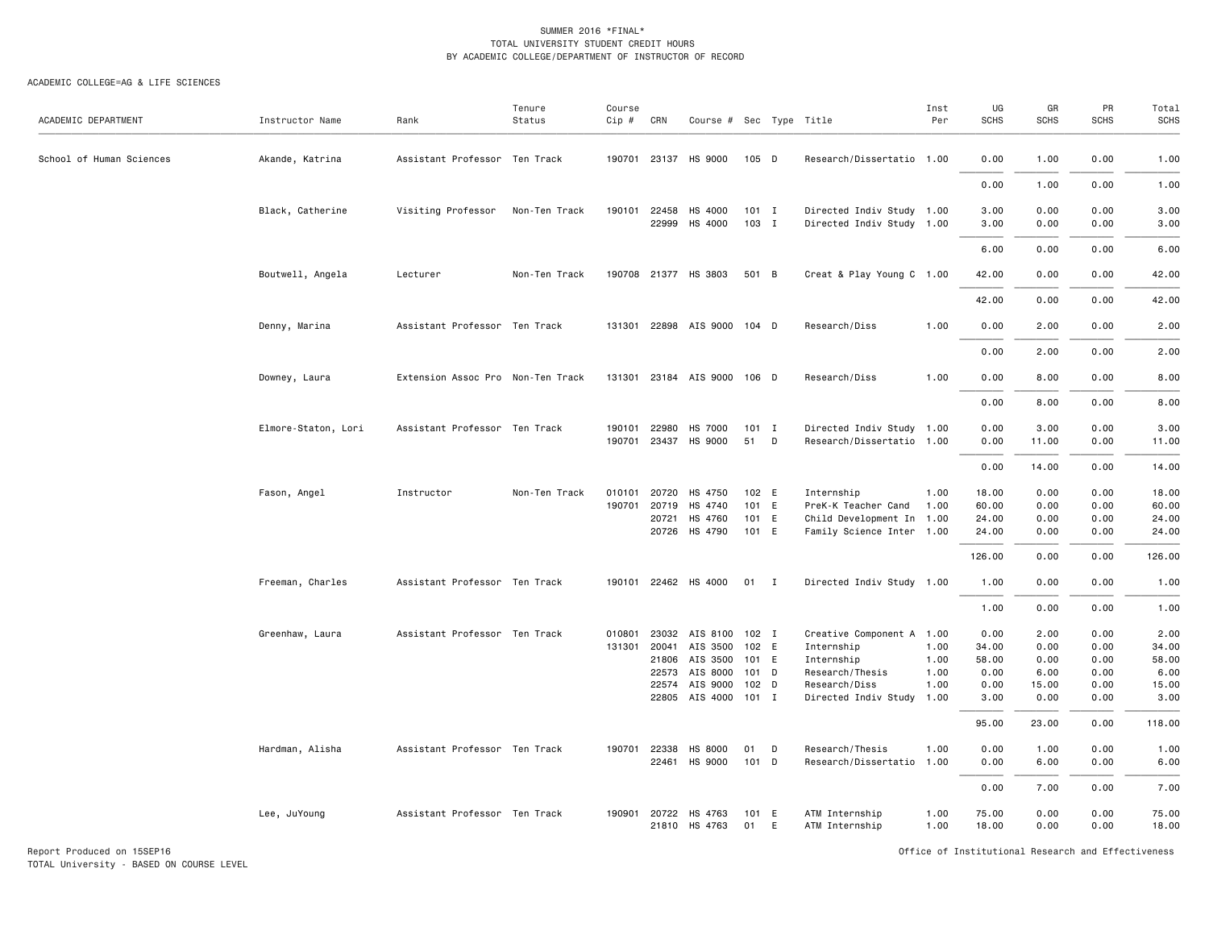SUMMER 2016 *FINAL*
TOTAL UNIVERSITY STUDENT CREDIT HOURS
BY ACADEMIC COLLEGE/DEPARTMENT OF INSTRUCTOR OF RECORD

ACADEMIC COLLEGE=AG & LIFE SCIENCES

| ACADEMIC DEPARTMENT | Instructor Name | Rank | Tenure Status | Course Cip # | CRN | Course # | Sec | Type | Title | Inst Per | UG SCHS | GR SCHS | PR SCHS | Total SCHS |
|---|---|---|---|---|---|---|---|---|---|---|---|---|---|---|
| School of Human Sciences | Akande, Katrina | Assistant Professor | Ten Track | 190701 | 23137 | HS 9000 | 105 | D | Research/Dissertatio | 1.00 | 0.00 | 1.00 | 0.00 | 1.00 |
| | | | | | | | | | | | 0.00 | 1.00 | 0.00 | 1.00 |
| | Black, Catherine | Visiting Professor | Non-Ten Track | 190101 | 22458 | HS 4000 | 101 | I | Directed Indiv Study | 1.00 | 3.00 | 0.00 | 0.00 | 3.00 |
| | | | | | 22999 | HS 4000 | 103 | I | Directed Indiv Study | 1.00 | 3.00 | 0.00 | 0.00 | 3.00 |
| | | | | | | | | | | | 6.00 | 0.00 | 0.00 | 6.00 |
| | Boutwell, Angela | Lecturer | Non-Ten Track | 190708 | 21377 | HS 3803 | 501 | B | Creat & Play Young C | 1.00 | 42.00 | 0.00 | 0.00 | 42.00 |
| | | | | | | | | | | | 42.00 | 0.00 | 0.00 | 42.00 |
| | Denny, Marina | Assistant Professor | Ten Track | 131301 | 22898 | AIS 9000 | 104 | D | Research/Diss | 1.00 | 0.00 | 2.00 | 0.00 | 2.00 |
| | | | | | | | | | | | 0.00 | 2.00 | 0.00 | 2.00 |
| | Downey, Laura | Extension Assoc Pro | Non-Ten Track | 131301 | 23184 | AIS 9000 | 106 | D | Research/Diss | 1.00 | 0.00 | 8.00 | 0.00 | 8.00 |
| | | | | | | | | | | | 0.00 | 8.00 | 0.00 | 8.00 |
| | Elmore-Staton, Lori | Assistant Professor | Ten Track | 190101 | 22980 | HS 7000 | 101 | I | Directed Indiv Study | 1.00 | 0.00 | 3.00 | 0.00 | 3.00 |
| | | | | 190701 | 23437 | HS 9000 | 51 | D | Research/Dissertatio | 1.00 | 0.00 | 11.00 | 0.00 | 11.00 |
| | | | | | | | | | | | 0.00 | 14.00 | 0.00 | 14.00 |
| | Fason, Angel | Instructor | Non-Ten Track | 010101 | 20720 | HS 4750 | 102 | E | Internship | 1.00 | 18.00 | 0.00 | 0.00 | 18.00 |
| | | | | 190701 | 20719 | HS 4740 | 101 | E | PreK-K Teacher Cand | 1.00 | 60.00 | 0.00 | 0.00 | 60.00 |
| | | | | | 20721 | HS 4760 | 101 | E | Child Development In | 1.00 | 24.00 | 0.00 | 0.00 | 24.00 |
| | | | | | 20726 | HS 4790 | 101 | E | Family Science Inter | 1.00 | 24.00 | 0.00 | 0.00 | 24.00 |
| | | | | | | | | | | | 126.00 | 0.00 | 0.00 | 126.00 |
| | Freeman, Charles | Assistant Professor | Ten Track | 190101 | 22462 | HS 4000 | 01 | I | Directed Indiv Study | 1.00 | 1.00 | 0.00 | 0.00 | 1.00 |
| | | | | | | | | | | | 1.00 | 0.00 | 0.00 | 1.00 |
| | Greenhaw, Laura | Assistant Professor | Ten Track | 010801 | 23032 | AIS 8100 | 102 | I | Creative Component A | 1.00 | 0.00 | 2.00 | 0.00 | 2.00 |
| | | | | 131301 | 20041 | AIS 3500 | 102 | E | Internship | 1.00 | 34.00 | 0.00 | 0.00 | 34.00 |
| | | | | | 21806 | AIS 3500 | 101 | E | Internship | 1.00 | 58.00 | 0.00 | 0.00 | 58.00 |
| | | | | | 22573 | AIS 8000 | 101 | D | Research/Thesis | 1.00 | 0.00 | 6.00 | 0.00 | 6.00 |
| | | | | | 22574 | AIS 9000 | 102 | D | Research/Diss | 1.00 | 0.00 | 15.00 | 0.00 | 15.00 |
| | | | | | 22805 | AIS 4000 | 101 | I | Directed Indiv Study | 1.00 | 3.00 | 0.00 | 0.00 | 3.00 |
| | | | | | | | | | | | 95.00 | 23.00 | 0.00 | 118.00 |
| | Hardman, Alisha | Assistant Professor | Ten Track | 190701 | 22338 | HS 8000 | 01 | D | Research/Thesis | 1.00 | 0.00 | 1.00 | 0.00 | 1.00 |
| | | | | | 22461 | HS 9000 | 101 | D | Research/Dissertatio | 1.00 | 0.00 | 6.00 | 0.00 | 6.00 |
| | | | | | | | | | | | 0.00 | 7.00 | 0.00 | 7.00 |
| | Lee, JuYoung | Assistant Professor | Ten Track | 190901 | 20722 | HS 4763 | 101 | E | ATM Internship | 1.00 | 75.00 | 0.00 | 0.00 | 75.00 |
| | | | | | 21810 | HS 4763 | 01 | E | ATM Internship | 1.00 | 18.00 | 0.00 | 0.00 | 18.00 |

Report Produced on 15SEP16
TOTAL University - BASED ON COURSE LEVEL

Office of Institutional Research and Effectiveness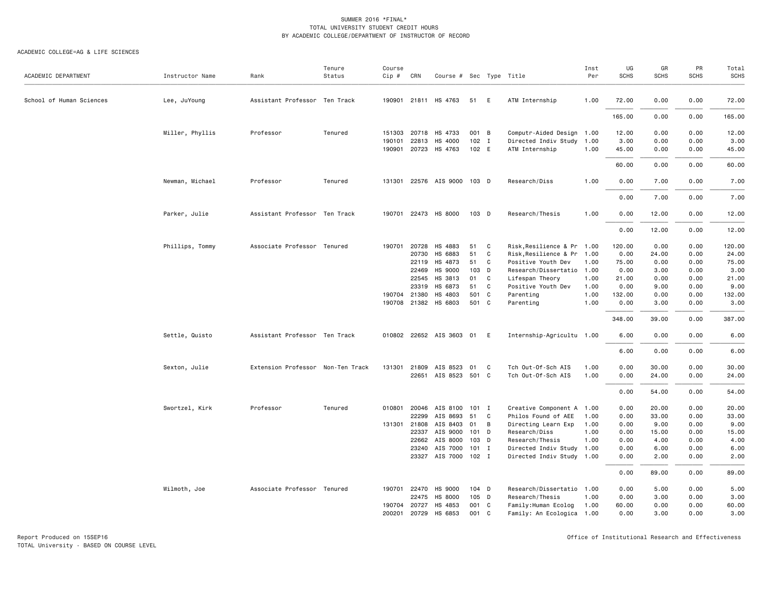SUMMER 2016 *FINAL*
TOTAL UNIVERSITY STUDENT CREDIT HOURS
BY ACADEMIC COLLEGE/DEPARTMENT OF INSTRUCTOR OF RECORD

ACADEMIC COLLEGE=AG & LIFE SCIENCES

| ACADEMIC DEPARTMENT | Instructor Name | Rank | Tenure Status | Course Cip # | CRN | Course # | Sec | Type | Title | Inst Per | UG SCHS | GR SCHS | PR SCHS | Total SCHS |
|---|---|---|---|---|---|---|---|---|---|---|---|---|---|---|
| School of Human Sciences | Lee, JuYoung | Assistant Professor | Ten Track | 190901 | 21811 | HS 4763 | 51 | E | ATM Internship | 1.00 | 72.00 | 0.00 | 0.00 | 72.00 |
| | | | | | | | | | | | 165.00 | 0.00 | 0.00 | 165.00 |
| | Miller, Phyllis | Professor | Tenured | 151303 | 20718 | HS 4733 | 001 | B | Computr-Aided Design | 1.00 | 12.00 | 0.00 | 0.00 | 12.00 |
| | | | | 190101 | 22813 | HS 4000 | 102 | I | Directed Indiv Study | 1.00 | 3.00 | 0.00 | 0.00 | 3.00 |
| | | | | 190901 | 20723 | HS 4763 | 102 | E | ATM Internship | 1.00 | 45.00 | 0.00 | 0.00 | 45.00 |
| | | | | | | | | | | | 60.00 | 0.00 | 0.00 | 60.00 |
| | Newman, Michael | Professor | Tenured | 131301 | 22576 | AIS 9000 | 103 | D | Research/Diss | 1.00 | 0.00 | 7.00 | 0.00 | 7.00 |
| | | | | | | | | | | | 0.00 | 7.00 | 0.00 | 7.00 |
| | Parker, Julie | Assistant Professor | Ten Track | 190701 | 22473 | HS 8000 | 103 | D | Research/Thesis | 1.00 | 0.00 | 12.00 | 0.00 | 12.00 |
| | | | | | | | | | | | 0.00 | 12.00 | 0.00 | 12.00 |
| | Phillips, Tommy | Associate Professor | Tenured | 190701 | 20728 | HS 4883 | 51 | C | Risk,Resilience & Pr | 1.00 | 120.00 | 0.00 | 0.00 | 120.00 |
| | | | | | 20730 | HS 6883 | 51 | C | Risk,Resilience & Pr | 1.00 | 0.00 | 24.00 | 0.00 | 24.00 |
| | | | | | 22119 | HS 4873 | 51 | C | Positive Youth Dev | 1.00 | 75.00 | 0.00 | 0.00 | 75.00 |
| | | | | | 22469 | HS 9000 | 103 | D | Research/Dissertatio | 1.00 | 0.00 | 3.00 | 0.00 | 3.00 |
| | | | | | 22545 | HS 3813 | 01 | C | Lifespan Theory | 1.00 | 21.00 | 0.00 | 0.00 | 21.00 |
| | | | | | 23319 | HS 6873 | 51 | C | Positive Youth Dev | 1.00 | 0.00 | 9.00 | 0.00 | 9.00 |
| | | | | 190704 | 21380 | HS 4803 | 501 | C | Parenting | 1.00 | 132.00 | 0.00 | 0.00 | 132.00 |
| | | | | 190708 | 21382 | HS 6803 | 501 | C | Parenting | 1.00 | 0.00 | 3.00 | 0.00 | 3.00 |
| | | | | | | | | | | | 348.00 | 39.00 | 0.00 | 387.00 |
| | Settle, Quisto | Assistant Professor | Ten Track | 010802 | 22652 | AIS 3603 | 01 | E | Internship-Agricultu | 1.00 | 6.00 | 0.00 | 0.00 | 6.00 |
| | | | | | | | | | | | 6.00 | 0.00 | 0.00 | 6.00 |
| | Sexton, Julie | Extension Professor | Non-Ten Track | 131301 | 21809 | AIS 8523 | 01 | C | Tch Out-Of-Sch AIS | 1.00 | 0.00 | 30.00 | 0.00 | 30.00 |
| | | | | | 22651 | AIS 8523 | 501 | C | Tch Out-Of-Sch AIS | 1.00 | 0.00 | 24.00 | 0.00 | 24.00 |
| | | | | | | | | | | | 0.00 | 54.00 | 0.00 | 54.00 |
| | Swortzel, Kirk | Professor | Tenured | 010801 | 20046 | AIS 8100 | 101 | I | Creative Component A | 1.00 | 0.00 | 20.00 | 0.00 | 20.00 |
| | | | | | 22299 | AIS 8693 | 51 | C | Philos Found of AEE | 1.00 | 0.00 | 33.00 | 0.00 | 33.00 |
| | | | | 131301 | 21808 | AIS 8403 | 01 | B | Directing Learn Exp | 1.00 | 0.00 | 9.00 | 0.00 | 9.00 |
| | | | | | 22337 | AIS 9000 | 101 | D | Research/Diss | 1.00 | 0.00 | 15.00 | 0.00 | 15.00 |
| | | | | | 22662 | AIS 8000 | 103 | D | Research/Thesis | 1.00 | 0.00 | 4.00 | 0.00 | 4.00 |
| | | | | | 23240 | AIS 7000 | 101 | I | Directed Indiv Study | 1.00 | 0.00 | 6.00 | 0.00 | 6.00 |
| | | | | | 23327 | AIS 7000 | 102 | I | Directed Indiv Study | 1.00 | 0.00 | 2.00 | 0.00 | 2.00 |
| | | | | | | | | | | | 0.00 | 89.00 | 0.00 | 89.00 |
| | Wilmoth, Joe | Associate Professor | Tenured | 190701 | 22470 | HS 9000 | 104 | D | Research/Dissertatio | 1.00 | 0.00 | 5.00 | 0.00 | 5.00 |
| | | | | | 22475 | HS 8000 | 105 | D | Research/Thesis | 1.00 | 0.00 | 3.00 | 0.00 | 3.00 |
| | | | | 190704 | 20727 | HS 4853 | 001 | C | Family:Human Ecolog | 1.00 | 60.00 | 0.00 | 0.00 | 60.00 |
| | | | | 200201 | 20729 | HS 6853 | 001 | C | Family: An Ecologica | 1.00 | 0.00 | 3.00 | 0.00 | 3.00 |

Report Produced on 15SEP16
TOTAL University - BASED ON COURSE LEVEL

Office of Institutional Research and Effectiveness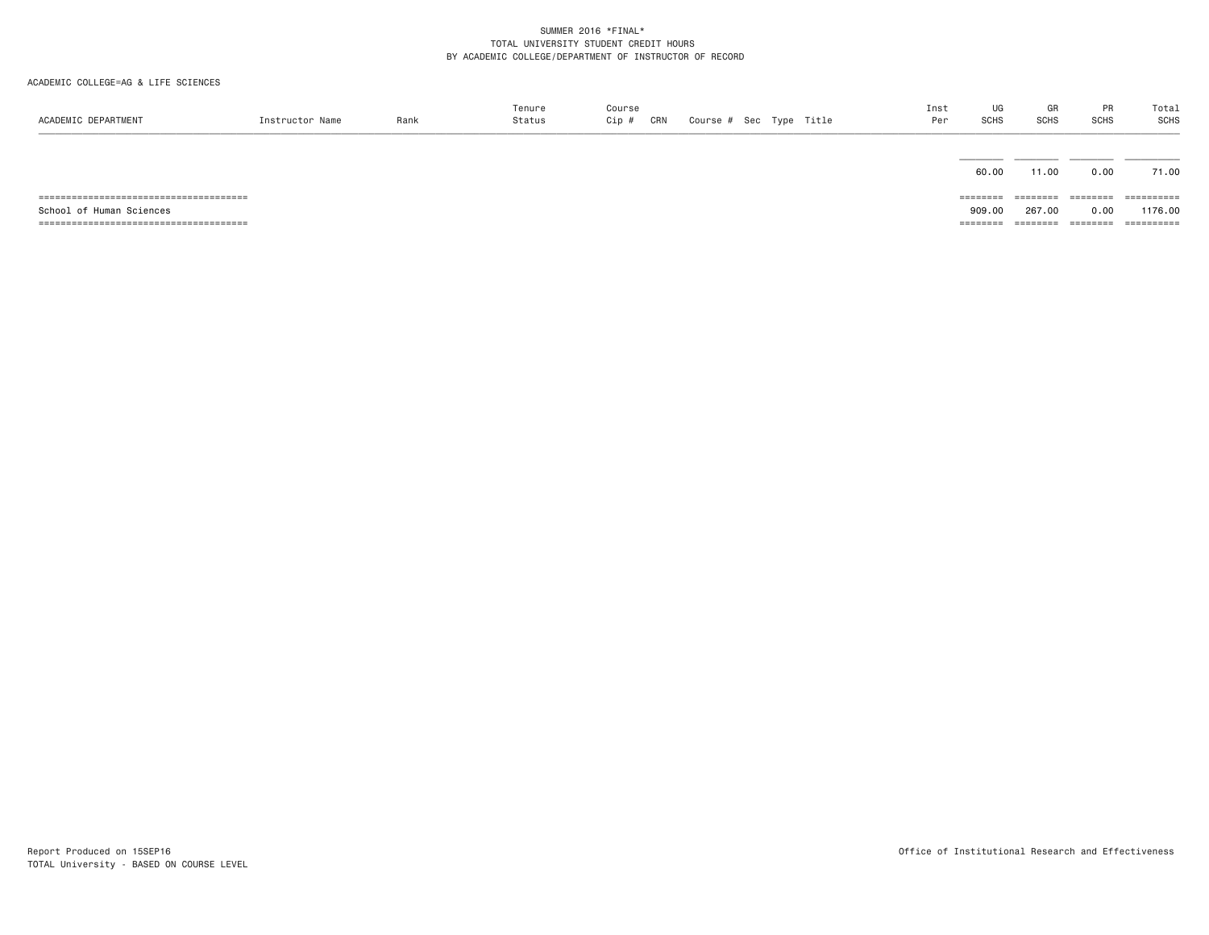SUMMER 2016 *FINAL*
TOTAL UNIVERSITY STUDENT CREDIT HOURS
BY ACADEMIC COLLEGE/DEPARTMENT OF INSTRUCTOR OF RECORD

ACADEMIC COLLEGE=AG & LIFE SCIENCES

| ACADEMIC DEPARTMENT | Instructor Name | Rank | Tenure Status | Course Cip # | CRN | Course # | Sec | Type | Title | Inst Per | UG SCHS | GR SCHS | PR SCHS | Total SCHS |
|---|---|---|---|---|---|---|---|---|---|---|---|---|---|---|
| | | | | | | | | | | | 60.00 | 11.00 | 0.00 | 71.00 |
| School of Human Sciences | | | | | | | | | | | 909.00 | 267.00 | 0.00 | 1176.00 |

Report Produced on 15SEP16
TOTAL University - BASED ON COURSE LEVEL

Office of Institutional Research and Effectiveness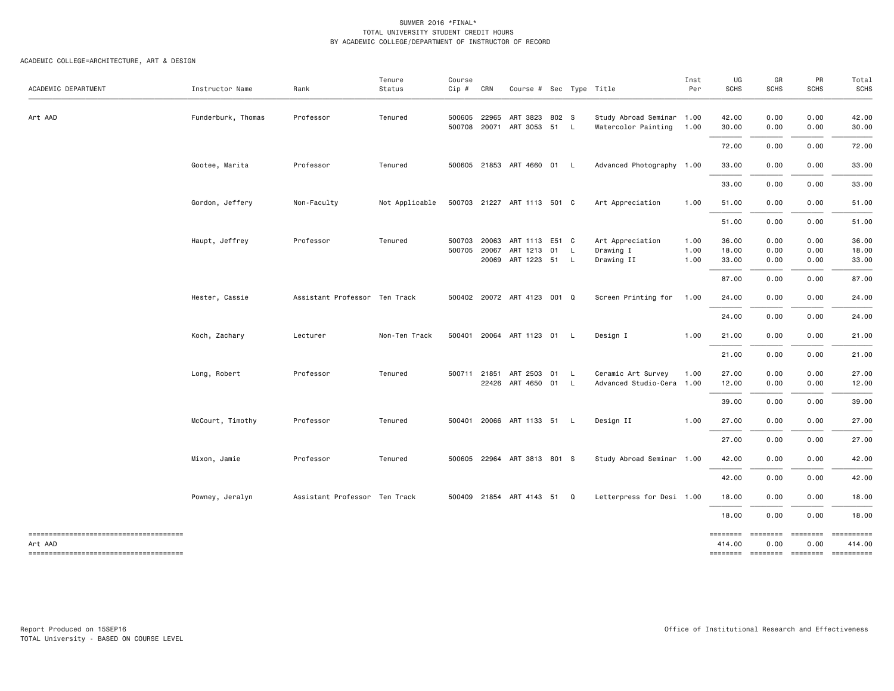SUMMER 2016 *FINAL*
TOTAL UNIVERSITY STUDENT CREDIT HOURS
BY ACADEMIC COLLEGE/DEPARTMENT OF INSTRUCTOR OF RECORD

ACADEMIC COLLEGE=ARCHITECTURE, ART & DESIGN

| ACADEMIC DEPARTMENT | Instructor Name | Rank | Tenure Status | Course Cip # | CRN | Course # | Sec | Type | Title | Inst Per | UG SCHS | GR SCHS | PR SCHS | Total SCHS |
|---|---|---|---|---|---|---|---|---|---|---|---|---|---|---|
| Art AAD | Funderburk, Thomas | Professor | Tenured | 500605 | 22965 | ART 3823 | 802 | S | Study Abroad Seminar | 1.00 | 42.00 | 0.00 | 0.00 | 42.00 |
| | | | | 500708 | 20071 | ART 3053 | 51 | L | Watercolor Painting | 1.00 | 30.00 | 0.00 | 0.00 | 30.00 |
| | | | | | | | | | | | 72.00 | 0.00 | 0.00 | 72.00 |
| | Gootee, Marita | Professor | Tenured | 500605 | 21853 | ART 4660 | 01 | L | Advanced Photography | 1.00 | 33.00 | 0.00 | 0.00 | 33.00 |
| | | | | | | | | | | | 33.00 | 0.00 | 0.00 | 33.00 |
| | Gordon, Jeffery | Non-Faculty | Not Applicable | 500703 | 21227 | ART 1113 | 501 | C | Art Appreciation | 1.00 | 51.00 | 0.00 | 0.00 | 51.00 |
| | | | | | | | | | | | 51.00 | 0.00 | 0.00 | 51.00 |
| | Haupt, Jeffrey | Professor | Tenured | 500703 | 20063 | ART 1113 | E51 | C | Art Appreciation | 1.00 | 36.00 | 0.00 | 0.00 | 36.00 |
| | | | | 500705 | 20067 | ART 1213 | 01 | L | Drawing I | 1.00 | 18.00 | 0.00 | 0.00 | 18.00 |
| | | | | | 20069 | ART 1223 | 51 | L | Drawing II | 1.00 | 33.00 | 0.00 | 0.00 | 33.00 |
| | | | | | | | | | | | 87.00 | 0.00 | 0.00 | 87.00 |
| | Hester, Cassie | Assistant Professor | Ten Track | 500402 | 20072 | ART 4123 | 001 | Q | Screen Printing for | 1.00 | 24.00 | 0.00 | 0.00 | 24.00 |
| | | | | | | | | | | | 24.00 | 0.00 | 0.00 | 24.00 |
| | Koch, Zachary | Lecturer | Non-Ten Track | 500401 | 20064 | ART 1123 | 01 | L | Design I | 1.00 | 21.00 | 0.00 | 0.00 | 21.00 |
| | | | | | | | | | | | 21.00 | 0.00 | 0.00 | 21.00 |
| | Long, Robert | Professor | Tenured | 500711 | 21851 | ART 2503 | 01 | L | Ceramic Art Survey | 1.00 | 27.00 | 0.00 | 0.00 | 27.00 |
| | | | | | 22426 | ART 4650 | 01 | L | Advanced Studio-Cera | 1.00 | 12.00 | 0.00 | 0.00 | 12.00 |
| | | | | | | | | | | | 39.00 | 0.00 | 0.00 | 39.00 |
| | McCourt, Timothy | Professor | Tenured | 500401 | 20066 | ART 1133 | 51 | L | Design II | 1.00 | 27.00 | 0.00 | 0.00 | 27.00 |
| | | | | | | | | | | | 27.00 | 0.00 | 0.00 | 27.00 |
| | Mixon, Jamie | Professor | Tenured | 500605 | 22964 | ART 3813 | 801 | S | Study Abroad Seminar | 1.00 | 42.00 | 0.00 | 0.00 | 42.00 |
| | | | | | | | | | | | 42.00 | 0.00 | 0.00 | 42.00 |
| | Powney, Jeralyn | Assistant Professor | Ten Track | 500409 | 21854 | ART 4143 | 51 | Q | Letterpress for Desi | 1.00 | 18.00 | 0.00 | 0.00 | 18.00 |
| | | | | | | | | | | | 18.00 | 0.00 | 0.00 | 18.00 |
| Art AAD | | | | | | | | | | | 414.00 | 0.00 | 0.00 | 414.00 |

Report Produced on 15SEP16
TOTAL University - BASED ON COURSE LEVEL

Office of Institutional Research and Effectiveness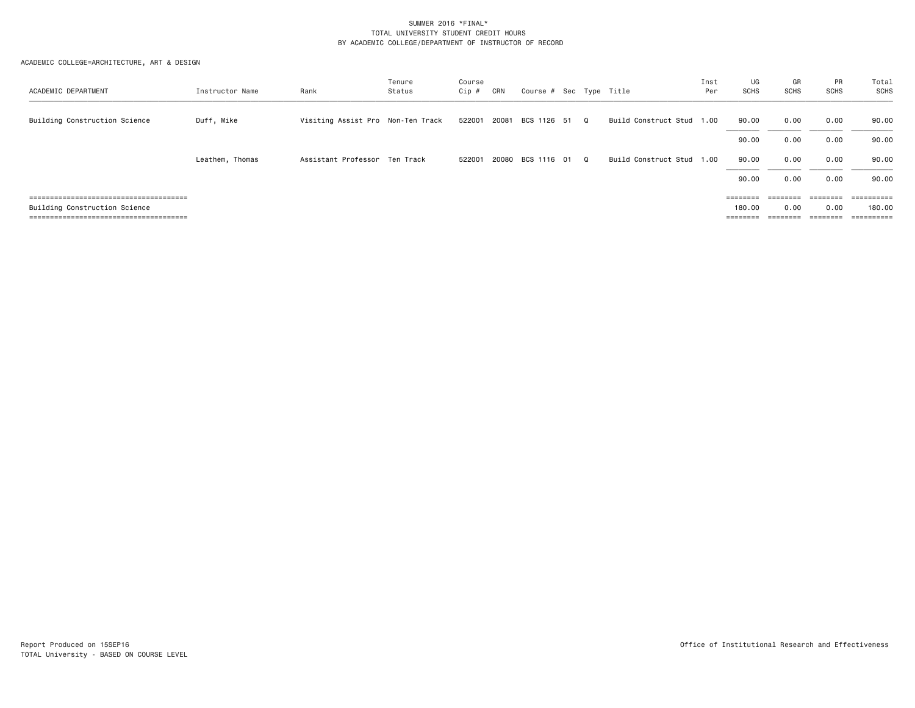SUMMER 2016 *FINAL*
TOTAL UNIVERSITY STUDENT CREDIT HOURS
BY ACADEMIC COLLEGE/DEPARTMENT OF INSTRUCTOR OF RECORD

ACADEMIC COLLEGE=ARCHITECTURE, ART & DESIGN

| ACADEMIC DEPARTMENT | Instructor Name | Rank | Tenure Status | Course Cip # | CRN | Course # | Sec | Type | Title | Inst Per | UG SCHS | GR SCHS | PR SCHS | Total SCHS |
|---|---|---|---|---|---|---|---|---|---|---|---|---|---|---|
| Building Construction Science | Duff, Mike | Visiting Assist Pro | Non-Ten Track | 522001 | 20081 | BCS 1126 | 51 | Q | Build Construct Stud | 1.00 | 90.00 | 0.00 | 0.00 | 90.00 |
| | | | | | | | | | | | 90.00 | 0.00 | 0.00 | 90.00 |
| | Leathem, Thomas | Assistant Professor | Ten Track | 522001 | 20080 | BCS 1116 | 01 | Q | Build Construct Stud | 1.00 | 90.00 | 0.00 | 0.00 | 90.00 |
| | | | | | | | | | | | 90.00 | 0.00 | 0.00 | 90.00 |
| Building Construction Science | | | | | | | | | | | 180.00 | 0.00 | 0.00 | 180.00 |

Report Produced on 15SEP16
TOTAL University - BASED ON COURSE LEVEL

Office of Institutional Research and Effectiveness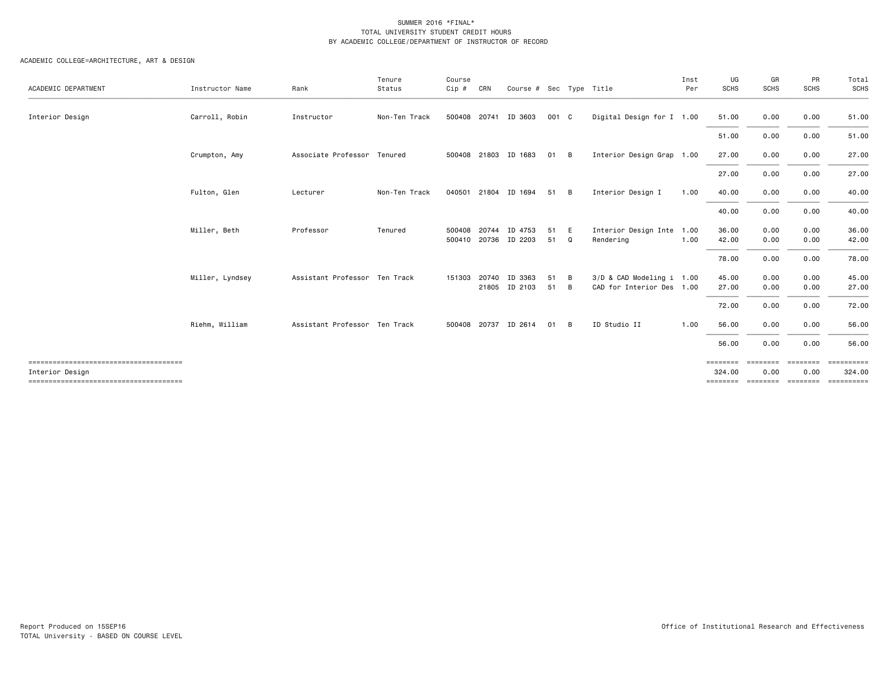SUMMER 2016 *FINAL*
TOTAL UNIVERSITY STUDENT CREDIT HOURS
BY ACADEMIC COLLEGE/DEPARTMENT OF INSTRUCTOR OF RECORD

ACADEMIC COLLEGE=ARCHITECTURE, ART & DESIGN

| ACADEMIC DEPARTMENT | Instructor Name | Rank | Tenure Status | Course Cip # | CRN | Course # | Sec | Type | Title | Inst Per | UG SCHS | GR SCHS | PR SCHS | Total SCHS |
|---|---|---|---|---|---|---|---|---|---|---|---|---|---|---|
| Interior Design | Carroll, Robin | Instructor | Non-Ten Track | 500408 | 20741 | ID 3603 | 001 | C | Digital Design for I | 1.00 | 51.00 | 0.00 | 0.00 | 51.00 |
| | | | | | | | | | | | 51.00 | 0.00 | 0.00 | 51.00 |
| | Crumpton, Amy | Associate Professor | Tenured | 500408 | 21803 | ID 1683 | 01 | B | Interior Design Grap | 1.00 | 27.00 | 0.00 | 0.00 | 27.00 |
| | | | | | | | | | | | 27.00 | 0.00 | 0.00 | 27.00 |
| | Fulton, Glen | Lecturer | Non-Ten Track | 040501 | 21804 | ID 1694 | 51 | B | Interior Design I | 1.00 | 40.00 | 0.00 | 0.00 | 40.00 |
| | | | | | | | | | | | 40.00 | 0.00 | 0.00 | 40.00 |
| | Miller, Beth | Professor | Tenured | 500408 | 20744 | ID 4753 | 51 | E | Interior Design Inte | 1.00 | 36.00 | 0.00 | 0.00 | 36.00 |
| | | | | 500410 | 20736 | ID 2203 | 51 | Q | Rendering | 1.00 | 42.00 | 0.00 | 0.00 | 42.00 |
| | | | | | | | | | | | 78.00 | 0.00 | 0.00 | 78.00 |
| | Miller, Lyndsey | Assistant Professor | Ten Track | 151303 | 20740 | ID 3363 | 51 | B | 3/D & CAD Modeling i | 1.00 | 45.00 | 0.00 | 0.00 | 45.00 |
| | | | | | 21805 | ID 2103 | 51 | B | CAD for Interior Des | 1.00 | 27.00 | 0.00 | 0.00 | 27.00 |
| | | | | | | | | | | | 72.00 | 0.00 | 0.00 | 72.00 |
| | Riehm, William | Assistant Professor | Ten Track | 500408 | 20737 | ID 2614 | 01 | B | ID Studio II | 1.00 | 56.00 | 0.00 | 0.00 | 56.00 |
| | | | | | | | | | | | 56.00 | 0.00 | 0.00 | 56.00 |
| Interior Design | | | | | | | | | | | 324.00 | 0.00 | 0.00 | 324.00 |

Report Produced on 15SEP16
TOTAL University - BASED ON COURSE LEVEL

Office of Institutional Research and Effectiveness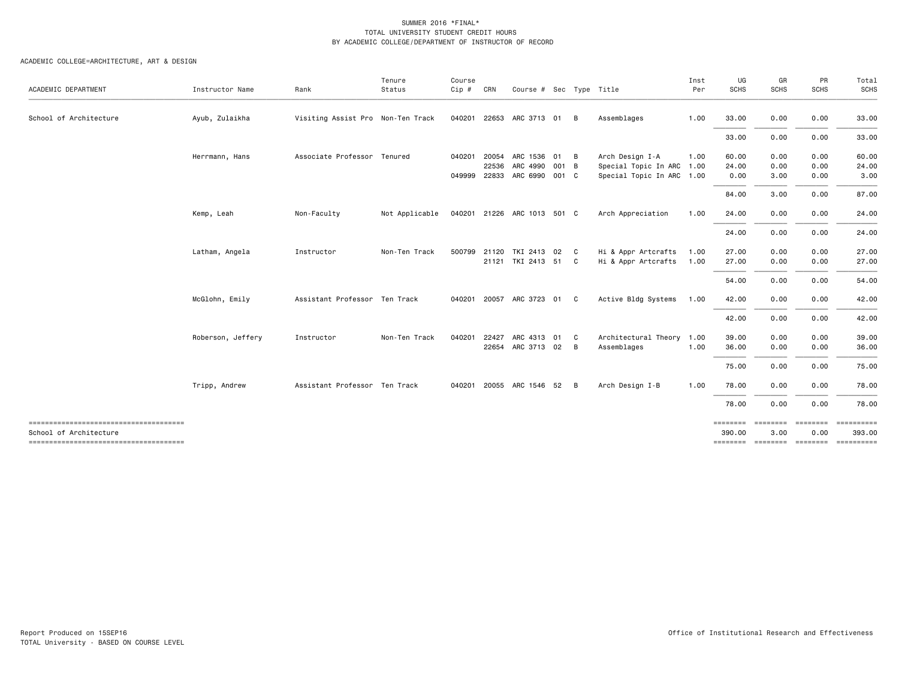SUMMER 2016 *FINAL*
TOTAL UNIVERSITY STUDENT CREDIT HOURS
BY ACADEMIC COLLEGE/DEPARTMENT OF INSTRUCTOR OF RECORD

ACADEMIC COLLEGE=ARCHITECTURE, ART & DESIGN

| ACADEMIC DEPARTMENT | Instructor Name | Rank | Tenure Status | Course Cip # | CRN | Course # | Sec | Type | Title | Inst Per | UG SCHS | GR SCHS | PR SCHS | Total SCHS |
|---|---|---|---|---|---|---|---|---|---|---|---|---|---|---|
| School of Architecture | Ayub, Zulaikha | Visiting Assist Pro | Non-Ten Track | 040201 | 22653 | ARC 3713 | 01 | B | Assemblages | 1.00 | 33.00 | 0.00 | 0.00 | 33.00 |
| | | | | | | | | | | | 33.00 | 0.00 | 0.00 | 33.00 |
| | Herrmann, Hans | Associate Professor | Tenured | 040201 | 20054 | ARC 1536 | 01 | B | Arch Design I-A | 1.00 | 60.00 | 0.00 | 0.00 | 60.00 |
| | | | | | 22536 | ARC 4990 | 001 | B | Special Topic In ARC | 1.00 | 24.00 | 0.00 | 0.00 | 24.00 |
| | | | | 049999 | 22833 | ARC 6990 | 001 | C | Special Topic In ARC | 1.00 | 0.00 | 3.00 | 0.00 | 3.00 |
| | | | | | | | | | | | 84.00 | 3.00 | 0.00 | 87.00 |
| | Kemp, Leah | Non-Faculty | Not Applicable | 040201 | 21226 | ARC 1013 | 501 | C | Arch Appreciation | 1.00 | 24.00 | 0.00 | 0.00 | 24.00 |
| | | | | | | | | | | | 24.00 | 0.00 | 0.00 | 24.00 |
| | Latham, Angela | Instructor | Non-Ten Track | 500799 | 21120 | TKI 2413 | 02 | C | Hi & Appr Artcrafts | 1.00 | 27.00 | 0.00 | 0.00 | 27.00 |
| | | | | | 21121 | TKI 2413 | 51 | C | Hi & Appr Artcrafts | 1.00 | 27.00 | 0.00 | 0.00 | 27.00 |
| | | | | | | | | | | | 54.00 | 0.00 | 0.00 | 54.00 |
| | McGlohn, Emily | Assistant Professor | Ten Track | 040201 | 20057 | ARC 3723 | 01 | C | Active Bldg Systems | 1.00 | 42.00 | 0.00 | 0.00 | 42.00 |
| | | | | | | | | | | | 42.00 | 0.00 | 0.00 | 42.00 |
| | Roberson, Jeffery | Instructor | Non-Ten Track | 040201 | 22427 | ARC 4313 | 01 | C | Architectural Theory | 1.00 | 39.00 | 0.00 | 0.00 | 39.00 |
| | | | | | 22654 | ARC 3713 | 02 | B | Assemblages | 1.00 | 36.00 | 0.00 | 0.00 | 36.00 |
| | | | | | | | | | | | 75.00 | 0.00 | 0.00 | 75.00 |
| | Tripp, Andrew | Assistant Professor | Ten Track | 040201 | 20055 | ARC 1546 | 52 | B | Arch Design I-B | 1.00 | 78.00 | 0.00 | 0.00 | 78.00 |
| | | | | | | | | | | | 78.00 | 0.00 | 0.00 | 78.00 |
| School of Architecture | | | | | | | | | | | 390.00 | 3.00 | 0.00 | 393.00 |

Report Produced on 15SEP16
TOTAL University - BASED ON COURSE LEVEL

Office of Institutional Research and Effectiveness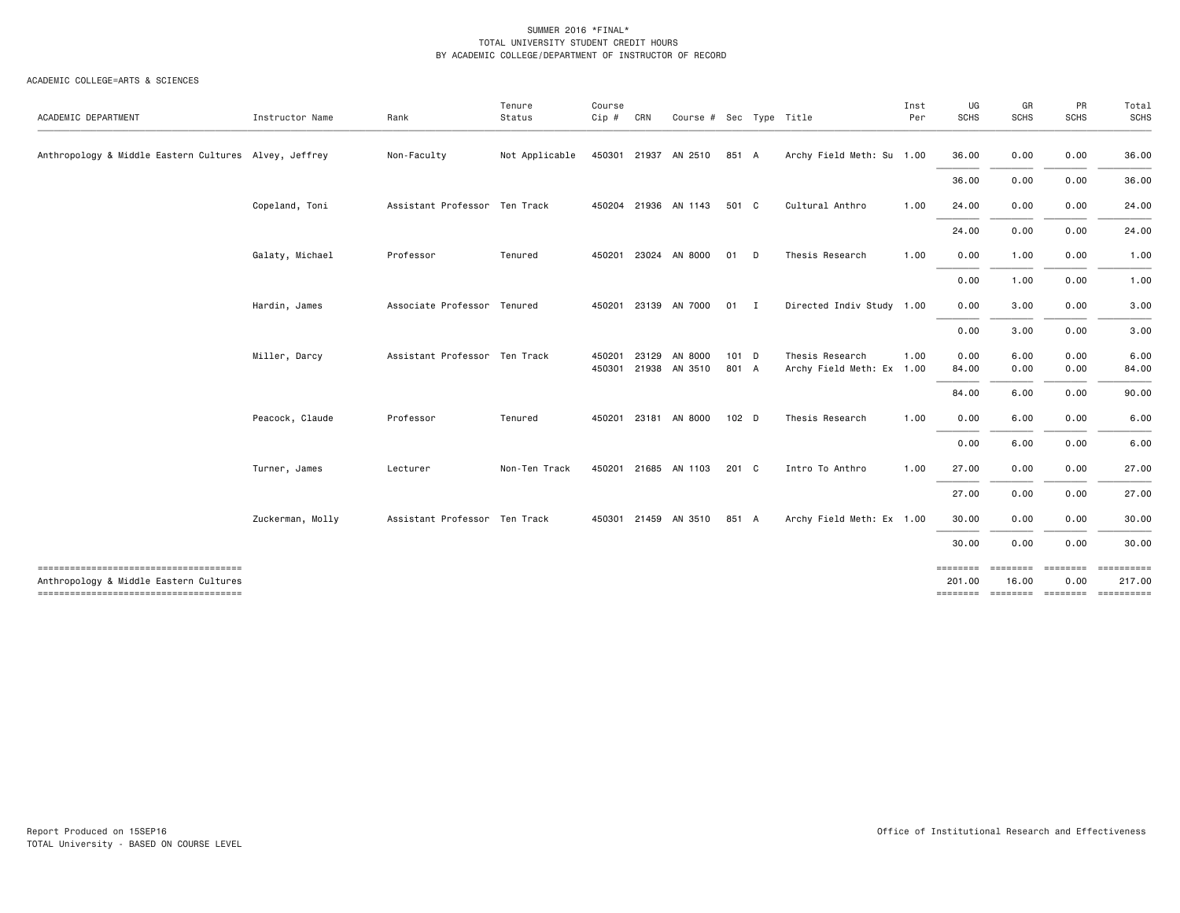SUMMER 2016 *FINAL*
TOTAL UNIVERSITY STUDENT CREDIT HOURS
BY ACADEMIC COLLEGE/DEPARTMENT OF INSTRUCTOR OF RECORD

ACADEMIC COLLEGE=ARTS & SCIENCES

| ACADEMIC DEPARTMENT | Instructor Name | Rank | Tenure Status | Course Cip # | CRN | Course # | Sec | Type | Title | Inst Per | UG SCHS | GR SCHS | PR SCHS | Total SCHS |
|---|---|---|---|---|---|---|---|---|---|---|---|---|---|---|
| Anthropology & Middle Eastern Cultures | Alvey, Jeffrey | Non-Faculty | Not Applicable | 450301 | 21937 | AN 2510 | 851 | A | Archy Field Meth: Su | 1.00 | 36.00 | 0.00 | 0.00 | 36.00 |
| | | | | | | | | | | | 36.00 | 0.00 | 0.00 | 36.00 |
| | Copeland, Toni | Assistant Professor | Ten Track | 450204 | 21936 | AN 1143 | 501 | C | Cultural Anthro | 1.00 | 24.00 | 0.00 | 0.00 | 24.00 |
| | | | | | | | | | | | 24.00 | 0.00 | 0.00 | 24.00 |
| | Galaty, Michael | Professor | Tenured | 450201 | 23024 | AN 8000 | 01 | D | Thesis Research | 1.00 | 0.00 | 1.00 | 0.00 | 1.00 |
| | | | | | | | | | | | 0.00 | 1.00 | 0.00 | 1.00 |
| | Hardin, James | Associate Professor | Tenured | 450201 | 23139 | AN 7000 | 01 | I | Directed Indiv Study | 1.00 | 0.00 | 3.00 | 0.00 | 3.00 |
| | | | | | | | | | | | 0.00 | 3.00 | 0.00 | 3.00 |
| | Miller, Darcy | Assistant Professor | Ten Track | 450201 | 23129 | AN 8000 | 101 | D | Thesis Research | 1.00 | 0.00 | 6.00 | 0.00 | 6.00 |
| | | | | 450301 | 21938 | AN 3510 | 801 | A | Archy Field Meth: Ex | 1.00 | 84.00 | 0.00 | 0.00 | 84.00 |
| | | | | | | | | | | | 84.00 | 6.00 | 0.00 | 90.00 |
| | Peacock, Claude | Professor | Tenured | 450201 | 23181 | AN 8000 | 102 | D | Thesis Research | 1.00 | 0.00 | 6.00 | 0.00 | 6.00 |
| | | | | | | | | | | | 0.00 | 6.00 | 0.00 | 6.00 |
| | Turner, James | Lecturer | Non-Ten Track | 450201 | 21685 | AN 1103 | 201 | C | Intro To Anthro | 1.00 | 27.00 | 0.00 | 0.00 | 27.00 |
| | | | | | | | | | | | 27.00 | 0.00 | 0.00 | 27.00 |
| | Zuckerman, Molly | Assistant Professor | Ten Track | 450301 | 21459 | AN 3510 | 851 | A | Archy Field Meth: Ex | 1.00 | 30.00 | 0.00 | 0.00 | 30.00 |
| | | | | | | | | | | | 30.00 | 0.00 | 0.00 | 30.00 |
| Anthropology & Middle Eastern Cultures | | | | | | | | | | | 201.00 | 16.00 | 0.00 | 217.00 |

Report Produced on 15SEP16
TOTAL University - BASED ON COURSE LEVEL

Office of Institutional Research and Effectiveness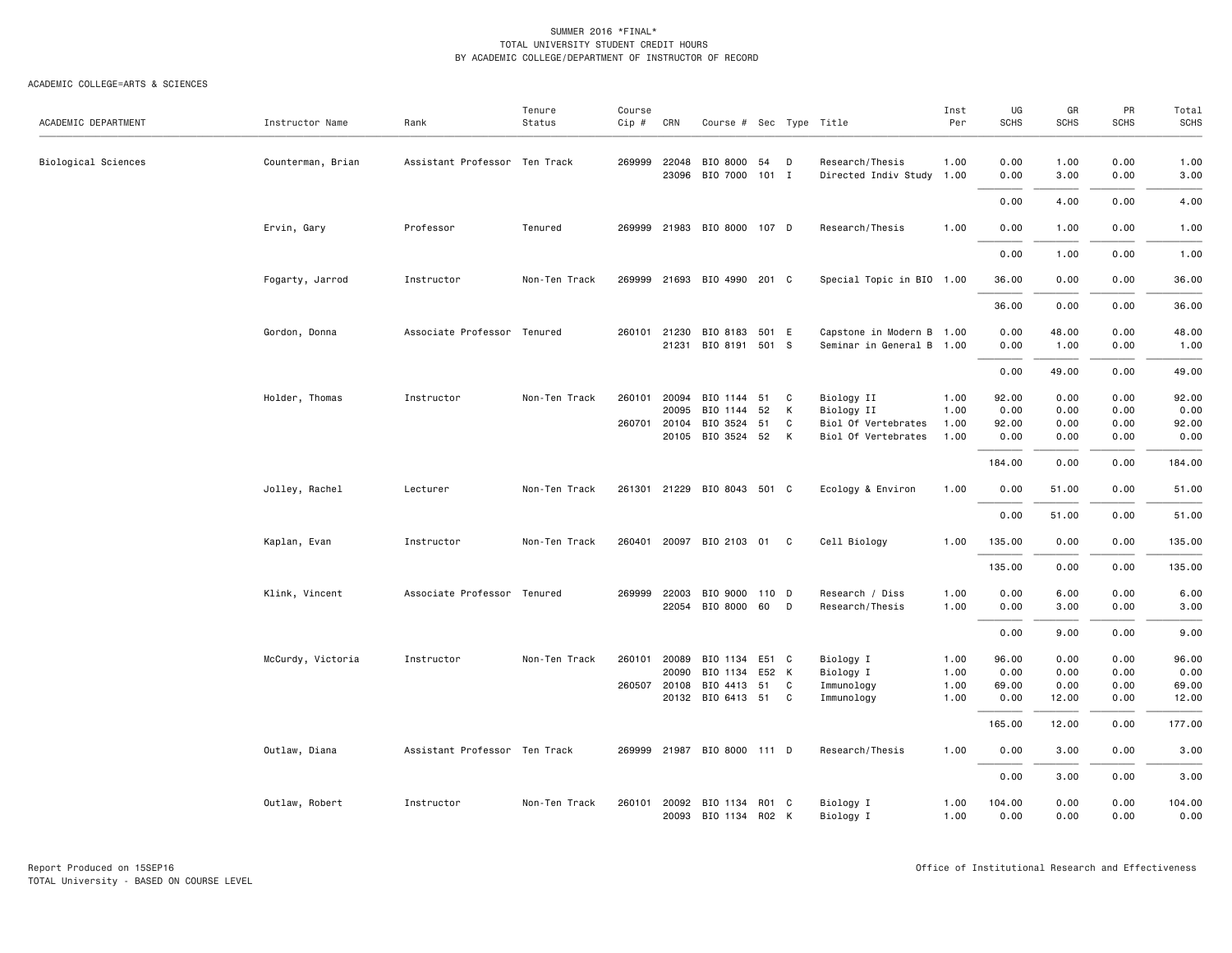SUMMER 2016 *FINAL*
TOTAL UNIVERSITY STUDENT CREDIT HOURS
BY ACADEMIC COLLEGE/DEPARTMENT OF INSTRUCTOR OF RECORD

ACADEMIC COLLEGE=ARTS & SCIENCES

| ACADEMIC DEPARTMENT | Instructor Name | Rank | Tenure Status | Course Cip # | CRN | Course # | Sec | Type | Title | Inst Per | UG SCHS | GR SCHS | PR SCHS | Total SCHS |
|---|---|---|---|---|---|---|---|---|---|---|---|---|---|---|
| Biological Sciences | Counterman, Brian | Assistant Professor | Ten Track | 269999 | 22048 | BIO 8000 | 54 | D | Research/Thesis | 1.00 | 0.00 | 1.00 | 0.00 | 1.00 |
| | | | | | 23096 | BIO 7000 | 101 | I | Directed Indiv Study | 1.00 | 0.00 | 3.00 | 0.00 | 3.00 |
| | | | | | | | | | | | 0.00 | 4.00 | 0.00 | 4.00 |
| | Ervin, Gary | Professor | Tenured | 269999 | 21983 | BIO 8000 | 107 | D | Research/Thesis | 1.00 | 0.00 | 1.00 | 0.00 | 1.00 |
| | | | | | | | | | | | 0.00 | 1.00 | 0.00 | 1.00 |
| | Fogarty, Jarrod | Instructor | Non-Ten Track | 269999 | 21693 | BIO 4990 | 201 | C | Special Topic in BIO | 1.00 | 36.00 | 0.00 | 0.00 | 36.00 |
| | | | | | | | | | | | 36.00 | 0.00 | 0.00 | 36.00 |
| | Gordon, Donna | Associate Professor | Tenured | 260101 | 21230 | BIO 8183 | 501 | E | Capstone in Modern B | 1.00 | 0.00 | 48.00 | 0.00 | 48.00 |
| | | | | | 21231 | BIO 8191 | 501 | S | Seminar in General B | 1.00 | 0.00 | 1.00 | 0.00 | 1.00 |
| | | | | | | | | | | | 0.00 | 49.00 | 0.00 | 49.00 |
| | Holder, Thomas | Instructor | Non-Ten Track | 260101 | 20094 | BIO 1144 | 51 | C | Biology II | 1.00 | 92.00 | 0.00 | 0.00 | 92.00 |
| | | | | | 20095 | BIO 1144 | 52 | K | Biology II | 1.00 | 0.00 | 0.00 | 0.00 | 0.00 |
| | | | | 260701 | 20104 | BIO 3524 | 51 | C | Biol Of Vertebrates | 1.00 | 92.00 | 0.00 | 0.00 | 92.00 |
| | | | | | 20105 | BIO 3524 | 52 | K | Biol Of Vertebrates | 1.00 | 0.00 | 0.00 | 0.00 | 0.00 |
| | | | | | | | | | | | 184.00 | 0.00 | 0.00 | 184.00 |
| | Jolley, Rachel | Lecturer | Non-Ten Track | 261301 | 21229 | BIO 8043 | 501 | C | Ecology & Environ | 1.00 | 0.00 | 51.00 | 0.00 | 51.00 |
| | | | | | | | | | | | 0.00 | 51.00 | 0.00 | 51.00 |
| | Kaplan, Evan | Instructor | Non-Ten Track | 260401 | 20097 | BIO 2103 | 01 | C | Cell Biology | 1.00 | 135.00 | 0.00 | 0.00 | 135.00 |
| | | | | | | | | | | | 135.00 | 0.00 | 0.00 | 135.00 |
| | Klink, Vincent | Associate Professor | Tenured | 269999 | 22003 | BIO 9000 | 110 | D | Research / Diss | 1.00 | 0.00 | 6.00 | 0.00 | 6.00 |
| | | | | | 22054 | BIO 8000 | 60 | D | Research/Thesis | 1.00 | 0.00 | 3.00 | 0.00 | 3.00 |
| | | | | | | | | | | | 0.00 | 9.00 | 0.00 | 9.00 |
| | McCurdy, Victoria | Instructor | Non-Ten Track | 260101 | 20089 | BIO 1134 | E51 | C | Biology I | 1.00 | 96.00 | 0.00 | 0.00 | 96.00 |
| | | | | | 20090 | BIO 1134 | E52 | K | Biology I | 1.00 | 0.00 | 0.00 | 0.00 | 0.00 |
| | | | | 260507 | 20108 | BIO 4413 | 51 | C | Immunology | 1.00 | 69.00 | 0.00 | 0.00 | 69.00 |
| | | | | | 20132 | BIO 6413 | 51 | C | Immunology | 1.00 | 0.00 | 12.00 | 0.00 | 12.00 |
| | | | | | | | | | | | 165.00 | 12.00 | 0.00 | 177.00 |
| | Outlaw, Diana | Assistant Professor | Ten Track | 269999 | 21987 | BIO 8000 | 111 | D | Research/Thesis | 1.00 | 0.00 | 3.00 | 0.00 | 3.00 |
| | | | | | | | | | | | 0.00 | 3.00 | 0.00 | 3.00 |
| | Outlaw, Robert | Instructor | Non-Ten Track | 260101 | 20092 | BIO 1134 | R01 | C | Biology I | 1.00 | 104.00 | 0.00 | 0.00 | 104.00 |
| | | | | | 20093 | BIO 1134 | R02 | K | Biology I | 1.00 | 0.00 | 0.00 | 0.00 | 0.00 |

Report Produced on 15SEP16
TOTAL University - BASED ON COURSE LEVEL

Office of Institutional Research and Effectiveness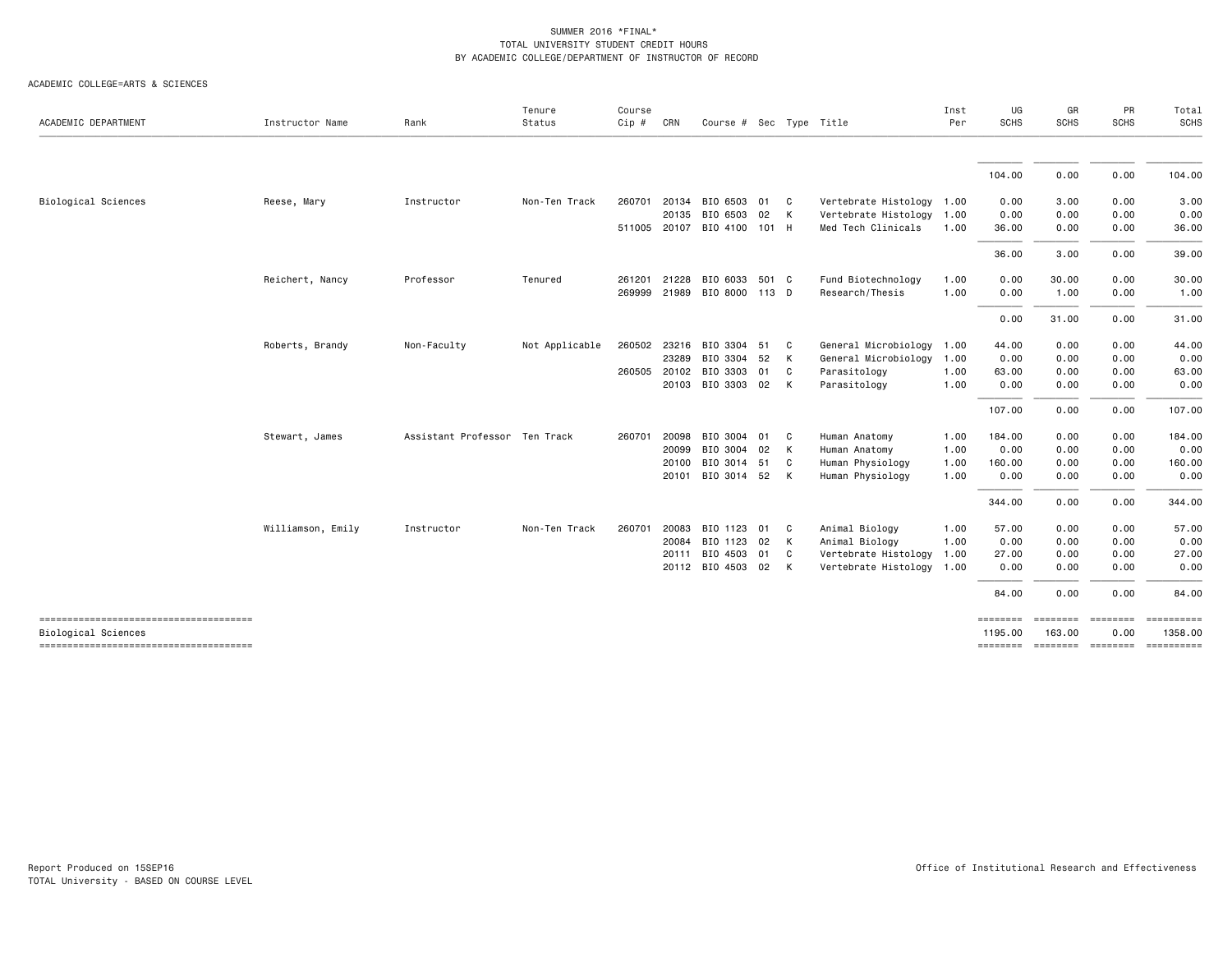SUMMER 2016 *FINAL*
TOTAL UNIVERSITY STUDENT CREDIT HOURS
BY ACADEMIC COLLEGE/DEPARTMENT OF INSTRUCTOR OF RECORD

ACADEMIC COLLEGE=ARTS & SCIENCES

| ACADEMIC DEPARTMENT | Instructor Name | Rank | Tenure Status | Course Cip # | CRN | Course # | Sec | Type | Title | Inst Per | UG SCHS | GR SCHS | PR SCHS | Total SCHS |
|---|---|---|---|---|---|---|---|---|---|---|---|---|---|---|
| | | | | | | | | | | | 104.00 | 0.00 | 0.00 | 104.00 |
| Biological Sciences | Reese, Mary | Instructor | Non-Ten Track | 260701 | 20134 | BIO 6503 | 01 | C | Vertebrate Histology | 1.00 | 0.00 | 3.00 | 0.00 | 3.00 |
| | | | | | 20135 | BIO 6503 | 02 | K | Vertebrate Histology | 1.00 | 0.00 | 0.00 | 0.00 | 0.00 |
| | | | | 511005 | 20107 | BIO 4100 | 101 | H | Med Tech Clinicals | 1.00 | 36.00 | 0.00 | 0.00 | 36.00 |
| | | | | | | | | | | | 36.00 | 3.00 | 0.00 | 39.00 |
| | Reichert, Nancy | Professor | Tenured | 261201 | 21228 | BIO 6033 | 501 | C | Fund Biotechnology | 1.00 | 0.00 | 30.00 | 0.00 | 30.00 |
| | | | | 269999 | 21989 | BIO 8000 | 113 | D | Research/Thesis | 1.00 | 0.00 | 1.00 | 0.00 | 1.00 |
| | | | | | | | | | | | 0.00 | 31.00 | 0.00 | 31.00 |
| | Roberts, Brandy | Non-Faculty | Not Applicable | 260502 | 23216 | BIO 3304 | 51 | C | General Microbiology | 1.00 | 44.00 | 0.00 | 0.00 | 44.00 |
| | | | | | 23289 | BIO 3304 | 52 | K | General Microbiology | 1.00 | 0.00 | 0.00 | 0.00 | 0.00 |
| | | | | 260505 | 20102 | BIO 3303 | 01 | C | Parasitology | 1.00 | 63.00 | 0.00 | 0.00 | 63.00 |
| | | | | | 20103 | BIO 3303 | 02 | K | Parasitology | 1.00 | 0.00 | 0.00 | 0.00 | 0.00 |
| | | | | | | | | | | | 107.00 | 0.00 | 0.00 | 107.00 |
| | Stewart, James | Assistant Professor | Ten Track | 260701 | 20098 | BIO 3004 | 01 | C | Human Anatomy | 1.00 | 184.00 | 0.00 | 0.00 | 184.00 |
| | | | | | 20099 | BIO 3004 | 02 | K | Human Anatomy | 1.00 | 0.00 | 0.00 | 0.00 | 0.00 |
| | | | | | 20100 | BIO 3014 | 51 | C | Human Physiology | 1.00 | 160.00 | 0.00 | 0.00 | 160.00 |
| | | | | | 20101 | BIO 3014 | 52 | K | Human Physiology | 1.00 | 0.00 | 0.00 | 0.00 | 0.00 |
| | | | | | | | | | | | 344.00 | 0.00 | 0.00 | 344.00 |
| | Williamson, Emily | Instructor | Non-Ten Track | 260701 | 20083 | BIO 1123 | 01 | C | Animal Biology | 1.00 | 57.00 | 0.00 | 0.00 | 57.00 |
| | | | | | 20084 | BIO 1123 | 02 | K | Animal Biology | 1.00 | 0.00 | 0.00 | 0.00 | 0.00 |
| | | | | | 20111 | BIO 4503 | 01 | C | Vertebrate Histology | 1.00 | 27.00 | 0.00 | 0.00 | 27.00 |
| | | | | | 20112 | BIO 4503 | 02 | K | Vertebrate Histology | 1.00 | 0.00 | 0.00 | 0.00 | 0.00 |
| | | | | | | | | | | | 84.00 | 0.00 | 0.00 | 84.00 |
| Biological Sciences | | | | | | | | | | | 1195.00 | 163.00 | 0.00 | 1358.00 |

Report Produced on 15SEP16
TOTAL University - BASED ON COURSE LEVEL

Office of Institutional Research and Effectiveness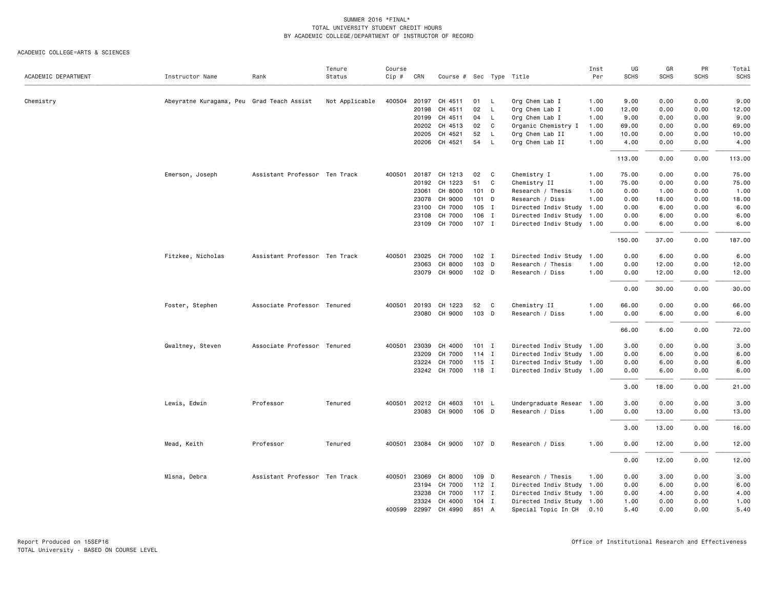SUMMER 2016 *FINAL*
TOTAL UNIVERSITY STUDENT CREDIT HOURS
BY ACADEMIC COLLEGE/DEPARTMENT OF INSTRUCTOR OF RECORD

ACADEMIC COLLEGE=ARTS & SCIENCES

| ACADEMIC DEPARTMENT | Instructor Name | Rank | Tenure Status | Course Cip # | CRN | Course # | Sec | Type | Title | Inst Per | UG SCHS | GR SCHS | PR SCHS | Total SCHS |
|---|---|---|---|---|---|---|---|---|---|---|---|---|---|---|
| Chemistry | Abeyratne Kuragama, Peu | Grad Teach Assist | Not Applicable | 400504 | 20197 | CH 4511 | 01 | L | Org Chem Lab I | 1.00 | 9.00 | 0.00 | 0.00 | 9.00 |
| | | | | | 20198 | CH 4511 | 02 | L | Org Chem Lab I | 1.00 | 12.00 | 0.00 | 0.00 | 12.00 |
| | | | | | 20199 | CH 4511 | 04 | L | Org Chem Lab I | 1.00 | 9.00 | 0.00 | 0.00 | 9.00 |
| | | | | | 20202 | CH 4513 | 02 | C | Organic Chemistry I | 1.00 | 69.00 | 0.00 | 0.00 | 69.00 |
| | | | | | 20205 | CH 4521 | 52 | L | Org Chem Lab II | 1.00 | 10.00 | 0.00 | 0.00 | 10.00 |
| | | | | | 20206 | CH 4521 | 54 | L | Org Chem Lab II | 1.00 | 4.00 | 0.00 | 0.00 | 4.00 |
| | | | | | | | | | | | 113.00 | 0.00 | 0.00 | 113.00 |
| | Emerson, Joseph | Assistant Professor | Ten Track | 400501 | 20187 | CH 1213 | 02 | C | Chemistry I | 1.00 | 75.00 | 0.00 | 0.00 | 75.00 |
| | | | | | 20192 | CH 1223 | 51 | C | Chemistry II | 1.00 | 75.00 | 0.00 | 0.00 | 75.00 |
| | | | | | 23061 | CH 8000 | 101 | D | Research / Thesis | 1.00 | 0.00 | 1.00 | 0.00 | 1.00 |
| | | | | | 23078 | CH 9000 | 101 | D | Research / Diss | 1.00 | 0.00 | 18.00 | 0.00 | 18.00 |
| | | | | | 23100 | CH 7000 | 105 | I | Directed Indiv Study | 1.00 | 0.00 | 6.00 | 0.00 | 6.00 |
| | | | | | 23108 | CH 7000 | 106 | I | Directed Indiv Study | 1.00 | 0.00 | 6.00 | 0.00 | 6.00 |
| | | | | | 23109 | CH 7000 | 107 | I | Directed Indiv Study | 1.00 | 0.00 | 6.00 | 0.00 | 6.00 |
| | | | | | | | | | | | 150.00 | 37.00 | 0.00 | 187.00 |
| | Fitzkee, Nicholas | Assistant Professor | Ten Track | 400501 | 23025 | CH 7000 | 102 | I | Directed Indiv Study | 1.00 | 0.00 | 6.00 | 0.00 | 6.00 |
| | | | | | 23063 | CH 8000 | 103 | D | Research / Thesis | 1.00 | 0.00 | 12.00 | 0.00 | 12.00 |
| | | | | | 23079 | CH 9000 | 102 | D | Research / Diss | 1.00 | 0.00 | 12.00 | 0.00 | 12.00 |
| | | | | | | | | | | | 0.00 | 30.00 | 0.00 | 30.00 |
| | Foster, Stephen | Associate Professor | Tenured | 400501 | 20193 | CH 1223 | 52 | C | Chemistry II | 1.00 | 66.00 | 0.00 | 0.00 | 66.00 |
| | | | | | 23080 | CH 9000 | 103 | D | Research / Diss | 1.00 | 0.00 | 6.00 | 0.00 | 6.00 |
| | | | | | | | | | | | 66.00 | 6.00 | 0.00 | 72.00 |
| | Gwaltney, Steven | Associate Professor | Tenured | 400501 | 23039 | CH 4000 | 101 | I | Directed Indiv Study | 1.00 | 3.00 | 0.00 | 0.00 | 3.00 |
| | | | | | 23209 | CH 7000 | 114 | I | Directed Indiv Study | 1.00 | 0.00 | 6.00 | 0.00 | 6.00 |
| | | | | | 23224 | CH 7000 | 115 | I | Directed Indiv Study | 1.00 | 0.00 | 6.00 | 0.00 | 6.00 |
| | | | | | 23242 | CH 7000 | 118 | I | Directed Indiv Study | 1.00 | 0.00 | 6.00 | 0.00 | 6.00 |
| | | | | | | | | | | | 3.00 | 18.00 | 0.00 | 21.00 |
| | Lewis, Edwin | Professor | Tenured | 400501 | 20212 | CH 4603 | 101 | L | Undergraduate Resear | 1.00 | 3.00 | 0.00 | 0.00 | 3.00 |
| | | | | | 23083 | CH 9000 | 106 | D | Research / Diss | 1.00 | 0.00 | 13.00 | 0.00 | 13.00 |
| | | | | | | | | | | | 3.00 | 13.00 | 0.00 | 16.00 |
| | Mead, Keith | Professor | Tenured | 400501 | 23084 | CH 9000 | 107 | D | Research / Diss | 1.00 | 0.00 | 12.00 | 0.00 | 12.00 |
| | | | | | | | | | | | 0.00 | 12.00 | 0.00 | 12.00 |
| | Mlsna, Debra | Assistant Professor | Ten Track | 400501 | 23069 | CH 8000 | 109 | D | Research / Thesis | 1.00 | 0.00 | 3.00 | 0.00 | 3.00 |
| | | | | | 23194 | CH 7000 | 112 | I | Directed Indiv Study | 1.00 | 0.00 | 6.00 | 0.00 | 6.00 |
| | | | | | 23238 | CH 7000 | 117 | I | Directed Indiv Study | 1.00 | 0.00 | 4.00 | 0.00 | 4.00 |
| | | | | | 23324 | CH 4000 | 104 | I | Directed Indiv Study | 1.00 | 1.00 | 0.00 | 0.00 | 1.00 |
| | | | | 400599 | 22997 | CH 4990 | 851 | A | Special Topic In CH | 0.10 | 5.40 | 0.00 | 0.00 | 5.40 |

Report Produced on 15SEP16
TOTAL University - BASED ON COURSE LEVEL

Office of Institutional Research and Effectiveness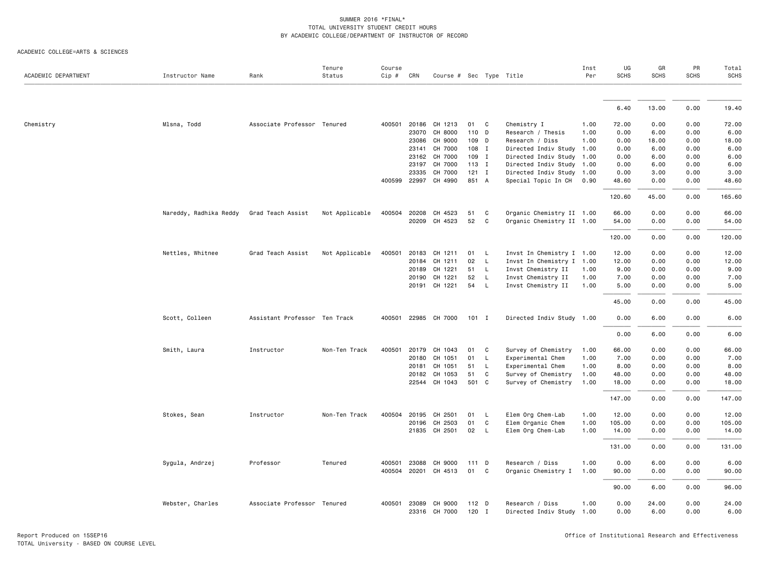SUMMER 2016 *FINAL*
TOTAL UNIVERSITY STUDENT CREDIT HOURS
BY ACADEMIC COLLEGE/DEPARTMENT OF INSTRUCTOR OF RECORD

ACADEMIC COLLEGE=ARTS & SCIENCES

| ACADEMIC DEPARTMENT | Instructor Name | Rank | Tenure Status | Course Cip # | CRN | Course # | Sec | Type | Title | Inst Per | UG SCHS | GR SCHS | PR SCHS | Total SCHS |
|---|---|---|---|---|---|---|---|---|---|---|---|---|---|---|
| | | | | | | | | | | | 6.40 | 13.00 | 0.00 | 19.40 |
| Chemistry | Mlsna, Todd | Associate Professor | Tenured | 400501 | 20186 | CH 1213 | 01 | C | Chemistry I | 1.00 | 72.00 | 0.00 | 0.00 | 72.00 |
| | | | | | 23070 | CH 8000 | 110 | D | Research / Thesis | 1.00 | 0.00 | 6.00 | 0.00 | 6.00 |
| | | | | | 23086 | CH 9000 | 109 | D | Research / Diss | 1.00 | 0.00 | 18.00 | 0.00 | 18.00 |
| | | | | | 23141 | CH 7000 | 108 | I | Directed Indiv Study | 1.00 | 0.00 | 6.00 | 0.00 | 6.00 |
| | | | | | 23162 | CH 7000 | 109 | I | Directed Indiv Study | 1.00 | 0.00 | 6.00 | 0.00 | 6.00 |
| | | | | | 23197 | CH 7000 | 113 | I | Directed Indiv Study | 1.00 | 0.00 | 6.00 | 0.00 | 6.00 |
| | | | | | 23335 | CH 7000 | 121 | I | Directed Indiv Study | 1.00 | 0.00 | 3.00 | 0.00 | 3.00 |
| | | | | 400599 | 22997 | CH 4990 | 851 | A | Special Topic In CH | 0.90 | 48.60 | 0.00 | 0.00 | 48.60 |
| | | | | | | | | | | | 120.60 | 45.00 | 0.00 | 165.60 |
| | Nareddy, Radhika Reddy | Grad Teach Assist | Not Applicable | 400504 | 20208 | CH 4523 | 51 | C | Organic Chemistry II | 1.00 | 66.00 | 0.00 | 0.00 | 66.00 |
| | | | | | 20209 | CH 4523 | 52 | C | Organic Chemistry II | 1.00 | 54.00 | 0.00 | 0.00 | 54.00 |
| | | | | | | | | | | | 120.00 | 0.00 | 0.00 | 120.00 |
| | Nettles, Whitnee | Grad Teach Assist | Not Applicable | 400501 | 20183 | CH 1211 | 01 | L | Invst In Chemistry I | 1.00 | 12.00 | 0.00 | 0.00 | 12.00 |
| | | | | | 20184 | CH 1211 | 02 | L | Invst In Chemistry I | 1.00 | 12.00 | 0.00 | 0.00 | 12.00 |
| | | | | | 20189 | CH 1221 | 51 | L | Invst Chemistry II | 1.00 | 9.00 | 0.00 | 0.00 | 9.00 |
| | | | | | 20190 | CH 1221 | 52 | L | Invst Chemistry II | 1.00 | 7.00 | 0.00 | 0.00 | 7.00 |
| | | | | | 20191 | CH 1221 | 54 | L | Invst Chemistry II | 1.00 | 5.00 | 0.00 | 0.00 | 5.00 |
| | | | | | | | | | | | 45.00 | 0.00 | 0.00 | 45.00 |
| | Scott, Colleen | Assistant Professor | Ten Track | 400501 | 22985 | CH 7000 | 101 | I | Directed Indiv Study | 1.00 | 0.00 | 6.00 | 0.00 | 6.00 |
| | | | | | | | | | | | 0.00 | 6.00 | 0.00 | 6.00 |
| | Smith, Laura | Instructor | Non-Ten Track | 400501 | 20179 | CH 1043 | 01 | C | Survey of Chemistry | 1.00 | 66.00 | 0.00 | 0.00 | 66.00 |
| | | | | | 20180 | CH 1051 | 01 | L | Experimental Chem | 1.00 | 7.00 | 0.00 | 0.00 | 7.00 |
| | | | | | 20181 | CH 1051 | 51 | L | Experimental Chem | 1.00 | 8.00 | 0.00 | 0.00 | 8.00 |
| | | | | | 20182 | CH 1053 | 51 | C | Survey of Chemistry | 1.00 | 48.00 | 0.00 | 0.00 | 48.00 |
| | | | | | 22544 | CH 1043 | 501 | C | Survey of Chemistry | 1.00 | 18.00 | 0.00 | 0.00 | 18.00 |
| | | | | | | | | | | | 147.00 | 0.00 | 0.00 | 147.00 |
| | Stokes, Sean | Instructor | Non-Ten Track | 400504 | 20195 | CH 2501 | 01 | L | Elem Org Chem-Lab | 1.00 | 12.00 | 0.00 | 0.00 | 12.00 |
| | | | | | 20196 | CH 2503 | 01 | C | Elem Organic Chem | 1.00 | 105.00 | 0.00 | 0.00 | 105.00 |
| | | | | | 21835 | CH 2501 | 02 | L | Elem Org Chem-Lab | 1.00 | 14.00 | 0.00 | 0.00 | 14.00 |
| | | | | | | | | | | | 131.00 | 0.00 | 0.00 | 131.00 |
| | Sygula, Andrzej | Professor | Tenured | 400501 | 23088 | CH 9000 | 111 | D | Research / Diss | 1.00 | 0.00 | 6.00 | 0.00 | 6.00 |
| | | | | 400504 | 20201 | CH 4513 | 01 | C | Organic Chemistry I | 1.00 | 90.00 | 0.00 | 0.00 | 90.00 |
| | | | | | | | | | | | 90.00 | 6.00 | 0.00 | 96.00 |
| | Webster, Charles | Associate Professor | Tenured | 400501 | 23089 | CH 9000 | 112 | D | Research / Diss | 1.00 | 0.00 | 24.00 | 0.00 | 24.00 |
| | | | | | 23316 | CH 7000 | 120 | I | Directed Indiv Study | 1.00 | 0.00 | 6.00 | 0.00 | 6.00 |

Report Produced on 15SEP16
TOTAL University - BASED ON COURSE LEVEL

Office of Institutional Research and Effectiveness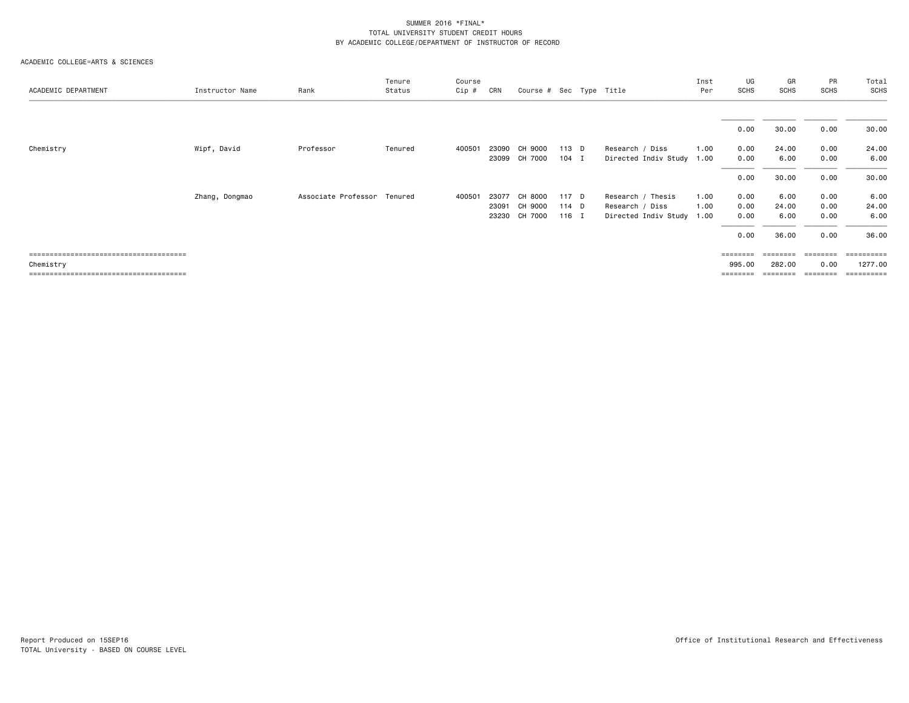SUMMER 2016 *FINAL*
TOTAL UNIVERSITY STUDENT CREDIT HOURS
BY ACADEMIC COLLEGE/DEPARTMENT OF INSTRUCTOR OF RECORD

ACADEMIC COLLEGE=ARTS & SCIENCES

| ACADEMIC DEPARTMENT | Instructor Name | Rank | Tenure Status | Course Cip # | CRN | Course # | Sec | Type | Title | Inst Per | UG SCHS | GR SCHS | PR SCHS | Total SCHS |
|---|---|---|---|---|---|---|---|---|---|---|---|---|---|---|
| | | | | | | | | | | | 0.00 | 30.00 | 0.00 | 30.00 |
| Chemistry | Wipf, David | Professor | Tenured | 400501 | 23090 | CH 9000 | 113 | D | Research / Diss | 1.00 | 0.00 | 24.00 | 0.00 | 24.00 |
| | | | | | 23099 | CH 7000 | 104 | I | Directed Indiv Study | 1.00 | 0.00 | 6.00 | 0.00 | 6.00 |
| | | | | | | | | | | | 0.00 | 30.00 | 0.00 | 30.00 |
| | Zhang, Dongmao | Associate Professor | Tenured | 400501 | 23077 | CH 8000 | 117 | D | Research / Thesis | 1.00 | 0.00 | 6.00 | 0.00 | 6.00 |
| | | | | | 23091 | CH 9000 | 114 | D | Research / Diss | 1.00 | 0.00 | 24.00 | 0.00 | 24.00 |
| | | | | | 23230 | CH 7000 | 116 | I | Directed Indiv Study | 1.00 | 0.00 | 6.00 | 0.00 | 6.00 |
| | | | | | | | | | | | 0.00 | 36.00 | 0.00 | 36.00 |
| Chemistry | | | | | | | | | | | 995.00 | 282.00 | 0.00 | 1277.00 |

Report Produced on 15SEP16
TOTAL University - BASED ON COURSE LEVEL

Office of Institutional Research and Effectiveness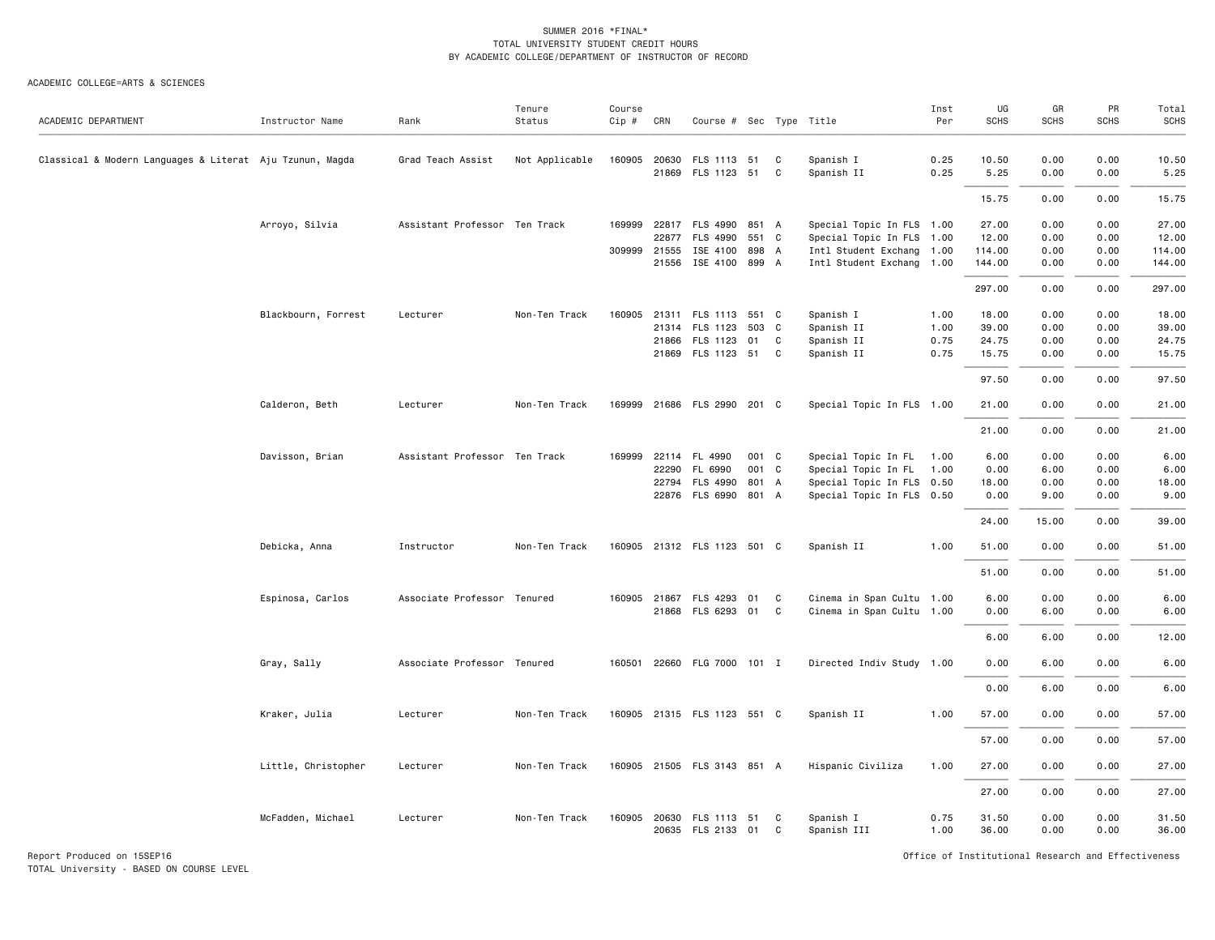SUMMER 2016 *FINAL*
TOTAL UNIVERSITY STUDENT CREDIT HOURS
BY ACADEMIC COLLEGE/DEPARTMENT OF INSTRUCTOR OF RECORD

ACADEMIC COLLEGE=ARTS & SCIENCES

| ACADEMIC DEPARTMENT | Instructor Name | Rank | Tenure Status | Course Cip # | CRN | Course # | Sec | Type | Title | Inst Per | UG SCHS | GR SCHS | PR SCHS | Total SCHS |
|---|---|---|---|---|---|---|---|---|---|---|---|---|---|---|
| Classical & Modern Languages & Literat | Aju Tzunun, Magda | Grad Teach Assist | Not Applicable | 160905 | 20630 | FLS 1113 | 51 | C | Spanish I | 0.25 | 10.50 | 0.00 | 0.00 | 10.50 |
| | | | | | 21869 | FLS 1123 | 51 | C | Spanish II | 0.25 | 5.25 | 0.00 | 0.00 | 5.25 |
| | | | | | | | | | | | 15.75 | 0.00 | 0.00 | 15.75 |
| | Arroyo, Silvia | Assistant Professor | Ten Track | 169999 | 22817 | FLS 4990 | 851 | A | Special Topic In FLS | 1.00 | 27.00 | 0.00 | 0.00 | 27.00 |
| | | | | | 22877 | FLS 4990 | 551 | C | Special Topic In FLS | 1.00 | 12.00 | 0.00 | 0.00 | 12.00 |
| | | | | 309999 | 21555 | ISE 4100 | 898 | A | Intl Student Exchang | 1.00 | 114.00 | 0.00 | 0.00 | 114.00 |
| | | | | | 21556 | ISE 4100 | 899 | A | Intl Student Exchang | 1.00 | 144.00 | 0.00 | 0.00 | 144.00 |
| | | | | | | | | | | | 297.00 | 0.00 | 0.00 | 297.00 |
| | Blackbourn, Forrest | Lecturer | Non-Ten Track | 160905 | 21311 | FLS 1113 | 551 | C | Spanish I | 1.00 | 18.00 | 0.00 | 0.00 | 18.00 |
| | | | | | 21314 | FLS 1123 | 503 | C | Spanish II | 1.00 | 39.00 | 0.00 | 0.00 | 39.00 |
| | | | | | 21866 | FLS 1123 | 01 | C | Spanish II | 0.75 | 24.75 | 0.00 | 0.00 | 24.75 |
| | | | | | 21869 | FLS 1123 | 51 | C | Spanish II | 0.75 | 15.75 | 0.00 | 0.00 | 15.75 |
| | | | | | | | | | | | 97.50 | 0.00 | 0.00 | 97.50 |
| | Calderon, Beth | Lecturer | Non-Ten Track | 169999 | 21686 | FLS 2990 | 201 | C | Special Topic In FLS | 1.00 | 21.00 | 0.00 | 0.00 | 21.00 |
| | | | | | | | | | | | 21.00 | 0.00 | 0.00 | 21.00 |
| | Davisson, Brian | Assistant Professor | Ten Track | 169999 | 22114 | FL 4990 | 001 | C | Special Topic In FL | 1.00 | 6.00 | 0.00 | 0.00 | 6.00 |
| | | | | | 22290 | FL 6990 | 001 | C | Special Topic In FL | 1.00 | 0.00 | 6.00 | 0.00 | 6.00 |
| | | | | | 22794 | FLS 4990 | 801 | A | Special Topic In FLS | 0.50 | 18.00 | 0.00 | 0.00 | 18.00 |
| | | | | | 22876 | FLS 6990 | 801 | A | Special Topic In FLS | 0.50 | 0.00 | 9.00 | 0.00 | 9.00 |
| | | | | | | | | | | | 24.00 | 15.00 | 0.00 | 39.00 |
| | Debicka, Anna | Instructor | Non-Ten Track | 160905 | 21312 | FLS 1123 | 501 | C | Spanish II | 1.00 | 51.00 | 0.00 | 0.00 | 51.00 |
| | | | | | | | | | | | 51.00 | 0.00 | 0.00 | 51.00 |
| | Espinosa, Carlos | Associate Professor | Tenured | 160905 | 21867 | FLS 4293 | 01 | C | Cinema in Span Cultu | 1.00 | 6.00 | 0.00 | 0.00 | 6.00 |
| | | | | | 21868 | FLS 6293 | 01 | C | Cinema in Span Cultu | 1.00 | 0.00 | 6.00 | 0.00 | 6.00 |
| | | | | | | | | | | | 6.00 | 6.00 | 0.00 | 12.00 |
| | Gray, Sally | Associate Professor | Tenured | 160501 | 22660 | FLG 7000 | 101 | I | Directed Indiv Study | 1.00 | 0.00 | 6.00 | 0.00 | 6.00 |
| | | | | | | | | | | | 0.00 | 6.00 | 0.00 | 6.00 |
| | Kraker, Julia | Lecturer | Non-Ten Track | 160905 | 21315 | FLS 1123 | 551 | C | Spanish II | 1.00 | 57.00 | 0.00 | 0.00 | 57.00 |
| | | | | | | | | | | | 57.00 | 0.00 | 0.00 | 57.00 |
| | Little, Christopher | Lecturer | Non-Ten Track | 160905 | 21505 | FLS 3143 | 851 | A | Hispanic Civiliza | 1.00 | 27.00 | 0.00 | 0.00 | 27.00 |
| | | | | | | | | | | | 27.00 | 0.00 | 0.00 | 27.00 |
| | McFadden, Michael | Lecturer | Non-Ten Track | 160905 | 20630 | FLS 1113 | 51 | C | Spanish I | 0.75 | 31.50 | 0.00 | 0.00 | 31.50 |
| | | | | | 20635 | FLS 2133 | 01 | C | Spanish III | 1.00 | 36.00 | 0.00 | 0.00 | 36.00 |

Report Produced on 15SEP16
TOTAL University - BASED ON COURSE LEVEL

Office of Institutional Research and Effectiveness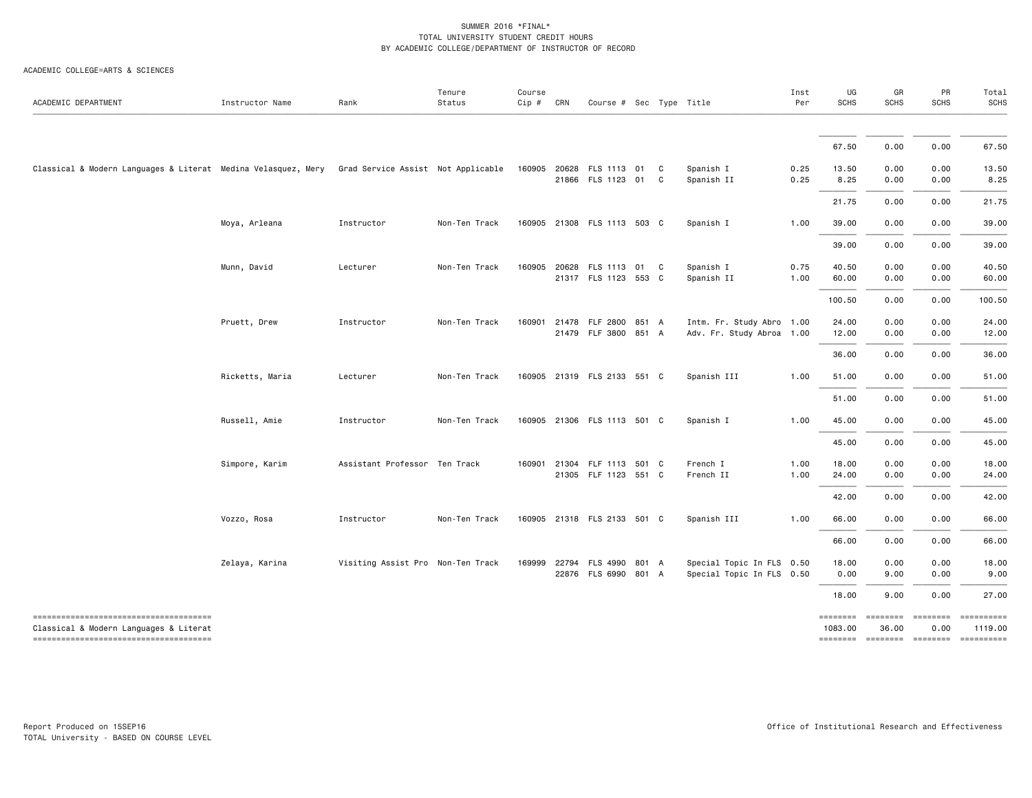SUMMER 2016 *FINAL*
TOTAL UNIVERSITY STUDENT CREDIT HOURS
BY ACADEMIC COLLEGE/DEPARTMENT OF INSTRUCTOR OF RECORD

ACADEMIC COLLEGE=ARTS & SCIENCES

| ACADEMIC DEPARTMENT | Instructor Name | Rank | Tenure Status | Course Cip # | CRN | Course # | Sec | Type | Title | Inst Per | UG SCHS | GR SCHS | PR SCHS | Total SCHS |
|---|---|---|---|---|---|---|---|---|---|---|---|---|---|---|
| | | | | | | | | | | | 67.50 | 0.00 | 0.00 | 67.50 |
| Classical & Modern Languages & Literat | Medina Velasquez, Mery | Grad Service Assist | Not Applicable | 160905 | 20628 | FLS 1113 | 01 | C | Spanish I | 0.25 | 13.50 | 0.00 | 0.00 | 13.50 |
| | | | | | 21866 | FLS 1123 | 01 | C | Spanish II | 0.25 | 8.25 | 0.00 | 0.00 | 8.25 |
| | | | | | | | | | | | 21.75 | 0.00 | 0.00 | 21.75 |
| | Moya, Arleana | Instructor | Non-Ten Track | 160905 | 21308 | FLS 1113 | 503 | C | Spanish I | 1.00 | 39.00 | 0.00 | 0.00 | 39.00 |
| | | | | | | | | | | | 39.00 | 0.00 | 0.00 | 39.00 |
| | Munn, David | Lecturer | Non-Ten Track | 160905 | 20628 | FLS 1113 | 01 | C | Spanish I | 0.75 | 40.50 | 0.00 | 0.00 | 40.50 |
| | | | | | 21317 | FLS 1123 | 553 | C | Spanish II | 1.00 | 60.00 | 0.00 | 0.00 | 60.00 |
| | | | | | | | | | | | 100.50 | 0.00 | 0.00 | 100.50 |
| | Pruett, Drew | Instructor | Non-Ten Track | 160901 | 21478 | FLF 2800 | 851 | A | Intm. Fr. Study Abro | 1.00 | 24.00 | 0.00 | 0.00 | 24.00 |
| | | | | | 21479 | FLF 3800 | 851 | A | Adv. Fr. Study Abroa | 1.00 | 12.00 | 0.00 | 0.00 | 12.00 |
| | | | | | | | | | | | 36.00 | 0.00 | 0.00 | 36.00 |
| | Ricketts, Maria | Lecturer | Non-Ten Track | 160905 | 21319 | FLS 2133 | 551 | C | Spanish III | 1.00 | 51.00 | 0.00 | 0.00 | 51.00 |
| | | | | | | | | | | | 51.00 | 0.00 | 0.00 | 51.00 |
| | Russell, Amie | Instructor | Non-Ten Track | 160905 | 21306 | FLS 1113 | 501 | C | Spanish I | 1.00 | 45.00 | 0.00 | 0.00 | 45.00 |
| | | | | | | | | | | | 45.00 | 0.00 | 0.00 | 45.00 |
| | Simpore, Karim | Assistant Professor | Ten Track | 160901 | 21304 | FLF 1113 | 501 | C | French I | 1.00 | 18.00 | 0.00 | 0.00 | 18.00 |
| | | | | | 21305 | FLF 1123 | 551 | C | French II | 1.00 | 24.00 | 0.00 | 0.00 | 24.00 |
| | | | | | | | | | | | 42.00 | 0.00 | 0.00 | 42.00 |
| | Vozzo, Rosa | Instructor | Non-Ten Track | 160905 | 21318 | FLS 2133 | 501 | C | Spanish III | 1.00 | 66.00 | 0.00 | 0.00 | 66.00 |
| | | | | | | | | | | | 66.00 | 0.00 | 0.00 | 66.00 |
| | Zelaya, Karina | Visiting Assist Pro | Non-Ten Track | 169999 | 22794 | FLS 4990 | 801 | A | Special Topic In FLS | 0.50 | 18.00 | 0.00 | 0.00 | 18.00 |
| | | | | | 22876 | FLS 6990 | 801 | A | Special Topic In FLS | 0.50 | 0.00 | 9.00 | 0.00 | 9.00 |
| | | | | | | | | | | | 18.00 | 9.00 | 0.00 | 27.00 |
| Classical & Modern Languages & Literat | | | | | | | | | | | 1083.00 | 36.00 | 0.00 | 1119.00 |

Report Produced on 15SEP16
TOTAL University - BASED ON COURSE LEVEL

Office of Institutional Research and Effectiveness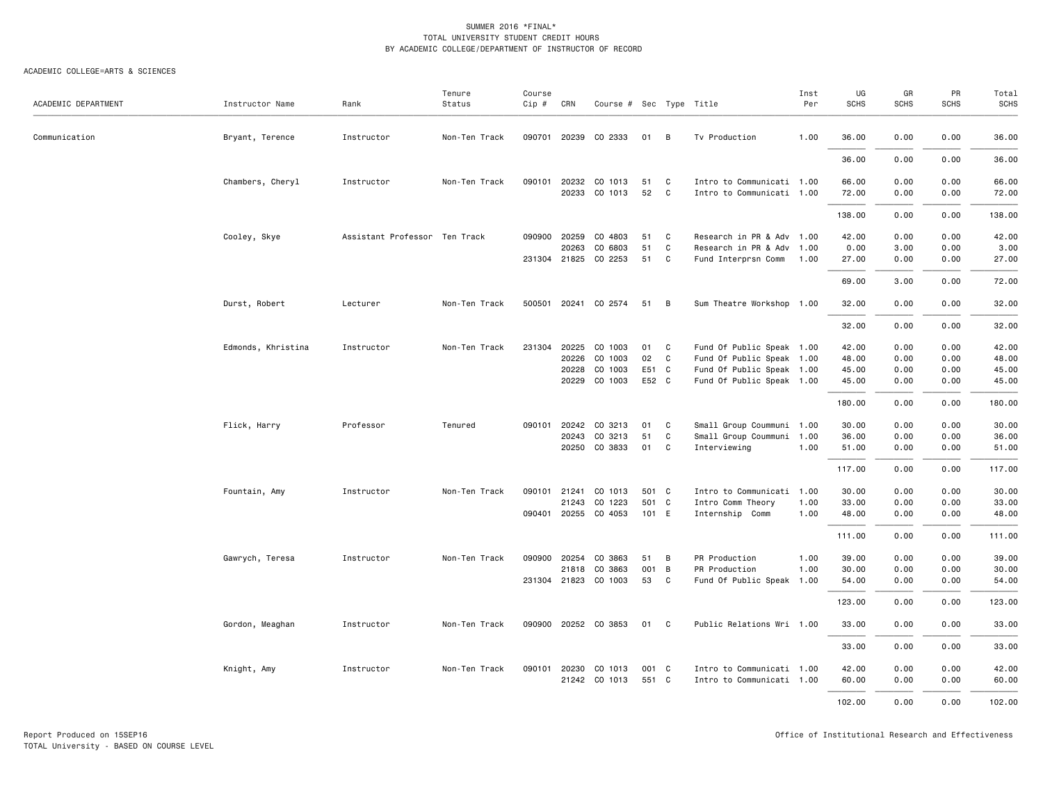SUMMER 2016 *FINAL*
TOTAL UNIVERSITY STUDENT CREDIT HOURS
BY ACADEMIC COLLEGE/DEPARTMENT OF INSTRUCTOR OF RECORD

ACADEMIC COLLEGE=ARTS & SCIENCES

| ACADEMIC DEPARTMENT | Instructor Name | Rank | Tenure Status | Course Cip # | CRN | Course # | Sec | Type | Title | Inst Per | UG SCHS | GR SCHS | PR SCHS | Total SCHS |
|---|---|---|---|---|---|---|---|---|---|---|---|---|---|---|
| Communication | Bryant, Terence | Instructor | Non-Ten Track | 090701 | 20239 | CO 2333 | 01 | B | Tv Production | 1.00 | 36.00 | 0.00 | 0.00 | 36.00 |
| | | | | | | | | | | | 36.00 | 0.00 | 0.00 | 36.00 |
| | Chambers, Cheryl | Instructor | Non-Ten Track | 090101 | 20232 | CO 1013 | 51 | C | Intro to Communicati | 1.00 | 66.00 | 0.00 | 0.00 | 66.00 |
| | | | | | 20233 | CO 1013 | 52 | C | Intro to Communicati | 1.00 | 72.00 | 0.00 | 0.00 | 72.00 |
| | | | | | | | | | | | 138.00 | 0.00 | 0.00 | 138.00 |
| | Cooley, Skye | Assistant Professor | Ten Track | 090900 | 20259 | CO 4803 | 51 | C | Research in PR & Adv | 1.00 | 42.00 | 0.00 | 0.00 | 42.00 |
| | | | | | 20263 | CO 6803 | 51 | C | Research in PR & Adv | 1.00 | 0.00 | 3.00 | 0.00 | 3.00 |
| | | | | 231304 | 21825 | CO 2253 | 51 | C | Fund Interprsn Comm | 1.00 | 27.00 | 0.00 | 0.00 | 27.00 |
| | | | | | | | | | | | 69.00 | 3.00 | 0.00 | 72.00 |
| | Durst, Robert | Lecturer | Non-Ten Track | 500501 | 20241 | CO 2574 | 51 | B | Sum Theatre Workshop | 1.00 | 32.00 | 0.00 | 0.00 | 32.00 |
| | | | | | | | | | | | 32.00 | 0.00 | 0.00 | 32.00 |
| | Edmonds, Khristina | Instructor | Non-Ten Track | 231304 | 20225 | CO 1003 | 01 | C | Fund Of Public Speak | 1.00 | 42.00 | 0.00 | 0.00 | 42.00 |
| | | | | | 20226 | CO 1003 | 02 | C | Fund Of Public Speak | 1.00 | 48.00 | 0.00 | 0.00 | 48.00 |
| | | | | | 20228 | CO 1003 | E51 | C | Fund Of Public Speak | 1.00 | 45.00 | 0.00 | 0.00 | 45.00 |
| | | | | | 20229 | CO 1003 | E52 | C | Fund Of Public Speak | 1.00 | 45.00 | 0.00 | 0.00 | 45.00 |
| | | | | | | | | | | | 180.00 | 0.00 | 0.00 | 180.00 |
| | Flick, Harry | Professor | Tenured | 090101 | 20242 | CO 3213 | 01 | C | Small Group Coummuni | 1.00 | 30.00 | 0.00 | 0.00 | 30.00 |
| | | | | | 20243 | CO 3213 | 51 | C | Small Group Coummuni | 1.00 | 36.00 | 0.00 | 0.00 | 36.00 |
| | | | | | 20250 | CO 3833 | 01 | C | Interviewing | 1.00 | 51.00 | 0.00 | 0.00 | 51.00 |
| | | | | | | | | | | | 117.00 | 0.00 | 0.00 | 117.00 |
| | Fountain, Amy | Instructor | Non-Ten Track | 090101 | 21241 | CO 1013 | 501 | C | Intro to Communicati | 1.00 | 30.00 | 0.00 | 0.00 | 30.00 |
| | | | | | 21243 | CO 1223 | 501 | C | Intro Comm Theory | 1.00 | 33.00 | 0.00 | 0.00 | 33.00 |
| | | | | 090401 | 20255 | CO 4053 | 101 | E | Internship Comm | 1.00 | 48.00 | 0.00 | 0.00 | 48.00 |
| | | | | | | | | | | | 111.00 | 0.00 | 0.00 | 111.00 |
| | Gawrych, Teresa | Instructor | Non-Ten Track | 090900 | 20254 | CO 3863 | 51 | B | PR Production | 1.00 | 39.00 | 0.00 | 0.00 | 39.00 |
| | | | | | 21818 | CO 3863 | 001 | B | PR Production | 1.00 | 30.00 | 0.00 | 0.00 | 30.00 |
| | | | | 231304 | 21823 | CO 1003 | 53 | C | Fund Of Public Speak | 1.00 | 54.00 | 0.00 | 0.00 | 54.00 |
| | | | | | | | | | | | 123.00 | 0.00 | 0.00 | 123.00 |
| | Gordon, Meaghan | Instructor | Non-Ten Track | 090900 | 20252 | CO 3853 | 01 | C | Public Relations Wri | 1.00 | 33.00 | 0.00 | 0.00 | 33.00 |
| | | | | | | | | | | | 33.00 | 0.00 | 0.00 | 33.00 |
| | Knight, Amy | Instructor | Non-Ten Track | 090101 | 20230 | CO 1013 | 001 | C | Intro to Communicati | 1.00 | 42.00 | 0.00 | 0.00 | 42.00 |
| | | | | | 21242 | CO 1013 | 551 | C | Intro to Communicati | 1.00 | 60.00 | 0.00 | 0.00 | 60.00 |
| | | | | | | | | | | | 102.00 | 0.00 | 0.00 | 102.00 |

Report Produced on 15SEP16
TOTAL University - BASED ON COURSE LEVEL

Office of Institutional Research and Effectiveness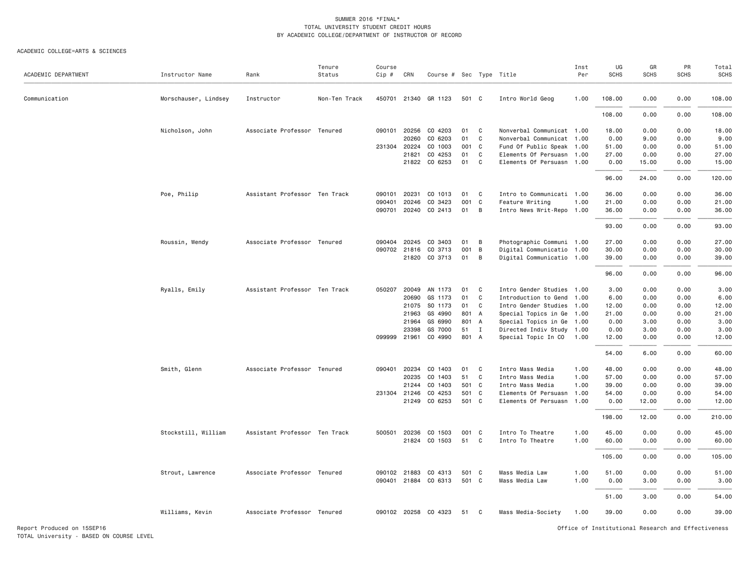SUMMER 2016 *FINAL*
TOTAL UNIVERSITY STUDENT CREDIT HOURS
BY ACADEMIC COLLEGE/DEPARTMENT OF INSTRUCTOR OF RECORD

ACADEMIC COLLEGE=ARTS & SCIENCES

| ACADEMIC DEPARTMENT | Instructor Name | Rank | Tenure Status | Course Cip # | CRN | Course # | Sec | Type | Title | Inst Per | UG SCHS | GR SCHS | PR SCHS | Total SCHS |
|---|---|---|---|---|---|---|---|---|---|---|---|---|---|---|
| Communication | Morschauser, Lindsey | Instructor | Non-Ten Track | 450701 | 21340 | GR 1123 | 501 | C | Intro World Geog | 1.00 | 108.00 | 0.00 | 0.00 | 108.00 |
| | | | | | | | | | | | 108.00 | 0.00 | 0.00 | 108.00 |
| | Nicholson, John | Associate Professor | Tenured | 090101 | 20256 | CO 4203 | 01 | C | Nonverbal Communicat | 1.00 | 18.00 | 0.00 | 0.00 | 18.00 |
| | | | | | 20260 | CO 6203 | 01 | C | Nonverbal Communicat | 1.00 | 0.00 | 9.00 | 0.00 | 9.00 |
| | | | | 231304 | 20224 | CO 1003 | 001 | C | Fund Of Public Speak | 1.00 | 51.00 | 0.00 | 0.00 | 51.00 |
| | | | | | 21821 | CO 4253 | 01 | C | Elements Of Persuasn | 1.00 | 27.00 | 0.00 | 0.00 | 27.00 |
| | | | | | 21822 | CO 6253 | 01 | C | Elements Of Persuasn | 1.00 | 0.00 | 15.00 | 0.00 | 15.00 |
| | | | | | | | | | | | 96.00 | 24.00 | 0.00 | 120.00 |
| | Poe, Philip | Assistant Professor | Ten Track | 090101 | 20231 | CO 1013 | 01 | C | Intro to Communicati | 1.00 | 36.00 | 0.00 | 0.00 | 36.00 |
| | | | | 090401 | 20246 | CO 3423 | 001 | C | Feature Writing | 1.00 | 21.00 | 0.00 | 0.00 | 21.00 |
| | | | | 090701 | 20240 | CO 2413 | 01 | B | Intro News Writ-Repo | 1.00 | 36.00 | 0.00 | 0.00 | 36.00 |
| | | | | | | | | | | | 93.00 | 0.00 | 0.00 | 93.00 |
| | Roussin, Wendy | Associate Professor | Tenured | 090404 | 20245 | CO 3403 | 01 | B | Photographic Communi | 1.00 | 27.00 | 0.00 | 0.00 | 27.00 |
| | | | | 090702 | 21816 | CO 3713 | 001 | B | Digital Communicatio | 1.00 | 30.00 | 0.00 | 0.00 | 30.00 |
| | | | | | 21820 | CO 3713 | 01 | B | Digital Communicatio | 1.00 | 39.00 | 0.00 | 0.00 | 39.00 |
| | | | | | | | | | | | 96.00 | 0.00 | 0.00 | 96.00 |
| | Ryalls, Emily | Assistant Professor | Ten Track | 050207 | 20049 | AN 1173 | 01 | C | Intro Gender Studies | 1.00 | 3.00 | 0.00 | 0.00 | 3.00 |
| | | | | | 20690 | GS 1173 | 01 | C | Introduction to Gend | 1.00 | 6.00 | 0.00 | 0.00 | 6.00 |
| | | | | | 21075 | SO 1173 | 01 | C | Intro Gender Studies | 1.00 | 12.00 | 0.00 | 0.00 | 12.00 |
| | | | | | 21963 | GS 4990 | 801 | A | Special Topics in Ge | 1.00 | 21.00 | 0.00 | 0.00 | 21.00 |
| | | | | | 21964 | GS 6990 | 801 | A | Special Topics in Ge | 1.00 | 0.00 | 3.00 | 0.00 | 3.00 |
| | | | | | 23398 | GS 7000 | 51 | I | Directed Indiv Study | 1.00 | 0.00 | 3.00 | 0.00 | 3.00 |
| | | | | 099999 | 21961 | CO 4990 | 801 | A | Special Topic In CO | 1.00 | 12.00 | 0.00 | 0.00 | 12.00 |
| | | | | | | | | | | | 54.00 | 6.00 | 0.00 | 60.00 |
| | Smith, Glenn | Associate Professor | Tenured | 090401 | 20234 | CO 1403 | 01 | C | Intro Mass Media | 1.00 | 48.00 | 0.00 | 0.00 | 48.00 |
| | | | | | 20235 | CO 1403 | 51 | C | Intro Mass Media | 1.00 | 57.00 | 0.00 | 0.00 | 57.00 |
| | | | | | 21244 | CO 1403 | 501 | C | Intro Mass Media | 1.00 | 39.00 | 0.00 | 0.00 | 39.00 |
| | | | | 231304 | 21246 | CO 4253 | 501 | C | Elements Of Persuasn | 1.00 | 54.00 | 0.00 | 0.00 | 54.00 |
| | | | | | 21249 | CO 6253 | 501 | C | Elements Of Persuasn | 1.00 | 0.00 | 12.00 | 0.00 | 12.00 |
| | | | | | | | | | | | 198.00 | 12.00 | 0.00 | 210.00 |
| | Stockstill, William | Assistant Professor | Ten Track | 500501 | 20236 | CO 1503 | 001 | C | Intro To Theatre | 1.00 | 45.00 | 0.00 | 0.00 | 45.00 |
| | | | | | 21824 | CO 1503 | 51 | C | Intro To Theatre | 1.00 | 60.00 | 0.00 | 0.00 | 60.00 |
| | | | | | | | | | | | 105.00 | 0.00 | 0.00 | 105.00 |
| | Strout, Lawrence | Associate Professor | Tenured | 090102 | 21883 | CO 4313 | 501 | C | Mass Media Law | 1.00 | 51.00 | 0.00 | 0.00 | 51.00 |
| | | | | 090401 | 21884 | CO 6313 | 501 | C | Mass Media Law | 1.00 | 0.00 | 3.00 | 0.00 | 3.00 |
| | | | | | | | | | | | 51.00 | 3.00 | 0.00 | 54.00 |
| | Williams, Kevin | Associate Professor | Tenured | 090102 | 20258 | CO 4323 | 51 | C | Mass Media-Society | 1.00 | 39.00 | 0.00 | 0.00 | 39.00 |

Report Produced on 15SEP16
TOTAL University - BASED ON COURSE LEVEL

Office of Institutional Research and Effectiveness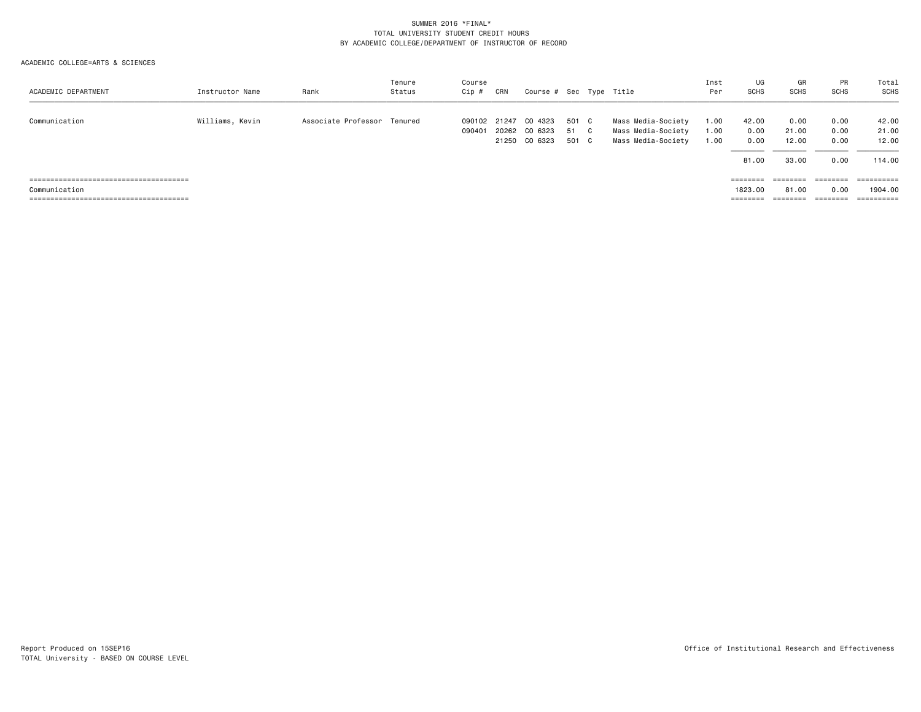SUMMER 2016 *FINAL*
TOTAL UNIVERSITY STUDENT CREDIT HOURS
BY ACADEMIC COLLEGE/DEPARTMENT OF INSTRUCTOR OF RECORD

ACADEMIC COLLEGE=ARTS & SCIENCES

| ACADEMIC DEPARTMENT | Instructor Name | Rank | Tenure Status | Course Cip # | CRN | Course # | Sec | Type | Title | Inst Per | UG SCHS | GR SCHS | PR SCHS | Total SCHS |
|---|---|---|---|---|---|---|---|---|---|---|---|---|---|---|
| Communication | Williams, Kevin | Associate Professor | Tenured | 090102 | 21247 | CO 4323 | 501 | C | Mass Media-Society | 1.00 | 42.00 | 0.00 | 0.00 | 42.00 |
| | | | | 090401 | 20262 | CO 6323 | 51 | C | Mass Media-Society | 1.00 | 0.00 | 21.00 | 0.00 | 21.00 |
| | | | | | 21250 | CO 6323 | 501 | C | Mass Media-Society | 1.00 | 0.00 | 12.00 | 0.00 | 12.00 |
| | | | | | | | | | | | 81.00 | 33.00 | 0.00 | 114.00 |
| Communication | | | | | | | | | | | 1823.00 | 81.00 | 0.00 | 1904.00 |

Report Produced on 15SEP16
TOTAL University - BASED ON COURSE LEVEL

Office of Institutional Research and Effectiveness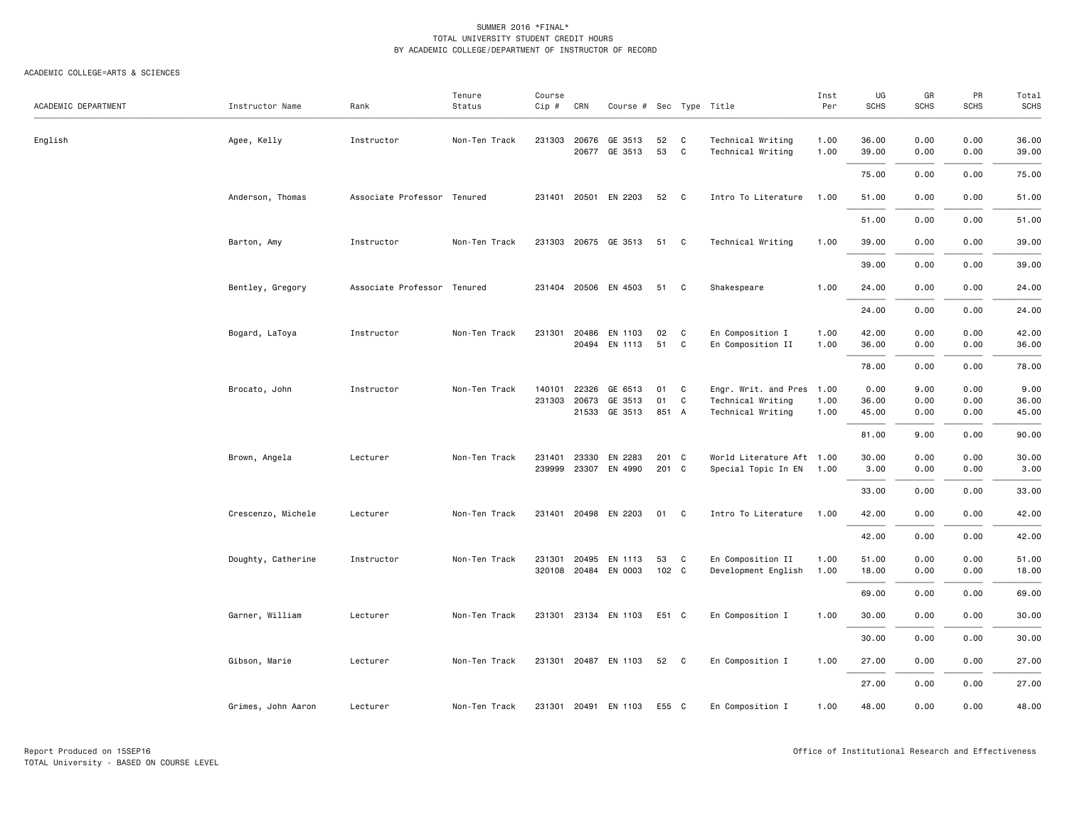SUMMER 2016 *FINAL*
TOTAL UNIVERSITY STUDENT CREDIT HOURS
BY ACADEMIC COLLEGE/DEPARTMENT OF INSTRUCTOR OF RECORD

ACADEMIC COLLEGE=ARTS & SCIENCES

| ACADEMIC DEPARTMENT | Instructor Name | Rank | Tenure Status | Course Cip # | CRN | Course # | Sec | Type | Title | Inst Per | UG SCHS | GR SCHS | PR SCHS | Total SCHS |
|---|---|---|---|---|---|---|---|---|---|---|---|---|---|---|
| English | Agee, Kelly | Instructor | Non-Ten Track | 231303 | 20676 | GE 3513 | 52 | C | Technical Writing | 1.00 | 36.00 | 0.00 | 0.00 | 36.00 |
| | | | | | 20677 | GE 3513 | 53 | C | Technical Writing | 1.00 | 39.00 | 0.00 | 0.00 | 39.00 |
| | | | | | | | | | | | 75.00 | 0.00 | 0.00 | 75.00 |
| | Anderson, Thomas | Associate Professor | Tenured | 231401 | 20501 | EN 2203 | 52 | C | Intro To Literature | 1.00 | 51.00 | 0.00 | 0.00 | 51.00 |
| | | | | | | | | | | | 51.00 | 0.00 | 0.00 | 51.00 |
| | Barton, Amy | Instructor | Non-Ten Track | 231303 | 20675 | GE 3513 | 51 | C | Technical Writing | 1.00 | 39.00 | 0.00 | 0.00 | 39.00 |
| | | | | | | | | | | | 39.00 | 0.00 | 0.00 | 39.00 |
| | Bentley, Gregory | Associate Professor | Tenured | 231404 | 20506 | EN 4503 | 51 | C | Shakespeare | 1.00 | 24.00 | 0.00 | 0.00 | 24.00 |
| | | | | | | | | | | | 24.00 | 0.00 | 0.00 | 24.00 |
| | Bogard, LaToya | Instructor | Non-Ten Track | 231301 | 20486 | EN 1103 | 02 | C | En Composition I | 1.00 | 42.00 | 0.00 | 0.00 | 42.00 |
| | | | | | 20494 | EN 1113 | 51 | C | En Composition II | 1.00 | 36.00 | 0.00 | 0.00 | 36.00 |
| | | | | | | | | | | | 78.00 | 0.00 | 0.00 | 78.00 |
| | Brocato, John | Instructor | Non-Ten Track | 140101 | 22326 | GE 6513 | 01 | C | Engr. Writ. and Pres | 1.00 | 0.00 | 9.00 | 0.00 | 9.00 |
| | | | | 231303 | 20673 | GE 3513 | 01 | C | Technical Writing | 1.00 | 36.00 | 0.00 | 0.00 | 36.00 |
| | | | | | 21533 | GE 3513 | 851 | A | Technical Writing | 1.00 | 45.00 | 0.00 | 0.00 | 45.00 |
| | | | | | | | | | | | 81.00 | 9.00 | 0.00 | 90.00 |
| | Brown, Angela | Lecturer | Non-Ten Track | 231401 | 23330 | EN 2283 | 201 | C | World Literature Aft | 1.00 | 30.00 | 0.00 | 0.00 | 30.00 |
| | | | | 239999 | 23307 | EN 4990 | 201 | C | Special Topic In EN | 1.00 | 3.00 | 0.00 | 0.00 | 3.00 |
| | | | | | | | | | | | 33.00 | 0.00 | 0.00 | 33.00 |
| | Crescenzo, Michele | Lecturer | Non-Ten Track | 231401 | 20498 | EN 2203 | 01 | C | Intro To Literature | 1.00 | 42.00 | 0.00 | 0.00 | 42.00 |
| | | | | | | | | | | | 42.00 | 0.00 | 0.00 | 42.00 |
| | Doughty, Catherine | Instructor | Non-Ten Track | 231301 | 20495 | EN 1113 | 53 | C | En Composition II | 1.00 | 51.00 | 0.00 | 0.00 | 51.00 |
| | | | | 320108 | 20484 | EN 0003 | 102 | C | Development English | 1.00 | 18.00 | 0.00 | 0.00 | 18.00 |
| | | | | | | | | | | | 69.00 | 0.00 | 0.00 | 69.00 |
| | Garner, William | Lecturer | Non-Ten Track | 231301 | 23134 | EN 1103 | E51 | C | En Composition I | 1.00 | 30.00 | 0.00 | 0.00 | 30.00 |
| | | | | | | | | | | | 30.00 | 0.00 | 0.00 | 30.00 |
| | Gibson, Marie | Lecturer | Non-Ten Track | 231301 | 20487 | EN 1103 | 52 | C | En Composition I | 1.00 | 27.00 | 0.00 | 0.00 | 27.00 |
| | | | | | | | | | | | 27.00 | 0.00 | 0.00 | 27.00 |
| | Grimes, John Aaron | Lecturer | Non-Ten Track | 231301 | 20491 | EN 1103 | E55 | C | En Composition I | 1.00 | 48.00 | 0.00 | 0.00 | 48.00 |

Report Produced on 15SEP16
TOTAL University - BASED ON COURSE LEVEL

Office of Institutional Research and Effectiveness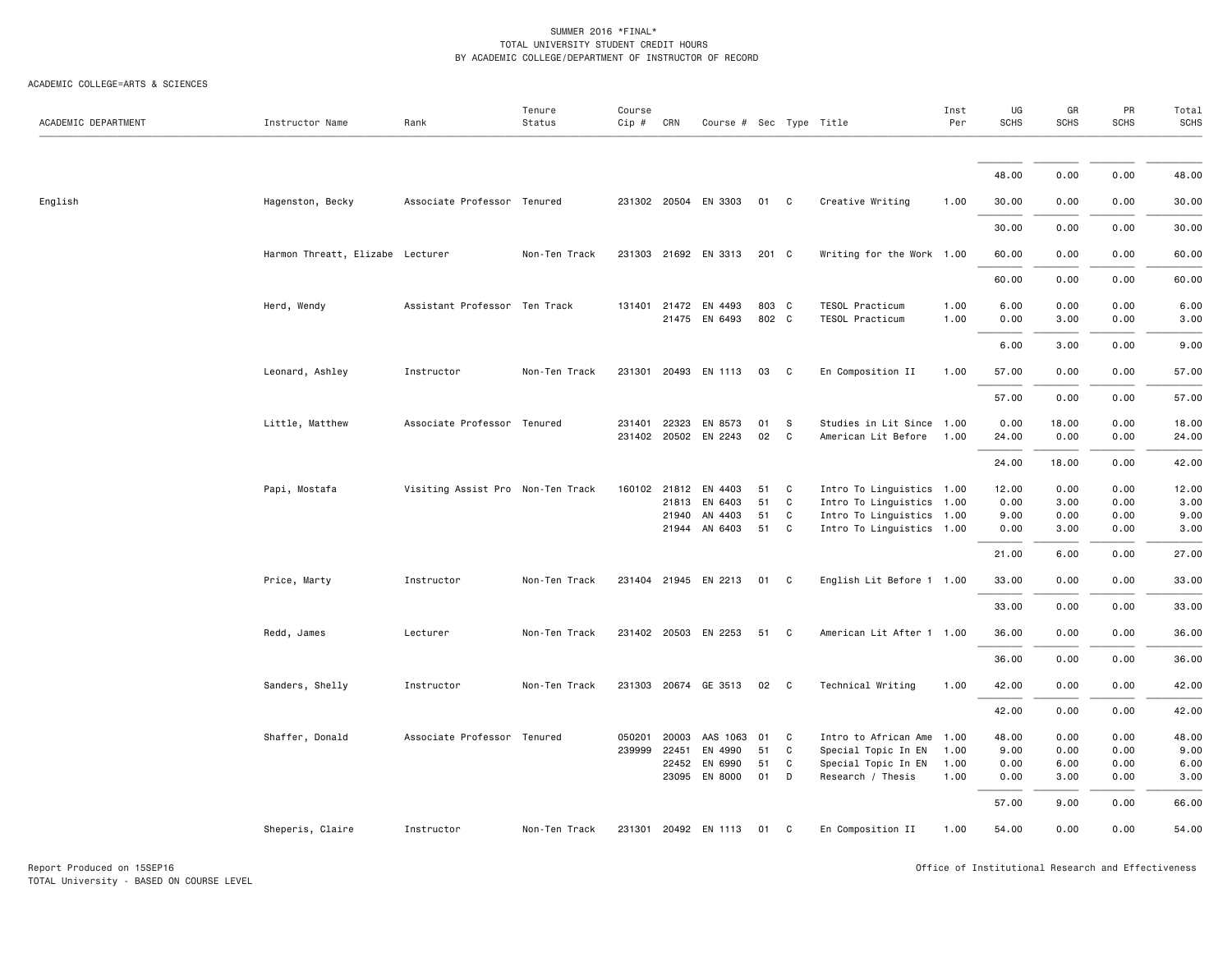SUMMER 2016 *FINAL*
TOTAL UNIVERSITY STUDENT CREDIT HOURS
BY ACADEMIC COLLEGE/DEPARTMENT OF INSTRUCTOR OF RECORD

ACADEMIC COLLEGE=ARTS & SCIENCES

| ACADEMIC DEPARTMENT | Instructor Name | Rank | Tenure Status | Course Cip # | CRN | Course # | Sec | Type | Title | Inst Per | UG SCHS | GR SCHS | PR SCHS | Total SCHS |
|---|---|---|---|---|---|---|---|---|---|---|---|---|---|---|
| | | | | | | | | | | | 48.00 | 0.00 | 0.00 | 48.00 |
| English | Hagenston, Becky | Associate Professor | Tenured | 231302 | 20504 | EN 3303 | 01 | C | Creative Writing | 1.00 | 30.00 | 0.00 | 0.00 | 30.00 |
| | | | | | | | | | | | 30.00 | 0.00 | 0.00 | 30.00 |
| | Harmon Threatt, Elizabe | Lecturer | Non-Ten Track | 231303 | 21692 | EN 3313 | 201 | C | Writing for the Work | 1.00 | 60.00 | 0.00 | 0.00 | 60.00 |
| | | | | | | | | | | | 60.00 | 0.00 | 0.00 | 60.00 |
| | Herd, Wendy | Assistant Professor | Ten Track | 131401 | 21472 | EN 4493 | 803 | C | TESOL Practicum | 1.00 | 6.00 | 0.00 | 0.00 | 6.00 |
| | | | | | 21475 | EN 6493 | 802 | C | TESOL Practicum | 1.00 | 0.00 | 3.00 | 0.00 | 3.00 |
| | | | | | | | | | | | 6.00 | 3.00 | 0.00 | 9.00 |
| | Leonard, Ashley | Instructor | Non-Ten Track | 231301 | 20493 | EN 1113 | 03 | C | En Composition II | 1.00 | 57.00 | 0.00 | 0.00 | 57.00 |
| | | | | | | | | | | | 57.00 | 0.00 | 0.00 | 57.00 |
| | Little, Matthew | Associate Professor | Tenured | 231401 | 22323 | EN 8573 | 01 | S | Studies in Lit Since | 1.00 | 0.00 | 18.00 | 0.00 | 18.00 |
| | | | | 231402 | 20502 | EN 2243 | 02 | C | American Lit Before | 1.00 | 24.00 | 0.00 | 0.00 | 24.00 |
| | | | | | | | | | | | 24.00 | 18.00 | 0.00 | 42.00 |
| | Papi, Mostafa | Visiting Assist Pro | Non-Ten Track | 160102 | 21812 | EN 4403 | 51 | C | Intro To Linguistics | 1.00 | 12.00 | 0.00 | 0.00 | 12.00 |
| | | | | | 21813 | EN 6403 | 51 | C | Intro To Linguistics | 1.00 | 0.00 | 3.00 | 0.00 | 3.00 |
| | | | | | 21940 | AN 4403 | 51 | C | Intro To Linguistics | 1.00 | 9.00 | 0.00 | 0.00 | 9.00 |
| | | | | | 21944 | AN 6403 | 51 | C | Intro To Linguistics | 1.00 | 0.00 | 3.00 | 0.00 | 3.00 |
| | | | | | | | | | | | 21.00 | 6.00 | 0.00 | 27.00 |
| | Price, Marty | Instructor | Non-Ten Track | 231404 | 21945 | EN 2213 | 01 | C | English Lit Before 1 | 1.00 | 33.00 | 0.00 | 0.00 | 33.00 |
| | | | | | | | | | | | 33.00 | 0.00 | 0.00 | 33.00 |
| | Redd, James | Lecturer | Non-Ten Track | 231402 | 20503 | EN 2253 | 51 | C | American Lit After 1 | 1.00 | 36.00 | 0.00 | 0.00 | 36.00 |
| | | | | | | | | | | | 36.00 | 0.00 | 0.00 | 36.00 |
| | Sanders, Shelly | Instructor | Non-Ten Track | 231303 | 20674 | GE 3513 | 02 | C | Technical Writing | 1.00 | 42.00 | 0.00 | 0.00 | 42.00 |
| | | | | | | | | | | | 42.00 | 0.00 | 0.00 | 42.00 |
| | Shaffer, Donald | Associate Professor | Tenured | 050201 | 20003 | AAS 1063 | 01 | C | Intro to African Ame | 1.00 | 48.00 | 0.00 | 0.00 | 48.00 |
| | | | | 239999 | 22451 | EN 4990 | 51 | C | Special Topic In EN | 1.00 | 9.00 | 0.00 | 0.00 | 9.00 |
| | | | | | 22452 | EN 6990 | 51 | C | Special Topic In EN | 1.00 | 0.00 | 6.00 | 0.00 | 6.00 |
| | | | | | 23095 | EN 8000 | 01 | D | Research / Thesis | 1.00 | 0.00 | 3.00 | 0.00 | 3.00 |
| | | | | | | | | | | | 57.00 | 9.00 | 0.00 | 66.00 |
| | Sheperis, Claire | Instructor | Non-Ten Track | 231301 | 20492 | EN 1113 | 01 | C | En Composition II | 1.00 | 54.00 | 0.00 | 0.00 | 54.00 |

Report Produced on 15SEP16
TOTAL University - BASED ON COURSE LEVEL

Office of Institutional Research and Effectiveness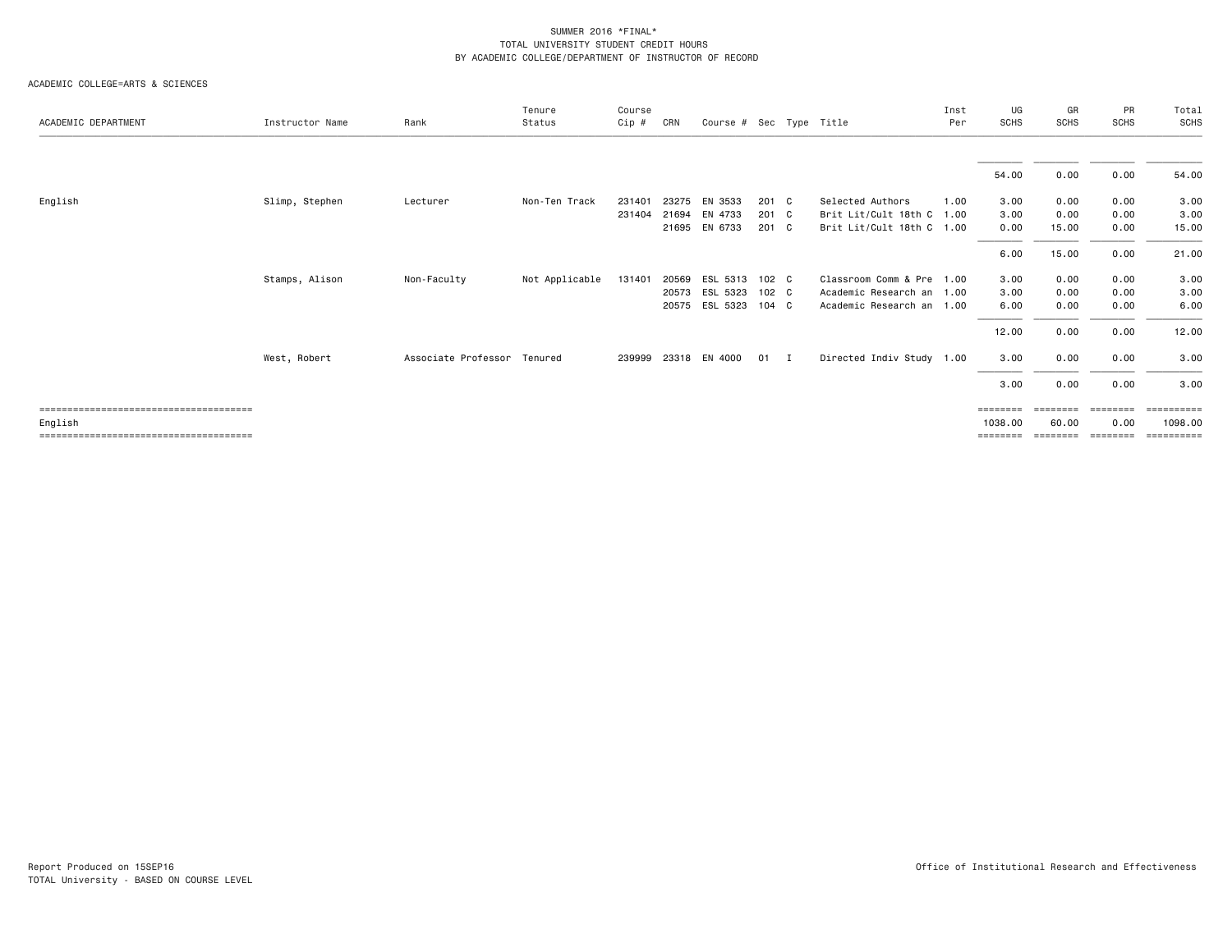SUMMER 2016 *FINAL*
TOTAL UNIVERSITY STUDENT CREDIT HOURS
BY ACADEMIC COLLEGE/DEPARTMENT OF INSTRUCTOR OF RECORD

ACADEMIC COLLEGE=ARTS & SCIENCES

| ACADEMIC DEPARTMENT | Instructor Name | Rank | Tenure Status | Course Cip # | CRN | Course # | Sec | Type | Title | Inst Per | UG SCHS | GR SCHS | PR SCHS | Total SCHS |
|---|---|---|---|---|---|---|---|---|---|---|---|---|---|---|
| | | | | | | | | | | | 54.00 | 0.00 | 0.00 | 54.00 |
| English | Slimp, Stephen | Lecturer | Non-Ten Track | 231401 | 23275 | EN 3533 | 201 | C | Selected Authors | 1.00 | 3.00 | 0.00 | 0.00 | 3.00 |
| | | | | 231404 | 21694 | EN 4733 | 201 | C | Brit Lit/Cult 18th C | 1.00 | 3.00 | 0.00 | 0.00 | 3.00 |
| | | | | | 21695 | EN 6733 | 201 | C | Brit Lit/Cult 18th C | 1.00 | 0.00 | 15.00 | 0.00 | 15.00 |
| | | | | | | | | | | | 6.00 | 15.00 | 0.00 | 21.00 |
| | Stamps, Alison | Non-Faculty | Not Applicable | 131401 | 20569 | ESL 5313 | 102 | C | Classroom Comm & Pre | 1.00 | 3.00 | 0.00 | 0.00 | 3.00 |
| | | | | | 20573 | ESL 5323 | 102 | C | Academic Research an | 1.00 | 3.00 | 0.00 | 0.00 | 3.00 |
| | | | | | 20575 | ESL 5323 | 104 | C | Academic Research an | 1.00 | 6.00 | 0.00 | 0.00 | 6.00 |
| | | | | | | | | | | | 12.00 | 0.00 | 0.00 | 12.00 |
| | West, Robert | Associate Professor | Tenured | 239999 | 23318 | EN 4000 | 01 | I | Directed Indiv Study | 1.00 | 3.00 | 0.00 | 0.00 | 3.00 |
| | | | | | | | | | | | 3.00 | 0.00 | 0.00 | 3.00 |
| English | | | | | | | | | | | 1038.00 | 60.00 | 0.00 | 1098.00 |

Report Produced on 15SEP16
TOTAL University - BASED ON COURSE LEVEL

Office of Institutional Research and Effectiveness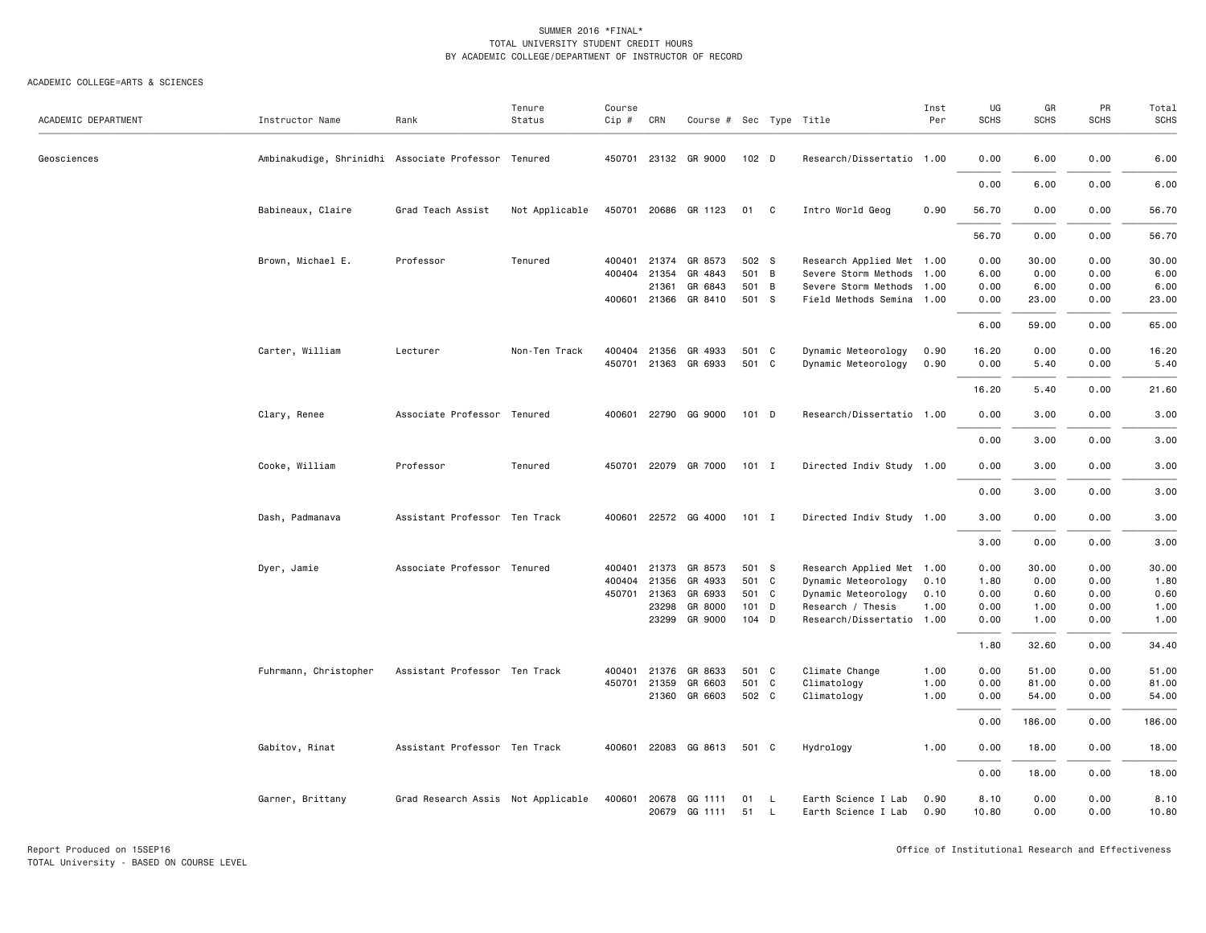SUMMER 2016 *FINAL*
TOTAL UNIVERSITY STUDENT CREDIT HOURS
BY ACADEMIC COLLEGE/DEPARTMENT OF INSTRUCTOR OF RECORD

ACADEMIC COLLEGE=ARTS & SCIENCES

| ACADEMIC DEPARTMENT | Instructor Name | Rank | Tenure Status | Course Cip # | CRN | Course # | Sec | Type | Title | Inst Per | UG SCHS | GR SCHS | PR SCHS | Total SCHS |
|---|---|---|---|---|---|---|---|---|---|---|---|---|---|---|
| Geosciences | Ambinakudige, Shrinidhi | Associate Professor | Tenured | 450701 | 23132 | GR 9000 | 102 | D | Research/Dissertatio | 1.00 | 0.00 | 6.00 | 0.00 | 6.00 |
| | | | | | | | | | | | 0.00 | 6.00 | 0.00 | 6.00 |
| | Babineaux, Claire | Grad Teach Assist | Not Applicable | 450701 | 20686 | GR 1123 | 01 | C | Intro World Geog | 0.90 | 56.70 | 0.00 | 0.00 | 56.70 |
| | | | | | | | | | | | 56.70 | 0.00 | 0.00 | 56.70 |
| | Brown, Michael E. | Professor | Tenured | 400401 | 21374 | GR 8573 | 502 | S | Research Applied Met | 1.00 | 0.00 | 30.00 | 0.00 | 30.00 |
| | | | | 400404 | 21354 | GR 4843 | 501 | B | Severe Storm Methods | 1.00 | 6.00 | 0.00 | 0.00 | 6.00 |
| | | | | | 21361 | GR 6843 | 501 | B | Severe Storm Methods | 1.00 | 0.00 | 6.00 | 0.00 | 6.00 |
| | | | | 400601 | 21366 | GR 8410 | 501 | S | Field Methods Semina | 1.00 | 0.00 | 23.00 | 0.00 | 23.00 |
| | | | | | | | | | | | 6.00 | 59.00 | 0.00 | 65.00 |
| | Carter, William | Lecturer | Non-Ten Track | 400404 | 21356 | GR 4933 | 501 | C | Dynamic Meteorology | 0.90 | 16.20 | 0.00 | 0.00 | 16.20 |
| | | | | 450701 | 21363 | GR 6933 | 501 | C | Dynamic Meteorology | 0.90 | 0.00 | 5.40 | 0.00 | 5.40 |
| | | | | | | | | | | | 16.20 | 5.40 | 0.00 | 21.60 |
| | Clary, Renee | Associate Professor | Tenured | 400601 | 22790 | GG 9000 | 101 | D | Research/Dissertatio | 1.00 | 0.00 | 3.00 | 0.00 | 3.00 |
| | | | | | | | | | | | 0.00 | 3.00 | 0.00 | 3.00 |
| | Cooke, William | Professor | Tenured | 450701 | 22079 | GR 7000 | 101 | I | Directed Indiv Study | 1.00 | 0.00 | 3.00 | 0.00 | 3.00 |
| | | | | | | | | | | | 0.00 | 3.00 | 0.00 | 3.00 |
| | Dash, Padmanava | Assistant Professor | Ten Track | 400601 | 22572 | GG 4000 | 101 | I | Directed Indiv Study | 1.00 | 3.00 | 0.00 | 0.00 | 3.00 |
| | | | | | | | | | | | 3.00 | 0.00 | 0.00 | 3.00 |
| | Dyer, Jamie | Associate Professor | Tenured | 400401 | 21373 | GR 8573 | 501 | S | Research Applied Met | 1.00 | 0.00 | 30.00 | 0.00 | 30.00 |
| | | | | 400404 | 21356 | GR 4933 | 501 | C | Dynamic Meteorology | 0.10 | 1.80 | 0.00 | 0.00 | 1.80 |
| | | | | 450701 | 21363 | GR 6933 | 501 | C | Dynamic Meteorology | 0.10 | 0.00 | 0.60 | 0.00 | 0.60 |
| | | | | | 23298 | GR 8000 | 101 | D | Research / Thesis | 1.00 | 0.00 | 1.00 | 0.00 | 1.00 |
| | | | | | 23299 | GR 9000 | 104 | D | Research/Dissertatio | 1.00 | 0.00 | 1.00 | 0.00 | 1.00 |
| | | | | | | | | | | | 1.80 | 32.60 | 0.00 | 34.40 |
| | Fuhrmann, Christopher | Assistant Professor | Ten Track | 400401 | 21376 | GR 8633 | 501 | C | Climate Change | 1.00 | 0.00 | 51.00 | 0.00 | 51.00 |
| | | | | 450701 | 21359 | GR 6603 | 501 | C | Climatology | 1.00 | 0.00 | 81.00 | 0.00 | 81.00 |
| | | | | | 21360 | GR 6603 | 502 | C | Climatology | 1.00 | 0.00 | 54.00 | 0.00 | 54.00 |
| | | | | | | | | | | | 0.00 | 186.00 | 0.00 | 186.00 |
| | Gabitov, Rinat | Assistant Professor | Ten Track | 400601 | 22083 | GG 8613 | 501 | C | Hydrology | 1.00 | 0.00 | 18.00 | 0.00 | 18.00 |
| | | | | | | | | | | | 0.00 | 18.00 | 0.00 | 18.00 |
| | Garner, Brittany | Grad Research Assis | Not Applicable | 400601 | 20678 | GG 1111 | 01 | L | Earth Science I Lab | 0.90 | 8.10 | 0.00 | 0.00 | 8.10 |
| | | | | | 20679 | GG 1111 | 51 | L | Earth Science I Lab | 0.90 | 10.80 | 0.00 | 0.00 | 10.80 |

Report Produced on 15SEP16
TOTAL University - BASED ON COURSE LEVEL

Office of Institutional Research and Effectiveness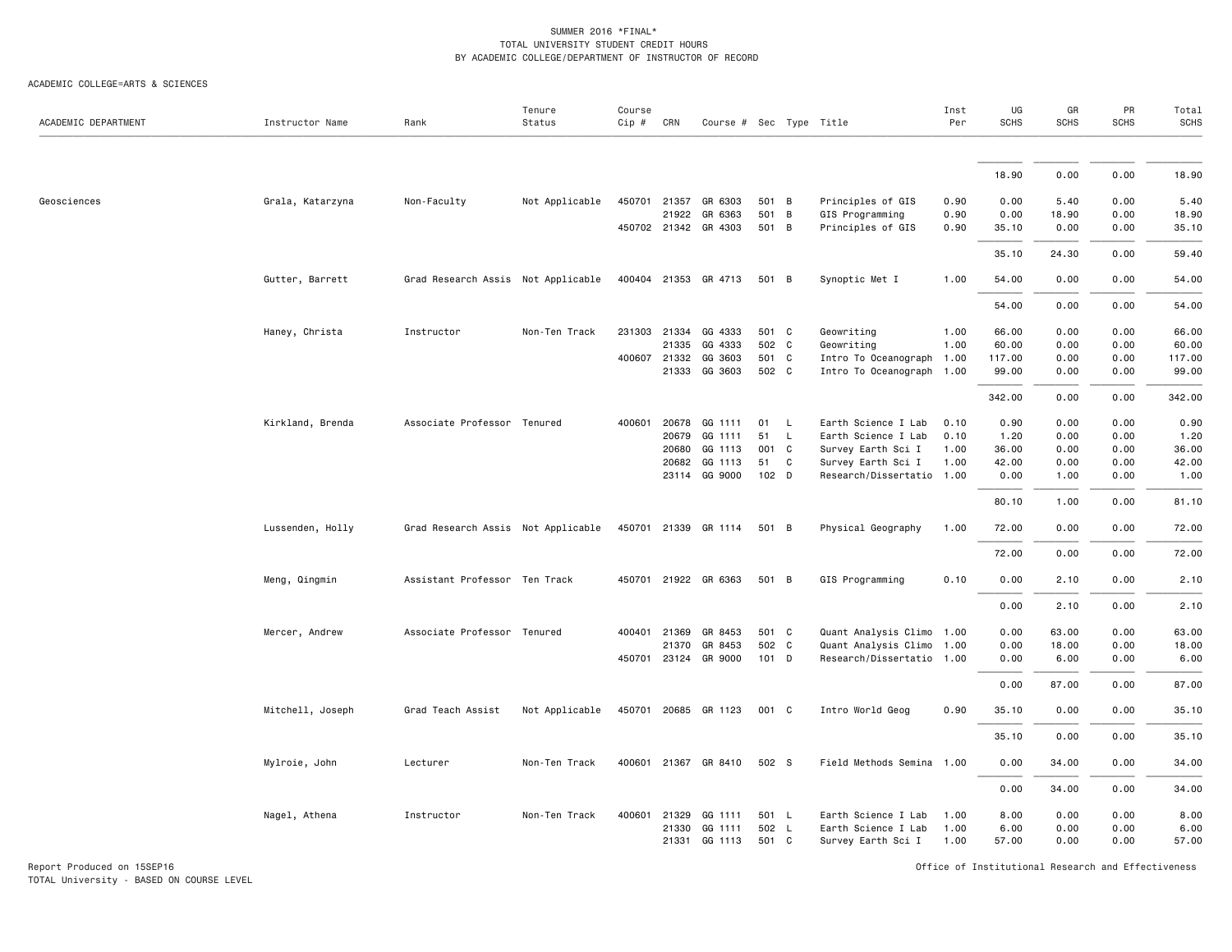SUMMER 2016 *FINAL*
TOTAL UNIVERSITY STUDENT CREDIT HOURS
BY ACADEMIC COLLEGE/DEPARTMENT OF INSTRUCTOR OF RECORD

ACADEMIC COLLEGE=ARTS & SCIENCES

| ACADEMIC DEPARTMENT | Instructor Name | Rank | Tenure Status | Course Cip # | CRN | Course # | Sec | Type | Title | Inst Per | UG SCHS | GR SCHS | PR SCHS | Total SCHS |
|---|---|---|---|---|---|---|---|---|---|---|---|---|---|---|
| | | | | | | | | | | | 18.90 | 0.00 | 0.00 | 18.90 |
| Geosciences | Grala, Katarzyna | Non-Faculty | Not Applicable | 450701 | 21357 | GR 6303 | 501 | B | Principles of GIS | 0.90 | 0.00 | 5.40 | 0.00 | 5.40 |
| | | | | | 21922 | GR 6363 | 501 | B | GIS Programming | 0.90 | 0.00 | 18.90 | 0.00 | 18.90 |
| | | | | 450702 | 21342 | GR 4303 | 501 | B | Principles of GIS | 0.90 | 35.10 | 0.00 | 0.00 | 35.10 |
| | | | | | | | | | | | 35.10 | 24.30 | 0.00 | 59.40 |
| | Gutter, Barrett | Grad Research Assis | Not Applicable | 400404 | 21353 | GR 4713 | 501 | B | Synoptic Met I | 1.00 | 54.00 | 0.00 | 0.00 | 54.00 |
| | | | | | | | | | | | 54.00 | 0.00 | 0.00 | 54.00 |
| | Haney, Christa | Instructor | Non-Ten Track | 231303 | 21334 | GG 4333 | 501 | C | Geowriting | 1.00 | 66.00 | 0.00 | 0.00 | 66.00 |
| | | | | | 21335 | GG 4333 | 502 | C | Geowriting | 1.00 | 60.00 | 0.00 | 0.00 | 60.00 |
| | | | | 400607 | 21332 | GG 3603 | 501 | C | Intro To Oceanograph | 1.00 | 117.00 | 0.00 | 0.00 | 117.00 |
| | | | | | 21333 | GG 3603 | 502 | C | Intro To Oceanograph | 1.00 | 99.00 | 0.00 | 0.00 | 99.00 |
| | | | | | | | | | | | 342.00 | 0.00 | 0.00 | 342.00 |
| | Kirkland, Brenda | Associate Professor | Tenured | 400601 | 20678 | GG 1111 | 01 | L | Earth Science I Lab | 0.10 | 0.90 | 0.00 | 0.00 | 0.90 |
| | | | | | 20679 | GG 1111 | 51 | L | Earth Science I Lab | 0.10 | 1.20 | 0.00 | 0.00 | 1.20 |
| | | | | | 20680 | GG 1113 | 001 | C | Survey Earth Sci I | 1.00 | 36.00 | 0.00 | 0.00 | 36.00 |
| | | | | | 20682 | GG 1113 | 51 | C | Survey Earth Sci I | 1.00 | 42.00 | 0.00 | 0.00 | 42.00 |
| | | | | | 23114 | GG 9000 | 102 | D | Research/Dissertatio | 1.00 | 0.00 | 1.00 | 0.00 | 1.00 |
| | | | | | | | | | | | 80.10 | 1.00 | 0.00 | 81.10 |
| | Lussenden, Holly | Grad Research Assis | Not Applicable | 450701 | 21339 | GR 1114 | 501 | B | Physical Geography | 1.00 | 72.00 | 0.00 | 0.00 | 72.00 |
| | | | | | | | | | | | 72.00 | 0.00 | 0.00 | 72.00 |
| | Meng, Qingmin | Assistant Professor | Ten Track | 450701 | 21922 | GR 6363 | 501 | B | GIS Programming | 0.10 | 0.00 | 2.10 | 0.00 | 2.10 |
| | | | | | | | | | | | 0.00 | 2.10 | 0.00 | 2.10 |
| | Mercer, Andrew | Associate Professor | Tenured | 400401 | 21369 | GR 8453 | 501 | C | Quant Analysis Climo | 1.00 | 0.00 | 63.00 | 0.00 | 63.00 |
| | | | | | 21370 | GR 8453 | 502 | C | Quant Analysis Climo | 1.00 | 0.00 | 18.00 | 0.00 | 18.00 |
| | | | | 450701 | 23124 | GR 9000 | 101 | D | Research/Dissertatio | 1.00 | 0.00 | 6.00 | 0.00 | 6.00 |
| | | | | | | | | | | | 0.00 | 87.00 | 0.00 | 87.00 |
| | Mitchell, Joseph | Grad Teach Assist | Not Applicable | 450701 | 20685 | GR 1123 | 001 | C | Intro World Geog | 0.90 | 35.10 | 0.00 | 0.00 | 35.10 |
| | | | | | | | | | | | 35.10 | 0.00 | 0.00 | 35.10 |
| | Mylroie, John | Lecturer | Non-Ten Track | 400601 | 21367 | GR 8410 | 502 | S | Field Methods Semina | 1.00 | 0.00 | 34.00 | 0.00 | 34.00 |
| | | | | | | | | | | | 0.00 | 34.00 | 0.00 | 34.00 |
| | Nagel, Athena | Instructor | Non-Ten Track | 400601 | 21329 | GG 1111 | 501 | L | Earth Science I Lab | 1.00 | 8.00 | 0.00 | 0.00 | 8.00 |
| | | | | | 21330 | GG 1111 | 502 | L | Earth Science I Lab | 1.00 | 6.00 | 0.00 | 0.00 | 6.00 |
| | | | | | 21331 | GG 1113 | 501 | C | Survey Earth Sci I | 1.00 | 57.00 | 0.00 | 0.00 | 57.00 |

Report Produced on 15SEP16
TOTAL University - BASED ON COURSE LEVEL

Office of Institutional Research and Effectiveness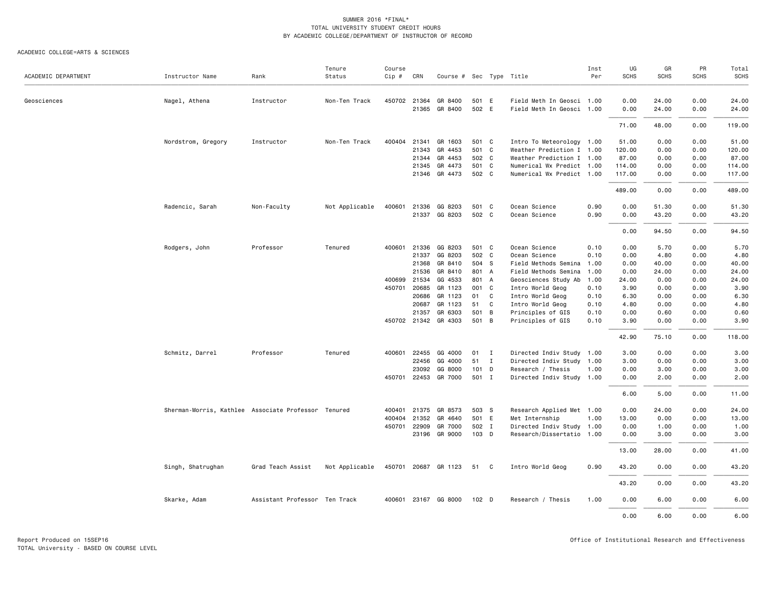SUMMER 2016 *FINAL*
TOTAL UNIVERSITY STUDENT CREDIT HOURS
BY ACADEMIC COLLEGE/DEPARTMENT OF INSTRUCTOR OF RECORD

ACADEMIC COLLEGE=ARTS & SCIENCES

| ACADEMIC DEPARTMENT | Instructor Name | Rank | Tenure Status | Course Cip # | CRN | Course # | Sec | Type | Title | Inst Per | UG SCHS | GR SCHS | PR SCHS | Total SCHS |
|---|---|---|---|---|---|---|---|---|---|---|---|---|---|---|
| Geosciences | Nagel, Athena | Instructor | Non-Ten Track | 450702 | 21364 | GR 8400 | 501 | E | Field Meth In Geosci | 1.00 | 0.00 | 24.00 | 0.00 | 24.00 |
| | | | | | 21365 | GR 8400 | 502 | E | Field Meth In Geosci | 1.00 | 0.00 | 24.00 | 0.00 | 24.00 |
| | | | | | | | | | | | 71.00 | 48.00 | 0.00 | 119.00 |
| | Nordstrom, Gregory | Instructor | Non-Ten Track | 400404 | 21341 | GR 1603 | 501 | C | Intro To Meteorology | 1.00 | 51.00 | 0.00 | 0.00 | 51.00 |
| | | | | | 21343 | GR 4453 | 501 | C | Weather Prediction I | 1.00 | 120.00 | 0.00 | 0.00 | 120.00 |
| | | | | | 21344 | GR 4453 | 502 | C | Weather Prediction I | 1.00 | 87.00 | 0.00 | 0.00 | 87.00 |
| | | | | | 21345 | GR 4473 | 501 | C | Numerical Wx Predict | 1.00 | 114.00 | 0.00 | 0.00 | 114.00 |
| | | | | | 21346 | GR 4473 | 502 | C | Numerical Wx Predict | 1.00 | 117.00 | 0.00 | 0.00 | 117.00 |
| | | | | | | | | | | | 489.00 | 0.00 | 0.00 | 489.00 |
| | Radencic, Sarah | Non-Faculty | Not Applicable | 400601 | 21336 | GG 8203 | 501 | C | Ocean Science | 0.90 | 0.00 | 51.30 | 0.00 | 51.30 |
| | | | | | 21337 | GG 8203 | 502 | C | Ocean Science | 0.90 | 0.00 | 43.20 | 0.00 | 43.20 |
| | | | | | | | | | | | 0.00 | 94.50 | 0.00 | 94.50 |
| | Rodgers, John | Professor | Tenured | 400601 | 21336 | GG 8203 | 501 | C | Ocean Science | 0.10 | 0.00 | 5.70 | 0.00 | 5.70 |
| | | | | | 21337 | GG 8203 | 502 | C | Ocean Science | 0.10 | 0.00 | 4.80 | 0.00 | 4.80 |
| | | | | | 21368 | GR 8410 | 504 | S | Field Methods Semina | 1.00 | 0.00 | 40.00 | 0.00 | 40.00 |
| | | | | | 21536 | GR 8410 | 801 | A | Field Methods Semina | 1.00 | 0.00 | 24.00 | 0.00 | 24.00 |
| | | | | 400699 | 21534 | GG 4533 | 801 | A | Geosciences Study Ab | 1.00 | 24.00 | 0.00 | 0.00 | 24.00 |
| | | | | 450701 | 20685 | GR 1123 | 001 | C | Intro World Geog | 0.10 | 3.90 | 0.00 | 0.00 | 3.90 |
| | | | | | 20686 | GR 1123 | 01 | C | Intro World Geog | 0.10 | 6.30 | 0.00 | 0.00 | 6.30 |
| | | | | | 20687 | GR 1123 | 51 | C | Intro World Geog | 0.10 | 4.80 | 0.00 | 0.00 | 4.80 |
| | | | | | 21357 | GR 6303 | 501 | B | Principles of GIS | 0.10 | 0.00 | 0.60 | 0.00 | 0.60 |
| | | | | 450702 | 21342 | GR 4303 | 501 | B | Principles of GIS | 0.10 | 3.90 | 0.00 | 0.00 | 3.90 |
| | | | | | | | | | | | 42.90 | 75.10 | 0.00 | 118.00 |
| | Schmitz, Darrel | Professor | Tenured | 400601 | 22455 | GG 4000 | 01 | I | Directed Indiv Study | 1.00 | 3.00 | 0.00 | 0.00 | 3.00 |
| | | | | | 22456 | GG 4000 | 51 | I | Directed Indiv Study | 1.00 | 3.00 | 0.00 | 0.00 | 3.00 |
| | | | | | 23092 | GG 8000 | 101 | D | Research / Thesis | 1.00 | 0.00 | 3.00 | 0.00 | 3.00 |
| | | | | 450701 | 22453 | GR 7000 | 501 | I | Directed Indiv Study | 1.00 | 0.00 | 2.00 | 0.00 | 2.00 |
| | | | | | | | | | | | 6.00 | 5.00 | 0.00 | 11.00 |
| | Sherman-Morris, Kathlee | Associate Professor | Tenured | 400401 | 21375 | GR 8573 | 503 | S | Research Applied Met | 1.00 | 0.00 | 24.00 | 0.00 | 24.00 |
| | | | | 400404 | 21352 | GR 4640 | 501 | E | Met Internship | 1.00 | 13.00 | 0.00 | 0.00 | 13.00 |
| | | | | 450701 | 22909 | GR 7000 | 502 | I | Directed Indiv Study | 1.00 | 0.00 | 1.00 | 0.00 | 1.00 |
| | | | | | 23196 | GR 9000 | 103 | D | Research/Dissertatio | 1.00 | 0.00 | 3.00 | 0.00 | 3.00 |
| | | | | | | | | | | | 13.00 | 28.00 | 0.00 | 41.00 |
| | Singh, Shatrughan | Grad Teach Assist | Not Applicable | 450701 | 20687 | GR 1123 | 51 | C | Intro World Geog | 0.90 | 43.20 | 0.00 | 0.00 | 43.20 |
| | | | | | | | | | | | 43.20 | 0.00 | 0.00 | 43.20 |
| | Skarke, Adam | Assistant Professor | Ten Track | 400601 | 23167 | GG 8000 | 102 | D | Research / Thesis | 1.00 | 0.00 | 6.00 | 0.00 | 6.00 |
| | | | | | | | | | | | 0.00 | 6.00 | 0.00 | 6.00 |

Report Produced on 15SEP16
TOTAL University - BASED ON COURSE LEVEL

Office of Institutional Research and Effectiveness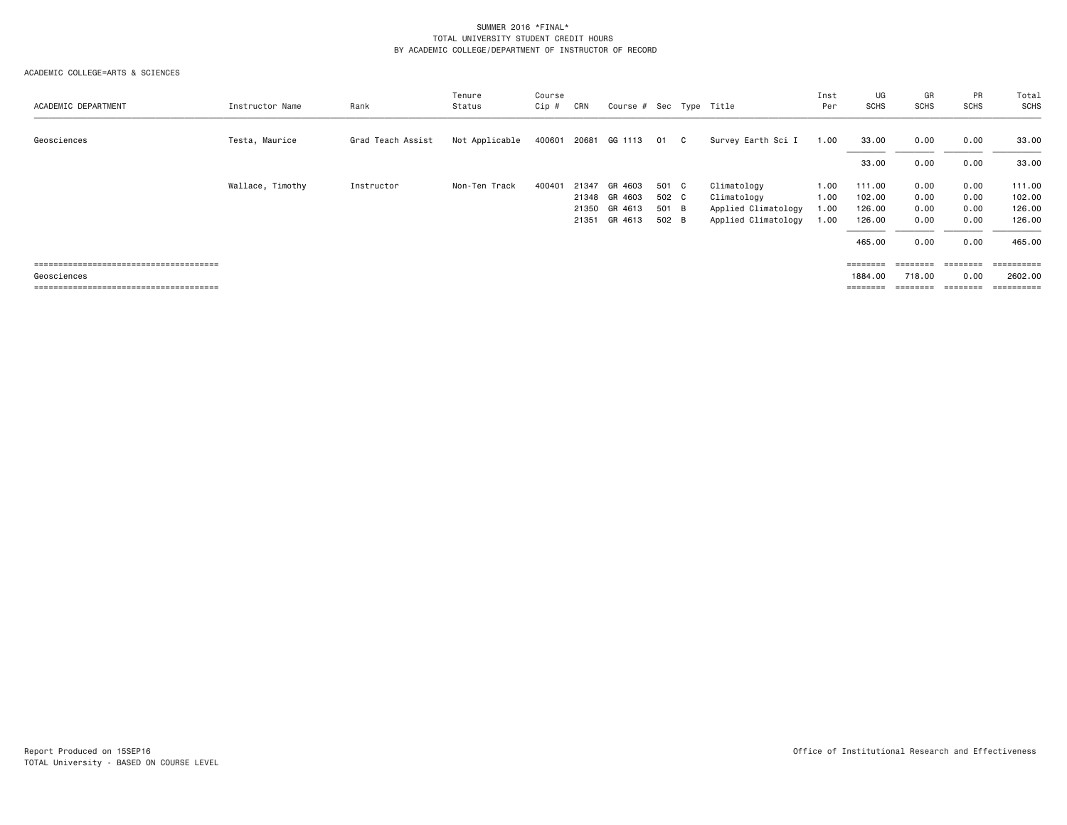SUMMER 2016 *FINAL*
TOTAL UNIVERSITY STUDENT CREDIT HOURS
BY ACADEMIC COLLEGE/DEPARTMENT OF INSTRUCTOR OF RECORD

ACADEMIC COLLEGE=ARTS & SCIENCES

| ACADEMIC DEPARTMENT | Instructor Name | Rank | Tenure Status | Course Cip # | CRN | Course # | Sec | Type | Title | Inst Per | UG SCHS | GR SCHS | PR SCHS | Total SCHS |
|---|---|---|---|---|---|---|---|---|---|---|---|---|---|---|
| Geosciences | Testa, Maurice | Grad Teach Assist | Not Applicable | 400601 | 20681 | GG 1113 | 01 | C | Survey Earth Sci I | 1.00 | 33.00 | 0.00 | 0.00 | 33.00 |
| | | | | | | | | | | | 33.00 | 0.00 | 0.00 | 33.00 |
| | Wallace, Timothy | Instructor | Non-Ten Track | 400401 | 21347 | GR 4603 | 501 | C | Climatology | 1.00 | 111.00 | 0.00 | 0.00 | 111.00 |
| | | | | | 21348 | GR 4603 | 502 | C | Climatology | 1.00 | 102.00 | 0.00 | 0.00 | 102.00 |
| | | | | | 21350 | GR 4613 | 501 | B | Applied Climatology | 1.00 | 126.00 | 0.00 | 0.00 | 126.00 |
| | | | | | 21351 | GR 4613 | 502 | B | Applied Climatology | 1.00 | 126.00 | 0.00 | 0.00 | 126.00 |
| | | | | | | | | | | | 465.00 | 0.00 | 0.00 | 465.00 |
| Geosciences | | | | | | | | | | | 1884.00 | 718.00 | 0.00 | 2602.00 |

Report Produced on 15SEP16
TOTAL University - BASED ON COURSE LEVEL

Office of Institutional Research and Effectiveness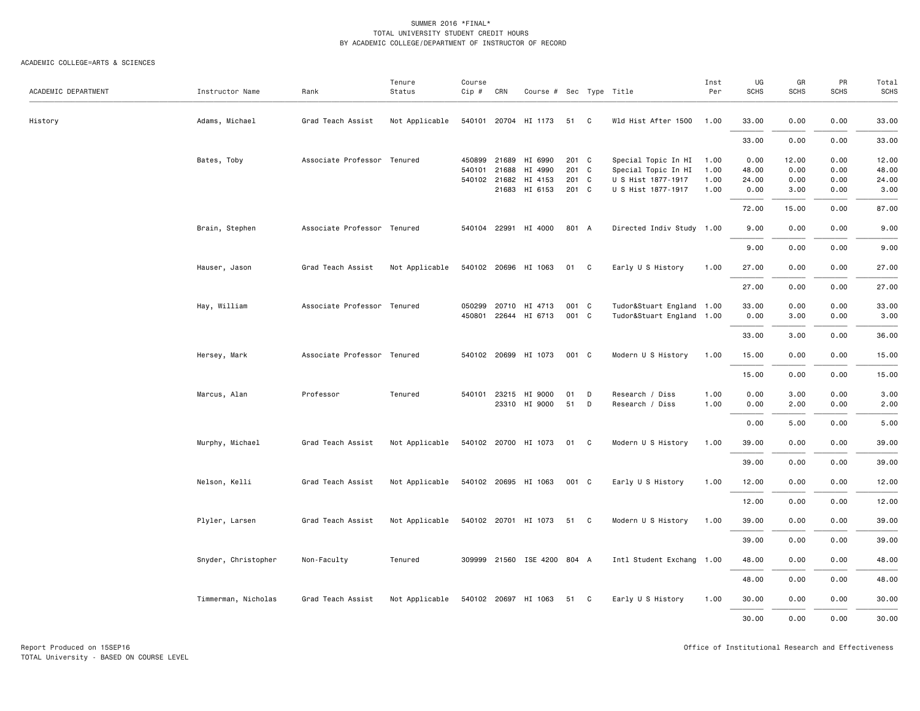SUMMER 2016 *FINAL*
TOTAL UNIVERSITY STUDENT CREDIT HOURS
BY ACADEMIC COLLEGE/DEPARTMENT OF INSTRUCTOR OF RECORD

ACADEMIC COLLEGE=ARTS & SCIENCES

| ACADEMIC DEPARTMENT | Instructor Name | Rank | Tenure Status | Course Cip # | CRN | Course # | Sec | Type | Title | Inst Per | UG SCHS | GR SCHS | PR SCHS | Total SCHS |
|---|---|---|---|---|---|---|---|---|---|---|---|---|---|---|
| History | Adams, Michael | Grad Teach Assist | Not Applicable | 540101 | 20704 | HI 1173 | 51 | C | Wld Hist After 1500 | 1.00 | 33.00 | 0.00 | 0.00 | 33.00 |
| | | | | | | | | | | | 33.00 | 0.00 | 0.00 | 33.00 |
| | Bates, Toby | Associate Professor | Tenured | 450899 | 21689 | HI 6990 | 201 | C | Special Topic In HI | 1.00 | 0.00 | 12.00 | 0.00 | 12.00 |
| | | | | 540101 | 21688 | HI 4990 | 201 | C | Special Topic In HI | 1.00 | 48.00 | 0.00 | 0.00 | 48.00 |
| | | | | 540102 | 21682 | HI 4153 | 201 | C | U S Hist 1877-1917 | 1.00 | 24.00 | 0.00 | 0.00 | 24.00 |
| | | | | | 21683 | HI 6153 | 201 | C | U S Hist 1877-1917 | 1.00 | 0.00 | 3.00 | 0.00 | 3.00 |
| | | | | | | | | | | | 72.00 | 15.00 | 0.00 | 87.00 |
| | Brain, Stephen | Associate Professor | Tenured | 540104 | 22991 | HI 4000 | 801 | A | Directed Indiv Study | 1.00 | 9.00 | 0.00 | 0.00 | 9.00 |
| | | | | | | | | | | | 9.00 | 0.00 | 0.00 | 9.00 |
| | Hauser, Jason | Grad Teach Assist | Not Applicable | 540102 | 20696 | HI 1063 | 01 | C | Early U S History | 1.00 | 27.00 | 0.00 | 0.00 | 27.00 |
| | | | | | | | | | | | 27.00 | 0.00 | 0.00 | 27.00 |
| | Hay, William | Associate Professor | Tenured | 050299 | 20710 | HI 4713 | 001 | C | Tudor&Stuart England | 1.00 | 33.00 | 0.00 | 0.00 | 33.00 |
| | | | | 450801 | 22644 | HI 6713 | 001 | C | Tudor&Stuart England | 1.00 | 0.00 | 3.00 | 0.00 | 3.00 |
| | | | | | | | | | | | 33.00 | 3.00 | 0.00 | 36.00 |
| | Hersey, Mark | Associate Professor | Tenured | 540102 | 20699 | HI 1073 | 001 | C | Modern U S History | 1.00 | 15.00 | 0.00 | 0.00 | 15.00 |
| | | | | | | | | | | | 15.00 | 0.00 | 0.00 | 15.00 |
| | Marcus, Alan | Professor | Tenured | 540101 | 23215 | HI 9000 | 01 | D | Research / Diss | 1.00 | 0.00 | 3.00 | 0.00 | 3.00 |
| | | | | | 23310 | HI 9000 | 51 | D | Research / Diss | 1.00 | 0.00 | 2.00 | 0.00 | 2.00 |
| | | | | | | | | | | | 0.00 | 5.00 | 0.00 | 5.00 |
| | Murphy, Michael | Grad Teach Assist | Not Applicable | 540102 | 20700 | HI 1073 | 01 | C | Modern U S History | 1.00 | 39.00 | 0.00 | 0.00 | 39.00 |
| | | | | | | | | | | | 39.00 | 0.00 | 0.00 | 39.00 |
| | Nelson, Kelli | Grad Teach Assist | Not Applicable | 540102 | 20695 | HI 1063 | 001 | C | Early U S History | 1.00 | 12.00 | 0.00 | 0.00 | 12.00 |
| | | | | | | | | | | | 12.00 | 0.00 | 0.00 | 12.00 |
| | Plyler, Larsen | Grad Teach Assist | Not Applicable | 540102 | 20701 | HI 1073 | 51 | C | Modern U S History | 1.00 | 39.00 | 0.00 | 0.00 | 39.00 |
| | | | | | | | | | | | 39.00 | 0.00 | 0.00 | 39.00 |
| | Snyder, Christopher | Non-Faculty | Tenured | 309999 | 21560 | ISE 4200 | 804 | A | Intl Student Exchang | 1.00 | 48.00 | 0.00 | 0.00 | 48.00 |
| | | | | | | | | | | | 48.00 | 0.00 | 0.00 | 48.00 |
| | Timmerman, Nicholas | Grad Teach Assist | Not Applicable | 540102 | 20697 | HI 1063 | 51 | C | Early U S History | 1.00 | 30.00 | 0.00 | 0.00 | 30.00 |
| | | | | | | | | | | | 30.00 | 0.00 | 0.00 | 30.00 |

Report Produced on 15SEP16
TOTAL University - BASED ON COURSE LEVEL

Office of Institutional Research and Effectiveness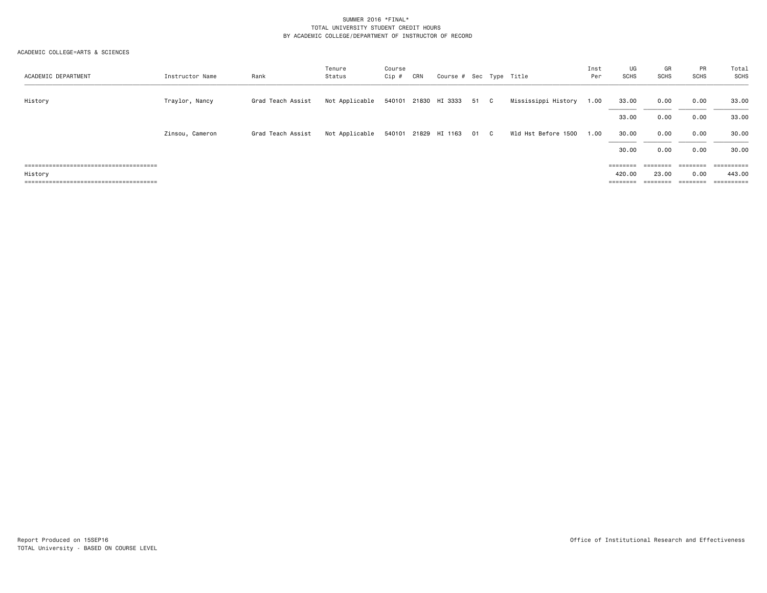SUMMER 2016 *FINAL*
TOTAL UNIVERSITY STUDENT CREDIT HOURS
BY ACADEMIC COLLEGE/DEPARTMENT OF INSTRUCTOR OF RECORD

ACADEMIC COLLEGE=ARTS & SCIENCES

| ACADEMIC DEPARTMENT | Instructor Name | Rank | Tenure Status | Course Cip # | CRN | Course # | Sec | Type | Title | Inst Per | UG SCHS | GR SCHS | PR SCHS | Total SCHS |
|---|---|---|---|---|---|---|---|---|---|---|---|---|---|---|
| History | Traylor, Nancy | Grad Teach Assist | Not Applicable | 540101 | 21830 | HI 3333 | 51 | C | Mississippi History | 1.00 | 33.00 | 0.00 | 0.00 | 33.00 |
| | | | | | | | | | | | 33.00 | 0.00 | 0.00 | 33.00 |
| | Zinsou, Cameron | Grad Teach Assist | Not Applicable | 540101 | 21829 | HI 1163 | 01 | C | Wld Hst Before 1500 | 1.00 | 30.00 | 0.00 | 0.00 | 30.00 |
| | | | | | | | | | | | 30.00 | 0.00 | 0.00 | 30.00 |
| History | | | | | | | | | | | 420.00 | 23.00 | 0.00 | 443.00 |

Report Produced on 15SEP16
TOTAL University - BASED ON COURSE LEVEL

Office of Institutional Research and Effectiveness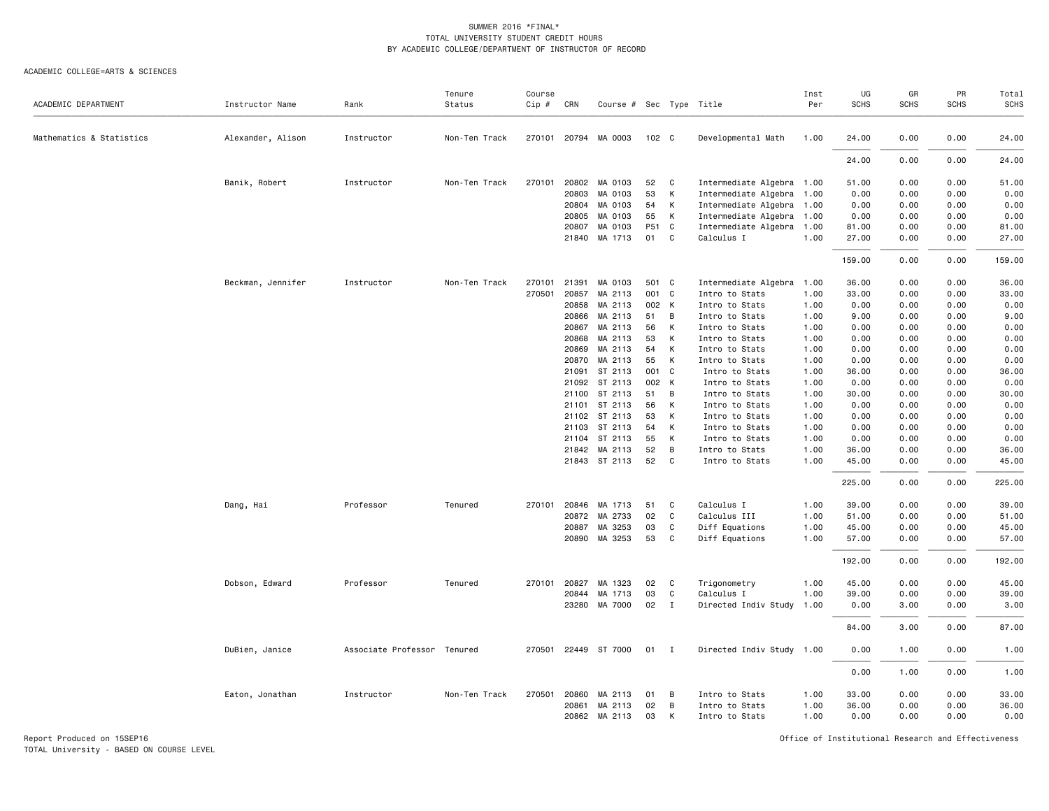SUMMER 2016 *FINAL*
TOTAL UNIVERSITY STUDENT CREDIT HOURS
BY ACADEMIC COLLEGE/DEPARTMENT OF INSTRUCTOR OF RECORD

ACADEMIC COLLEGE=ARTS & SCIENCES

| ACADEMIC DEPARTMENT | Instructor Name | Rank | Tenure Status | Course Cip # | CRN | Course # | Sec | Type | Title | Inst Per | UG SCHS | GR SCHS | PR SCHS | Total SCHS |
|---|---|---|---|---|---|---|---|---|---|---|---|---|---|---|
| Mathematics & Statistics | Alexander, Alison | Instructor | Non-Ten Track | 270101 | 20794 | MA 0003 | 102 | C | Developmental Math | 1.00 | 24.00 | 0.00 | 0.00 | 24.00 |
| | | | | | | | | | | | 24.00 | 0.00 | 0.00 | 24.00 |
| | Banik, Robert | Instructor | Non-Ten Track | 270101 | 20802 | MA 0103 | 52 | C | Intermediate Algebra | 1.00 | 51.00 | 0.00 | 0.00 | 51.00 |
| | | | | | 20803 | MA 0103 | 53 | K | Intermediate Algebra | 1.00 | 0.00 | 0.00 | 0.00 | 0.00 |
| | | | | | 20804 | MA 0103 | 54 | K | Intermediate Algebra | 1.00 | 0.00 | 0.00 | 0.00 | 0.00 |
| | | | | | 20805 | MA 0103 | 55 | K | Intermediate Algebra | 1.00 | 0.00 | 0.00 | 0.00 | 0.00 |
| | | | | | 20807 | MA 0103 | P51 | C | Intermediate Algebra | 1.00 | 81.00 | 0.00 | 0.00 | 81.00 |
| | | | | | 21840 | MA 1713 | 01 | C | Calculus I | 1.00 | 27.00 | 0.00 | 0.00 | 27.00 |
| | | | | | | | | | | | 159.00 | 0.00 | 0.00 | 159.00 |
| | Beckman, Jennifer | Instructor | Non-Ten Track | 270101 | 21391 | MA 0103 | 501 | C | Intermediate Algebra | 1.00 | 36.00 | 0.00 | 0.00 | 36.00 |
| | | | | 270501 | 20857 | MA 2113 | 001 | C | Intro to Stats | 1.00 | 33.00 | 0.00 | 0.00 | 33.00 |
| | | | | | 20858 | MA 2113 | 002 | K | Intro to Stats | 1.00 | 0.00 | 0.00 | 0.00 | 0.00 |
| | | | | | 20866 | MA 2113 | 51 | B | Intro to Stats | 1.00 | 9.00 | 0.00 | 0.00 | 9.00 |
| | | | | | 20867 | MA 2113 | 56 | K | Intro to Stats | 1.00 | 0.00 | 0.00 | 0.00 | 0.00 |
| | | | | | 20868 | MA 2113 | 53 | K | Intro to Stats | 1.00 | 0.00 | 0.00 | 0.00 | 0.00 |
| | | | | | 20869 | MA 2113 | 54 | K | Intro to Stats | 1.00 | 0.00 | 0.00 | 0.00 | 0.00 |
| | | | | | 20870 | MA 2113 | 55 | K | Intro to Stats | 1.00 | 0.00 | 0.00 | 0.00 | 0.00 |
| | | | | | 21091 | ST 2113 | 001 | C | Intro to Stats | 1.00 | 36.00 | 0.00 | 0.00 | 36.00 |
| | | | | | 21092 | ST 2113 | 002 | K | Intro to Stats | 1.00 | 0.00 | 0.00 | 0.00 | 0.00 |
| | | | | | 21100 | ST 2113 | 51 | B | Intro to Stats | 1.00 | 30.00 | 0.00 | 0.00 | 30.00 |
| | | | | | 21101 | ST 2113 | 56 | K | Intro to Stats | 1.00 | 0.00 | 0.00 | 0.00 | 0.00 |
| | | | | | 21102 | ST 2113 | 53 | K | Intro to Stats | 1.00 | 0.00 | 0.00 | 0.00 | 0.00 |
| | | | | | 21103 | ST 2113 | 54 | K | Intro to Stats | 1.00 | 0.00 | 0.00 | 0.00 | 0.00 |
| | | | | | 21104 | ST 2113 | 55 | K | Intro to Stats | 1.00 | 0.00 | 0.00 | 0.00 | 0.00 |
| | | | | | 21842 | MA 2113 | 52 | B | Intro to Stats | 1.00 | 36.00 | 0.00 | 0.00 | 36.00 |
| | | | | | 21843 | ST 2113 | 52 | C | Intro to Stats | 1.00 | 45.00 | 0.00 | 0.00 | 45.00 |
| | | | | | | | | | | | 225.00 | 0.00 | 0.00 | 225.00 |
| | Dang, Hai | Professor | Tenured | 270101 | 20846 | MA 1713 | 51 | C | Calculus I | 1.00 | 39.00 | 0.00 | 0.00 | 39.00 |
| | | | | | 20872 | MA 2733 | 02 | C | Calculus III | 1.00 | 51.00 | 0.00 | 0.00 | 51.00 |
| | | | | | 20887 | MA 3253 | 03 | C | Diff Equations | 1.00 | 45.00 | 0.00 | 0.00 | 45.00 |
| | | | | | 20890 | MA 3253 | 53 | C | Diff Equations | 1.00 | 57.00 | 0.00 | 0.00 | 57.00 |
| | | | | | | | | | | | 192.00 | 0.00 | 0.00 | 192.00 |
| | Dobson, Edward | Professor | Tenured | 270101 | 20827 | MA 1323 | 02 | C | Trigonometry | 1.00 | 45.00 | 0.00 | 0.00 | 45.00 |
| | | | | | 20844 | MA 1713 | 03 | C | Calculus I | 1.00 | 39.00 | 0.00 | 0.00 | 39.00 |
| | | | | | 23280 | MA 7000 | 02 | I | Directed Indiv Study | 1.00 | 0.00 | 3.00 | 0.00 | 3.00 |
| | | | | | | | | | | | 84.00 | 3.00 | 0.00 | 87.00 |
| | DuBien, Janice | Associate Professor | Tenured | 270501 | 22449 | ST 7000 | 01 | I | Directed Indiv Study | 1.00 | 0.00 | 1.00 | 0.00 | 1.00 |
| | | | | | | | | | | | 0.00 | 1.00 | 0.00 | 1.00 |
| | Eaton, Jonathan | Instructor | Non-Ten Track | 270501 | 20860 | MA 2113 | 01 | B | Intro to Stats | 1.00 | 33.00 | 0.00 | 0.00 | 33.00 |
| | | | | | 20861 | MA 2113 | 02 | B | Intro to Stats | 1.00 | 36.00 | 0.00 | 0.00 | 36.00 |
| | | | | | 20862 | MA 2113 | 03 | K | Intro to Stats | 1.00 | 0.00 | 0.00 | 0.00 | 0.00 |

Report Produced on 15SEP16
TOTAL University - BASED ON COURSE LEVEL

Office of Institutional Research and Effectiveness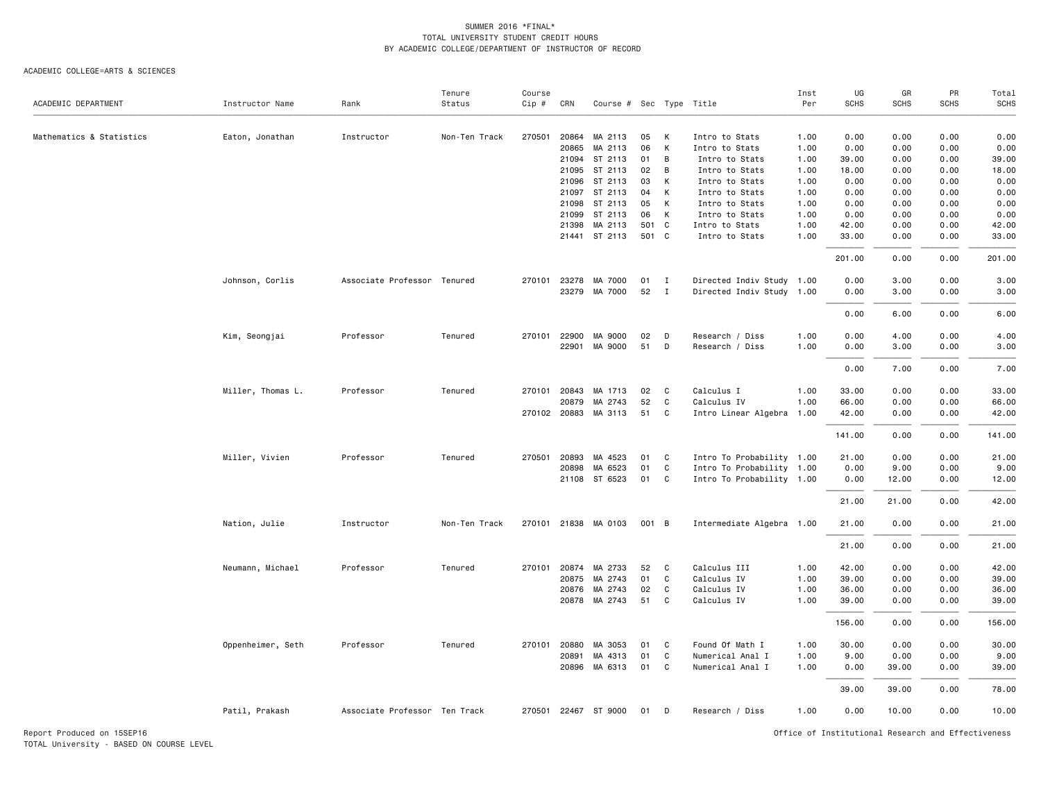SUMMER 2016 *FINAL*
TOTAL UNIVERSITY STUDENT CREDIT HOURS
BY ACADEMIC COLLEGE/DEPARTMENT OF INSTRUCTOR OF RECORD

ACADEMIC COLLEGE=ARTS & SCIENCES

| ACADEMIC DEPARTMENT | Instructor Name | Rank | Tenure Status | Course Cip # | CRN | Course # | Sec | Type | Title | Inst Per | UG SCHS | GR SCHS | PR SCHS | Total SCHS |
|---|---|---|---|---|---|---|---|---|---|---|---|---|---|---|
| Mathematics & Statistics | Eaton, Jonathan | Instructor | Non-Ten Track | 270501 | 20864 | MA 2113 | 05 | K | Intro to Stats | 1.00 | 0.00 | 0.00 | 0.00 | 0.00 |
| | | | | | 20865 | MA 2113 | 06 | K | Intro to Stats | 1.00 | 0.00 | 0.00 | 0.00 | 0.00 |
| | | | | | 21094 | ST 2113 | 01 | B | Intro to Stats | 1.00 | 39.00 | 0.00 | 0.00 | 39.00 |
| | | | | | 21095 | ST 2113 | 02 | B | Intro to Stats | 1.00 | 18.00 | 0.00 | 0.00 | 18.00 |
| | | | | | 21096 | ST 2113 | 03 | K | Intro to Stats | 1.00 | 0.00 | 0.00 | 0.00 | 0.00 |
| | | | | | 21097 | ST 2113 | 04 | K | Intro to Stats | 1.00 | 0.00 | 0.00 | 0.00 | 0.00 |
| | | | | | 21098 | ST 2113 | 05 | K | Intro to Stats | 1.00 | 0.00 | 0.00 | 0.00 | 0.00 |
| | | | | | 21099 | ST 2113 | 06 | K | Intro to Stats | 1.00 | 0.00 | 0.00 | 0.00 | 0.00 |
| | | | | | 21398 | MA 2113 | 501 | C | Intro to Stats | 1.00 | 42.00 | 0.00 | 0.00 | 42.00 |
| | | | | | 21441 | ST 2113 | 501 | C | Intro to Stats | 1.00 | 33.00 | 0.00 | 0.00 | 33.00 |
| | | | | | | | | | | | 201.00 | 0.00 | 0.00 | 201.00 |
| | Johnson, Corlis | Associate Professor | Tenured | 270101 | 23278 | MA 7000 | 01 | I | Directed Indiv Study | 1.00 | 0.00 | 3.00 | 0.00 | 3.00 |
| | | | | | 23279 | MA 7000 | 52 | I | Directed Indiv Study | 1.00 | 0.00 | 3.00 | 0.00 | 3.00 |
| | | | | | | | | | | | 0.00 | 6.00 | 0.00 | 6.00 |
| | Kim, Seongjai | Professor | Tenured | 270101 | 22900 | MA 9000 | 02 | D | Research / Diss | 1.00 | 0.00 | 4.00 | 0.00 | 4.00 |
| | | | | | 22901 | MA 9000 | 51 | D | Research / Diss | 1.00 | 0.00 | 3.00 | 0.00 | 3.00 |
| | | | | | | | | | | | 0.00 | 7.00 | 0.00 | 7.00 |
| | Miller, Thomas L. | Professor | Tenured | 270101 | 20843 | MA 1713 | 02 | C | Calculus I | 1.00 | 33.00 | 0.00 | 0.00 | 33.00 |
| | | | | | 20879 | MA 2743 | 52 | C | Calculus IV | 1.00 | 66.00 | 0.00 | 0.00 | 66.00 |
| | | | | 270102 | 20883 | MA 3113 | 51 | C | Intro Linear Algebra | 1.00 | 42.00 | 0.00 | 0.00 | 42.00 |
| | | | | | | | | | | | 141.00 | 0.00 | 0.00 | 141.00 |
| | Miller, Vivien | Professor | Tenured | 270501 | 20893 | MA 4523 | 01 | C | Intro To Probability | 1.00 | 21.00 | 0.00 | 0.00 | 21.00 |
| | | | | | 20898 | MA 6523 | 01 | C | Intro To Probability | 1.00 | 0.00 | 9.00 | 0.00 | 9.00 |
| | | | | | 21108 | ST 6523 | 01 | C | Intro To Probability | 1.00 | 0.00 | 12.00 | 0.00 | 12.00 |
| | | | | | | | | | | | 21.00 | 21.00 | 0.00 | 42.00 |
| | Nation, Julie | Instructor | Non-Ten Track | 270101 | 21838 | MA 0103 | 001 | B | Intermediate Algebra | 1.00 | 21.00 | 0.00 | 0.00 | 21.00 |
| | | | | | | | | | | | 21.00 | 0.00 | 0.00 | 21.00 |
| | Neumann, Michael | Professor | Tenured | 270101 | 20874 | MA 2733 | 52 | C | Calculus III | 1.00 | 42.00 | 0.00 | 0.00 | 42.00 |
| | | | | | 20875 | MA 2743 | 01 | C | Calculus IV | 1.00 | 39.00 | 0.00 | 0.00 | 39.00 |
| | | | | | 20876 | MA 2743 | 02 | C | Calculus IV | 1.00 | 36.00 | 0.00 | 0.00 | 36.00 |
| | | | | | 20878 | MA 2743 | 51 | C | Calculus IV | 1.00 | 39.00 | 0.00 | 0.00 | 39.00 |
| | | | | | | | | | | | 156.00 | 0.00 | 0.00 | 156.00 |
| | Oppenheimer, Seth | Professor | Tenured | 270101 | 20880 | MA 3053 | 01 | C | Found Of Math I | 1.00 | 30.00 | 0.00 | 0.00 | 30.00 |
| | | | | | 20891 | MA 4313 | 01 | C | Numerical Anal I | 1.00 | 9.00 | 0.00 | 0.00 | 9.00 |
| | | | | | 20896 | MA 6313 | 01 | C | Numerical Anal I | 1.00 | 0.00 | 39.00 | 0.00 | 39.00 |
| | | | | | | | | | | | 39.00 | 39.00 | 0.00 | 78.00 |
| | Patil, Prakash | Associate Professor | Ten Track | 270501 | 22467 | ST 9000 | 01 | D | Research / Diss | 1.00 | 0.00 | 10.00 | 0.00 | 10.00 |

Report Produced on 15SEP16
TOTAL University - BASED ON COURSE LEVEL

Office of Institutional Research and Effectiveness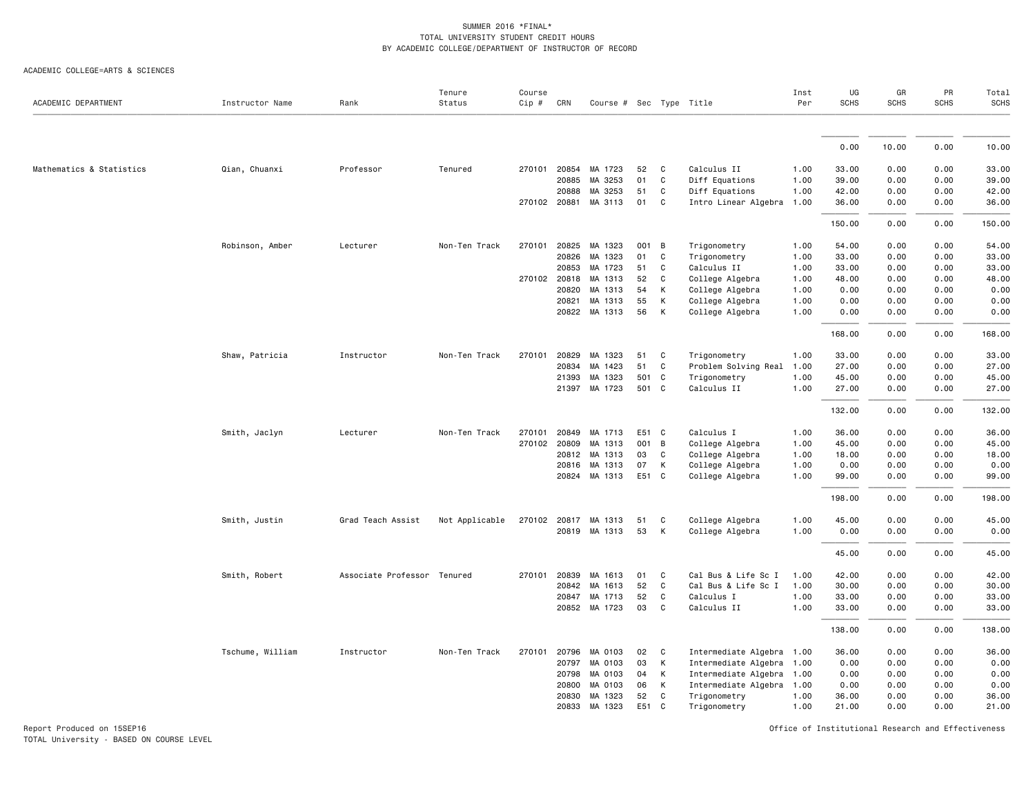SUMMER 2016 *FINAL*
TOTAL UNIVERSITY STUDENT CREDIT HOURS
BY ACADEMIC COLLEGE/DEPARTMENT OF INSTRUCTOR OF RECORD

ACADEMIC COLLEGE=ARTS & SCIENCES

| ACADEMIC DEPARTMENT | Instructor Name | Rank | Tenure Status | Course Cip # | CRN | Course # | Sec | Type | Title | Inst Per | UG SCHS | GR SCHS | PR SCHS | Total SCHS |
|---|---|---|---|---|---|---|---|---|---|---|---|---|---|---|
| | | | | | | | | | | | 0.00 | 10.00 | 0.00 | 10.00 |
| Mathematics & Statistics | Qian, Chuanxi | Professor | Tenured | 270101 | 20854 | MA 1723 | 52 | C | Calculus II | 1.00 | 33.00 | 0.00 | 0.00 | 33.00 |
| | | | | | 20885 | MA 3253 | 01 | C | Diff Equations | 1.00 | 39.00 | 0.00 | 0.00 | 39.00 |
| | | | | | 20888 | MA 3253 | 51 | C | Diff Equations | 1.00 | 42.00 | 0.00 | 0.00 | 42.00 |
| | | | | 270102 | 20881 | MA 3113 | 01 | C | Intro Linear Algebra | 1.00 | 36.00 | 0.00 | 0.00 | 36.00 |
| | | | | | | | | | | | 150.00 | 0.00 | 0.00 | 150.00 |
| | Robinson, Amber | Lecturer | Non-Ten Track | 270101 | 20825 | MA 1323 | 001 | B | Trigonometry | 1.00 | 54.00 | 0.00 | 0.00 | 54.00 |
| | | | | | 20826 | MA 1323 | 01 | C | Trigonometry | 1.00 | 33.00 | 0.00 | 0.00 | 33.00 |
| | | | | | 20853 | MA 1723 | 51 | C | Calculus II | 1.00 | 33.00 | 0.00 | 0.00 | 33.00 |
| | | | | 270102 | 20818 | MA 1313 | 52 | C | College Algebra | 1.00 | 48.00 | 0.00 | 0.00 | 48.00 |
| | | | | | 20820 | MA 1313 | 54 | K | College Algebra | 1.00 | 0.00 | 0.00 | 0.00 | 0.00 |
| | | | | | 20821 | MA 1313 | 55 | K | College Algebra | 1.00 | 0.00 | 0.00 | 0.00 | 0.00 |
| | | | | | 20822 | MA 1313 | 56 | K | College Algebra | 1.00 | 0.00 | 0.00 | 0.00 | 0.00 |
| | | | | | | | | | | | 168.00 | 0.00 | 0.00 | 168.00 |
| | Shaw, Patricia | Instructor | Non-Ten Track | 270101 | 20829 | MA 1323 | 51 | C | Trigonometry | 1.00 | 33.00 | 0.00 | 0.00 | 33.00 |
| | | | | | 20834 | MA 1423 | 51 | C | Problem Solving Real | 1.00 | 27.00 | 0.00 | 0.00 | 27.00 |
| | | | | | 21393 | MA 1323 | 501 | C | Trigonometry | 1.00 | 45.00 | 0.00 | 0.00 | 45.00 |
| | | | | | 21397 | MA 1723 | 501 | C | Calculus II | 1.00 | 27.00 | 0.00 | 0.00 | 27.00 |
| | | | | | | | | | | | 132.00 | 0.00 | 0.00 | 132.00 |
| | Smith, Jaclyn | Lecturer | Non-Ten Track | 270101 | 20849 | MA 1713 | E51 | C | Calculus I | 1.00 | 36.00 | 0.00 | 0.00 | 36.00 |
| | | | | 270102 | 20809 | MA 1313 | 001 | B | College Algebra | 1.00 | 45.00 | 0.00 | 0.00 | 45.00 |
| | | | | | 20812 | MA 1313 | 03 | C | College Algebra | 1.00 | 18.00 | 0.00 | 0.00 | 18.00 |
| | | | | | 20816 | MA 1313 | 07 | K | College Algebra | 1.00 | 0.00 | 0.00 | 0.00 | 0.00 |
| | | | | | 20824 | MA 1313 | E51 | C | College Algebra | 1.00 | 99.00 | 0.00 | 0.00 | 99.00 |
| | | | | | | | | | | | 198.00 | 0.00 | 0.00 | 198.00 |
| | Smith, Justin | Grad Teach Assist | Not Applicable | 270102 | 20817 | MA 1313 | 51 | C | College Algebra | 1.00 | 45.00 | 0.00 | 0.00 | 45.00 |
| | | | | | 20819 | MA 1313 | 53 | K | College Algebra | 1.00 | 0.00 | 0.00 | 0.00 | 0.00 |
| | | | | | | | | | | | 45.00 | 0.00 | 0.00 | 45.00 |
| | Smith, Robert | Associate Professor | Tenured | 270101 | 20839 | MA 1613 | 01 | C | Cal Bus & Life Sc I | 1.00 | 42.00 | 0.00 | 0.00 | 42.00 |
| | | | | | 20842 | MA 1613 | 52 | C | Cal Bus & Life Sc I | 1.00 | 30.00 | 0.00 | 0.00 | 30.00 |
| | | | | | 20847 | MA 1713 | 52 | C | Calculus I | 1.00 | 33.00 | 0.00 | 0.00 | 33.00 |
| | | | | | 20852 | MA 1723 | 03 | C | Calculus II | 1.00 | 33.00 | 0.00 | 0.00 | 33.00 |
| | | | | | | | | | | | 138.00 | 0.00 | 0.00 | 138.00 |
| | Tschume, William | Instructor | Non-Ten Track | 270101 | 20796 | MA 0103 | 02 | C | Intermediate Algebra | 1.00 | 36.00 | 0.00 | 0.00 | 36.00 |
| | | | | | 20797 | MA 0103 | 03 | K | Intermediate Algebra | 1.00 | 0.00 | 0.00 | 0.00 | 0.00 |
| | | | | | 20798 | MA 0103 | 04 | K | Intermediate Algebra | 1.00 | 0.00 | 0.00 | 0.00 | 0.00 |
| | | | | | 20800 | MA 0103 | 06 | K | Intermediate Algebra | 1.00 | 0.00 | 0.00 | 0.00 | 0.00 |
| | | | | | 20830 | MA 1323 | 52 | C | Trigonometry | 1.00 | 36.00 | 0.00 | 0.00 | 36.00 |
| | | | | | 20833 | MA 1323 | E51 | C | Trigonometry | 1.00 | 21.00 | 0.00 | 0.00 | 21.00 |

Report Produced on 15SEP16
TOTAL University - BASED ON COURSE LEVEL

Office of Institutional Research and Effectiveness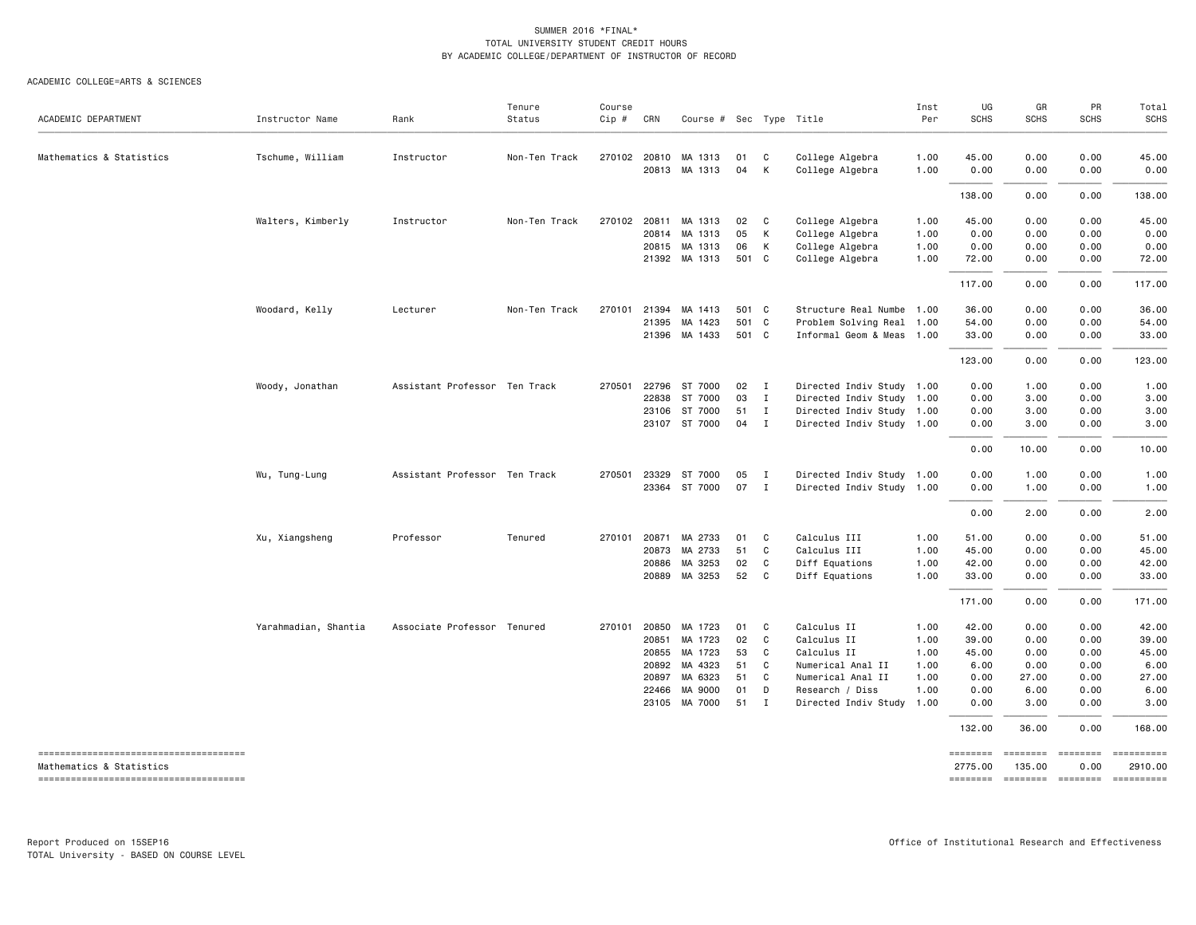SUMMER 2016 *FINAL*
TOTAL UNIVERSITY STUDENT CREDIT HOURS
BY ACADEMIC COLLEGE/DEPARTMENT OF INSTRUCTOR OF RECORD

ACADEMIC COLLEGE=ARTS & SCIENCES

| ACADEMIC DEPARTMENT | Instructor Name | Rank | Tenure Status | Course Cip # | CRN | Course # | Sec | Type | Title | Inst Per | UG SCHS | GR SCHS | PR SCHS | Total SCHS |
|---|---|---|---|---|---|---|---|---|---|---|---|---|---|---|
| Mathematics & Statistics | Tschume, William | Instructor | Non-Ten Track | 270102 | 20810 | MA 1313 | 01 | C | College Algebra | 1.00 | 45.00 | 0.00 | 0.00 | 45.00 |
| | | | | | 20813 | MA 1313 | 04 | K | College Algebra | 1.00 | 0.00 | 0.00 | 0.00 | 0.00 |
| | | | | | | | | | | | 138.00 | 0.00 | 0.00 | 138.00 |
| | Walters, Kimberly | Instructor | Non-Ten Track | 270102 | 20811 | MA 1313 | 02 | C | College Algebra | 1.00 | 45.00 | 0.00 | 0.00 | 45.00 |
| | | | | | 20814 | MA 1313 | 05 | K | College Algebra | 1.00 | 0.00 | 0.00 | 0.00 | 0.00 |
| | | | | | 20815 | MA 1313 | 06 | K | College Algebra | 1.00 | 0.00 | 0.00 | 0.00 | 0.00 |
| | | | | | 21392 | MA 1313 | 501 | C | College Algebra | 1.00 | 72.00 | 0.00 | 0.00 | 72.00 |
| | | | | | | | | | | | 117.00 | 0.00 | 0.00 | 117.00 |
| | Woodard, Kelly | Lecturer | Non-Ten Track | 270101 | 21394 | MA 1413 | 501 | C | Structure Real Numbe | 1.00 | 36.00 | 0.00 | 0.00 | 36.00 |
| | | | | | 21395 | MA 1423 | 501 | C | Problem Solving Real | 1.00 | 54.00 | 0.00 | 0.00 | 54.00 |
| | | | | | 21396 | MA 1433 | 501 | C | Informal Geom & Meas | 1.00 | 33.00 | 0.00 | 0.00 | 33.00 |
| | | | | | | | | | | | 123.00 | 0.00 | 0.00 | 123.00 |
| | Woody, Jonathan | Assistant Professor | Ten Track | 270501 | 22796 | ST 7000 | 02 | I | Directed Indiv Study | 1.00 | 0.00 | 1.00 | 0.00 | 1.00 |
| | | | | | 22838 | ST 7000 | 03 | I | Directed Indiv Study | 1.00 | 0.00 | 3.00 | 0.00 | 3.00 |
| | | | | | 23106 | ST 7000 | 51 | I | Directed Indiv Study | 1.00 | 0.00 | 3.00 | 0.00 | 3.00 |
| | | | | | 23107 | ST 7000 | 04 | I | Directed Indiv Study | 1.00 | 0.00 | 3.00 | 0.00 | 3.00 |
| | | | | | | | | | | | 0.00 | 10.00 | 0.00 | 10.00 |
| | Wu, Tung-Lung | Assistant Professor | Ten Track | 270501 | 23329 | ST 7000 | 05 | I | Directed Indiv Study | 1.00 | 0.00 | 1.00 | 0.00 | 1.00 |
| | | | | | 23364 | ST 7000 | 07 | I | Directed Indiv Study | 1.00 | 0.00 | 1.00 | 0.00 | 1.00 |
| | | | | | | | | | | | 0.00 | 2.00 | 0.00 | 2.00 |
| | Xu, Xiangsheng | Professor | Tenured | 270101 | 20871 | MA 2733 | 01 | C | Calculus III | 1.00 | 51.00 | 0.00 | 0.00 | 51.00 |
| | | | | | 20873 | MA 2733 | 51 | C | Calculus III | 1.00 | 45.00 | 0.00 | 0.00 | 45.00 |
| | | | | | 20886 | MA 3253 | 02 | C | Diff Equations | 1.00 | 42.00 | 0.00 | 0.00 | 42.00 |
| | | | | | 20889 | MA 3253 | 52 | C | Diff Equations | 1.00 | 33.00 | 0.00 | 0.00 | 33.00 |
| | | | | | | | | | | | 171.00 | 0.00 | 0.00 | 171.00 |
| | Yarahmadian, Shantia | Associate Professor | Tenured | 270101 | 20850 | MA 1723 | 01 | C | Calculus II | 1.00 | 42.00 | 0.00 | 0.00 | 42.00 |
| | | | | | 20851 | MA 1723 | 02 | C | Calculus II | 1.00 | 39.00 | 0.00 | 0.00 | 39.00 |
| | | | | | 20855 | MA 1723 | 53 | C | Calculus II | 1.00 | 45.00 | 0.00 | 0.00 | 45.00 |
| | | | | | 20892 | MA 4323 | 51 | C | Numerical Anal II | 1.00 | 6.00 | 0.00 | 0.00 | 6.00 |
| | | | | | 20897 | MA 6323 | 51 | C | Numerical Anal II | 1.00 | 0.00 | 27.00 | 0.00 | 27.00 |
| | | | | | 22466 | MA 9000 | 01 | D | Research / Diss | 1.00 | 0.00 | 6.00 | 0.00 | 6.00 |
| | | | | | 23105 | MA 7000 | 51 | I | Directed Indiv Study | 1.00 | 0.00 | 3.00 | 0.00 | 3.00 |
| | | | | | | | | | | | 132.00 | 36.00 | 0.00 | 168.00 |
| Mathematics & Statistics | | | | | | | | | | | 2775.00 | 135.00 | 0.00 | 2910.00 |

Report Produced on 15SEP16
TOTAL University - BASED ON COURSE LEVEL

Office of Institutional Research and Effectiveness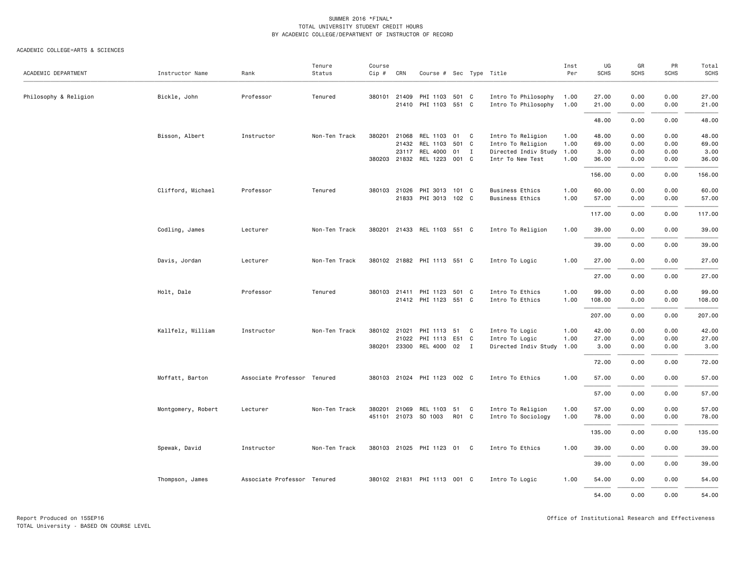SUMMER 2016 *FINAL*
TOTAL UNIVERSITY STUDENT CREDIT HOURS
BY ACADEMIC COLLEGE/DEPARTMENT OF INSTRUCTOR OF RECORD

ACADEMIC COLLEGE=ARTS & SCIENCES

| ACADEMIC DEPARTMENT | Instructor Name | Rank | Tenure Status | Course Cip # | CRN | Course # | Sec | Type | Title | Inst Per | UG SCHS | GR SCHS | PR SCHS | Total SCHS |
|---|---|---|---|---|---|---|---|---|---|---|---|---|---|---|
| Philosophy & Religion | Bickle, John | Professor | Tenured | 380101 | 21409 | PHI 1103 | 501 | C | Intro To Philosophy | 1.00 | 27.00 | 0.00 | 0.00 | 27.00 |
| | | | | | 21410 | PHI 1103 | 551 | C | Intro To Philosophy | 1.00 | 21.00 | 0.00 | 0.00 | 21.00 |
| | | | | | | | | | | | 48.00 | 0.00 | 0.00 | 48.00 |
| | Bisson, Albert | Instructor | Non-Ten Track | 380201 | 21068 | REL 1103 | 01 | C | Intro To Religion | 1.00 | 48.00 | 0.00 | 0.00 | 48.00 |
| | | | | | 21432 | REL 1103 | 501 | C | Intro To Religion | 1.00 | 69.00 | 0.00 | 0.00 | 69.00 |
| | | | | | 23117 | REL 4000 | 01 | I | Directed Indiv Study | 1.00 | 3.00 | 0.00 | 0.00 | 3.00 |
| | | | | 380203 | 21832 | REL 1223 | 001 | C | Intr To New Test | 1.00 | 36.00 | 0.00 | 0.00 | 36.00 |
| | | | | | | | | | | | 156.00 | 0.00 | 0.00 | 156.00 |
| | Clifford, Michael | Professor | Tenured | 380103 | 21026 | PHI 3013 | 101 | C | Business Ethics | 1.00 | 60.00 | 0.00 | 0.00 | 60.00 |
| | | | | | 21833 | PHI 3013 | 102 | C | Business Ethics | 1.00 | 57.00 | 0.00 | 0.00 | 57.00 |
| | | | | | | | | | | | 117.00 | 0.00 | 0.00 | 117.00 |
| | Codling, James | Lecturer | Non-Ten Track | 380201 | 21433 | REL 1103 | 551 | C | Intro To Religion | 1.00 | 39.00 | 0.00 | 0.00 | 39.00 |
| | | | | | | | | | | | 39.00 | 0.00 | 0.00 | 39.00 |
| | Davis, Jordan | Lecturer | Non-Ten Track | 380102 | 21882 | PHI 1113 | 551 | C | Intro To Logic | 1.00 | 27.00 | 0.00 | 0.00 | 27.00 |
| | | | | | | | | | | | 27.00 | 0.00 | 0.00 | 27.00 |
| | Holt, Dale | Professor | Tenured | 380103 | 21411 | PHI 1123 | 501 | C | Intro To Ethics | 1.00 | 99.00 | 0.00 | 0.00 | 99.00 |
| | | | | | 21412 | PHI 1123 | 551 | C | Intro To Ethics | 1.00 | 108.00 | 0.00 | 0.00 | 108.00 |
| | | | | | | | | | | | 207.00 | 0.00 | 0.00 | 207.00 |
| | Kallfelz, William | Instructor | Non-Ten Track | 380102 | 21021 | PHI 1113 | 51 | C | Intro To Logic | 1.00 | 42.00 | 0.00 | 0.00 | 42.00 |
| | | | | | 21022 | PHI 1113 | E51 | C | Intro To Logic | 1.00 | 27.00 | 0.00 | 0.00 | 27.00 |
| | | | | 380201 | 23300 | REL 4000 | 02 | I | Directed Indiv Study | 1.00 | 3.00 | 0.00 | 0.00 | 3.00 |
| | | | | | | | | | | | 72.00 | 0.00 | 0.00 | 72.00 |
| | Moffatt, Barton | Associate Professor | Tenured | 380103 | 21024 | PHI 1123 | 002 | C | Intro To Ethics | 1.00 | 57.00 | 0.00 | 0.00 | 57.00 |
| | | | | | | | | | | | 57.00 | 0.00 | 0.00 | 57.00 |
| | Montgomery, Robert | Lecturer | Non-Ten Track | 380201 | 21069 | REL 1103 | 51 | C | Intro To Religion | 1.00 | 57.00 | 0.00 | 0.00 | 57.00 |
| | | | | 451101 | 21073 | SO 1003 | R01 | C | Intro To Sociology | 1.00 | 78.00 | 0.00 | 0.00 | 78.00 |
| | | | | | | | | | | | 135.00 | 0.00 | 0.00 | 135.00 |
| | Spewak, David | Instructor | Non-Ten Track | 380103 | 21025 | PHI 1123 | 01 | C | Intro To Ethics | 1.00 | 39.00 | 0.00 | 0.00 | 39.00 |
| | | | | | | | | | | | 39.00 | 0.00 | 0.00 | 39.00 |
| | Thompson, James | Associate Professor | Tenured | 380102 | 21831 | PHI 1113 | 001 | C | Intro To Logic | 1.00 | 54.00 | 0.00 | 0.00 | 54.00 |
| | | | | | | | | | | | 54.00 | 0.00 | 0.00 | 54.00 |

Report Produced on 15SEP16
TOTAL University - BASED ON COURSE LEVEL

Office of Institutional Research and Effectiveness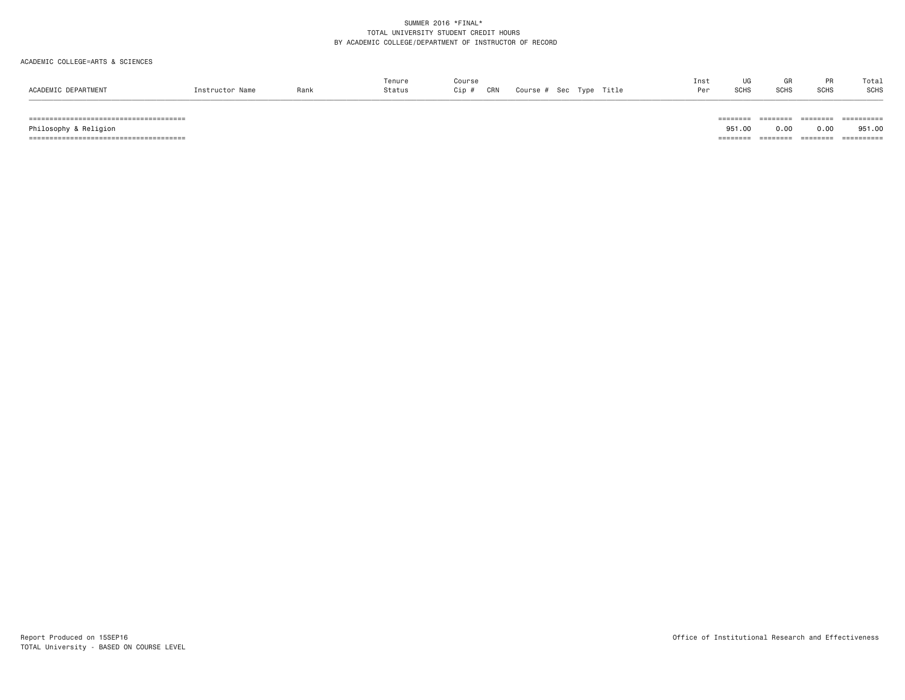SUMMER 2016 *FINAL*
TOTAL UNIVERSITY STUDENT CREDIT HOURS
BY ACADEMIC COLLEGE/DEPARTMENT OF INSTRUCTOR OF RECORD

ACADEMIC COLLEGE=ARTS & SCIENCES

| ACADEMIC DEPARTMENT | Instructor Name | Rank | Tenure Status | Course Cip # | CRN | Course # | Sec | Type | Title | Inst Per | UG SCHS | GR SCHS | PR SCHS | Total SCHS |
|---|---|---|---|---|---|---|---|---|---|---|---|---|---|---|
| Philosophy & Religion | | | | | | | | | | | 951.00 | 0.00 | 0.00 | 951.00 |

Report Produced on 15SEP16
TOTAL University - BASED ON COURSE LEVEL

Office of Institutional Research and Effectiveness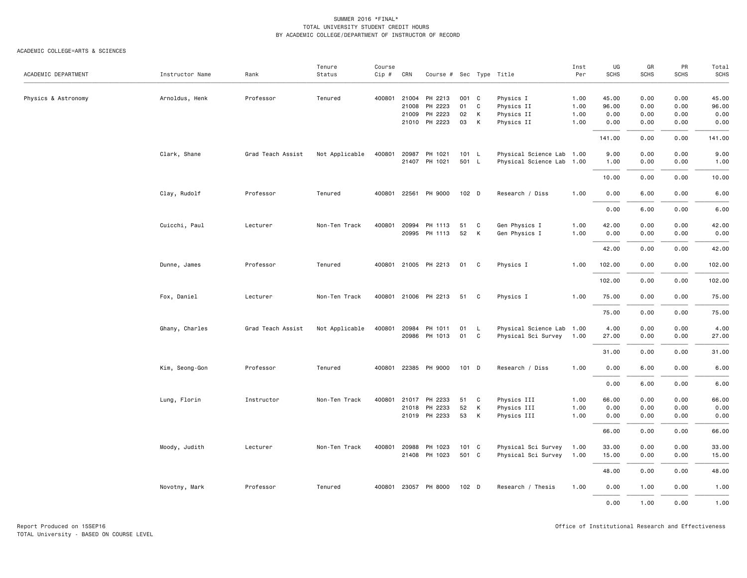SUMMER 2016 *FINAL*
TOTAL UNIVERSITY STUDENT CREDIT HOURS
BY ACADEMIC COLLEGE/DEPARTMENT OF INSTRUCTOR OF RECORD

ACADEMIC COLLEGE=ARTS & SCIENCES

| ACADEMIC DEPARTMENT | Instructor Name | Rank | Tenure Status | Course Cip # | CRN | Course # | Sec | Type | Title | Inst Per | UG SCHS | GR SCHS | PR SCHS | Total SCHS |
|---|---|---|---|---|---|---|---|---|---|---|---|---|---|---|
| Physics & Astronomy | Arnoldus, Henk | Professor | Tenured | 400801 | 21004 | PH 2213 | 001 | C | Physics I | 1.00 | 45.00 | 0.00 | 0.00 | 45.00 |
| | | | | | 21008 | PH 2223 | 01 | C | Physics II | 1.00 | 96.00 | 0.00 | 0.00 | 96.00 |
| | | | | | 21009 | PH 2223 | 02 | K | Physics II | 1.00 | 0.00 | 0.00 | 0.00 | 0.00 |
| | | | | | 21010 | PH 2223 | 03 | K | Physics II | 1.00 | 0.00 | 0.00 | 0.00 | 0.00 |
| | | | | | | | | | | | 141.00 | 0.00 | 0.00 | 141.00 |
| | Clark, Shane | Grad Teach Assist | Not Applicable | 400801 | 20987 | PH 1021 | 101 | L | Physical Science Lab | 1.00 | 9.00 | 0.00 | 0.00 | 9.00 |
| | | | | | 21407 | PH 1021 | 501 | L | Physical Science Lab | 1.00 | 1.00 | 0.00 | 0.00 | 1.00 |
| | | | | | | | | | | | 10.00 | 0.00 | 0.00 | 10.00 |
| | Clay, Rudolf | Professor | Tenured | 400801 | 22561 | PH 9000 | 102 | D | Research / Diss | 1.00 | 0.00 | 6.00 | 0.00 | 6.00 |
| | | | | | | | | | | | 0.00 | 6.00 | 0.00 | 6.00 |
| | Cuicchi, Paul | Lecturer | Non-Ten Track | 400801 | 20994 | PH 1113 | 51 | C | Gen Physics I | 1.00 | 42.00 | 0.00 | 0.00 | 42.00 |
| | | | | | 20995 | PH 1113 | 52 | K | Gen Physics I | 1.00 | 0.00 | 0.00 | 0.00 | 0.00 |
| | | | | | | | | | | | 42.00 | 0.00 | 0.00 | 42.00 |
| | Dunne, James | Professor | Tenured | 400801 | 21005 | PH 2213 | 01 | C | Physics I | 1.00 | 102.00 | 0.00 | 0.00 | 102.00 |
| | | | | | | | | | | | 102.00 | 0.00 | 0.00 | 102.00 |
| | Fox, Daniel | Lecturer | Non-Ten Track | 400801 | 21006 | PH 2213 | 51 | C | Physics I | 1.00 | 75.00 | 0.00 | 0.00 | 75.00 |
| | | | | | | | | | | | 75.00 | 0.00 | 0.00 | 75.00 |
| | Ghany, Charles | Grad Teach Assist | Not Applicable | 400801 | 20984 | PH 1011 | 01 | L | Physical Science Lab | 1.00 | 4.00 | 0.00 | 0.00 | 4.00 |
| | | | | | 20986 | PH 1013 | 01 | C | Physical Sci Survey | 1.00 | 27.00 | 0.00 | 0.00 | 27.00 |
| | | | | | | | | | | | 31.00 | 0.00 | 0.00 | 31.00 |
| | Kim, Seong-Gon | Professor | Tenured | 400801 | 22385 | PH 9000 | 101 | D | Research / Diss | 1.00 | 0.00 | 6.00 | 0.00 | 6.00 |
| | | | | | | | | | | | 0.00 | 6.00 | 0.00 | 6.00 |
| | Lung, Florin | Instructor | Non-Ten Track | 400801 | 21017 | PH 2233 | 51 | C | Physics III | 1.00 | 66.00 | 0.00 | 0.00 | 66.00 |
| | | | | | 21018 | PH 2233 | 52 | K | Physics III | 1.00 | 0.00 | 0.00 | 0.00 | 0.00 |
| | | | | | 21019 | PH 2233 | 53 | K | Physics III | 1.00 | 0.00 | 0.00 | 0.00 | 0.00 |
| | | | | | | | | | | | 66.00 | 0.00 | 0.00 | 66.00 |
| | Moody, Judith | Lecturer | Non-Ten Track | 400801 | 20988 | PH 1023 | 101 | C | Physical Sci Survey | 1.00 | 33.00 | 0.00 | 0.00 | 33.00 |
| | | | | | 21408 | PH 1023 | 501 | C | Physical Sci Survey | 1.00 | 15.00 | 0.00 | 0.00 | 15.00 |
| | | | | | | | | | | | 48.00 | 0.00 | 0.00 | 48.00 |
| | Novotny, Mark | Professor | Tenured | 400801 | 23057 | PH 8000 | 102 | D | Research / Thesis | 1.00 | 0.00 | 1.00 | 0.00 | 1.00 |
| | | | | | | | | | | | 0.00 | 1.00 | 0.00 | 1.00 |

Report Produced on 15SEP16
TOTAL University - BASED ON COURSE LEVEL

Office of Institutional Research and Effectiveness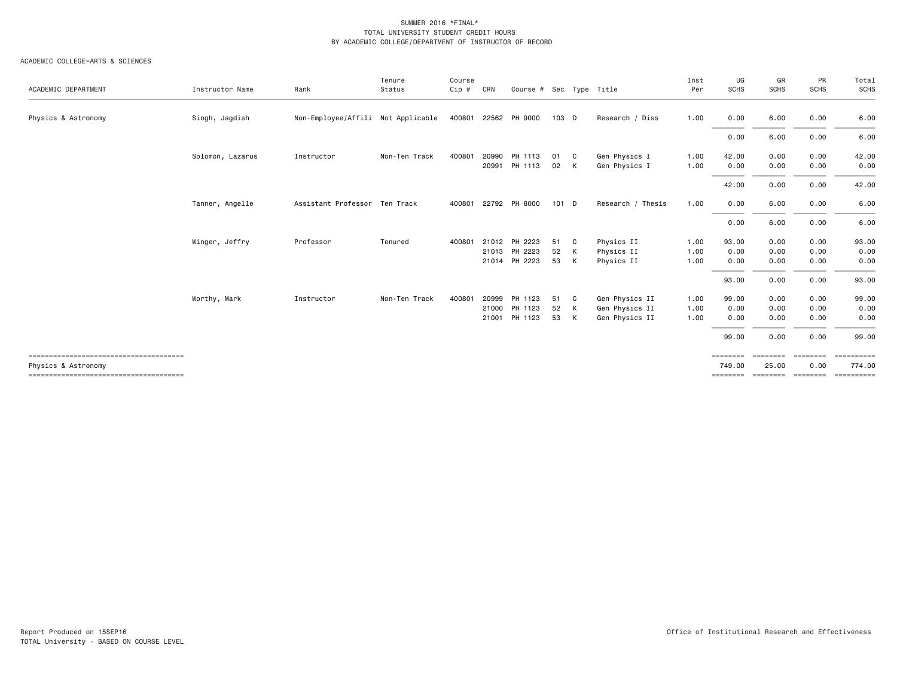SUMMER 2016 *FINAL*
TOTAL UNIVERSITY STUDENT CREDIT HOURS
BY ACADEMIC COLLEGE/DEPARTMENT OF INSTRUCTOR OF RECORD

ACADEMIC COLLEGE=ARTS & SCIENCES

| ACADEMIC DEPARTMENT | Instructor Name | Rank | Tenure Status | Course Cip # | CRN | Course # | Sec | Type | Title | Inst Per | UG SCHS | GR SCHS | PR SCHS | Total SCHS |
|---|---|---|---|---|---|---|---|---|---|---|---|---|---|---|
| Physics & Astronomy | Singh, Jagdish | Non-Employee/Affili | Not Applicable | 400801 | 22562 | PH 9000 | 103 | D | Research / Diss | 1.00 | 0.00 | 6.00 | 0.00 | 6.00 |
| | | | | | | | | | | | 0.00 | 6.00 | 0.00 | 6.00 |
| | Solomon, Lazarus | Instructor | Non-Ten Track | 400801 | 20990 | PH 1113 | 01 | C | Gen Physics I | 1.00 | 42.00 | 0.00 | 0.00 | 42.00 |
| | | | | | 20991 | PH 1113 | 02 | K | Gen Physics I | 1.00 | 0.00 | 0.00 | 0.00 | 0.00 |
| | | | | | | | | | | | 42.00 | 0.00 | 0.00 | 42.00 |
| | Tanner, Angelle | Assistant Professor | Ten Track | 400801 | 22792 | PH 8000 | 101 | D | Research / Thesis | 1.00 | 0.00 | 6.00 | 0.00 | 6.00 |
| | | | | | | | | | | | 0.00 | 6.00 | 0.00 | 6.00 |
| | Winger, Jeffry | Professor | Tenured | 400801 | 21012 | PH 2223 | 51 | C | Physics II | 1.00 | 93.00 | 0.00 | 0.00 | 93.00 |
| | | | | | 21013 | PH 2223 | 52 | K | Physics II | 1.00 | 0.00 | 0.00 | 0.00 | 0.00 |
| | | | | | 21014 | PH 2223 | 53 | K | Physics II | 1.00 | 0.00 | 0.00 | 0.00 | 0.00 |
| | | | | | | | | | | | 93.00 | 0.00 | 0.00 | 93.00 |
| | Worthy, Mark | Instructor | Non-Ten Track | 400801 | 20999 | PH 1123 | 51 | C | Gen Physics II | 1.00 | 99.00 | 0.00 | 0.00 | 99.00 |
| | | | | | 21000 | PH 1123 | 52 | K | Gen Physics II | 1.00 | 0.00 | 0.00 | 0.00 | 0.00 |
| | | | | | 21001 | PH 1123 | 53 | K | Gen Physics II | 1.00 | 0.00 | 0.00 | 0.00 | 0.00 |
| | | | | | | | | | | | 99.00 | 0.00 | 0.00 | 99.00 |
| Physics & Astronomy | | | | | | | | | | | 749.00 | 25.00 | 0.00 | 774.00 |

Report Produced on 15SEP16
TOTAL University - BASED ON COURSE LEVEL

Office of Institutional Research and Effectiveness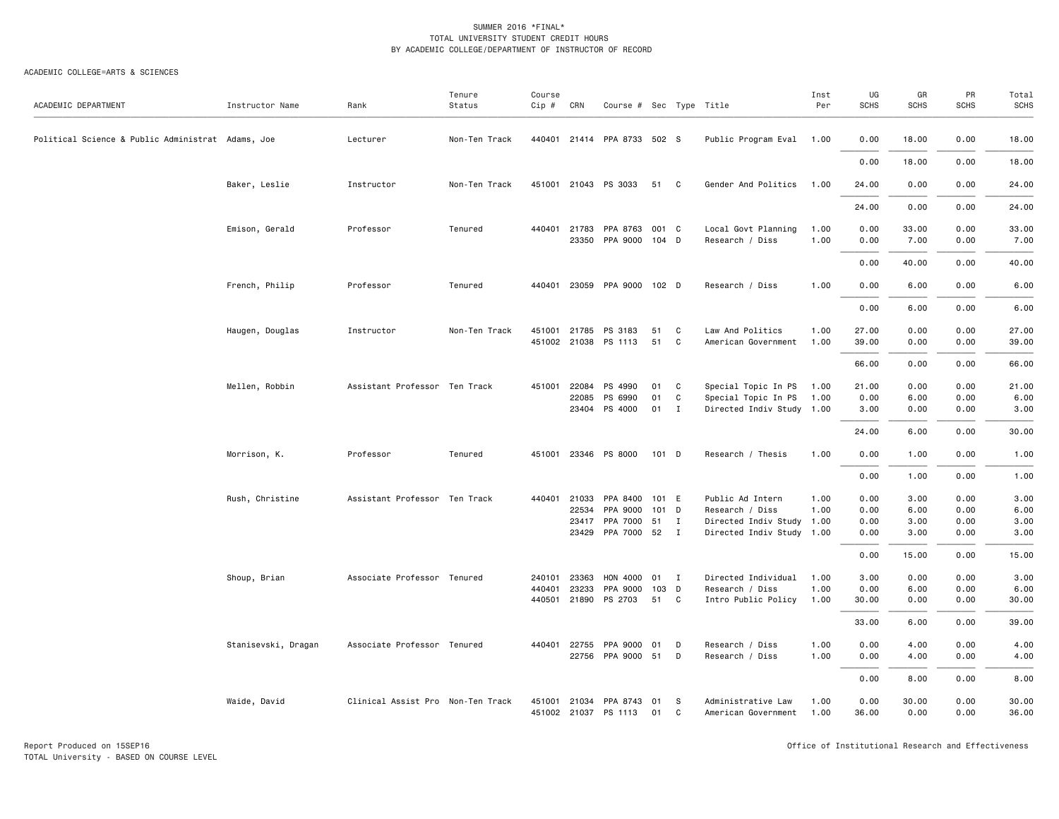SUMMER 2016 *FINAL*
TOTAL UNIVERSITY STUDENT CREDIT HOURS
BY ACADEMIC COLLEGE/DEPARTMENT OF INSTRUCTOR OF RECORD

ACADEMIC COLLEGE=ARTS & SCIENCES

| ACADEMIC DEPARTMENT | Instructor Name | Rank | Tenure Status | Course Cip # | CRN | Course # | Sec | Type | Title | Inst Per | UG SCHS | GR SCHS | PR SCHS | Total SCHS |
|---|---|---|---|---|---|---|---|---|---|---|---|---|---|---|
| Political Science & Public Administrat | Adams, Joe | Lecturer | Non-Ten Track | 440401 | 21414 | PPA 8733 | 502 | S | Public Program Eval | 1.00 | 0.00 | 18.00 | 0.00 | 18.00 |
| | | | | | | | | | | | 0.00 | 18.00 | 0.00 | 18.00 |
| | Baker, Leslie | Instructor | Non-Ten Track | 451001 | 21043 | PS 3033 | 51 | C | Gender And Politics | 1.00 | 24.00 | 0.00 | 0.00 | 24.00 |
| | | | | | | | | | | | 24.00 | 0.00 | 0.00 | 24.00 |
| | Emison, Gerald | Professor | Tenured | 440401 | 21783 | PPA 8763 | 001 | C | Local Govt Planning | 1.00 | 0.00 | 33.00 | 0.00 | 33.00 |
| | | | | | 23350 | PPA 9000 | 104 | D | Research / Diss | 1.00 | 0.00 | 7.00 | 0.00 | 7.00 |
| | | | | | | | | | | | 0.00 | 40.00 | 0.00 | 40.00 |
| | French, Philip | Professor | Tenured | 440401 | 23059 | PPA 9000 | 102 | D | Research / Diss | 1.00 | 0.00 | 6.00 | 0.00 | 6.00 |
| | | | | | | | | | | | 0.00 | 6.00 | 0.00 | 6.00 |
| | Haugen, Douglas | Instructor | Non-Ten Track | 451001 | 21785 | PS 3183 | 51 | C | Law And Politics | 1.00 | 27.00 | 0.00 | 0.00 | 27.00 |
| | | | | 451002 | 21038 | PS 1113 | 51 | C | American Government | 1.00 | 39.00 | 0.00 | 0.00 | 39.00 |
| | | | | | | | | | | | 66.00 | 0.00 | 0.00 | 66.00 |
| | Mellen, Robbin | Assistant Professor | Ten Track | 451001 | 22084 | PS 4990 | 01 | C | Special Topic In PS | 1.00 | 21.00 | 0.00 | 0.00 | 21.00 |
| | | | | | 22085 | PS 6990 | 01 | C | Special Topic In PS | 1.00 | 0.00 | 6.00 | 0.00 | 6.00 |
| | | | | | 23404 | PS 4000 | 01 | I | Directed Indiv Study | 1.00 | 3.00 | 0.00 | 0.00 | 3.00 |
| | | | | | | | | | | | 24.00 | 6.00 | 0.00 | 30.00 |
| | Morrison, K. | Professor | Tenured | 451001 | 23346 | PS 8000 | 101 | D | Research / Thesis | 1.00 | 0.00 | 1.00 | 0.00 | 1.00 |
| | | | | | | | | | | | 0.00 | 1.00 | 0.00 | 1.00 |
| | Rush, Christine | Assistant Professor | Ten Track | 440401 | 21033 | PPA 8400 | 101 | E | Public Ad Intern | 1.00 | 0.00 | 3.00 | 0.00 | 3.00 |
| | | | | | 22534 | PPA 9000 | 101 | D | Research / Diss | 1.00 | 0.00 | 6.00 | 0.00 | 6.00 |
| | | | | | 23417 | PPA 7000 | 51 | I | Directed Indiv Study | 1.00 | 0.00 | 3.00 | 0.00 | 3.00 |
| | | | | | 23429 | PPA 7000 | 52 | I | Directed Indiv Study | 1.00 | 0.00 | 3.00 | 0.00 | 3.00 |
| | | | | | | | | | | | 0.00 | 15.00 | 0.00 | 15.00 |
| | Shoup, Brian | Associate Professor | Tenured | 240101 | 23363 | HON 4000 | 01 | I | Directed Individual | 1.00 | 3.00 | 0.00 | 0.00 | 3.00 |
| | | | | 440401 | 23233 | PPA 9000 | 103 | D | Research / Diss | 1.00 | 0.00 | 6.00 | 0.00 | 6.00 |
| | | | | 440501 | 21890 | PS 2703 | 51 | C | Intro Public Policy | 1.00 | 30.00 | 0.00 | 0.00 | 30.00 |
| | | | | | | | | | | | 33.00 | 6.00 | 0.00 | 39.00 |
| | Stanisevski, Dragan | Associate Professor | Tenured | 440401 | 22755 | PPA 9000 | 01 | D | Research / Diss | 1.00 | 0.00 | 4.00 | 0.00 | 4.00 |
| | | | | | 22756 | PPA 9000 | 51 | D | Research / Diss | 1.00 | 0.00 | 4.00 | 0.00 | 4.00 |
| | | | | | | | | | | | 0.00 | 8.00 | 0.00 | 8.00 |
| | Waide, David | Clinical Assist Pro | Non-Ten Track | 451001 | 21034 | PPA 8743 | 01 | S | Administrative Law | 1.00 | 0.00 | 30.00 | 0.00 | 30.00 |
| | | | | 451002 | 21037 | PS 1113 | 01 | C | American Government | 1.00 | 36.00 | 0.00 | 0.00 | 36.00 |

Report Produced on 15SEP16
TOTAL University - BASED ON COURSE LEVEL

Office of Institutional Research and Effectiveness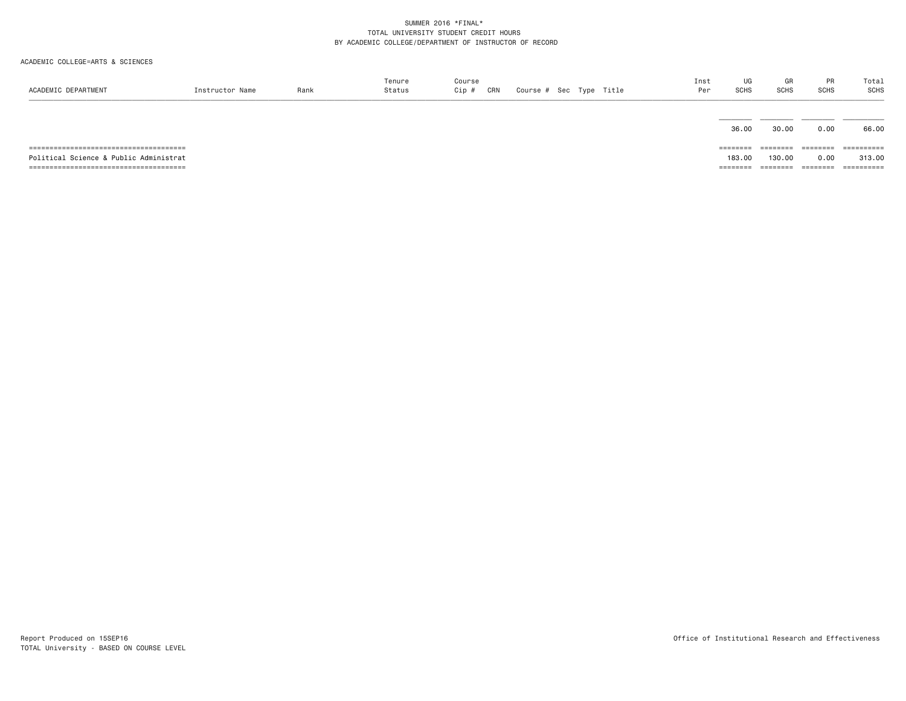SUMMER 2016 *FINAL*
TOTAL UNIVERSITY STUDENT CREDIT HOURS
BY ACADEMIC COLLEGE/DEPARTMENT OF INSTRUCTOR OF RECORD

ACADEMIC COLLEGE=ARTS & SCIENCES

| ACADEMIC DEPARTMENT | Instructor Name | Rank | Tenure Status | Course Cip # | CRN | Course # | Sec | Type | Title | Inst Per | UG SCHS | GR SCHS | PR SCHS | Total SCHS |
|---|---|---|---|---|---|---|---|---|---|---|---|---|---|---|
| | | | | | | | | | | | 36.00 | 30.00 | 0.00 | 66.00 |
| Political Science & Public Administrat | | | | | | | | | | | 183.00 | 130.00 | 0.00 | 313.00 |

Report Produced on 15SEP16
TOTAL University - BASED ON COURSE LEVEL

Office of Institutional Research and Effectiveness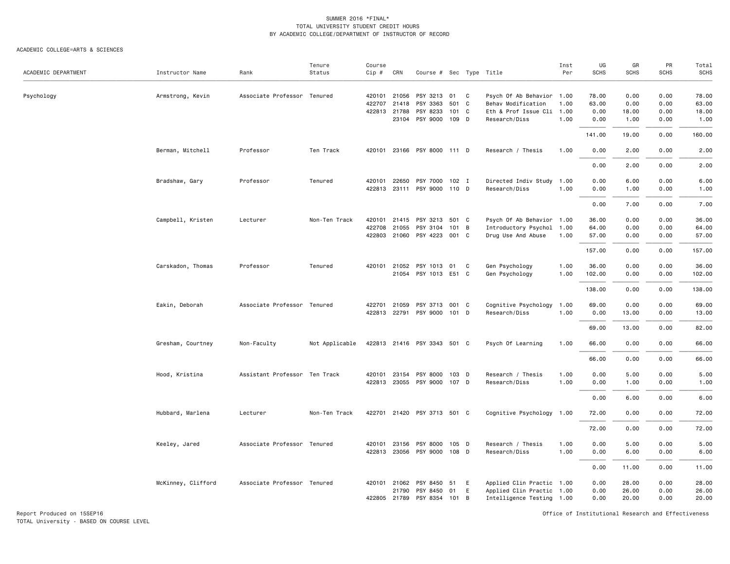SUMMER 2016 *FINAL*
TOTAL UNIVERSITY STUDENT CREDIT HOURS
BY ACADEMIC COLLEGE/DEPARTMENT OF INSTRUCTOR OF RECORD

ACADEMIC COLLEGE=ARTS & SCIENCES

| ACADEMIC DEPARTMENT | Instructor Name | Rank | Tenure Status | Course Cip # | CRN | Course # | Sec | Type | Title | Inst Per | UG SCHS | GR SCHS | PR SCHS | Total SCHS |
|---|---|---|---|---|---|---|---|---|---|---|---|---|---|---|
| Psychology | Armstrong, Kevin | Associate Professor | Tenured | 420101 | 21056 | PSY 3213 | 01 | C | Psych Of Ab Behavior | 1.00 | 78.00 | 0.00 | 0.00 | 78.00 |
| | | | | 422707 | 21418 | PSY 3363 | 501 | C | Behav Modification | 1.00 | 63.00 | 0.00 | 0.00 | 63.00 |
| | | | | 422813 | 21788 | PSY 8233 | 101 | C | Eth & Prof Issue Cli | 1.00 | 0.00 | 18.00 | 0.00 | 18.00 |
| | | | | | 23104 | PSY 9000 | 109 | D | Research/Diss | 1.00 | 0.00 | 1.00 | 0.00 | 1.00 |
| | | | | | | | | | | | 141.00 | 19.00 | 0.00 | 160.00 |
| | Berman, Mitchell | Professor | Ten Track | 420101 | 23166 | PSY 8000 | 111 | D | Research / Thesis | 1.00 | 0.00 | 2.00 | 0.00 | 2.00 |
| | | | | | | | | | | | 0.00 | 2.00 | 0.00 | 2.00 |
| | Bradshaw, Gary | Professor | Tenured | 420101 | 22650 | PSY 7000 | 102 | I | Directed Indiv Study | 1.00 | 0.00 | 6.00 | 0.00 | 6.00 |
| | | | | 422813 | 23111 | PSY 9000 | 110 | D | Research/Diss | 1.00 | 0.00 | 1.00 | 0.00 | 1.00 |
| | | | | | | | | | | | 0.00 | 7.00 | 0.00 | 7.00 |
| | Campbell, Kristen | Lecturer | Non-Ten Track | 420101 | 21415 | PSY 3213 | 501 | C | Psych Of Ab Behavior | 1.00 | 36.00 | 0.00 | 0.00 | 36.00 |
| | | | | 422708 | 21055 | PSY 3104 | 101 | B | Introductory Psychol | 1.00 | 64.00 | 0.00 | 0.00 | 64.00 |
| | | | | 422803 | 21060 | PSY 4223 | 001 | C | Drug Use And Abuse | 1.00 | 57.00 | 0.00 | 0.00 | 57.00 |
| | | | | | | | | | | | 157.00 | 0.00 | 0.00 | 157.00 |
| | Carskadon, Thomas | Professor | Tenured | 420101 | 21052 | PSY 1013 | 01 | C | Gen Psychology | 1.00 | 36.00 | 0.00 | 0.00 | 36.00 |
| | | | | | 21054 | PSY 1013 | E51 | C | Gen Psychology | 1.00 | 102.00 | 0.00 | 0.00 | 102.00 |
| | | | | | | | | | | | 138.00 | 0.00 | 0.00 | 138.00 |
| | Eakin, Deborah | Associate Professor | Tenured | 422701 | 21059 | PSY 3713 | 001 | C | Cognitive Psychology | 1.00 | 69.00 | 0.00 | 0.00 | 69.00 |
| | | | | 422813 | 22791 | PSY 9000 | 101 | D | Research/Diss | 1.00 | 0.00 | 13.00 | 0.00 | 13.00 |
| | | | | | | | | | | | 69.00 | 13.00 | 0.00 | 82.00 |
| | Gresham, Courtney | Non-Faculty | Not Applicable | 422813 | 21416 | PSY 3343 | 501 | C | Psych Of Learning | 1.00 | 66.00 | 0.00 | 0.00 | 66.00 |
| | | | | | | | | | | | 66.00 | 0.00 | 0.00 | 66.00 |
| | Hood, Kristina | Assistant Professor | Ten Track | 420101 | 23154 | PSY 8000 | 103 | D | Research / Thesis | 1.00 | 0.00 | 5.00 | 0.00 | 5.00 |
| | | | | 422813 | 23055 | PSY 9000 | 107 | D | Research/Diss | 1.00 | 0.00 | 1.00 | 0.00 | 1.00 |
| | | | | | | | | | | | 0.00 | 6.00 | 0.00 | 6.00 |
| | Hubbard, Marlena | Lecturer | Non-Ten Track | 422701 | 21420 | PSY 3713 | 501 | C | Cognitive Psychology | 1.00 | 72.00 | 0.00 | 0.00 | 72.00 |
| | | | | | | | | | | | 72.00 | 0.00 | 0.00 | 72.00 |
| | Keeley, Jared | Associate Professor | Tenured | 420101 | 23156 | PSY 8000 | 105 | D | Research / Thesis | 1.00 | 0.00 | 5.00 | 0.00 | 5.00 |
| | | | | 422813 | 23056 | PSY 9000 | 108 | D | Research/Diss | 1.00 | 0.00 | 6.00 | 0.00 | 6.00 |
| | | | | | | | | | | | 0.00 | 11.00 | 0.00 | 11.00 |
| | McKinney, Clifford | Associate Professor | Tenured | 420101 | 21062 | PSY 8450 | 51 | E | Applied Clin Practic | 1.00 | 0.00 | 28.00 | 0.00 | 28.00 |
| | | | | | 21790 | PSY 8450 | 01 | E | Applied Clin Practic | 1.00 | 0.00 | 26.00 | 0.00 | 26.00 |
| | | | | 422805 | 21789 | PSY 8354 | 101 | B | Intelligence Testing | 1.00 | 0.00 | 20.00 | 0.00 | 20.00 |

Report Produced on 15SEP16
TOTAL University - BASED ON COURSE LEVEL

Office of Institutional Research and Effectiveness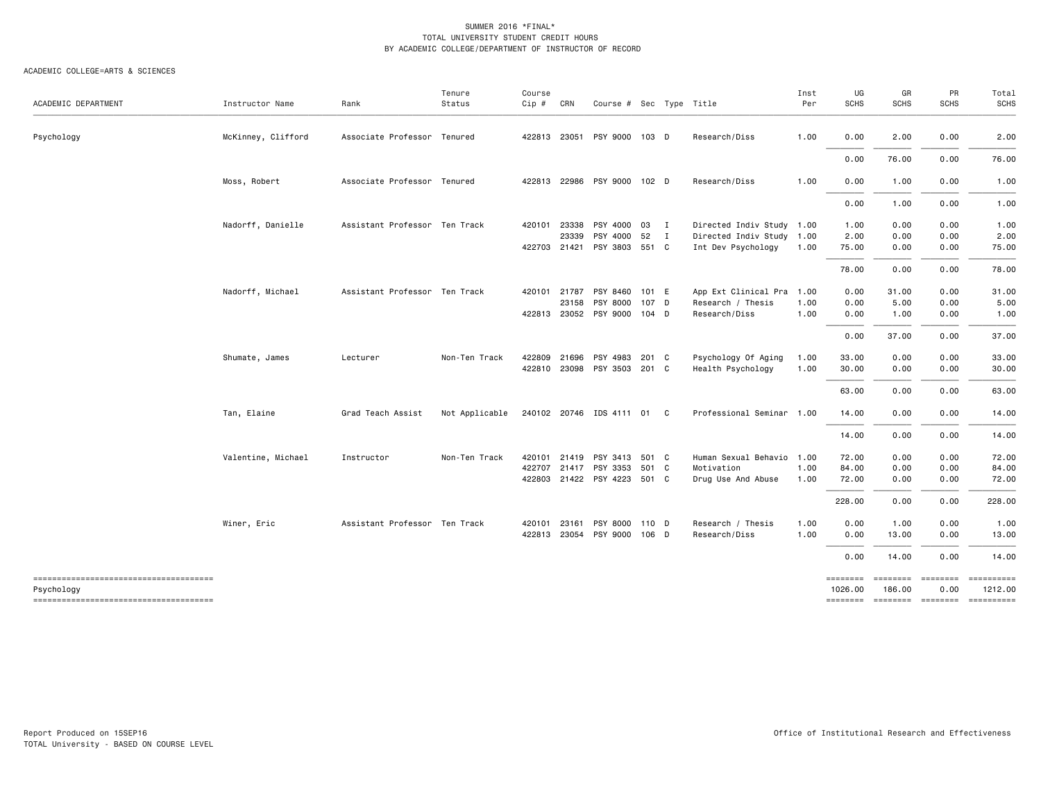SUMMER 2016 *FINAL*
TOTAL UNIVERSITY STUDENT CREDIT HOURS
BY ACADEMIC COLLEGE/DEPARTMENT OF INSTRUCTOR OF RECORD

ACADEMIC COLLEGE=ARTS & SCIENCES

| ACADEMIC DEPARTMENT | Instructor Name | Rank | Tenure Status | Course Cip # | CRN | Course # | Sec | Type | Title | Inst Per | UG SCHS | GR SCHS | PR SCHS | Total SCHS |
|---|---|---|---|---|---|---|---|---|---|---|---|---|---|---|
| Psychology | McKinney, Clifford | Associate Professor | Tenured | 422813 | 23051 | PSY 9000 | 103 | D | Research/Diss | 1.00 | 0.00 | 2.00 | 0.00 | 2.00 |
| | | | | | | | | | | | 0.00 | 76.00 | 0.00 | 76.00 |
| | Moss, Robert | Associate Professor | Tenured | 422813 | 22986 | PSY 9000 | 102 | D | Research/Diss | 1.00 | 0.00 | 1.00 | 0.00 | 1.00 |
| | | | | | | | | | | | 0.00 | 1.00 | 0.00 | 1.00 |
| | Nadorff, Danielle | Assistant Professor | Ten Track | 420101 | 23338 | PSY 4000 | 03 | I | Directed Indiv Study | 1.00 | 1.00 | 0.00 | 0.00 | 1.00 |
| | | | | | 23339 | PSY 4000 | 52 | I | Directed Indiv Study | 1.00 | 2.00 | 0.00 | 0.00 | 2.00 |
| | | | | 422703 | 21421 | PSY 3803 | 551 | C | Int Dev Psychology | 1.00 | 75.00 | 0.00 | 0.00 | 75.00 |
| | | | | | | | | | | | 78.00 | 0.00 | 0.00 | 78.00 |
| | Nadorff, Michael | Assistant Professor | Ten Track | 420101 | 21787 | PSY 8460 | 101 | E | App Ext Clinical Pra | 1.00 | 0.00 | 31.00 | 0.00 | 31.00 |
| | | | | | 23158 | PSY 8000 | 107 | D | Research / Thesis | 1.00 | 0.00 | 5.00 | 0.00 | 5.00 |
| | | | | 422813 | 23052 | PSY 9000 | 104 | D | Research/Diss | 1.00 | 0.00 | 1.00 | 0.00 | 1.00 |
| | | | | | | | | | | | 0.00 | 37.00 | 0.00 | 37.00 |
| | Shumate, James | Lecturer | Non-Ten Track | 422809 | 21696 | PSY 4983 | 201 | C | Psychology Of Aging | 1.00 | 33.00 | 0.00 | 0.00 | 33.00 |
| | | | | 422810 | 23098 | PSY 3503 | 201 | C | Health Psychology | 1.00 | 30.00 | 0.00 | 0.00 | 30.00 |
| | | | | | | | | | | | 63.00 | 0.00 | 0.00 | 63.00 |
| | Tan, Elaine | Grad Teach Assist | Not Applicable | 240102 | 20746 | IDS 4111 | 01 | C | Professional Seminar | 1.00 | 14.00 | 0.00 | 0.00 | 14.00 |
| | | | | | | | | | | | 14.00 | 0.00 | 0.00 | 14.00 |
| | Valentine, Michael | Instructor | Non-Ten Track | 420101 | 21419 | PSY 3413 | 501 | C | Human Sexual Behavio | 1.00 | 72.00 | 0.00 | 0.00 | 72.00 |
| | | | | 422707 | 21417 | PSY 3353 | 501 | C | Motivation | 1.00 | 84.00 | 0.00 | 0.00 | 84.00 |
| | | | | 422803 | 21422 | PSY 4223 | 501 | C | Drug Use And Abuse | 1.00 | 72.00 | 0.00 | 0.00 | 72.00 |
| | | | | | | | | | | | 228.00 | 0.00 | 0.00 | 228.00 |
| | Winer, Eric | Assistant Professor | Ten Track | 420101 | 23161 | PSY 8000 | 110 | D | Research / Thesis | 1.00 | 0.00 | 1.00 | 0.00 | 1.00 |
| | | | | 422813 | 23054 | PSY 9000 | 106 | D | Research/Diss | 1.00 | 0.00 | 13.00 | 0.00 | 13.00 |
| | | | | | | | | | | | 0.00 | 14.00 | 0.00 | 14.00 |
| Psychology | | | | | | | | | | | 1026.00 | 186.00 | 0.00 | 1212.00 |

Report Produced on 15SEP16
TOTAL University - BASED ON COURSE LEVEL

Office of Institutional Research and Effectiveness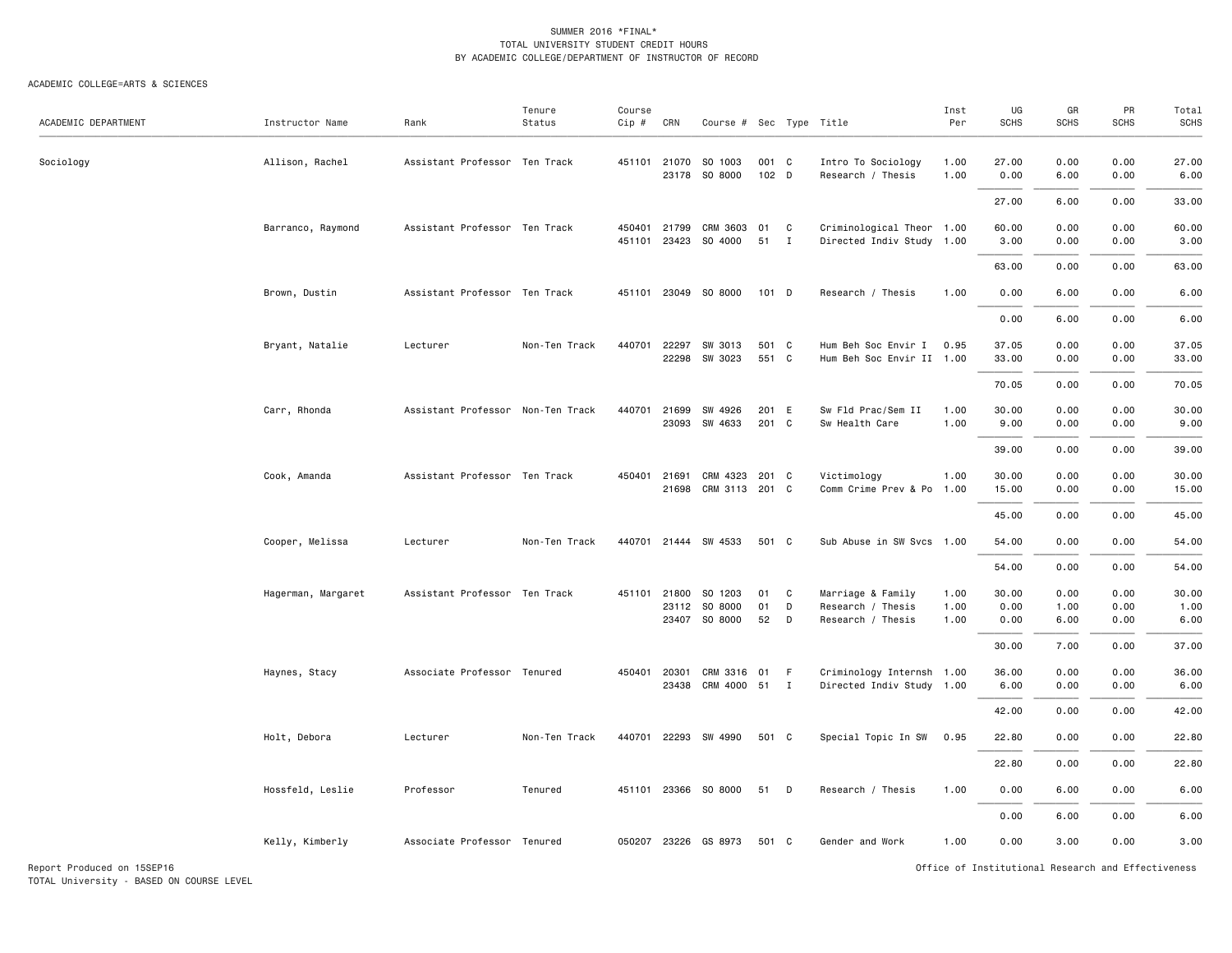SUMMER 2016 *FINAL*
TOTAL UNIVERSITY STUDENT CREDIT HOURS
BY ACADEMIC COLLEGE/DEPARTMENT OF INSTRUCTOR OF RECORD

ACADEMIC COLLEGE=ARTS & SCIENCES

| ACADEMIC DEPARTMENT | Instructor Name | Rank | Tenure Status | Course Cip # | CRN | Course # | Sec | Type | Title | Inst Per | UG SCHS | GR SCHS | PR SCHS | Total SCHS |
|---|---|---|---|---|---|---|---|---|---|---|---|---|---|---|
| Sociology | Allison, Rachel | Assistant Professor | Ten Track | 451101 | 21070 | SO 1003 | 001 | C | Intro To Sociology | 1.00 | 27.00 | 0.00 | 0.00 | 27.00 |
| | | | | | 23178 | SO 8000 | 102 | D | Research / Thesis | 1.00 | 0.00 | 6.00 | 0.00 | 6.00 |
| | | | | | | | | | | | 27.00 | 6.00 | 0.00 | 33.00 |
| | Barranco, Raymond | Assistant Professor | Ten Track | 450401 | 21799 | CRM 3603 | 01 | C | Criminological Theor | 1.00 | 60.00 | 0.00 | 0.00 | 60.00 |
| | | | | 451101 | 23423 | SO 4000 | 51 | I | Directed Indiv Study | 1.00 | 3.00 | 0.00 | 0.00 | 3.00 |
| | | | | | | | | | | | 63.00 | 0.00 | 0.00 | 63.00 |
| | Brown, Dustin | Assistant Professor | Ten Track | 451101 | 23049 | SO 8000 | 101 | D | Research / Thesis | 1.00 | 0.00 | 6.00 | 0.00 | 6.00 |
| | | | | | | | | | | | 0.00 | 6.00 | 0.00 | 6.00 |
| | Bryant, Natalie | Lecturer | Non-Ten Track | 440701 | 22297 | SW 3013 | 501 | C | Hum Beh Soc Envir I | 0.95 | 37.05 | 0.00 | 0.00 | 37.05 |
| | | | | | 22298 | SW 3023 | 551 | C | Hum Beh Soc Envir II | 1.00 | 33.00 | 0.00 | 0.00 | 33.00 |
| | | | | | | | | | | | 70.05 | 0.00 | 0.00 | 70.05 |
| | Carr, Rhonda | Assistant Professor | Non-Ten Track | 440701 | 21699 | SW 4926 | 201 | E | Sw Fld Prac/Sem II | 1.00 | 30.00 | 0.00 | 0.00 | 30.00 |
| | | | | | 23093 | SW 4633 | 201 | C | Sw Health Care | 1.00 | 9.00 | 0.00 | 0.00 | 9.00 |
| | | | | | | | | | | | 39.00 | 0.00 | 0.00 | 39.00 |
| | Cook, Amanda | Assistant Professor | Ten Track | 450401 | 21691 | CRM 4323 | 201 | C | Victimology | 1.00 | 30.00 | 0.00 | 0.00 | 30.00 |
| | | | | | 21698 | CRM 3113 | 201 | C | Comm Crime Prev & Po | 1.00 | 15.00 | 0.00 | 0.00 | 15.00 |
| | | | | | | | | | | | 45.00 | 0.00 | 0.00 | 45.00 |
| | Cooper, Melissa | Lecturer | Non-Ten Track | 440701 | 21444 | SW 4533 | 501 | C | Sub Abuse in SW Svcs | 1.00 | 54.00 | 0.00 | 0.00 | 54.00 |
| | | | | | | | | | | | 54.00 | 0.00 | 0.00 | 54.00 |
| | Hagerman, Margaret | Assistant Professor | Ten Track | 451101 | 21800 | SO 1203 | 01 | C | Marriage & Family | 1.00 | 30.00 | 0.00 | 0.00 | 30.00 |
| | | | | | 23112 | SO 8000 | 01 | D | Research / Thesis | 1.00 | 0.00 | 1.00 | 0.00 | 1.00 |
| | | | | | 23407 | SO 8000 | 52 | D | Research / Thesis | 1.00 | 0.00 | 6.00 | 0.00 | 6.00 |
| | | | | | | | | | | | 30.00 | 7.00 | 0.00 | 37.00 |
| | Haynes, Stacy | Associate Professor | Tenured | 450401 | 20301 | CRM 3316 | 01 | F | Criminology Internsh | 1.00 | 36.00 | 0.00 | 0.00 | 36.00 |
| | | | | | 23438 | CRM 4000 | 51 | I | Directed Indiv Study | 1.00 | 6.00 | 0.00 | 0.00 | 6.00 |
| | | | | | | | | | | | 42.00 | 0.00 | 0.00 | 42.00 |
| | Holt, Debora | Lecturer | Non-Ten Track | 440701 | 22293 | SW 4990 | 501 | C | Special Topic In SW | 0.95 | 22.80 | 0.00 | 0.00 | 22.80 |
| | | | | | | | | | | | 22.80 | 0.00 | 0.00 | 22.80 |
| | Hossfeld, Leslie | Professor | Tenured | 451101 | 23366 | SO 8000 | 51 | D | Research / Thesis | 1.00 | 0.00 | 6.00 | 0.00 | 6.00 |
| | | | | | | | | | | | 0.00 | 6.00 | 0.00 | 6.00 |
| | Kelly, Kimberly | Associate Professor | Tenured | 050207 | 23226 | GS 8973 | 501 | C | Gender and Work | 1.00 | 0.00 | 3.00 | 0.00 | 3.00 |

Report Produced on 15SEP16
TOTAL University - BASED ON COURSE LEVEL

Office of Institutional Research and Effectiveness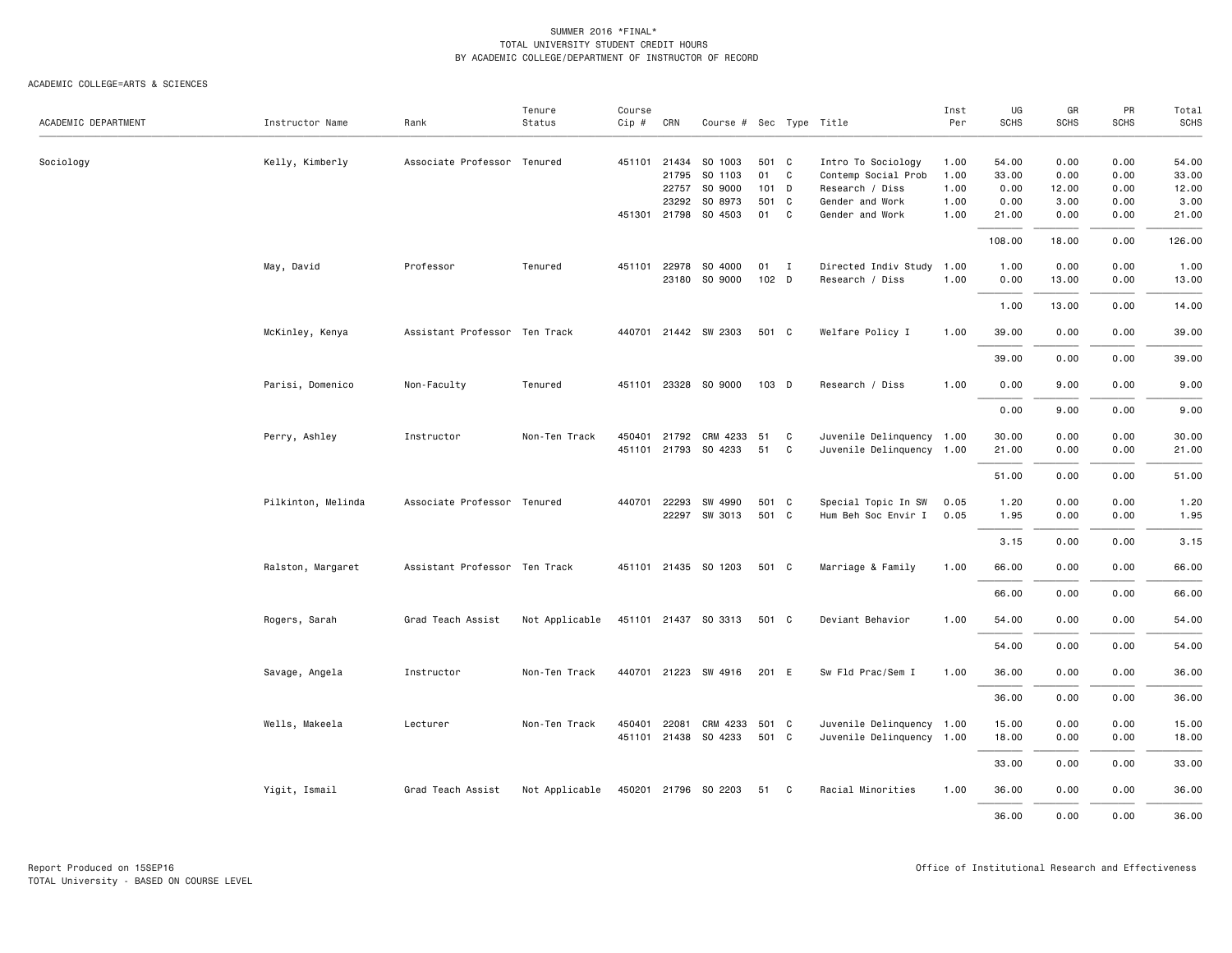SUMMER 2016 *FINAL*
TOTAL UNIVERSITY STUDENT CREDIT HOURS
BY ACADEMIC COLLEGE/DEPARTMENT OF INSTRUCTOR OF RECORD

ACADEMIC COLLEGE=ARTS & SCIENCES

| ACADEMIC DEPARTMENT | Instructor Name | Rank | Tenure Status | Course Cip # | CRN | Course # | Sec | Type | Title | Inst Per | UG SCHS | GR SCHS | PR SCHS | Total SCHS |
|---|---|---|---|---|---|---|---|---|---|---|---|---|---|---|
| Sociology | Kelly, Kimberly | Associate Professor | Tenured | 451101 | 21434 | SO 1003 | 501 | C | Intro To Sociology | 1.00 | 54.00 | 0.00 | 0.00 | 54.00 |
| | | | | | 21795 | SO 1103 | 01 | C | Contemp Social Prob | 1.00 | 33.00 | 0.00 | 0.00 | 33.00 |
| | | | | | 22757 | SO 9000 | 101 | D | Research / Diss | 1.00 | 0.00 | 12.00 | 0.00 | 12.00 |
| | | | | | 23292 | SO 8973 | 501 | C | Gender and Work | 1.00 | 0.00 | 3.00 | 0.00 | 3.00 |
| | | | | 451301 | 21798 | SO 4503 | 01 | C | Gender and Work | 1.00 | 21.00 | 0.00 | 0.00 | 21.00 |
| | | | | | | | | | | | 108.00 | 18.00 | 0.00 | 126.00 |
| | May, David | Professor | Tenured | 451101 | 22978 | SO 4000 | 01 | I | Directed Indiv Study | 1.00 | 1.00 | 0.00 | 0.00 | 1.00 |
| | | | | | 23180 | SO 9000 | 102 | D | Research / Diss | 1.00 | 0.00 | 13.00 | 0.00 | 13.00 |
| | | | | | | | | | | | 1.00 | 13.00 | 0.00 | 14.00 |
| | McKinley, Kenya | Assistant Professor | Ten Track | 440701 | 21442 | SW 2303 | 501 | C | Welfare Policy I | 1.00 | 39.00 | 0.00 | 0.00 | 39.00 |
| | | | | | | | | | | | 39.00 | 0.00 | 0.00 | 39.00 |
| | Parisi, Domenico | Non-Faculty | Tenured | 451101 | 23328 | SO 9000 | 103 | D | Research / Diss | 1.00 | 0.00 | 9.00 | 0.00 | 9.00 |
| | | | | | | | | | | | 0.00 | 9.00 | 0.00 | 9.00 |
| | Perry, Ashley | Instructor | Non-Ten Track | 450401 | 21792 | CRM 4233 | 51 | C | Juvenile Delinquency | 1.00 | 30.00 | 0.00 | 0.00 | 30.00 |
| | | | | 451101 | 21793 | SO 4233 | 51 | C | Juvenile Delinquency | 1.00 | 21.00 | 0.00 | 0.00 | 21.00 |
| | | | | | | | | | | | 51.00 | 0.00 | 0.00 | 51.00 |
| | Pilkinton, Melinda | Associate Professor | Tenured | 440701 | 22293 | SW 4990 | 501 | C | Special Topic In SW | 0.05 | 1.20 | 0.00 | 0.00 | 1.20 |
| | | | | | 22297 | SW 3013 | 501 | C | Hum Beh Soc Envir I | 0.05 | 1.95 | 0.00 | 0.00 | 1.95 |
| | | | | | | | | | | | 3.15 | 0.00 | 0.00 | 3.15 |
| | Ralston, Margaret | Assistant Professor | Ten Track | 451101 | 21435 | SO 1203 | 501 | C | Marriage & Family | 1.00 | 66.00 | 0.00 | 0.00 | 66.00 |
| | | | | | | | | | | | 66.00 | 0.00 | 0.00 | 66.00 |
| | Rogers, Sarah | Grad Teach Assist | Not Applicable | 451101 | 21437 | SO 3313 | 501 | C | Deviant Behavior | 1.00 | 54.00 | 0.00 | 0.00 | 54.00 |
| | | | | | | | | | | | 54.00 | 0.00 | 0.00 | 54.00 |
| | Savage, Angela | Instructor | Non-Ten Track | 440701 | 21223 | SW 4916 | 201 | E | Sw Fld Prac/Sem I | 1.00 | 36.00 | 0.00 | 0.00 | 36.00 |
| | | | | | | | | | | | 36.00 | 0.00 | 0.00 | 36.00 |
| | Wells, Makeela | Lecturer | Non-Ten Track | 450401 | 22081 | CRM 4233 | 501 | C | Juvenile Delinquency | 1.00 | 15.00 | 0.00 | 0.00 | 15.00 |
| | | | | 451101 | 21438 | SO 4233 | 501 | C | Juvenile Delinquency | 1.00 | 18.00 | 0.00 | 0.00 | 18.00 |
| | | | | | | | | | | | 33.00 | 0.00 | 0.00 | 33.00 |
| | Yigit, Ismail | Grad Teach Assist | Not Applicable | 450201 | 21796 | SO 2203 | 51 | C | Racial Minorities | 1.00 | 36.00 | 0.00 | 0.00 | 36.00 |
| | | | | | | | | | | | 36.00 | 0.00 | 0.00 | 36.00 |

Report Produced on 15SEP16
TOTAL University - BASED ON COURSE LEVEL

Office of Institutional Research and Effectiveness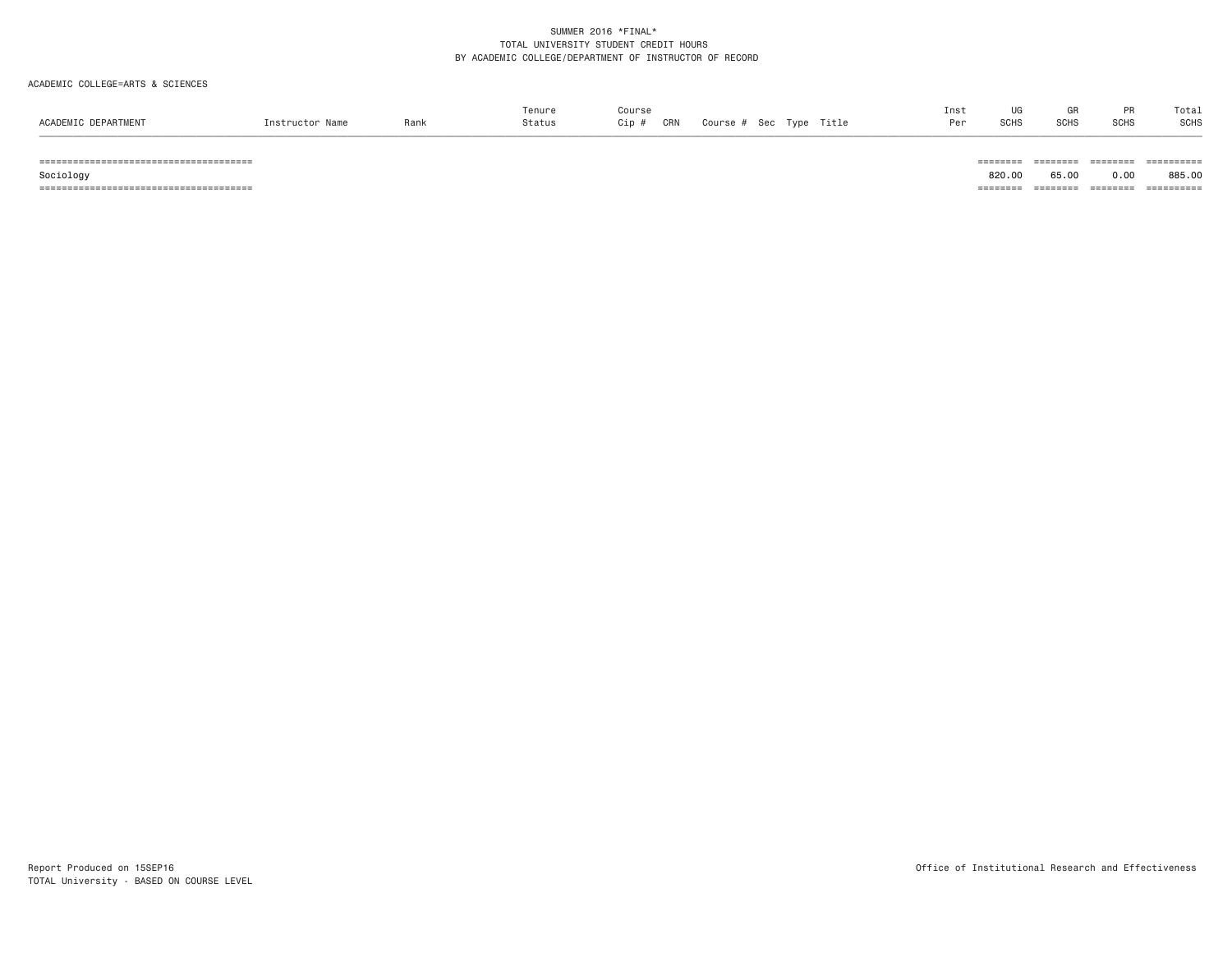SUMMER 2016 *FINAL*
TOTAL UNIVERSITY STUDENT CREDIT HOURS
BY ACADEMIC COLLEGE/DEPARTMENT OF INSTRUCTOR OF RECORD

ACADEMIC COLLEGE=ARTS & SCIENCES

| ACADEMIC DEPARTMENT | Instructor Name | Rank | Tenure Status | Course Cip # | CRN | Course # | Sec | Type | Title | Inst Per | UG SCHS | GR SCHS | PR SCHS | Total SCHS |
|---|---|---|---|---|---|---|---|---|---|---|---|---|---|---|
| Sociology | | | | | | | | | | | 820.00 | 65.00 | 0.00 | 885.00 |

Report Produced on 15SEP16
TOTAL University - BASED ON COURSE LEVEL

Office of Institutional Research and Effectiveness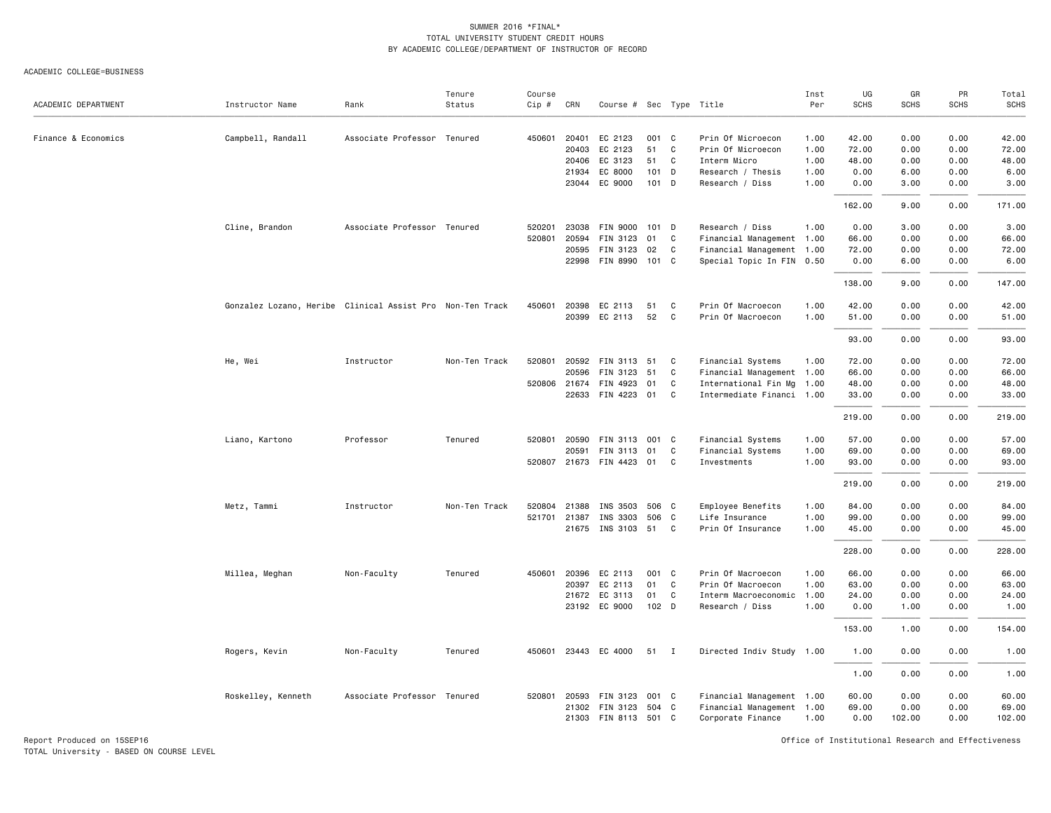SUMMER 2016 *FINAL*
TOTAL UNIVERSITY STUDENT CREDIT HOURS
BY ACADEMIC COLLEGE/DEPARTMENT OF INSTRUCTOR OF RECORD

ACADEMIC COLLEGE=BUSINESS

| ACADEMIC DEPARTMENT | Instructor Name | Rank | Tenure Status | Course Cip # | CRN | Course # | Sec | Type | Title | Inst Per | UG SCHS | GR SCHS | PR SCHS | Total SCHS |
|---|---|---|---|---|---|---|---|---|---|---|---|---|---|---|
| Finance & Economics | Campbell, Randall | Associate Professor | Tenured | 450601 | 20401 | EC 2123 | 001 | C | Prin Of Microecon | 1.00 | 42.00 | 0.00 | 0.00 | 42.00 |
| | | | | | 20403 | EC 2123 | 51 | C | Prin Of Microecon | 1.00 | 72.00 | 0.00 | 0.00 | 72.00 |
| | | | | | 20406 | EC 3123 | 51 | C | Interm Micro | 1.00 | 48.00 | 0.00 | 0.00 | 48.00 |
| | | | | | 21934 | EC 8000 | 101 | D | Research / Thesis | 1.00 | 0.00 | 6.00 | 0.00 | 6.00 |
| | | | | | 23044 | EC 9000 | 101 | D | Research / Diss | 1.00 | 0.00 | 3.00 | 0.00 | 3.00 |
| | | | | | | | | | | | 162.00 | 9.00 | 0.00 | 171.00 |
| | Cline, Brandon | Associate Professor | Tenured | 520201 | 23038 | FIN 9000 | 101 | D | Research / Diss | 1.00 | 0.00 | 3.00 | 0.00 | 3.00 |
| | | | | 520801 | 20594 | FIN 3123 | 01 | C | Financial Management | 1.00 | 66.00 | 0.00 | 0.00 | 66.00 |
| | | | | | 20595 | FIN 3123 | 02 | C | Financial Management | 1.00 | 72.00 | 0.00 | 0.00 | 72.00 |
| | | | | | 22998 | FIN 8990 | 101 | C | Special Topic In FIN | 0.50 | 0.00 | 6.00 | 0.00 | 6.00 |
| | | | | | | | | | | | 138.00 | 9.00 | 0.00 | 147.00 |
| | Gonzalez Lozano, Heribe | Clinical Assist Pro | Non-Ten Track | 450601 | 20398 | EC 2113 | 51 | C | Prin Of Macroecon | 1.00 | 42.00 | 0.00 | 0.00 | 42.00 |
| | | | | | 20399 | EC 2113 | 52 | C | Prin Of Macroecon | 1.00 | 51.00 | 0.00 | 0.00 | 51.00 |
| | | | | | | | | | | | 93.00 | 0.00 | 0.00 | 93.00 |
| | He, Wei | Instructor | Non-Ten Track | 520801 | 20592 | FIN 3113 | 51 | C | Financial Systems | 1.00 | 72.00 | 0.00 | 0.00 | 72.00 |
| | | | | | 20596 | FIN 3123 | 51 | C | Financial Management | 1.00 | 66.00 | 0.00 | 0.00 | 66.00 |
| | | | | 520806 | 21674 | FIN 4923 | 01 | C | International Fin Mg | 1.00 | 48.00 | 0.00 | 0.00 | 48.00 |
| | | | | | 22633 | FIN 4223 | 01 | C | Intermediate Financi | 1.00 | 33.00 | 0.00 | 0.00 | 33.00 |
| | | | | | | | | | | | 219.00 | 0.00 | 0.00 | 219.00 |
| | Liano, Kartono | Professor | Tenured | 520801 | 20590 | FIN 3113 | 001 | C | Financial Systems | 1.00 | 57.00 | 0.00 | 0.00 | 57.00 |
| | | | | | 20591 | FIN 3113 | 01 | C | Financial Systems | 1.00 | 69.00 | 0.00 | 0.00 | 69.00 |
| | | | | 520807 | 21673 | FIN 4423 | 01 | C | Investments | 1.00 | 93.00 | 0.00 | 0.00 | 93.00 |
| | | | | | | | | | | | 219.00 | 0.00 | 0.00 | 219.00 |
| | Metz, Tammi | Instructor | Non-Ten Track | 520804 | 21388 | INS 3503 | 506 | C | Employee Benefits | 1.00 | 84.00 | 0.00 | 0.00 | 84.00 |
| | | | | 521701 | 21387 | INS 3303 | 506 | C | Life Insurance | 1.00 | 99.00 | 0.00 | 0.00 | 99.00 |
| | | | | | 21675 | INS 3103 | 51 | C | Prin Of Insurance | 1.00 | 45.00 | 0.00 | 0.00 | 45.00 |
| | | | | | | | | | | | 228.00 | 0.00 | 0.00 | 228.00 |
| | Millea, Meghan | Non-Faculty | Tenured | 450601 | 20396 | EC 2113 | 001 | C | Prin Of Macroecon | 1.00 | 66.00 | 0.00 | 0.00 | 66.00 |
| | | | | | 20397 | EC 2113 | 01 | C | Prin Of Macroecon | 1.00 | 63.00 | 0.00 | 0.00 | 63.00 |
| | | | | | 21672 | EC 3113 | 01 | C | Interm Macroeconomic | 1.00 | 24.00 | 0.00 | 0.00 | 24.00 |
| | | | | | 23192 | EC 9000 | 102 | D | Research / Diss | 1.00 | 0.00 | 1.00 | 0.00 | 1.00 |
| | | | | | | | | | | | 153.00 | 1.00 | 0.00 | 154.00 |
| | Rogers, Kevin | Non-Faculty | Tenured | 450601 | 23443 | EC 4000 | 51 | I | Directed Indiv Study | 1.00 | 1.00 | 0.00 | 0.00 | 1.00 |
| | | | | | | | | | | | 1.00 | 0.00 | 0.00 | 1.00 |
| | Roskelley, Kenneth | Associate Professor | Tenured | 520801 | 20593 | FIN 3123 | 001 | C | Financial Management | 1.00 | 60.00 | 0.00 | 0.00 | 60.00 |
| | | | | | 21302 | FIN 3123 | 504 | C | Financial Management | 1.00 | 69.00 | 0.00 | 0.00 | 69.00 |
| | | | | | 21303 | FIN 8113 | 501 | C | Corporate Finance | 1.00 | 0.00 | 102.00 | 0.00 | 102.00 |

Report Produced on 15SEP16
TOTAL University - BASED ON COURSE LEVEL

Office of Institutional Research and Effectiveness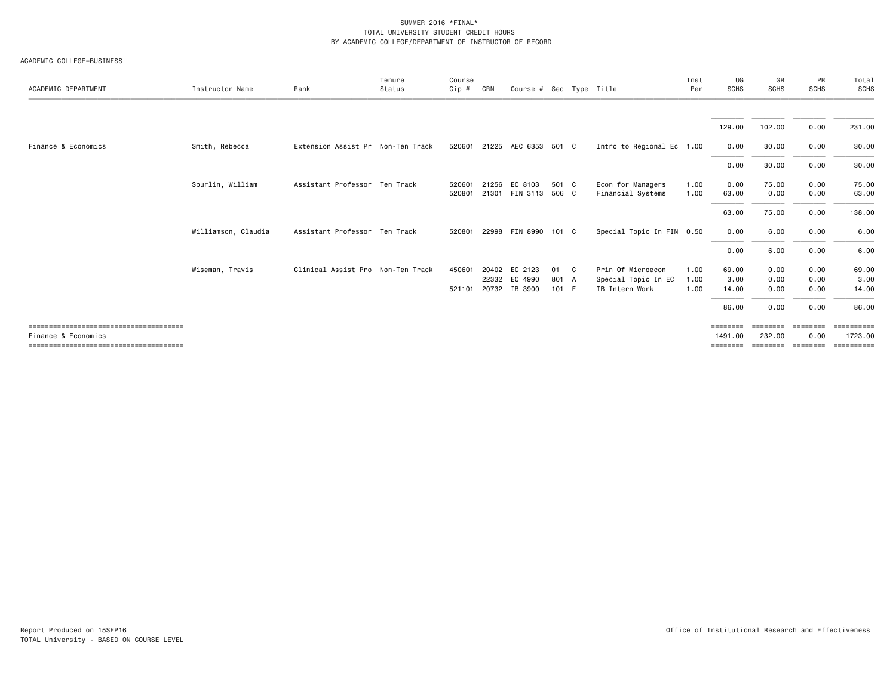SUMMER 2016 *FINAL*
TOTAL UNIVERSITY STUDENT CREDIT HOURS
BY ACADEMIC COLLEGE/DEPARTMENT OF INSTRUCTOR OF RECORD

ACADEMIC COLLEGE=BUSINESS

| ACADEMIC DEPARTMENT | Instructor Name | Rank | Tenure Status | Course Cip # | CRN | Course # | Sec | Type | Title | Inst Per | UG SCHS | GR SCHS | PR SCHS | Total SCHS |
|---|---|---|---|---|---|---|---|---|---|---|---|---|---|---|
| | | | | | | | | | | | 129.00 | 102.00 | 0.00 | 231.00 |
| Finance & Economics | Smith, Rebecca | Extension Assist Pr | Non-Ten Track | 520601 | 21225 | AEC 6353 | 501 | C | Intro to Regional Ec | 1.00 | 0.00 | 30.00 | 0.00 | 30.00 |
| | | | | | | | | | | | 0.00 | 30.00 | 0.00 | 30.00 |
| | Spurlin, William | Assistant Professor | Ten Track | 520601 | 21256 | EC 8103 | 501 | C | Econ for Managers | 1.00 | 0.00 | 75.00 | 0.00 | 75.00 |
| | | | | 520801 | 21301 | FIN 3113 | 506 | C | Financial Systems | 1.00 | 63.00 | 0.00 | 0.00 | 63.00 |
| | | | | | | | | | | | 63.00 | 75.00 | 0.00 | 138.00 |
| | Williamson, Claudia | Assistant Professor | Ten Track | 520801 | 22998 | FIN 8990 | 101 | C | Special Topic In FIN | 0.50 | 0.00 | 6.00 | 0.00 | 6.00 |
| | | | | | | | | | | | 0.00 | 6.00 | 0.00 | 6.00 |
| | Wiseman, Travis | Clinical Assist Pro | Non-Ten Track | 450601 | 20402 | EC 2123 | 01 | C | Prin Of Microecon | 1.00 | 69.00 | 0.00 | 0.00 | 69.00 |
| | | | | | 22332 | EC 4990 | 801 | A | Special Topic In EC | 1.00 | 3.00 | 0.00 | 0.00 | 3.00 |
| | | | | 521101 | 20732 | IB 3900 | 101 | E | IB Intern Work | 1.00 | 14.00 | 0.00 | 0.00 | 14.00 |
| | | | | | | | | | | | 86.00 | 0.00 | 0.00 | 86.00 |
| Finance & Economics | | | | | | | | | | | 1491.00 | 232.00 | 0.00 | 1723.00 |

Report Produced on 15SEP16
TOTAL University - BASED ON COURSE LEVEL

Office of Institutional Research and Effectiveness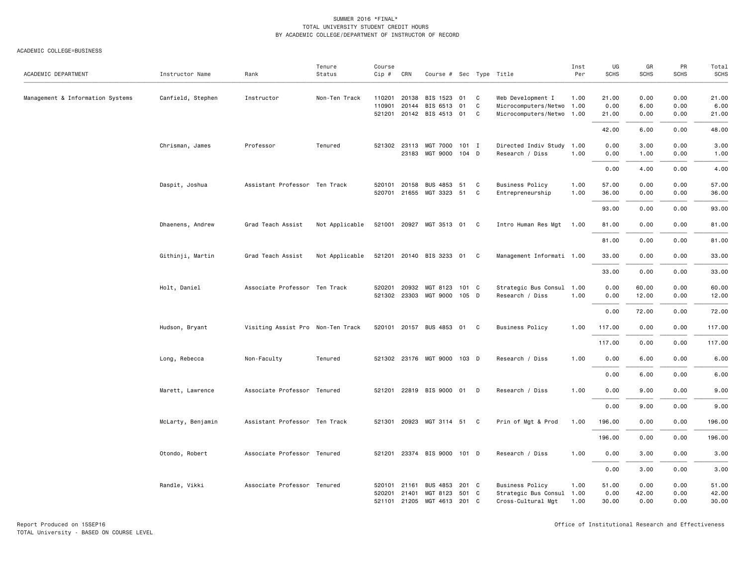SUMMER 2016 *FINAL*
TOTAL UNIVERSITY STUDENT CREDIT HOURS
BY ACADEMIC COLLEGE/DEPARTMENT OF INSTRUCTOR OF RECORD

ACADEMIC COLLEGE=BUSINESS

| ACADEMIC DEPARTMENT | Instructor Name | Rank | Tenure Status | Course Cip # | CRN | Course # | Sec | Type | Title | Inst Per | UG SCHS | GR SCHS | PR SCHS | Total SCHS |
|---|---|---|---|---|---|---|---|---|---|---|---|---|---|---|
| Management & Information Systems | Canfield, Stephen | Instructor | Non-Ten Track | 110201 | 20138 | BIS 1523 | 01 | C | Web Development I | 1.00 | 21.00 | 0.00 | 0.00 | 21.00 |
| | | | | 110901 | 20144 | BIS 6513 | 01 | C | Microcomputers/Netwo | 1.00 | 0.00 | 6.00 | 0.00 | 6.00 |
| | | | | 521201 | 20142 | BIS 4513 | 01 | C | Microcomputers/Netwo | 1.00 | 21.00 | 0.00 | 0.00 | 21.00 |
| | | | | | | | | | | | 42.00 | 6.00 | 0.00 | 48.00 |
| | Chrisman, James | Professor | Tenured | 521302 | 23113 | MGT 7000 | 101 | I | Directed Indiv Study | 1.00 | 0.00 | 3.00 | 0.00 | 3.00 |
| | | | | | 23183 | MGT 9000 | 104 | D | Research / Diss | 1.00 | 0.00 | 1.00 | 0.00 | 1.00 |
| | | | | | | | | | | | 0.00 | 4.00 | 0.00 | 4.00 |
| | Daspit, Joshua | Assistant Professor | Ten Track | 520101 | 20158 | BUS 4853 | 51 | C | Business Policy | 1.00 | 57.00 | 0.00 | 0.00 | 57.00 |
| | | | | 520701 | 21655 | MGT 3323 | 51 | C | Entrepreneurship | 1.00 | 36.00 | 0.00 | 0.00 | 36.00 |
| | | | | | | | | | | | 93.00 | 0.00 | 0.00 | 93.00 |
| | Dhaenens, Andrew | Grad Teach Assist | Not Applicable | 521001 | 20927 | MGT 3513 | 01 | C | Intro Human Res Mgt | 1.00 | 81.00 | 0.00 | 0.00 | 81.00 |
| | | | | | | | | | | | 81.00 | 0.00 | 0.00 | 81.00 |
| | Githinji, Martin | Grad Teach Assist | Not Applicable | 521201 | 20140 | BIS 3233 | 01 | C | Management Informati | 1.00 | 33.00 | 0.00 | 0.00 | 33.00 |
| | | | | | | | | | | | 33.00 | 0.00 | 0.00 | 33.00 |
| | Holt, Daniel | Associate Professor | Ten Track | 520201 | 20932 | MGT 8123 | 101 | C | Strategic Bus Consul | 1.00 | 0.00 | 60.00 | 0.00 | 60.00 |
| | | | | 521302 | 23303 | MGT 9000 | 105 | D | Research / Diss | 1.00 | 0.00 | 12.00 | 0.00 | 12.00 |
| | | | | | | | | | | | 0.00 | 72.00 | 0.00 | 72.00 |
| | Hudson, Bryant | Visiting Assist Pro | Non-Ten Track | 520101 | 20157 | BUS 4853 | 01 | C | Business Policy | 1.00 | 117.00 | 0.00 | 0.00 | 117.00 |
| | | | | | | | | | | | 117.00 | 0.00 | 0.00 | 117.00 |
| | Long, Rebecca | Non-Faculty | Tenured | 521302 | 23176 | MGT 9000 | 103 | D | Research / Diss | 1.00 | 0.00 | 6.00 | 0.00 | 6.00 |
| | | | | | | | | | | | 0.00 | 6.00 | 0.00 | 6.00 |
| | Marett, Lawrence | Associate Professor | Tenured | 521201 | 22819 | BIS 9000 | 01 | D | Research / Diss | 1.00 | 0.00 | 9.00 | 0.00 | 9.00 |
| | | | | | | | | | | | 0.00 | 9.00 | 0.00 | 9.00 |
| | McLarty, Benjamin | Assistant Professor | Ten Track | 521301 | 20923 | MGT 3114 | 51 | C | Prin of Mgt & Prod | 1.00 | 196.00 | 0.00 | 0.00 | 196.00 |
| | | | | | | | | | | | 196.00 | 0.00 | 0.00 | 196.00 |
| | Otondo, Robert | Associate Professor | Tenured | 521201 | 23374 | BIS 9000 | 101 | D | Research / Diss | 1.00 | 0.00 | 3.00 | 0.00 | 3.00 |
| | | | | | | | | | | | 0.00 | 3.00 | 0.00 | 3.00 |
| | Randle, Vikki | Associate Professor | Tenured | 520101 | 21161 | BUS 4853 | 201 | C | Business Policy | 1.00 | 51.00 | 0.00 | 0.00 | 51.00 |
| | | | | 520201 | 21401 | MGT 8123 | 501 | C | Strategic Bus Consul | 1.00 | 0.00 | 42.00 | 0.00 | 42.00 |
| | | | | 521101 | 21205 | MGT 4613 | 201 | C | Cross-Cultural Mgt | 1.00 | 30.00 | 0.00 | 0.00 | 30.00 |

Report Produced on 15SEP16
TOTAL University - BASED ON COURSE LEVEL

Office of Institutional Research and Effectiveness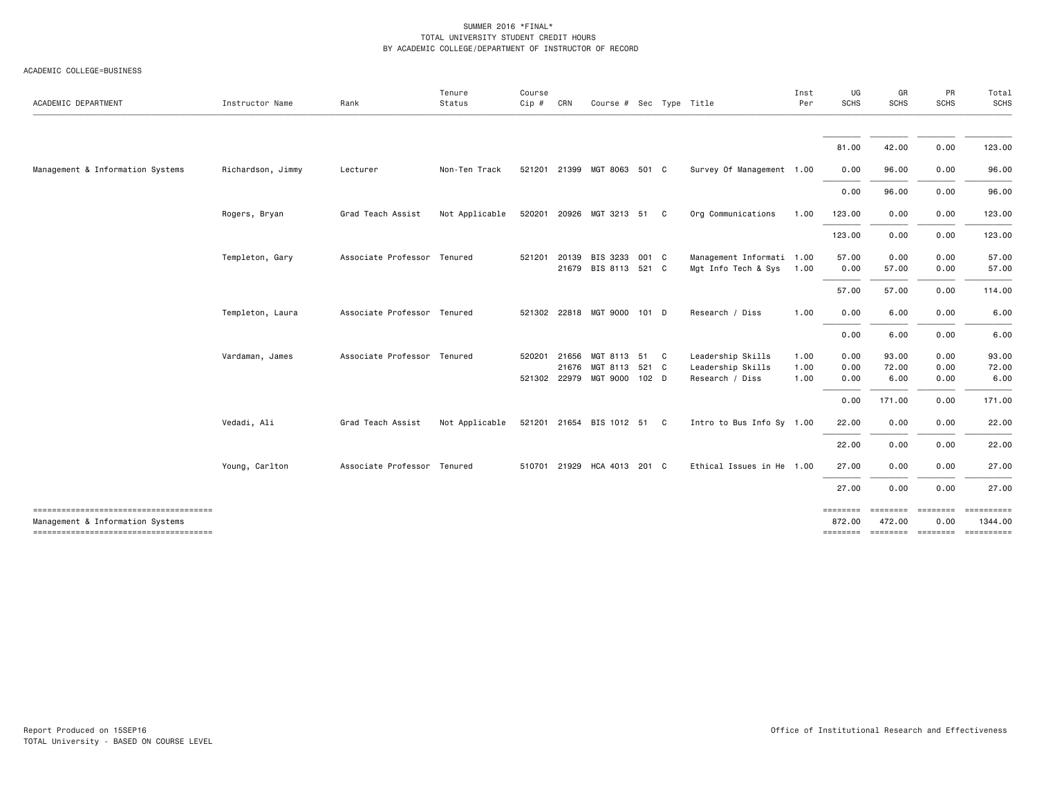SUMMER 2016 *FINAL*
TOTAL UNIVERSITY STUDENT CREDIT HOURS
BY ACADEMIC COLLEGE/DEPARTMENT OF INSTRUCTOR OF RECORD

ACADEMIC COLLEGE=BUSINESS

| ACADEMIC DEPARTMENT | Instructor Name | Rank | Tenure Status | Course Cip # | CRN | Course # | Sec | Type | Title | Inst Per | UG SCHS | GR SCHS | PR SCHS | Total SCHS |
|---|---|---|---|---|---|---|---|---|---|---|---|---|---|---|
| | | | | | | | | | | | 81.00 | 42.00 | 0.00 | 123.00 |
| Management & Information Systems | Richardson, Jimmy | Lecturer | Non-Ten Track | 521201 | 21399 | MGT 8063 | 501 | C | Survey Of Management | 1.00 | 0.00 | 96.00 | 0.00 | 96.00 |
| | | | | | | | | | | | 0.00 | 96.00 | 0.00 | 96.00 |
| | Rogers, Bryan | Grad Teach Assist | Not Applicable | 520201 | 20926 | MGT 3213 | 51 | C | Org Communications | 1.00 | 123.00 | 0.00 | 0.00 | 123.00 |
| | | | | | | | | | | | 123.00 | 0.00 | 0.00 | 123.00 |
| | Templeton, Gary | Associate Professor | Tenured | 521201 | 20139 | BIS 3233 | 001 | C | Management Informati | 1.00 | 57.00 | 0.00 | 0.00 | 57.00 |
| | | | | | 21679 | BIS 8113 | 521 | C | Mgt Info Tech & Sys | 1.00 | 0.00 | 57.00 | 0.00 | 57.00 |
| | | | | | | | | | | | 57.00 | 57.00 | 0.00 | 114.00 |
| | Templeton, Laura | Associate Professor | Tenured | 521302 | 22818 | MGT 9000 | 101 | D | Research / Diss | 1.00 | 0.00 | 6.00 | 0.00 | 6.00 |
| | | | | | | | | | | | 0.00 | 6.00 | 0.00 | 6.00 |
| | Vardaman, James | Associate Professor | Tenured | 520201 | 21656 | MGT 8113 | 51 | C | Leadership Skills | 1.00 | 0.00 | 93.00 | 0.00 | 93.00 |
| | | | | | 21676 | MGT 8113 | 521 | C | Leadership Skills | 1.00 | 0.00 | 72.00 | 0.00 | 72.00 |
| | | | | 521302 | 22979 | MGT 9000 | 102 | D | Research / Diss | 1.00 | 0.00 | 6.00 | 0.00 | 6.00 |
| | | | | | | | | | | | 0.00 | 171.00 | 0.00 | 171.00 |
| | Vedadi, Ali | Grad Teach Assist | Not Applicable | 521201 | 21654 | BIS 1012 | 51 | C | Intro to Bus Info Sy | 1.00 | 22.00 | 0.00 | 0.00 | 22.00 |
| | | | | | | | | | | | 22.00 | 0.00 | 0.00 | 22.00 |
| | Young, Carlton | Associate Professor | Tenured | 510701 | 21929 | HCA 4013 | 201 | C | Ethical Issues in He | 1.00 | 27.00 | 0.00 | 0.00 | 27.00 |
| | | | | | | | | | | | 27.00 | 0.00 | 0.00 | 27.00 |
| Management & Information Systems | | | | | | | | | | | 872.00 | 472.00 | 0.00 | 1344.00 |

Report Produced on 15SEP16
TOTAL University - BASED ON COURSE LEVEL

Office of Institutional Research and Effectiveness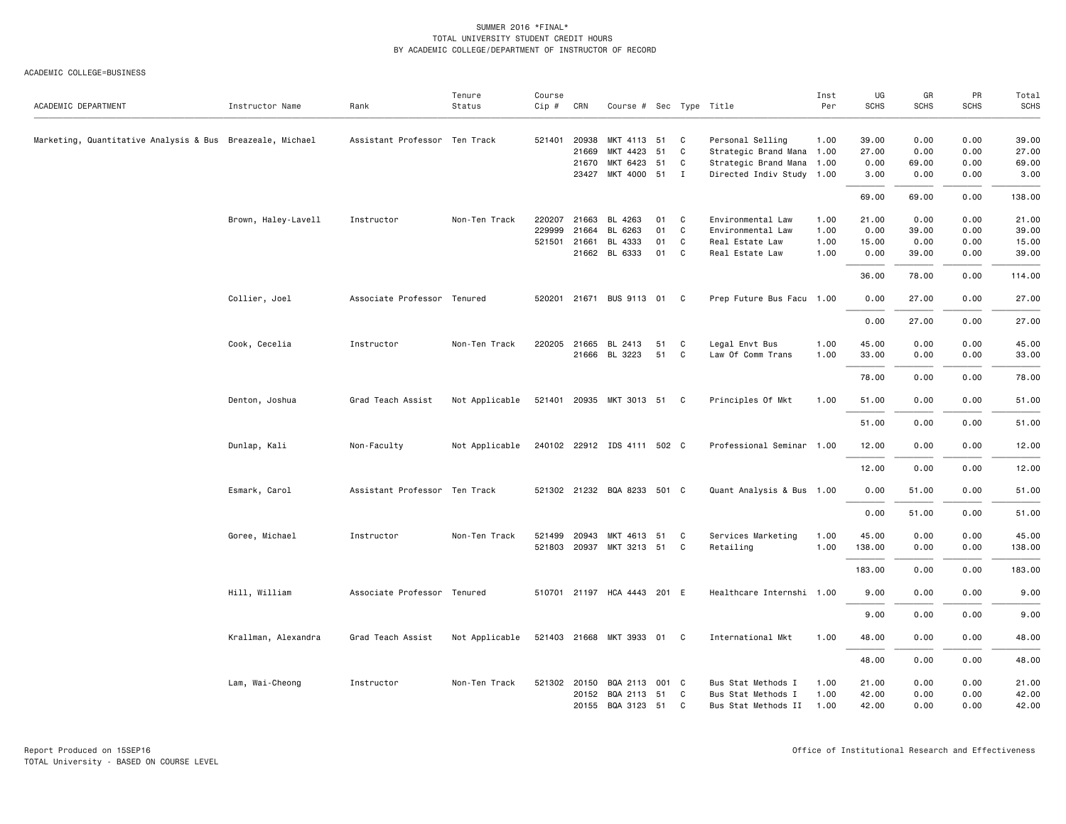SUMMER 2016 *FINAL*
TOTAL UNIVERSITY STUDENT CREDIT HOURS
BY ACADEMIC COLLEGE/DEPARTMENT OF INSTRUCTOR OF RECORD

ACADEMIC COLLEGE=BUSINESS

| ACADEMIC DEPARTMENT | Instructor Name | Rank | Tenure Status | Course Cip # | CRN | Course # | Sec | Type | Title | Inst Per | UG SCHS | GR SCHS | PR SCHS | Total SCHS |
|---|---|---|---|---|---|---|---|---|---|---|---|---|---|---|
| Marketing, Quantitative Analysis & Bus | Breazeale, Michael | Assistant Professor | Ten Track | 521401 | 20938 | MKT 4113 | 51 | C | Personal Selling | 1.00 | 39.00 | 0.00 | 0.00 | 39.00 |
| | | | | | 21669 | MKT 4423 | 51 | C | Strategic Brand Mana | 1.00 | 27.00 | 0.00 | 0.00 | 27.00 |
| | | | | | 21670 | MKT 6423 | 51 | C | Strategic Brand Mana | 1.00 | 0.00 | 69.00 | 0.00 | 69.00 |
| | | | | | 23427 | MKT 4000 | 51 | I | Directed Indiv Study | 1.00 | 3.00 | 0.00 | 0.00 | 3.00 |
| | | | | | | | | | | | 69.00 | 69.00 | 0.00 | 138.00 |
| | Brown, Haley-Lavell | Instructor | Non-Ten Track | 220207 | 21663 | BL 4263 | 01 | C | Environmental Law | 1.00 | 21.00 | 0.00 | 0.00 | 21.00 |
| | | | | 229999 | 21664 | BL 6263 | 01 | C | Environmental Law | 1.00 | 0.00 | 39.00 | 0.00 | 39.00 |
| | | | | 521501 | 21661 | BL 4333 | 01 | C | Real Estate Law | 1.00 | 15.00 | 0.00 | 0.00 | 15.00 |
| | | | | | 21662 | BL 6333 | 01 | C | Real Estate Law | 1.00 | 0.00 | 39.00 | 0.00 | 39.00 |
| | | | | | | | | | | | 36.00 | 78.00 | 0.00 | 114.00 |
| | Collier, Joel | Associate Professor | Tenured | 520201 | 21671 | BUS 9113 | 01 | C | Prep Future Bus Facu | 1.00 | 0.00 | 27.00 | 0.00 | 27.00 |
| | | | | | | | | | | | 0.00 | 27.00 | 0.00 | 27.00 |
| | Cook, Cecelia | Instructor | Non-Ten Track | 220205 | 21665 | BL 2413 | 51 | C | Legal Envt Bus | 1.00 | 45.00 | 0.00 | 0.00 | 45.00 |
| | | | | | 21666 | BL 3223 | 51 | C | Law Of Comm Trans | 1.00 | 33.00 | 0.00 | 0.00 | 33.00 |
| | | | | | | | | | | | 78.00 | 0.00 | 0.00 | 78.00 |
| | Denton, Joshua | Grad Teach Assist | Not Applicable | 521401 | 20935 | MKT 3013 | 51 | C | Principles Of Mkt | 1.00 | 51.00 | 0.00 | 0.00 | 51.00 |
| | | | | | | | | | | | 51.00 | 0.00 | 0.00 | 51.00 |
| | Dunlap, Kali | Non-Faculty | Not Applicable | 240102 | 22912 | IDS 4111 | 502 | C | Professional Seminar | 1.00 | 12.00 | 0.00 | 0.00 | 12.00 |
| | | | | | | | | | | | 12.00 | 0.00 | 0.00 | 12.00 |
| | Esmark, Carol | Assistant Professor | Ten Track | 521302 | 21232 | BQA 8233 | 501 | C | Quant Analysis & Bus | 1.00 | 0.00 | 51.00 | 0.00 | 51.00 |
| | | | | | | | | | | | 0.00 | 51.00 | 0.00 | 51.00 |
| | Goree, Michael | Instructor | Non-Ten Track | 521499 | 20943 | MKT 4613 | 51 | C | Services Marketing | 1.00 | 45.00 | 0.00 | 0.00 | 45.00 |
| | | | | 521803 | 20937 | MKT 3213 | 51 | C | Retailing | 1.00 | 138.00 | 0.00 | 0.00 | 138.00 |
| | | | | | | | | | | | 183.00 | 0.00 | 0.00 | 183.00 |
| | Hill, William | Associate Professor | Tenured | 510701 | 21197 | HCA 4443 | 201 | E | Healthcare Internshi | 1.00 | 9.00 | 0.00 | 0.00 | 9.00 |
| | | | | | | | | | | | 9.00 | 0.00 | 0.00 | 9.00 |
| | Krallman, Alexandra | Grad Teach Assist | Not Applicable | 521403 | 21668 | MKT 3933 | 01 | C | International Mkt | 1.00 | 48.00 | 0.00 | 0.00 | 48.00 |
| | | | | | | | | | | | 48.00 | 0.00 | 0.00 | 48.00 |
| | Lam, Wai-Cheong | Instructor | Non-Ten Track | 521302 | 20150 | BQA 2113 | 001 | C | Bus Stat Methods I | 1.00 | 21.00 | 0.00 | 0.00 | 21.00 |
| | | | | | 20152 | BQA 2113 | 51 | C | Bus Stat Methods I | 1.00 | 42.00 | 0.00 | 0.00 | 42.00 |
| | | | | | 20155 | BQA 3123 | 51 | C | Bus Stat Methods II | 1.00 | 42.00 | 0.00 | 0.00 | 42.00 |

Report Produced on 15SEP16
TOTAL University - BASED ON COURSE LEVEL

Office of Institutional Research and Effectiveness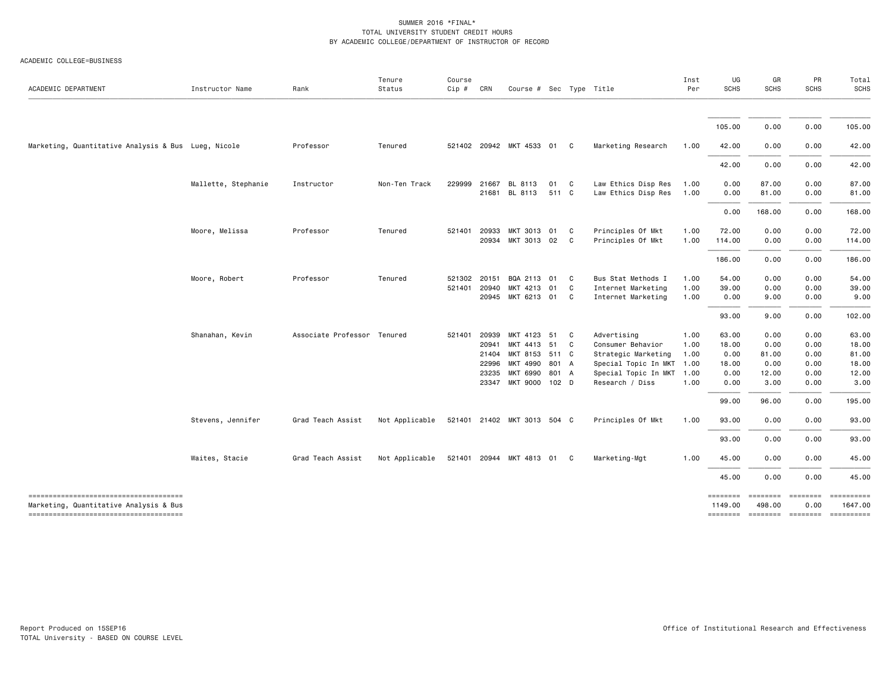SUMMER 2016 *FINAL*
TOTAL UNIVERSITY STUDENT CREDIT HOURS
BY ACADEMIC COLLEGE/DEPARTMENT OF INSTRUCTOR OF RECORD

ACADEMIC COLLEGE=BUSINESS

| ACADEMIC DEPARTMENT | Instructor Name | Rank | Tenure Status | Course Cip # | CRN | Course # | Sec | Type | Title | Inst Per | UG SCHS | GR SCHS | PR SCHS | Total SCHS |
|---|---|---|---|---|---|---|---|---|---|---|---|---|---|---|
| | | | | | | | | | | | 105.00 | 0.00 | 0.00 | 105.00 |
| Marketing, Quantitative Analysis & Bus | Lueg, Nicole | Professor | Tenured | 521402 | 20942 | MKT 4533 | 01 | C | Marketing Research | 1.00 | 42.00 | 0.00 | 0.00 | 42.00 |
| | | | | | | | | | | | 42.00 | 0.00 | 0.00 | 42.00 |
| | Mallette, Stephanie | Instructor | Non-Ten Track | 229999 | 21667 | BL 8113 | 01 | C | Law Ethics Disp Res | 1.00 | 0.00 | 87.00 | 0.00 | 87.00 |
| | | | | | 21681 | BL 8113 | 511 | C | Law Ethics Disp Res | 1.00 | 0.00 | 81.00 | 0.00 | 81.00 |
| | | | | | | | | | | | 0.00 | 168.00 | 0.00 | 168.00 |
| | Moore, Melissa | Professor | Tenured | 521401 | 20933 | MKT 3013 | 01 | C | Principles Of Mkt | 1.00 | 72.00 | 0.00 | 0.00 | 72.00 |
| | | | | | 20934 | MKT 3013 | 02 | C | Principles Of Mkt | 1.00 | 114.00 | 0.00 | 0.00 | 114.00 |
| | | | | | | | | | | | 186.00 | 0.00 | 0.00 | 186.00 |
| | Moore, Robert | Professor | Tenured | 521302 | 20151 | BQA 2113 | 01 | C | Bus Stat Methods I | 1.00 | 54.00 | 0.00 | 0.00 | 54.00 |
| | | | | 521401 | 20940 | MKT 4213 | 01 | C | Internet Marketing | 1.00 | 39.00 | 0.00 | 0.00 | 39.00 |
| | | | | | 20945 | MKT 6213 | 01 | C | Internet Marketing | 1.00 | 0.00 | 9.00 | 0.00 | 9.00 |
| | | | | | | | | | | | 93.00 | 9.00 | 0.00 | 102.00 |
| | Shanahan, Kevin | Associate Professor | Tenured | 521401 | 20939 | MKT 4123 | 51 | C | Advertising | 1.00 | 63.00 | 0.00 | 0.00 | 63.00 |
| | | | | | 20941 | MKT 4413 | 51 | C | Consumer Behavior | 1.00 | 18.00 | 0.00 | 0.00 | 18.00 |
| | | | | | 21404 | MKT 8153 | 511 | C | Strategic Marketing | 1.00 | 0.00 | 81.00 | 0.00 | 81.00 |
| | | | | | 22996 | MKT 4990 | 801 | A | Special Topic In MKT | 1.00 | 18.00 | 0.00 | 0.00 | 18.00 |
| | | | | | 23235 | MKT 6990 | 801 | A | Special Topic In MKT | 1.00 | 0.00 | 12.00 | 0.00 | 12.00 |
| | | | | | 23347 | MKT 9000 | 102 | D | Research / Diss | 1.00 | 0.00 | 3.00 | 0.00 | 3.00 |
| | | | | | | | | | | | 99.00 | 96.00 | 0.00 | 195.00 |
| | Stevens, Jennifer | Grad Teach Assist | Not Applicable | 521401 | 21402 | MKT 3013 | 504 | C | Principles Of Mkt | 1.00 | 93.00 | 0.00 | 0.00 | 93.00 |
| | | | | | | | | | | | 93.00 | 0.00 | 0.00 | 93.00 |
| | Waites, Stacie | Grad Teach Assist | Not Applicable | 521401 | 20944 | MKT 4813 | 01 | C | Marketing-Mgt | 1.00 | 45.00 | 0.00 | 0.00 | 45.00 |
| | | | | | | | | | | | 45.00 | 0.00 | 0.00 | 45.00 |
| Marketing, Quantitative Analysis & Bus | | | | | | | | | | | 1149.00 | 498.00 | 0.00 | 1647.00 |

Report Produced on 15SEP16
TOTAL University - BASED ON COURSE LEVEL

Office of Institutional Research and Effectiveness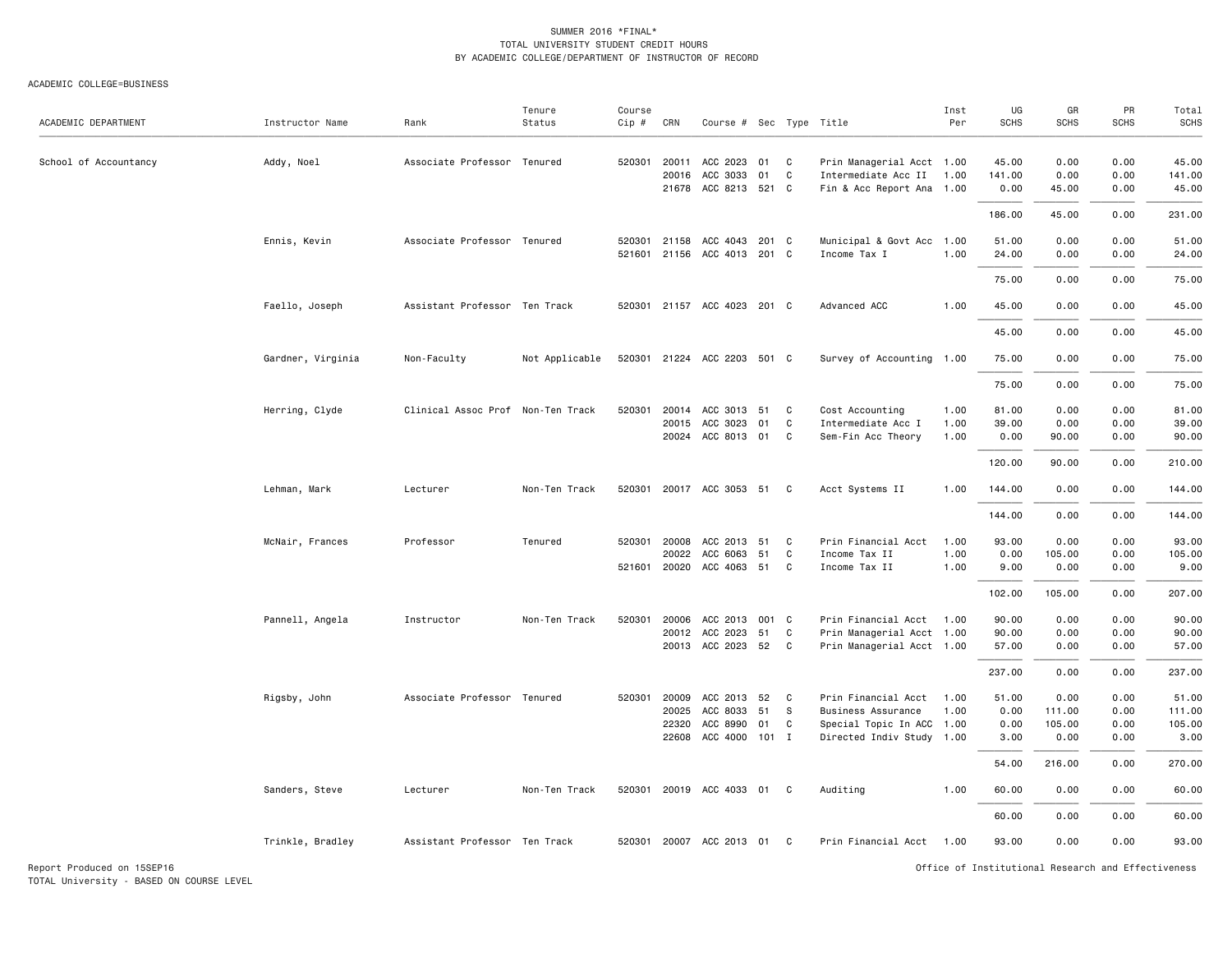SUMMER 2016 *FINAL*
TOTAL UNIVERSITY STUDENT CREDIT HOURS
BY ACADEMIC COLLEGE/DEPARTMENT OF INSTRUCTOR OF RECORD

ACADEMIC COLLEGE=BUSINESS

| ACADEMIC DEPARTMENT | Instructor Name | Rank | Tenure Status | Course Cip # | CRN | Course # | Sec | Type | Title | Inst Per | UG SCHS | GR SCHS | PR SCHS | Total SCHS |
|---|---|---|---|---|---|---|---|---|---|---|---|---|---|---|
| School of Accountancy | Addy, Noel | Associate Professor | Tenured | 520301 | 20011 | ACC 2023 | 01 | C | Prin Managerial Acct | 1.00 | 45.00 | 0.00 | 0.00 | 45.00 |
| | | | | | 20016 | ACC 3033 | 01 | C | Intermediate Acc II | 1.00 | 141.00 | 0.00 | 0.00 | 141.00 |
| | | | | | 21678 | ACC 8213 | 521 | C | Fin & Acc Report Ana | 1.00 | 0.00 | 45.00 | 0.00 | 45.00 |
| | | | | | | | | | | | 186.00 | 45.00 | 0.00 | 231.00 |
| | Ennis, Kevin | Associate Professor | Tenured | 520301 | 21158 | ACC 4043 | 201 | C | Municipal & Govt Acc | 1.00 | 51.00 | 0.00 | 0.00 | 51.00 |
| | | | | 521601 | 21156 | ACC 4013 | 201 | C | Income Tax I | 1.00 | 24.00 | 0.00 | 0.00 | 24.00 |
| | | | | | | | | | | | 75.00 | 0.00 | 0.00 | 75.00 |
| | Faello, Joseph | Assistant Professor | Ten Track | 520301 | 21157 | ACC 4023 | 201 | C | Advanced ACC | 1.00 | 45.00 | 0.00 | 0.00 | 45.00 |
| | | | | | | | | | | | 45.00 | 0.00 | 0.00 | 45.00 |
| | Gardner, Virginia | Non-Faculty | Not Applicable | 520301 | 21224 | ACC 2203 | 501 | C | Survey of Accounting | 1.00 | 75.00 | 0.00 | 0.00 | 75.00 |
| | | | | | | | | | | | 75.00 | 0.00 | 0.00 | 75.00 |
| | Herring, Clyde | Clinical Assoc Prof | Non-Ten Track | 520301 | 20014 | ACC 3013 | 51 | C | Cost Accounting | 1.00 | 81.00 | 0.00 | 0.00 | 81.00 |
| | | | | | 20015 | ACC 3023 | 01 | C | Intermediate Acc I | 1.00 | 39.00 | 0.00 | 0.00 | 39.00 |
| | | | | | 20024 | ACC 8013 | 01 | C | Sem-Fin Acc Theory | 1.00 | 0.00 | 90.00 | 0.00 | 90.00 |
| | | | | | | | | | | | 120.00 | 90.00 | 0.00 | 210.00 |
| | Lehman, Mark | Lecturer | Non-Ten Track | 520301 | 20017 | ACC 3053 | 51 | C | Acct Systems II | 1.00 | 144.00 | 0.00 | 0.00 | 144.00 |
| | | | | | | | | | | | 144.00 | 0.00 | 0.00 | 144.00 |
| | McNair, Frances | Professor | Tenured | 520301 | 20008 | ACC 2013 | 51 | C | Prin Financial Acct | 1.00 | 93.00 | 0.00 | 0.00 | 93.00 |
| | | | | | 20022 | ACC 6063 | 51 | C | Income Tax II | 1.00 | 0.00 | 105.00 | 0.00 | 105.00 |
| | | | | 521601 | 20020 | ACC 4063 | 51 | C | Income Tax II | 1.00 | 9.00 | 0.00 | 0.00 | 9.00 |
| | | | | | | | | | | | 102.00 | 105.00 | 0.00 | 207.00 |
| | Pannell, Angela | Instructor | Non-Ten Track | 520301 | 20006 | ACC 2013 | 001 | C | Prin Financial Acct | 1.00 | 90.00 | 0.00 | 0.00 | 90.00 |
| | | | | | 20012 | ACC 2023 | 51 | C | Prin Managerial Acct | 1.00 | 90.00 | 0.00 | 0.00 | 90.00 |
| | | | | | 20013 | ACC 2023 | 52 | C | Prin Managerial Acct | 1.00 | 57.00 | 0.00 | 0.00 | 57.00 |
| | | | | | | | | | | | 237.00 | 0.00 | 0.00 | 237.00 |
| | Rigsby, John | Associate Professor | Tenured | 520301 | 20009 | ACC 2013 | 52 | C | Prin Financial Acct | 1.00 | 51.00 | 0.00 | 0.00 | 51.00 |
| | | | | | 20025 | ACC 8033 | 51 | S | Business Assurance | 1.00 | 0.00 | 111.00 | 0.00 | 111.00 |
| | | | | | 22320 | ACC 8990 | 01 | C | Special Topic In ACC | 1.00 | 0.00 | 105.00 | 0.00 | 105.00 |
| | | | | | 22608 | ACC 4000 | 101 | I | Directed Indiv Study | 1.00 | 3.00 | 0.00 | 0.00 | 3.00 |
| | | | | | | | | | | | 54.00 | 216.00 | 0.00 | 270.00 |
| | Sanders, Steve | Lecturer | Non-Ten Track | 520301 | 20019 | ACC 4033 | 01 | C | Auditing | 1.00 | 60.00 | 0.00 | 0.00 | 60.00 |
| | | | | | | | | | | | 60.00 | 0.00 | 0.00 | 60.00 |
| | Trinkle, Bradley | Assistant Professor | Ten Track | 520301 | 20007 | ACC 2013 | 01 | C | Prin Financial Acct | 1.00 | 93.00 | 0.00 | 0.00 | 93.00 |

Report Produced on 15SEP16
TOTAL University - BASED ON COURSE LEVEL
Office of Institutional Research and Effectiveness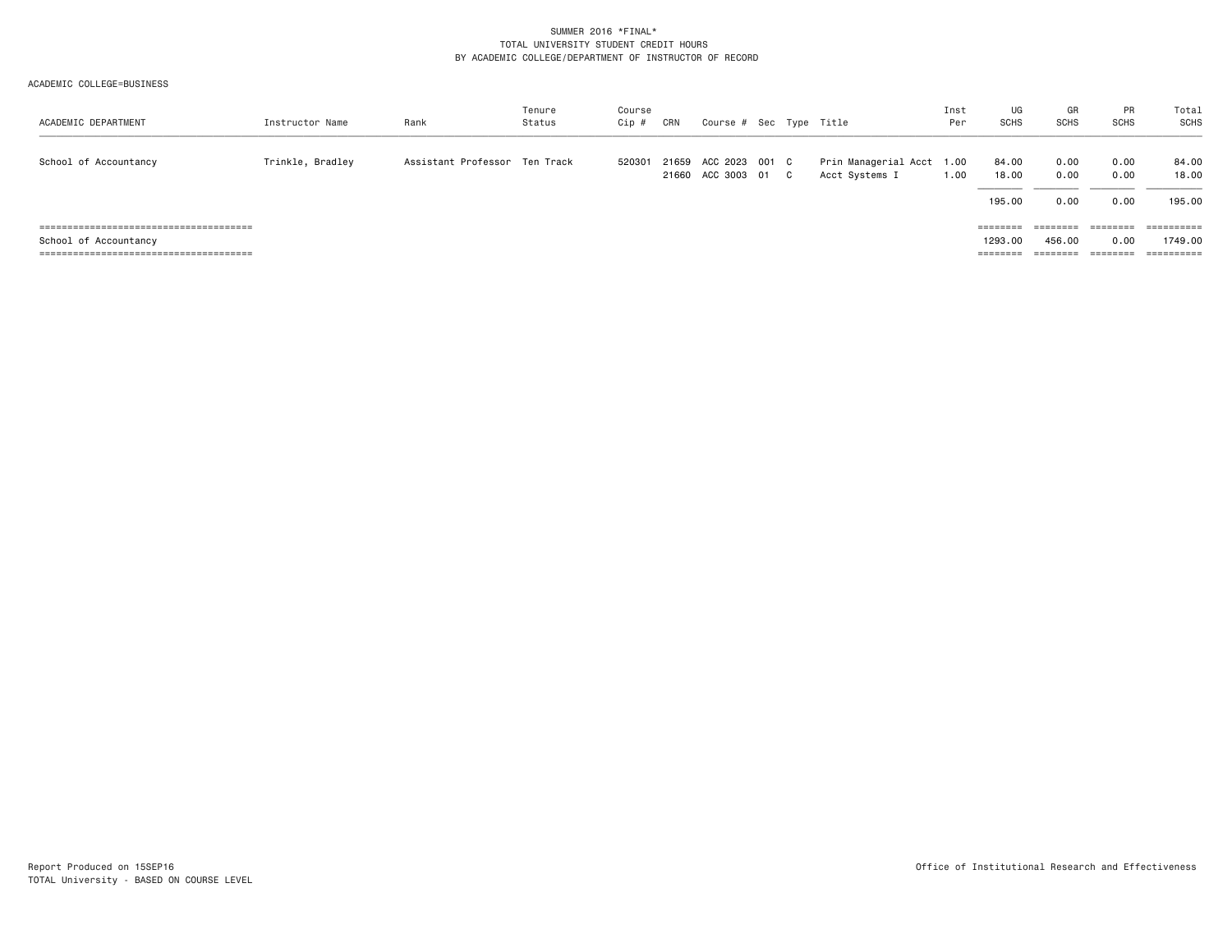SUMMER 2016 *FINAL*
TOTAL UNIVERSITY STUDENT CREDIT HOURS
BY ACADEMIC COLLEGE/DEPARTMENT OF INSTRUCTOR OF RECORD

ACADEMIC COLLEGE=BUSINESS

| ACADEMIC DEPARTMENT | Instructor Name | Rank | Tenure Status | Course Cip # | CRN | Course # | Sec | Type | Title | Inst Per | UG SCHS | GR SCHS | PR SCHS | Total SCHS |
|---|---|---|---|---|---|---|---|---|---|---|---|---|---|---|
| School of Accountancy | Trinkle, Bradley | Assistant Professor | Ten Track | 520301 | 21659 | ACC 2023 | 001 | C | Prin Managerial Acct | 1.00 | 84.00 | 0.00 | 0.00 | 84.00 |
| | | | | | 21660 | ACC 3003 | 01 | C | Acct Systems I | 1.00 | 18.00 | 0.00 | 0.00 | 18.00 |
| | | | | | | | | | | | 195.00 | 0.00 | 0.00 | 195.00 |
| School of Accountancy | | | | | | | | | | | 1293.00 | 456.00 | 0.00 | 1749.00 |

Report Produced on 15SEP16
TOTAL University - BASED ON COURSE LEVEL

Office of Institutional Research and Effectiveness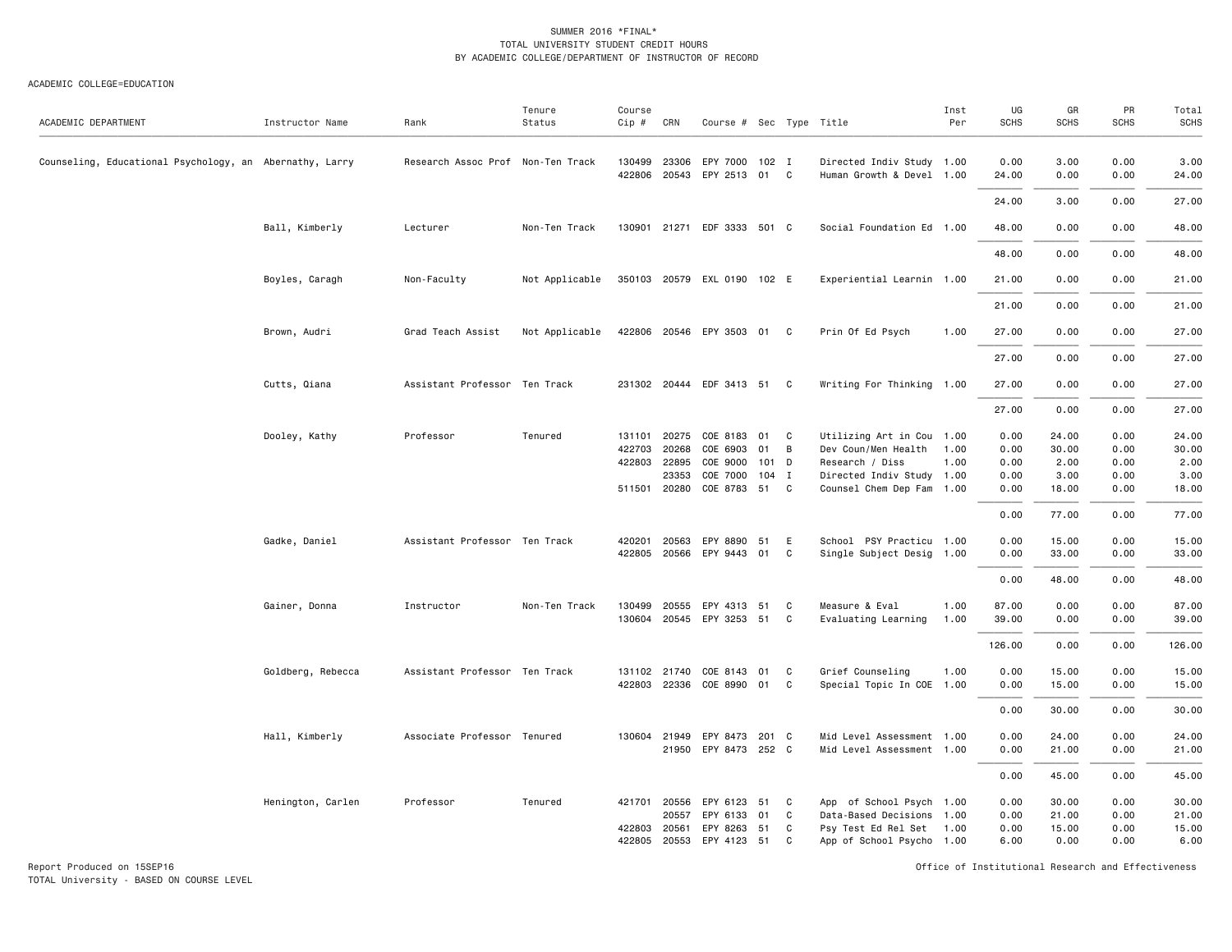SUMMER 2016 *FINAL*
TOTAL UNIVERSITY STUDENT CREDIT HOURS
BY ACADEMIC COLLEGE/DEPARTMENT OF INSTRUCTOR OF RECORD

ACADEMIC COLLEGE=EDUCATION

| ACADEMIC DEPARTMENT | Instructor Name | Rank | Tenure Status | Course Cip # | CRN | Course # | Sec | Type | Title | Inst Per | UG SCHS | GR SCHS | PR SCHS | Total SCHS |
|---|---|---|---|---|---|---|---|---|---|---|---|---|---|---|
| Counseling, Educational Psychology, an | Abernathy, Larry | Research Assoc Prof | Non-Ten Track | 130499 | 23306 | EPY 7000 | 102 | I | Directed Indiv Study | 1.00 | 0.00 | 3.00 | 0.00 | 3.00 |
| | | | | 422806 | 20543 | EPY 2513 | 01 | C | Human Growth & Devel | 1.00 | 24.00 | 0.00 | 0.00 | 24.00 |
| | | | | | | | | | | | 24.00 | 3.00 | 0.00 | 27.00 |
| | Ball, Kimberly | Lecturer | Non-Ten Track | 130901 | 21271 | EDF 3333 | 501 | C | Social Foundation Ed | 1.00 | 48.00 | 0.00 | 0.00 | 48.00 |
| | | | | | | | | | | | 48.00 | 0.00 | 0.00 | 48.00 |
| | Boyles, Caragh | Non-Faculty | Not Applicable | 350103 | 20579 | EXL 0190 | 102 | E | Experiential Learnin | 1.00 | 21.00 | 0.00 | 0.00 | 21.00 |
| | | | | | | | | | | | 21.00 | 0.00 | 0.00 | 21.00 |
| | Brown, Audri | Grad Teach Assist | Not Applicable | 422806 | 20546 | EPY 3503 | 01 | C | Prin Of Ed Psych | 1.00 | 27.00 | 0.00 | 0.00 | 27.00 |
| | | | | | | | | | | | 27.00 | 0.00 | 0.00 | 27.00 |
| | Cutts, Qiana | Assistant Professor | Ten Track | 231302 | 20444 | EDF 3413 | 51 | C | Writing For Thinking | 1.00 | 27.00 | 0.00 | 0.00 | 27.00 |
| | | | | | | | | | | | 27.00 | 0.00 | 0.00 | 27.00 |
| | Dooley, Kathy | Professor | Tenured | 131101 | 20275 | COE 8183 | 01 | C | Utilizing Art in Cou | 1.00 | 0.00 | 24.00 | 0.00 | 24.00 |
| | | | | 422703 | 20268 | COE 6903 | 01 | B | Dev Coun/Men Health | 1.00 | 0.00 | 30.00 | 0.00 | 30.00 |
| | | | | 422803 | 22895 | COE 9000 | 101 | D | Research / Diss | 1.00 | 0.00 | 2.00 | 0.00 | 2.00 |
| | | | | | 23353 | COE 7000 | 104 | I | Directed Indiv Study | 1.00 | 0.00 | 3.00 | 0.00 | 3.00 |
| | | | | 511501 | 20280 | COE 8783 | 51 | C | Counsel Chem Dep Fam | 1.00 | 0.00 | 18.00 | 0.00 | 18.00 |
| | | | | | | | | | | | 0.00 | 77.00 | 0.00 | 77.00 |
| | Gadke, Daniel | Assistant Professor | Ten Track | 420201 | 20563 | EPY 8890 | 51 | E | School PSY Practicu | 1.00 | 0.00 | 15.00 | 0.00 | 15.00 |
| | | | | 422805 | 20566 | EPY 9443 | 01 | C | Single Subject Desig | 1.00 | 0.00 | 33.00 | 0.00 | 33.00 |
| | | | | | | | | | | | 0.00 | 48.00 | 0.00 | 48.00 |
| | Gainer, Donna | Instructor | Non-Ten Track | 130499 | 20555 | EPY 4313 | 51 | C | Measure & Eval | 1.00 | 87.00 | 0.00 | 0.00 | 87.00 |
| | | | | 130604 | 20545 | EPY 3253 | 51 | C | Evaluating Learning | 1.00 | 39.00 | 0.00 | 0.00 | 39.00 |
| | | | | | | | | | | | 126.00 | 0.00 | 0.00 | 126.00 |
| | Goldberg, Rebecca | Assistant Professor | Ten Track | 131102 | 21740 | COE 8143 | 01 | C | Grief Counseling | 1.00 | 0.00 | 15.00 | 0.00 | 15.00 |
| | | | | 422803 | 22336 | COE 8990 | 01 | C | Special Topic In COE | 1.00 | 0.00 | 15.00 | 0.00 | 15.00 |
| | | | | | | | | | | | 0.00 | 30.00 | 0.00 | 30.00 |
| | Hall, Kimberly | Associate Professor | Tenured | 130604 | 21949 | EPY 8473 | 201 | C | Mid Level Assessment | 1.00 | 0.00 | 24.00 | 0.00 | 24.00 |
| | | | | | 21950 | EPY 8473 | 252 | C | Mid Level Assessment | 1.00 | 0.00 | 21.00 | 0.00 | 21.00 |
| | | | | | | | | | | | 0.00 | 45.00 | 0.00 | 45.00 |
| | Henington, Carlen | Professor | Tenured | 421701 | 20556 | EPY 6123 | 51 | C | App of School Psych | 1.00 | 0.00 | 30.00 | 0.00 | 30.00 |
| | | | | | 20557 | EPY 6133 | 01 | C | Data-Based Decisions | 1.00 | 0.00 | 21.00 | 0.00 | 21.00 |
| | | | | 422803 | 20561 | EPY 8263 | 51 | C | Psy Test Ed Rel Set | 1.00 | 0.00 | 15.00 | 0.00 | 15.00 |
| | | | | 422805 | 20553 | EPY 4123 | 51 | C | App of School Psycho | 1.00 | 6.00 | 0.00 | 0.00 | 6.00 |

Report Produced on 15SEP16
TOTAL University - BASED ON COURSE LEVEL

Office of Institutional Research and Effectiveness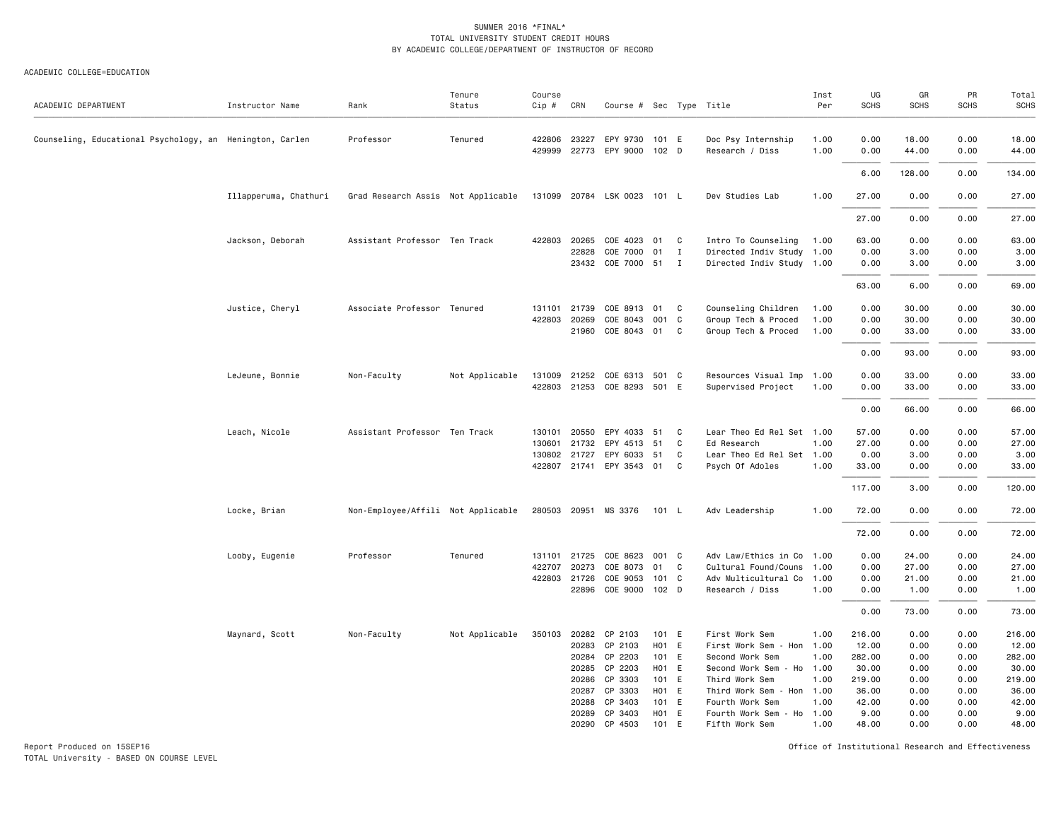SUMMER 2016 *FINAL*
TOTAL UNIVERSITY STUDENT CREDIT HOURS
BY ACADEMIC COLLEGE/DEPARTMENT OF INSTRUCTOR OF RECORD

ACADEMIC COLLEGE=EDUCATION

| ACADEMIC DEPARTMENT | Instructor Name | Rank | Tenure Status | Course Cip # | CRN | Course # | Sec | Type | Title | Inst Per | UG SCHS | GR SCHS | PR SCHS | Total SCHS |
|---|---|---|---|---|---|---|---|---|---|---|---|---|---|---|
| Counseling, Educational Psychology, an | Henington, Carlen | Professor | Tenured | 422806 | 23227 | EPY 9730 | 101 | E | Doc Psy Internship | 1.00 | 0.00 | 18.00 | 0.00 | 18.00 |
| | | | | 429999 | 22773 | EPY 9000 | 102 | D | Research / Diss | 1.00 | 0.00 | 44.00 | 0.00 | 44.00 |
| | | | | | | | | | | | 6.00 | 128.00 | 0.00 | 134.00 |
| | Illapperuma, Chathuri | Grad Research Assis | Not Applicable | 131099 | 20784 | LSK 0023 | 101 | L | Dev Studies Lab | 1.00 | 27.00 | 0.00 | 0.00 | 27.00 |
| | | | | | | | | | | | 27.00 | 0.00 | 0.00 | 27.00 |
| | Jackson, Deborah | Assistant Professor | Ten Track | 422803 | 20265 | COE 4023 | 01 | C | Intro To Counseling | 1.00 | 63.00 | 0.00 | 0.00 | 63.00 |
| | | | | | 22828 | COE 7000 | 01 | I | Directed Indiv Study | 1.00 | 0.00 | 3.00 | 0.00 | 3.00 |
| | | | | | 23432 | COE 7000 | 51 | I | Directed Indiv Study | 1.00 | 0.00 | 3.00 | 0.00 | 3.00 |
| | | | | | | | | | | | 63.00 | 6.00 | 0.00 | 69.00 |
| | Justice, Cheryl | Associate Professor | Tenured | 131101 | 21739 | COE 8913 | 01 | C | Counseling Children | 1.00 | 0.00 | 30.00 | 0.00 | 30.00 |
| | | | | 422803 | 20269 | COE 8043 | 001 | C | Group Tech & Proced | 1.00 | 0.00 | 30.00 | 0.00 | 30.00 |
| | | | | | 21960 | COE 8043 | 01 | C | Group Tech & Proced | 1.00 | 0.00 | 33.00 | 0.00 | 33.00 |
| | | | | | | | | | | | 0.00 | 93.00 | 0.00 | 93.00 |
| | LeJeune, Bonnie | Non-Faculty | Not Applicable | 131009 | 21252 | COE 6313 | 501 | C | Resources Visual Imp | 1.00 | 0.00 | 33.00 | 0.00 | 33.00 |
| | | | | 422803 | 21253 | COE 8293 | 501 | E | Supervised Project | 1.00 | 0.00 | 33.00 | 0.00 | 33.00 |
| | | | | | | | | | | | 0.00 | 66.00 | 0.00 | 66.00 |
| | Leach, Nicole | Assistant Professor | Ten Track | 130101 | 20550 | EPY 4033 | 51 | C | Lear Theo Ed Rel Set | 1.00 | 57.00 | 0.00 | 0.00 | 57.00 |
| | | | | 130601 | 21732 | EPY 4513 | 51 | C | Ed Research | 1.00 | 27.00 | 0.00 | 0.00 | 27.00 |
| | | | | 130802 | 21727 | EPY 6033 | 51 | C | Lear Theo Ed Rel Set | 1.00 | 0.00 | 3.00 | 0.00 | 3.00 |
| | | | | 422807 | 21741 | EPY 3543 | 01 | C | Psych Of Adoles | 1.00 | 33.00 | 0.00 | 0.00 | 33.00 |
| | | | | | | | | | | | 117.00 | 3.00 | 0.00 | 120.00 |
| | Locke, Brian | Non-Employee/Affili | Not Applicable | 280503 | 20951 | MS 3376 | 101 | L | Adv Leadership | 1.00 | 72.00 | 0.00 | 0.00 | 72.00 |
| | | | | | | | | | | | 72.00 | 0.00 | 0.00 | 72.00 |
| | Looby, Eugenie | Professor | Tenured | 131101 | 21725 | COE 8623 | 001 | C | Adv Law/Ethics in Co | 1.00 | 0.00 | 24.00 | 0.00 | 24.00 |
| | | | | 422707 | 20273 | COE 8073 | 01 | C | Cultural Found/Couns | 1.00 | 0.00 | 27.00 | 0.00 | 27.00 |
| | | | | 422803 | 21726 | COE 9053 | 101 | C | Adv Multicultural Co | 1.00 | 0.00 | 21.00 | 0.00 | 21.00 |
| | | | | | 22896 | COE 9000 | 102 | D | Research / Diss | 1.00 | 0.00 | 1.00 | 0.00 | 1.00 |
| | | | | | | | | | | | 0.00 | 73.00 | 0.00 | 73.00 |
| | Maynard, Scott | Non-Faculty | Not Applicable | 350103 | 20282 | CP 2103 | 101 | E | First Work Sem | 1.00 | 216.00 | 0.00 | 0.00 | 216.00 |
| | | | | | 20283 | CP 2103 | H01 | E | First Work Sem - Hon | 1.00 | 12.00 | 0.00 | 0.00 | 12.00 |
| | | | | | 20284 | CP 2203 | 101 | E | Second Work Sem | 1.00 | 282.00 | 0.00 | 0.00 | 282.00 |
| | | | | | 20285 | CP 2203 | H01 | E | Second Work Sem - Ho | 1.00 | 30.00 | 0.00 | 0.00 | 30.00 |
| | | | | | 20286 | CP 3303 | 101 | E | Third Work Sem | 1.00 | 219.00 | 0.00 | 0.00 | 219.00 |
| | | | | | 20287 | CP 3303 | H01 | E | Third Work Sem - Hon | 1.00 | 36.00 | 0.00 | 0.00 | 36.00 |
| | | | | | 20288 | CP 3403 | 101 | E | Fourth Work Sem | 1.00 | 42.00 | 0.00 | 0.00 | 42.00 |
| | | | | | 20289 | CP 3403 | H01 | E | Fourth Work Sem - Ho | 1.00 | 9.00 | 0.00 | 0.00 | 9.00 |
| | | | | | 20290 | CP 4503 | 101 | E | Fifth Work Sem | 1.00 | 48.00 | 0.00 | 0.00 | 48.00 |

Report Produced on 15SEP16
TOTAL University - BASED ON COURSE LEVEL

Office of Institutional Research and Effectiveness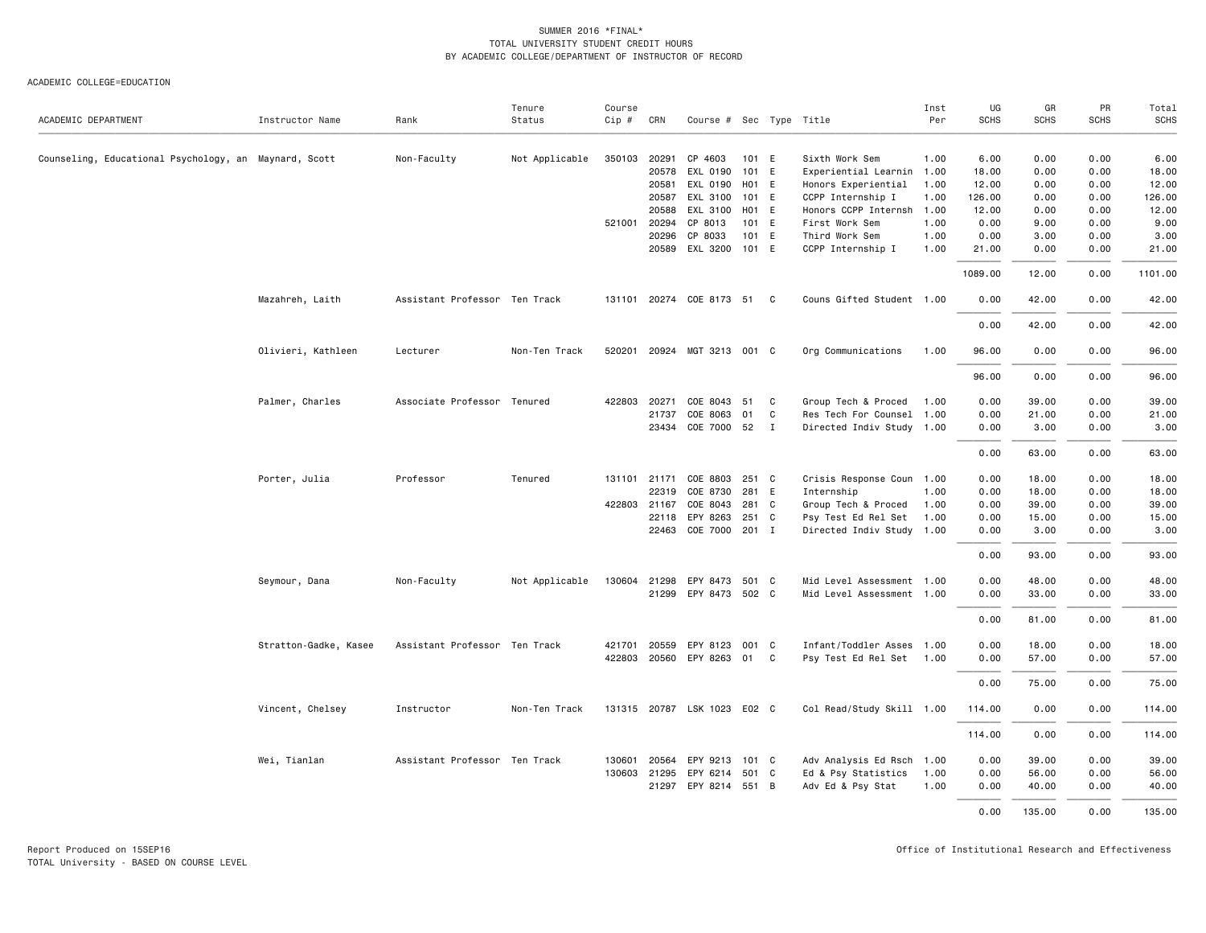SUMMER 2016 *FINAL*
TOTAL UNIVERSITY STUDENT CREDIT HOURS
BY ACADEMIC COLLEGE/DEPARTMENT OF INSTRUCTOR OF RECORD

ACADEMIC COLLEGE=EDUCATION

| ACADEMIC DEPARTMENT | Instructor Name | Rank | Tenure Status | Course Cip # | CRN | Course # | Sec | Type | Title | Inst Per | UG SCHS | GR SCHS | PR SCHS | Total SCHS |
|---|---|---|---|---|---|---|---|---|---|---|---|---|---|---|
| Counseling, Educational Psychology, an | Maynard, Scott | Non-Faculty | Not Applicable | 350103 | 20291 | CP 4603 | 101 | E | Sixth Work Sem | 1.00 | 6.00 | 0.00 | 0.00 | 6.00 |
| | | | | | 20578 | EXL 0190 | 101 | E | Experiential Learnin | 1.00 | 18.00 | 0.00 | 0.00 | 18.00 |
| | | | | | 20581 | EXL 0190 | H01 | E | Honors Experiential | 1.00 | 12.00 | 0.00 | 0.00 | 12.00 |
| | | | | | 20587 | EXL 3100 | 101 | E | CCPP Internship I | 1.00 | 126.00 | 0.00 | 0.00 | 126.00 |
| | | | | | 20588 | EXL 3100 | H01 | E | Honors CCPP Internsh | 1.00 | 12.00 | 0.00 | 0.00 | 12.00 |
| | | | | 521001 | 20294 | CP 8013 | 101 | E | First Work Sem | 1.00 | 0.00 | 9.00 | 0.00 | 9.00 |
| | | | | | 20296 | CP 8033 | 101 | E | Third Work Sem | 1.00 | 0.00 | 3.00 | 0.00 | 3.00 |
| | | | | | 20589 | EXL 3200 | 101 | E | CCPP Internship I | 1.00 | 21.00 | 0.00 | 0.00 | 21.00 |
| | | | | | | | | | | | 1089.00 | 12.00 | 0.00 | 1101.00 |
| | Mazahreh, Laith | Assistant Professor | Ten Track | 131101 | 20274 | COE 8173 | 51 | C | Couns Gifted Student | 1.00 | 0.00 | 42.00 | 0.00 | 42.00 |
| | | | | | | | | | | | 0.00 | 42.00 | 0.00 | 42.00 |
| | Olivieri, Kathleen | Lecturer | Non-Ten Track | 520201 | 20924 | MGT 3213 | 001 | C | Org Communications | 1.00 | 96.00 | 0.00 | 0.00 | 96.00 |
| | | | | | | | | | | | 96.00 | 0.00 | 0.00 | 96.00 |
| | Palmer, Charles | Associate Professor | Tenured | 422803 | 20271 | COE 8043 | 51 | C | Group Tech & Proced | 1.00 | 0.00 | 39.00 | 0.00 | 39.00 |
| | | | | | 21737 | COE 8063 | 01 | C | Res Tech For Counsel | 1.00 | 0.00 | 21.00 | 0.00 | 21.00 |
| | | | | | 23434 | COE 7000 | 52 | I | Directed Indiv Study | 1.00 | 0.00 | 3.00 | 0.00 | 3.00 |
| | | | | | | | | | | | 0.00 | 63.00 | 0.00 | 63.00 |
| | Porter, Julia | Professor | Tenured | 131101 | 21171 | COE 8803 | 251 | C | Crisis Response Coun | 1.00 | 0.00 | 18.00 | 0.00 | 18.00 |
| | | | | | 22319 | COE 8730 | 281 | E | Internship | 1.00 | 0.00 | 18.00 | 0.00 | 18.00 |
| | | | | 422803 | 21167 | COE 8043 | 281 | C | Group Tech & Proced | 1.00 | 0.00 | 39.00 | 0.00 | 39.00 |
| | | | | | 22118 | EPY 8263 | 251 | C | Psy Test Ed Rel Set | 1.00 | 0.00 | 15.00 | 0.00 | 15.00 |
| | | | | | 22463 | COE 7000 | 201 | I | Directed Indiv Study | 1.00 | 0.00 | 3.00 | 0.00 | 3.00 |
| | | | | | | | | | | | 0.00 | 93.00 | 0.00 | 93.00 |
| | Seymour, Dana | Non-Faculty | Not Applicable | 130604 | 21298 | EPY 8473 | 501 | C | Mid Level Assessment | 1.00 | 0.00 | 48.00 | 0.00 | 48.00 |
| | | | | | 21299 | EPY 8473 | 502 | C | Mid Level Assessment | 1.00 | 0.00 | 33.00 | 0.00 | 33.00 |
| | | | | | | | | | | | 0.00 | 81.00 | 0.00 | 81.00 |
| | Stratton-Gadke, Kasee | Assistant Professor | Ten Track | 421701 | 20559 | EPY 8123 | 001 | C | Infant/Toddler Asses | 1.00 | 0.00 | 18.00 | 0.00 | 18.00 |
| | | | | 422803 | 20560 | EPY 8263 | 01 | C | Psy Test Ed Rel Set | 1.00 | 0.00 | 57.00 | 0.00 | 57.00 |
| | | | | | | | | | | | 0.00 | 75.00 | 0.00 | 75.00 |
| | Vincent, Chelsey | Instructor | Non-Ten Track | 131315 | 20787 | LSK 1023 | E02 | C | Col Read/Study Skill | 1.00 | 114.00 | 0.00 | 0.00 | 114.00 |
| | | | | | | | | | | | 114.00 | 0.00 | 0.00 | 114.00 |
| | Wei, Tianlan | Assistant Professor | Ten Track | 130601 | 20564 | EPY 9213 | 101 | C | Adv Analysis Ed Rsch | 1.00 | 0.00 | 39.00 | 0.00 | 39.00 |
| | | | | 130603 | 21295 | EPY 6214 | 501 | C | Ed & Psy Statistics | 1.00 | 0.00 | 56.00 | 0.00 | 56.00 |
| | | | | | 21297 | EPY 8214 | 551 | B | Adv Ed & Psy Stat | 1.00 | 0.00 | 40.00 | 0.00 | 40.00 |
| | | | | | | | | | | | 0.00 | 135.00 | 0.00 | 135.00 |

Report Produced on 15SEP16
TOTAL University - BASED ON COURSE LEVEL

Office of Institutional Research and Effectiveness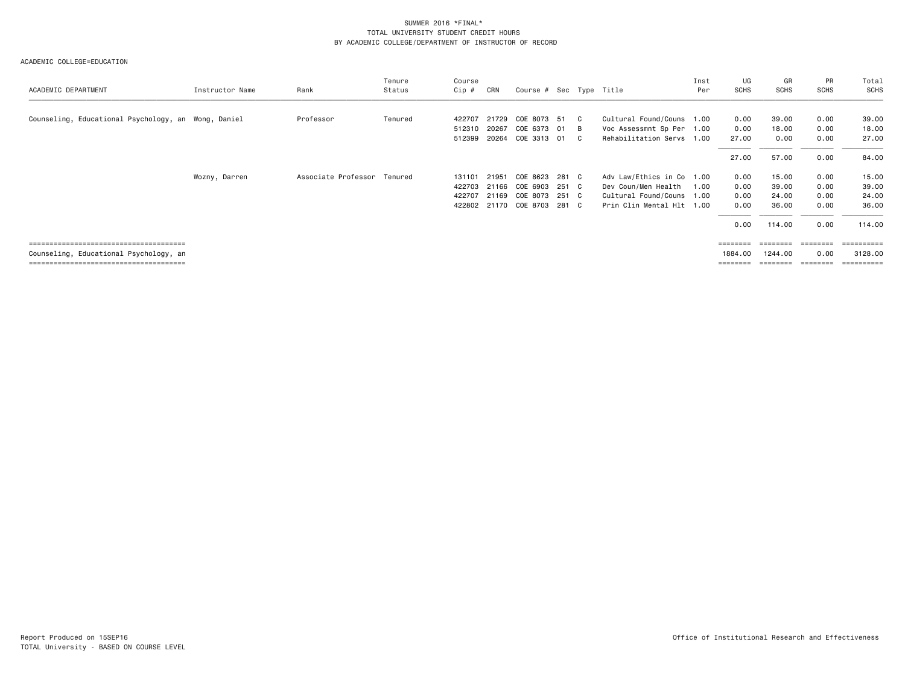SUMMER 2016 *FINAL*
TOTAL UNIVERSITY STUDENT CREDIT HOURS
BY ACADEMIC COLLEGE/DEPARTMENT OF INSTRUCTOR OF RECORD

ACADEMIC COLLEGE=EDUCATION

| ACADEMIC DEPARTMENT | Instructor Name | Rank | Tenure Status | Course Cip # | CRN | Course # | Sec | Type | Title | Inst Per | UG SCHS | GR SCHS | PR SCHS | Total SCHS |
|---|---|---|---|---|---|---|---|---|---|---|---|---|---|---|
| Counseling, Educational Psychology, an | Wong, Daniel | Professor | Tenured | 422707 | 21729 | COE 8073 | 51 | C | Cultural Found/Couns | 1.00 | 0.00 | 39.00 | 0.00 | 39.00 |
| | | | | 512310 | 20267 | COE 6373 | 01 | B | Voc Assessmnt Sp Per | 1.00 | 0.00 | 18.00 | 0.00 | 18.00 |
| | | | | 512399 | 20264 | COE 3313 | 01 | C | Rehabilitation Servs | 1.00 | 27.00 | 0.00 | 0.00 | 27.00 |
| | | | | | | | | | | | 27.00 | 57.00 | 0.00 | 84.00 |
| | Wozny, Darren | Associate Professor | Tenured | 131101 | 21951 | COE 8623 | 281 | C | Adv Law/Ethics in Co | 1.00 | 0.00 | 15.00 | 0.00 | 15.00 |
| | | | | 422703 | 21166 | COE 6903 | 251 | C | Dev Coun/Men Health | 1.00 | 0.00 | 39.00 | 0.00 | 39.00 |
| | | | | 422707 | 21169 | COE 8073 | 251 | C | Cultural Found/Couns | 1.00 | 0.00 | 24.00 | 0.00 | 24.00 |
| | | | | 422802 | 21170 | COE 8703 | 281 | C | Prin Clin Mental Hlt | 1.00 | 0.00 | 36.00 | 0.00 | 36.00 |
| | | | | | | | | | | | 0.00 | 114.00 | 0.00 | 114.00 |
| Counseling, Educational Psychology, an | | | | | | | | | | | 1884.00 | 1244.00 | 0.00 | 3128.00 |

Report Produced on 15SEP16
TOTAL University - BASED ON COURSE LEVEL

Office of Institutional Research and Effectiveness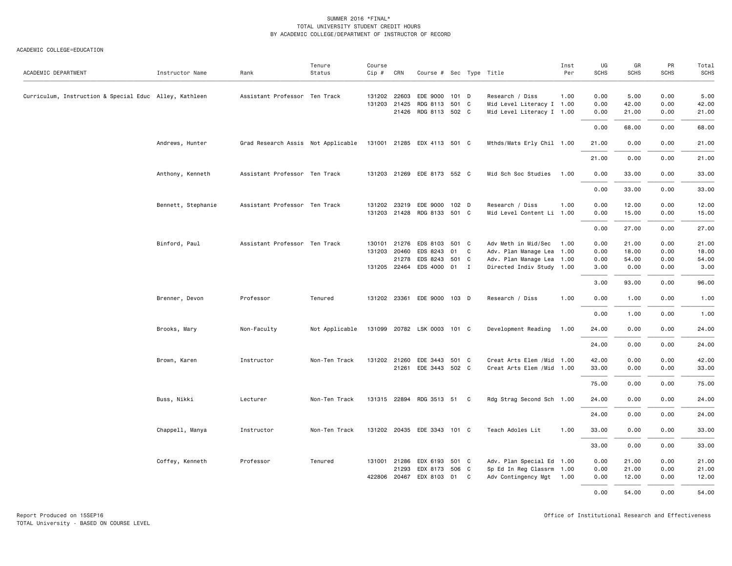SUMMER 2016 *FINAL*
TOTAL UNIVERSITY STUDENT CREDIT HOURS
BY ACADEMIC COLLEGE/DEPARTMENT OF INSTRUCTOR OF RECORD

ACADEMIC COLLEGE=EDUCATION

| ACADEMIC DEPARTMENT | Instructor Name | Rank | Tenure Status | Course Cip # | CRN | Course # | Sec | Type | Title | Inst Per | UG SCHS | GR SCHS | PR SCHS | Total SCHS |
|---|---|---|---|---|---|---|---|---|---|---|---|---|---|---|
| Curriculum, Instruction & Special Educ | Alley, Kathleen | Assistant Professor | Ten Track | 131202 | 22603 | EDE 9000 | 101 | D | Research / Diss | 1.00 | 0.00 | 5.00 | 0.00 | 5.00 |
| | | | | 131203 | 21425 | RDG 8113 | 501 | C | Mid Level Literacy I | 1.00 | 0.00 | 42.00 | 0.00 | 42.00 |
| | | | | | 21426 | RDG 8113 | 502 | C | Mid Level Literacy I | 1.00 | 0.00 | 21.00 | 0.00 | 21.00 |
| | | | | | | | | | | | 0.00 | 68.00 | 0.00 | 68.00 |
| | Andrews, Hunter | Grad Research Assis | Not Applicable | 131001 | 21285 | EDX 4113 | 501 | C | Mthds/Mats Erly Chil | 1.00 | 21.00 | 0.00 | 0.00 | 21.00 |
| | | | | | | | | | | | 21.00 | 0.00 | 0.00 | 21.00 |
| | Anthony, Kenneth | Assistant Professor | Ten Track | 131203 | 21269 | EDE 8173 | 552 | C | Mid Sch Soc Studies | 1.00 | 0.00 | 33.00 | 0.00 | 33.00 |
| | | | | | | | | | | | 0.00 | 33.00 | 0.00 | 33.00 |
| | Bennett, Stephanie | Assistant Professor | Ten Track | 131202 | 23219 | EDE 9000 | 102 | D | Research / Diss | 1.00 | 0.00 | 12.00 | 0.00 | 12.00 |
| | | | | 131203 | 21428 | RDG 8133 | 501 | C | Mid Level Content Li | 1.00 | 0.00 | 15.00 | 0.00 | 15.00 |
| | | | | | | | | | | | 0.00 | 27.00 | 0.00 | 27.00 |
| | Binford, Paul | Assistant Professor | Ten Track | 130101 | 21276 | EDS 8103 | 501 | C | Adv Meth in Mid/Sec | 1.00 | 0.00 | 21.00 | 0.00 | 21.00 |
| | | | | 131203 | 20460 | EDS 8243 | 01 | C | Adv. Plan Manage Lea | 1.00 | 0.00 | 18.00 | 0.00 | 18.00 |
| | | | | | 21278 | EDS 8243 | 501 | C | Adv. Plan Manage Lea | 1.00 | 0.00 | 54.00 | 0.00 | 54.00 |
| | | | | 131205 | 22464 | EDS 4000 | 01 | I | Directed Indiv Study | 1.00 | 3.00 | 0.00 | 0.00 | 3.00 |
| | | | | | | | | | | | 3.00 | 93.00 | 0.00 | 96.00 |
| | Brenner, Devon | Professor | Tenured | 131202 | 23361 | EDE 9000 | 103 | D | Research / Diss | 1.00 | 0.00 | 1.00 | 0.00 | 1.00 |
| | | | | | | | | | | | 0.00 | 1.00 | 0.00 | 1.00 |
| | Brooks, Mary | Non-Faculty | Not Applicable | 131099 | 20782 | LSK 0003 | 101 | C | Development Reading | 1.00 | 24.00 | 0.00 | 0.00 | 24.00 |
| | | | | | | | | | | | 24.00 | 0.00 | 0.00 | 24.00 |
| | Brown, Karen | Instructor | Non-Ten Track | 131202 | 21260 | EDE 3443 | 501 | C | Creat Arts Elem /Mid | 1.00 | 42.00 | 0.00 | 0.00 | 42.00 |
| | | | | | 21261 | EDE 3443 | 502 | C | Creat Arts Elem /Mid | 1.00 | 33.00 | 0.00 | 0.00 | 33.00 |
| | | | | | | | | | | | 75.00 | 0.00 | 0.00 | 75.00 |
| | Buss, Nikki | Lecturer | Non-Ten Track | 131315 | 22894 | RDG 3513 | 51 | C | Rdg Strag Second Sch | 1.00 | 24.00 | 0.00 | 0.00 | 24.00 |
| | | | | | | | | | | | 24.00 | 0.00 | 0.00 | 24.00 |
| | Chappell, Manya | Instructor | Non-Ten Track | 131202 | 20435 | EDE 3343 | 101 | C | Teach Adoles Lit | 1.00 | 33.00 | 0.00 | 0.00 | 33.00 |
| | | | | | | | | | | | 33.00 | 0.00 | 0.00 | 33.00 |
| | Coffey, Kenneth | Professor | Tenured | 131001 | 21286 | EDX 6193 | 501 | C | Adv. Plan Special Ed | 1.00 | 0.00 | 21.00 | 0.00 | 21.00 |
| | | | | | 21293 | EDX 8173 | 506 | C | Sp Ed In Reg Classrm | 1.00 | 0.00 | 21.00 | 0.00 | 21.00 |
| | | | | 422806 | 20467 | EDX 8103 | 01 | C | Adv Contingency Mgt | 1.00 | 0.00 | 12.00 | 0.00 | 12.00 |
| | | | | | | | | | | | 0.00 | 54.00 | 0.00 | 54.00 |

Report Produced on 15SEP16
TOTAL University - BASED ON COURSE LEVEL

Office of Institutional Research and Effectiveness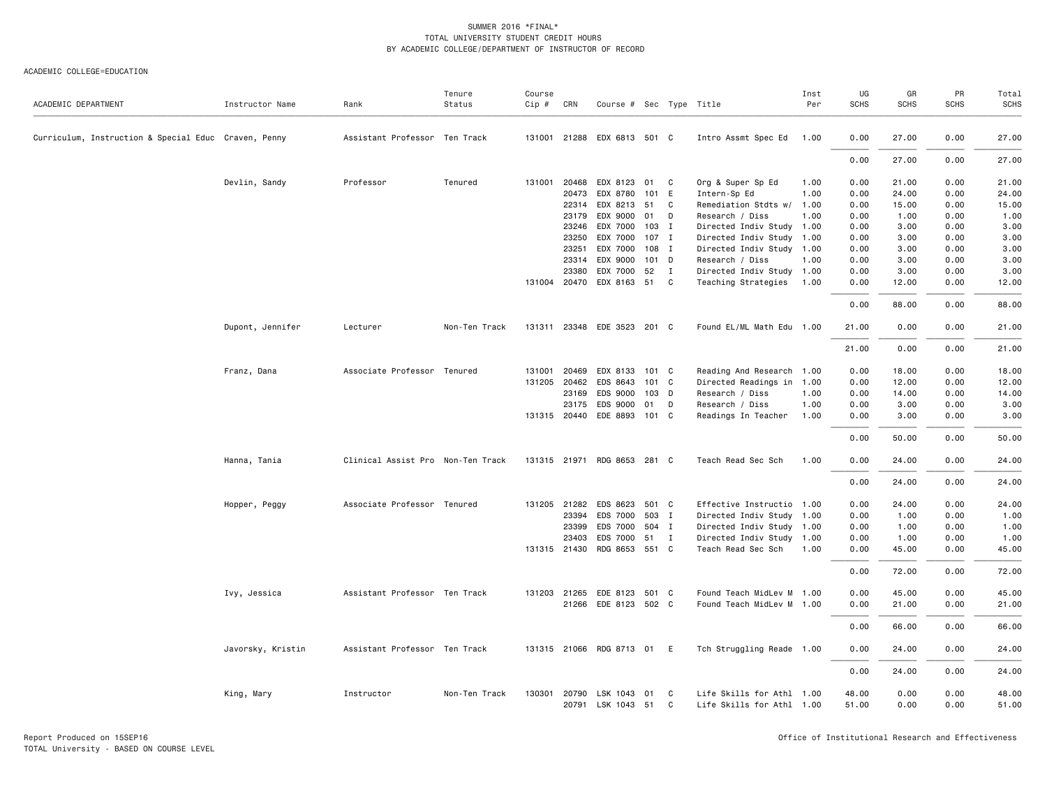SUMMER 2016 *FINAL*
TOTAL UNIVERSITY STUDENT CREDIT HOURS
BY ACADEMIC COLLEGE/DEPARTMENT OF INSTRUCTOR OF RECORD

ACADEMIC COLLEGE=EDUCATION

| ACADEMIC DEPARTMENT | Instructor Name | Rank | Tenure Status | Course Cip # | CRN | Course # | Sec | Type | Title | Inst Per | UG SCHS | GR SCHS | PR SCHS | Total SCHS |
|---|---|---|---|---|---|---|---|---|---|---|---|---|---|---|
| Curriculum, Instruction & Special Educ | Craven, Penny | Assistant Professor | Ten Track | 131001 | 21288 | EDX 6813 | 501 | C | Intro Assmt Spec Ed | 1.00 | 0.00 | 27.00 | 0.00 | 27.00 |
| | | | | | | | | | | | 0.00 | 27.00 | 0.00 | 27.00 |
| | Devlin, Sandy | Professor | Tenured | 131001 | 20468 | EDX 8123 | 01 | C | Org & Super Sp Ed | 1.00 | 0.00 | 21.00 | 0.00 | 21.00 |
| | | | | | 20473 | EDX 8780 | 101 | E | Intern-Sp Ed | 1.00 | 0.00 | 24.00 | 0.00 | 24.00 |
| | | | | | 22314 | EDX 8213 | 51 | C | Remediation Stdts w/ | 1.00 | 0.00 | 15.00 | 0.00 | 15.00 |
| | | | | | 23179 | EDX 9000 | 01 | D | Research / Diss | 1.00 | 0.00 | 1.00 | 0.00 | 1.00 |
| | | | | | 23246 | EDX 7000 | 103 | I | Directed Indiv Study | 1.00 | 0.00 | 3.00 | 0.00 | 3.00 |
| | | | | | 23250 | EDX 7000 | 107 | I | Directed Indiv Study | 1.00 | 0.00 | 3.00 | 0.00 | 3.00 |
| | | | | | 23251 | EDX 7000 | 108 | I | Directed Indiv Study | 1.00 | 0.00 | 3.00 | 0.00 | 3.00 |
| | | | | | 23314 | EDX 9000 | 101 | D | Research / Diss | 1.00 | 0.00 | 3.00 | 0.00 | 3.00 |
| | | | | | 23380 | EDX 7000 | 52 | I | Directed Indiv Study | 1.00 | 0.00 | 3.00 | 0.00 | 3.00 |
| | | | | 131004 | 20470 | EDX 8163 | 51 | C | Teaching Strategies | 1.00 | 0.00 | 12.00 | 0.00 | 12.00 |
| | | | | | | | | | | | 0.00 | 88.00 | 0.00 | 88.00 |
| | Dupont, Jennifer | Lecturer | Non-Ten Track | 131311 | 23348 | EDE 3523 | 201 | C | Found EL/ML Math Edu | 1.00 | 21.00 | 0.00 | 0.00 | 21.00 |
| | | | | | | | | | | | 21.00 | 0.00 | 0.00 | 21.00 |
| | Franz, Dana | Associate Professor | Tenured | 131001 | 20469 | EDX 8133 | 101 | C | Reading And Research | 1.00 | 0.00 | 18.00 | 0.00 | 18.00 |
| | | | | 131205 | 20462 | EDS 8643 | 101 | C | Directed Readings in | 1.00 | 0.00 | 12.00 | 0.00 | 12.00 |
| | | | | | 23169 | EDS 9000 | 103 | D | Research / Diss | 1.00 | 0.00 | 14.00 | 0.00 | 14.00 |
| | | | | | 23175 | EDS 9000 | 01 | D | Research / Diss | 1.00 | 0.00 | 3.00 | 0.00 | 3.00 |
| | | | | 131315 | 20440 | EDE 8893 | 101 | C | Readings In Teacher | 1.00 | 0.00 | 3.00 | 0.00 | 3.00 |
| | | | | | | | | | | | 0.00 | 50.00 | 0.00 | 50.00 |
| | Hanna, Tania | Clinical Assist Pro | Non-Ten Track | 131315 | 21971 | RDG 8653 | 281 | C | Teach Read Sec Sch | 1.00 | 0.00 | 24.00 | 0.00 | 24.00 |
| | | | | | | | | | | | 0.00 | 24.00 | 0.00 | 24.00 |
| | Hopper, Peggy | Associate Professor | Tenured | 131205 | 21282 | EDS 8623 | 501 | C | Effective Instructio | 1.00 | 0.00 | 24.00 | 0.00 | 24.00 |
| | | | | | 23394 | EDS 7000 | 503 | I | Directed Indiv Study | 1.00 | 0.00 | 1.00 | 0.00 | 1.00 |
| | | | | | 23399 | EDS 7000 | 504 | I | Directed Indiv Study | 1.00 | 0.00 | 1.00 | 0.00 | 1.00 |
| | | | | | 23403 | EDS 7000 | 51 | I | Directed Indiv Study | 1.00 | 0.00 | 1.00 | 0.00 | 1.00 |
| | | | | 131315 | 21430 | RDG 8653 | 551 | C | Teach Read Sec Sch | 1.00 | 0.00 | 45.00 | 0.00 | 45.00 |
| | | | | | | | | | | | 0.00 | 72.00 | 0.00 | 72.00 |
| | Ivy, Jessica | Assistant Professor | Ten Track | 131203 | 21265 | EDE 8123 | 501 | C | Found Teach MidLev M | 1.00 | 0.00 | 45.00 | 0.00 | 45.00 |
| | | | | | 21266 | EDE 8123 | 502 | C | Found Teach MidLev M | 1.00 | 0.00 | 21.00 | 0.00 | 21.00 |
| | | | | | | | | | | | 0.00 | 66.00 | 0.00 | 66.00 |
| | Javorsky, Kristin | Assistant Professor | Ten Track | 131315 | 21066 | RDG 8713 | 01 | E | Tch Struggling Reade | 1.00 | 0.00 | 24.00 | 0.00 | 24.00 |
| | | | | | | | | | | | 0.00 | 24.00 | 0.00 | 24.00 |
| | King, Mary | Instructor | Non-Ten Track | 130301 | 20790 | LSK 1043 | 01 | C | Life Skills for Athl | 1.00 | 48.00 | 0.00 | 0.00 | 48.00 |
| | | | | | 20791 | LSK 1043 | 51 | C | Life Skills for Athl | 1.00 | 51.00 | 0.00 | 0.00 | 51.00 |

Report Produced on 15SEP16
TOTAL University - BASED ON COURSE LEVEL

Office of Institutional Research and Effectiveness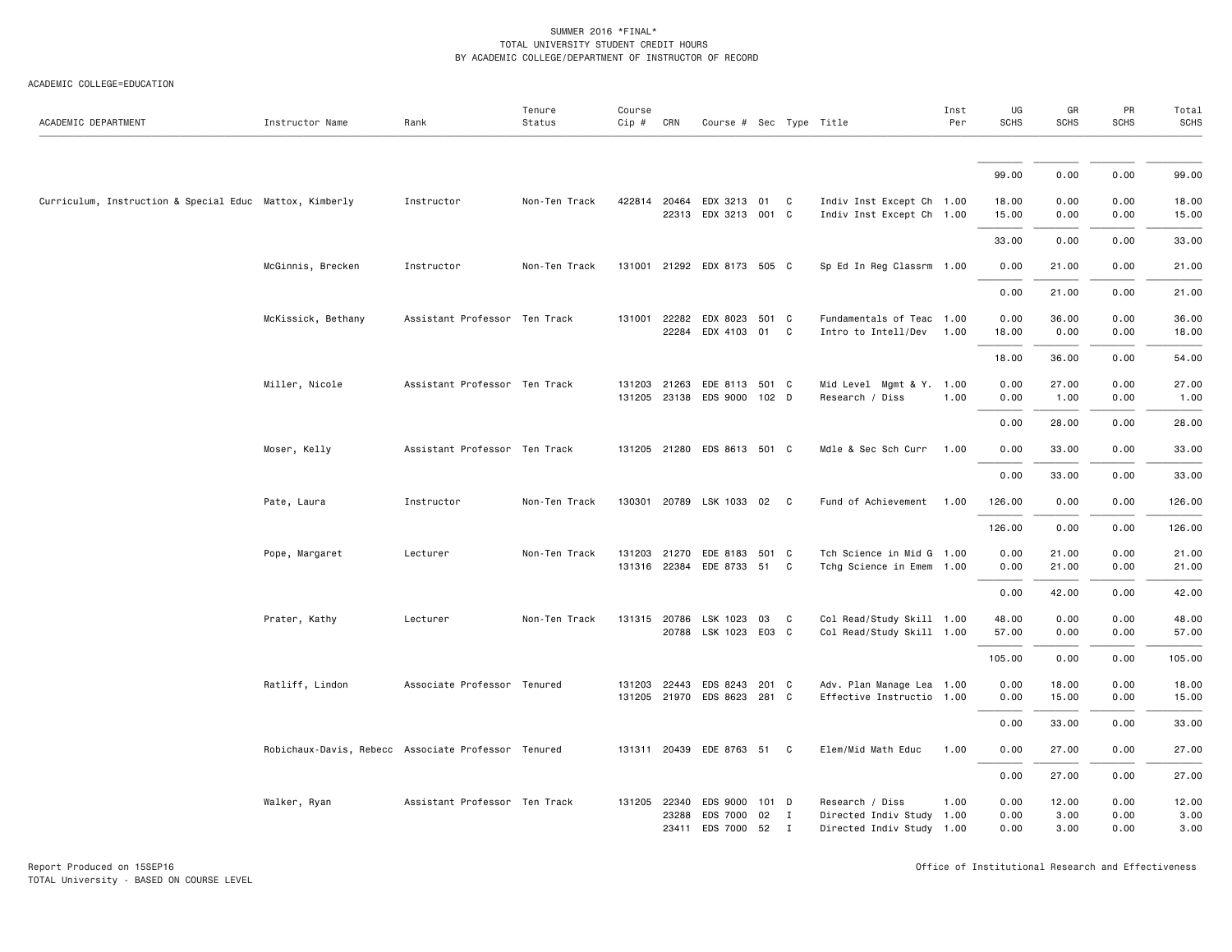SUMMER 2016 *FINAL*
TOTAL UNIVERSITY STUDENT CREDIT HOURS
BY ACADEMIC COLLEGE/DEPARTMENT OF INSTRUCTOR OF RECORD

ACADEMIC COLLEGE=EDUCATION

| ACADEMIC DEPARTMENT | Instructor Name | Rank | Tenure Status | Course Cip # | CRN | Course # | Sec | Type | Title | Inst Per | UG SCHS | GR SCHS | PR SCHS | Total SCHS |
|---|---|---|---|---|---|---|---|---|---|---|---|---|---|---|
| | | | | | | | | | | | 99.00 | 0.00 | 0.00 | 99.00 |
| Curriculum, Instruction & Special Educ | Mattox, Kimberly | Instructor | Non-Ten Track | 422814 | 20464 | EDX 3213 | 01 | C | Indiv Inst Except Ch | 1.00 | 18.00 | 0.00 | 0.00 | 18.00 |
| | | | | | 22313 | EDX 3213 | 001 | C | Indiv Inst Except Ch | 1.00 | 15.00 | 0.00 | 0.00 | 15.00 |
| | | | | | | | | | | | 33.00 | 0.00 | 0.00 | 33.00 |
| | McGinnis, Brecken | Instructor | Non-Ten Track | 131001 | 21292 | EDX 8173 | 505 | C | Sp Ed In Reg Classrm | 1.00 | 0.00 | 21.00 | 0.00 | 21.00 |
| | | | | | | | | | | | 0.00 | 21.00 | 0.00 | 21.00 |
| | McKissick, Bethany | Assistant Professor | Ten Track | 131001 | 22282 | EDX 8023 | 501 | C | Fundamentals of Teac | 1.00 | 0.00 | 36.00 | 0.00 | 36.00 |
| | | | | | 22284 | EDX 4103 | 01 | C | Intro to Intell/Dev | 1.00 | 18.00 | 0.00 | 0.00 | 18.00 |
| | | | | | | | | | | | 18.00 | 36.00 | 0.00 | 54.00 |
| | Miller, Nicole | Assistant Professor | Ten Track | 131203 | 21263 | EDE 8113 | 501 | C | Mid Level Mgmt & Y. | 1.00 | 0.00 | 27.00 | 0.00 | 27.00 |
| | | | | 131205 | 23138 | EDS 9000 | 102 | D | Research / Diss | 1.00 | 0.00 | 1.00 | 0.00 | 1.00 |
| | | | | | | | | | | | 0.00 | 28.00 | 0.00 | 28.00 |
| | Moser, Kelly | Assistant Professor | Ten Track | 131205 | 21280 | EDS 8613 | 501 | C | Mdle & Sec Sch Curr | 1.00 | 0.00 | 33.00 | 0.00 | 33.00 |
| | | | | | | | | | | | 0.00 | 33.00 | 0.00 | 33.00 |
| | Pate, Laura | Instructor | Non-Ten Track | 130301 | 20789 | LSK 1033 | 02 | C | Fund of Achievement | 1.00 | 126.00 | 0.00 | 0.00 | 126.00 |
| | | | | | | | | | | | 126.00 | 0.00 | 0.00 | 126.00 |
| | Pope, Margaret | Lecturer | Non-Ten Track | 131203 | 21270 | EDE 8183 | 501 | C | Tch Science in Mid G | 1.00 | 0.00 | 21.00 | 0.00 | 21.00 |
| | | | | 131316 | 22384 | EDE 8733 | 51 | C | Tchg Science in Emem | 1.00 | 0.00 | 21.00 | 0.00 | 21.00 |
| | | | | | | | | | | | 0.00 | 42.00 | 0.00 | 42.00 |
| | Prater, Kathy | Lecturer | Non-Ten Track | 131315 | 20786 | LSK 1023 | 03 | C | Col Read/Study Skill | 1.00 | 48.00 | 0.00 | 0.00 | 48.00 |
| | | | | | 20788 | LSK 1023 | E03 | C | Col Read/Study Skill | 1.00 | 57.00 | 0.00 | 0.00 | 57.00 |
| | | | | | | | | | | | 105.00 | 0.00 | 0.00 | 105.00 |
| | Ratliff, Lindon | Associate Professor | Tenured | 131203 | 22443 | EDS 8243 | 201 | C | Adv. Plan Manage Lea | 1.00 | 0.00 | 18.00 | 0.00 | 18.00 |
| | | | | 131205 | 21970 | EDS 8623 | 281 | C | Effective Instructio | 1.00 | 0.00 | 15.00 | 0.00 | 15.00 |
| | | | | | | | | | | | 0.00 | 33.00 | 0.00 | 33.00 |
| | Robichaux-Davis, Rebecc | Associate Professor | Tenured | 131311 | 20439 | EDE 8763 | 51 | C | Elem/Mid Math Educ | 1.00 | 0.00 | 27.00 | 0.00 | 27.00 |
| | | | | | | | | | | | 0.00 | 27.00 | 0.00 | 27.00 |
| | Walker, Ryan | Assistant Professor | Ten Track | 131205 | 22340 | EDS 9000 | 101 | D | Research / Diss | 1.00 | 0.00 | 12.00 | 0.00 | 12.00 |
| | | | | | 23288 | EDS 7000 | 02 | I | Directed Indiv Study | 1.00 | 0.00 | 3.00 | 0.00 | 3.00 |
| | | | | | 23411 | EDS 7000 | 52 | I | Directed Indiv Study | 1.00 | 0.00 | 3.00 | 0.00 | 3.00 |

Report Produced on 15SEP16
TOTAL University - BASED ON COURSE LEVEL

Office of Institutional Research and Effectiveness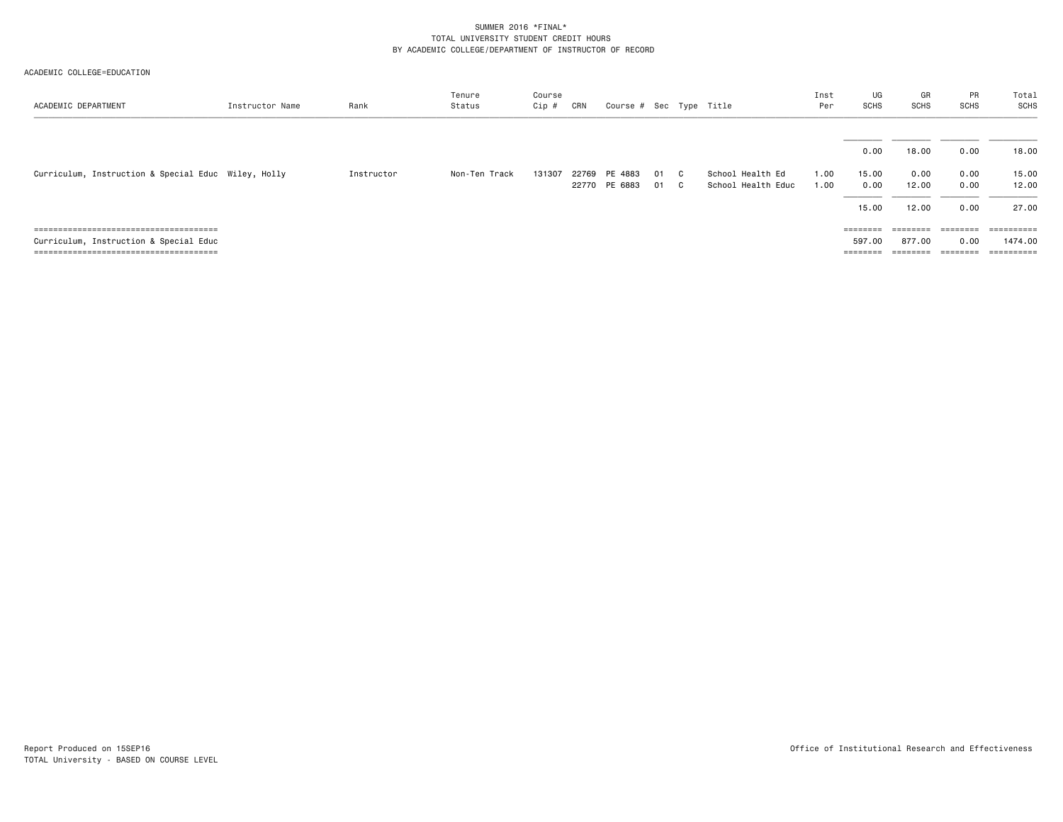SUMMER 2016 *FINAL*
TOTAL UNIVERSITY STUDENT CREDIT HOURS
BY ACADEMIC COLLEGE/DEPARTMENT OF INSTRUCTOR OF RECORD

ACADEMIC COLLEGE=EDUCATION

| ACADEMIC DEPARTMENT | Instructor Name | Rank | Tenure Status | Course Cip # | CRN | Course # | Sec | Type | Title | Inst Per | UG SCHS | GR SCHS | PR SCHS | Total SCHS |
|---|---|---|---|---|---|---|---|---|---|---|---|---|---|---|
| | | | | | | | | | | | 0.00 | 18.00 | 0.00 | 18.00 |
| Curriculum, Instruction & Special Educ | Wiley, Holly | Instructor | Non-Ten Track | 131307 | 22769 | PE 4883 | 01 | C | School Health Ed | 1.00 | 15.00 | 0.00 | 0.00 | 15.00 |
| | | | | | 22770 | PE 6883 | 01 | C | School Health Educ | 1.00 | 0.00 | 12.00 | 0.00 | 12.00 |
| | | | | | | | | | | | 15.00 | 12.00 | 0.00 | 27.00 |
| Curriculum, Instruction & Special Educ | | | | | | | | | | | 597.00 | 877.00 | 0.00 | 1474.00 |

Report Produced on 15SEP16
TOTAL University - BASED ON COURSE LEVEL

Office of Institutional Research and Effectiveness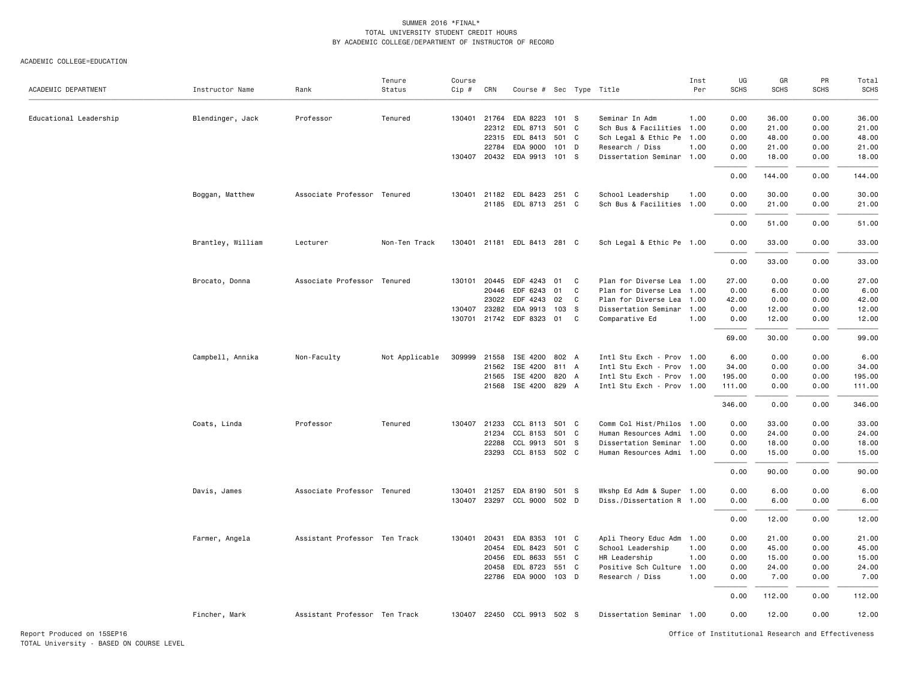SUMMER 2016 *FINAL*
TOTAL UNIVERSITY STUDENT CREDIT HOURS
BY ACADEMIC COLLEGE/DEPARTMENT OF INSTRUCTOR OF RECORD

ACADEMIC COLLEGE=EDUCATION

| ACADEMIC DEPARTMENT | Instructor Name | Rank | Tenure Status | Course Cip # | CRN | Course # | Sec | Type | Title | Inst Per | UG SCHS | GR SCHS | PR SCHS | Total SCHS |
|---|---|---|---|---|---|---|---|---|---|---|---|---|---|---|
| Educational Leadership | Blendinger, Jack | Professor | Tenured | 130401 | 21764 | EDA 8223 | 101 | S | Seminar In Adm | 1.00 | 0.00 | 36.00 | 0.00 | 36.00 |
| | | | | | 22312 | EDL 8713 | 501 | C | Sch Bus & Facilities | 1.00 | 0.00 | 21.00 | 0.00 | 21.00 |
| | | | | | 22315 | EDL 8413 | 501 | C | Sch Legal & Ethic Pe | 1.00 | 0.00 | 48.00 | 0.00 | 48.00 |
| | | | | | 22784 | EDA 9000 | 101 | D | Research / Diss | 1.00 | 0.00 | 21.00 | 0.00 | 21.00 |
| | | | | 130407 | 20432 | EDA 9913 | 101 | S | Dissertation Seminar | 1.00 | 0.00 | 18.00 | 0.00 | 18.00 |
| | | | | | | | | | | | 0.00 | 144.00 | 0.00 | 144.00 |
| | Boggan, Matthew | Associate Professor | Tenured | 130401 | 21182 | EDL 8423 | 251 | C | School Leadership | 1.00 | 0.00 | 30.00 | 0.00 | 30.00 |
| | | | | | 21185 | EDL 8713 | 251 | C | Sch Bus & Facilities | 1.00 | 0.00 | 21.00 | 0.00 | 21.00 |
| | | | | | | | | | | | 0.00 | 51.00 | 0.00 | 51.00 |
| | Brantley, William | Lecturer | Non-Ten Track | 130401 | 21181 | EDL 8413 | 281 | C | Sch Legal & Ethic Pe | 1.00 | 0.00 | 33.00 | 0.00 | 33.00 |
| | | | | | | | | | | | 0.00 | 33.00 | 0.00 | 33.00 |
| | Brocato, Donna | Associate Professor | Tenured | 130101 | 20445 | EDF 4243 | 01 | C | Plan for Diverse Lea | 1.00 | 27.00 | 0.00 | 0.00 | 27.00 |
| | | | | | 20446 | EDF 6243 | 01 | C | Plan for Diverse Lea | 1.00 | 0.00 | 6.00 | 0.00 | 6.00 |
| | | | | | 23022 | EDF 4243 | 02 | C | Plan for Diverse Lea | 1.00 | 42.00 | 0.00 | 0.00 | 42.00 |
| | | | | 130407 | 23282 | EDA 9913 | 103 | S | Dissertation Seminar | 1.00 | 0.00 | 12.00 | 0.00 | 12.00 |
| | | | | 130701 | 21742 | EDF 8323 | 01 | C | Comparative Ed | 1.00 | 0.00 | 12.00 | 0.00 | 12.00 |
| | | | | | | | | | | | 69.00 | 30.00 | 0.00 | 99.00 |
| | Campbell, Annika | Non-Faculty | Not Applicable | 309999 | 21558 | ISE 4200 | 802 | A | Intl Stu Exch - Prov | 1.00 | 6.00 | 0.00 | 0.00 | 6.00 |
| | | | | | 21562 | ISE 4200 | 811 | A | Intl Stu Exch - Prov | 1.00 | 34.00 | 0.00 | 0.00 | 34.00 |
| | | | | | 21565 | ISE 4200 | 820 | A | Intl Stu Exch - Prov | 1.00 | 195.00 | 0.00 | 0.00 | 195.00 |
| | | | | | 21568 | ISE 4200 | 829 | A | Intl Stu Exch - Prov | 1.00 | 111.00 | 0.00 | 0.00 | 111.00 |
| | | | | | | | | | | | 346.00 | 0.00 | 0.00 | 346.00 |
| | Coats, Linda | Professor | Tenured | 130407 | 21233 | CCL 8113 | 501 | C | Comm Col Hist/Philos | 1.00 | 0.00 | 33.00 | 0.00 | 33.00 |
| | | | | | 21234 | CCL 8153 | 501 | C | Human Resources Admi | 1.00 | 0.00 | 24.00 | 0.00 | 24.00 |
| | | | | | 22288 | CCL 9913 | 501 | S | Dissertation Seminar | 1.00 | 0.00 | 18.00 | 0.00 | 18.00 |
| | | | | | 23293 | CCL 8153 | 502 | C | Human Resources Admi | 1.00 | 0.00 | 15.00 | 0.00 | 15.00 |
| | | | | | | | | | | | 0.00 | 90.00 | 0.00 | 90.00 |
| | Davis, James | Associate Professor | Tenured | 130401 | 21257 | EDA 8190 | 501 | S | Wkshp Ed Adm & Super | 1.00 | 0.00 | 6.00 | 0.00 | 6.00 |
| | | | | 130407 | 23297 | CCL 9000 | 502 | D | Diss./Dissertation R | 1.00 | 0.00 | 6.00 | 0.00 | 6.00 |
| | | | | | | | | | | | 0.00 | 12.00 | 0.00 | 12.00 |
| | Farmer, Angela | Assistant Professor | Ten Track | 130401 | 20431 | EDA 8353 | 101 | C | Apli Theory Educ Adm | 1.00 | 0.00 | 21.00 | 0.00 | 21.00 |
| | | | | | 20454 | EDL 8423 | 501 | C | School Leadership | 1.00 | 0.00 | 45.00 | 0.00 | 45.00 |
| | | | | | 20456 | EDL 8633 | 551 | C | HR Leadership | 1.00 | 0.00 | 15.00 | 0.00 | 15.00 |
| | | | | | 20458 | EDL 8723 | 551 | C | Positive Sch Culture | 1.00 | 0.00 | 24.00 | 0.00 | 24.00 |
| | | | | | 22786 | EDA 9000 | 103 | D | Research / Diss | 1.00 | 0.00 | 7.00 | 0.00 | 7.00 |
| | | | | | | | | | | | 0.00 | 112.00 | 0.00 | 112.00 |
| | Fincher, Mark | Assistant Professor | Ten Track | 130407 | 22450 | CCL 9913 | 502 | S | Dissertation Seminar | 1.00 | 0.00 | 12.00 | 0.00 | 12.00 |

Report Produced on 15SEP16
TOTAL University - BASED ON COURSE LEVEL

Office of Institutional Research and Effectiveness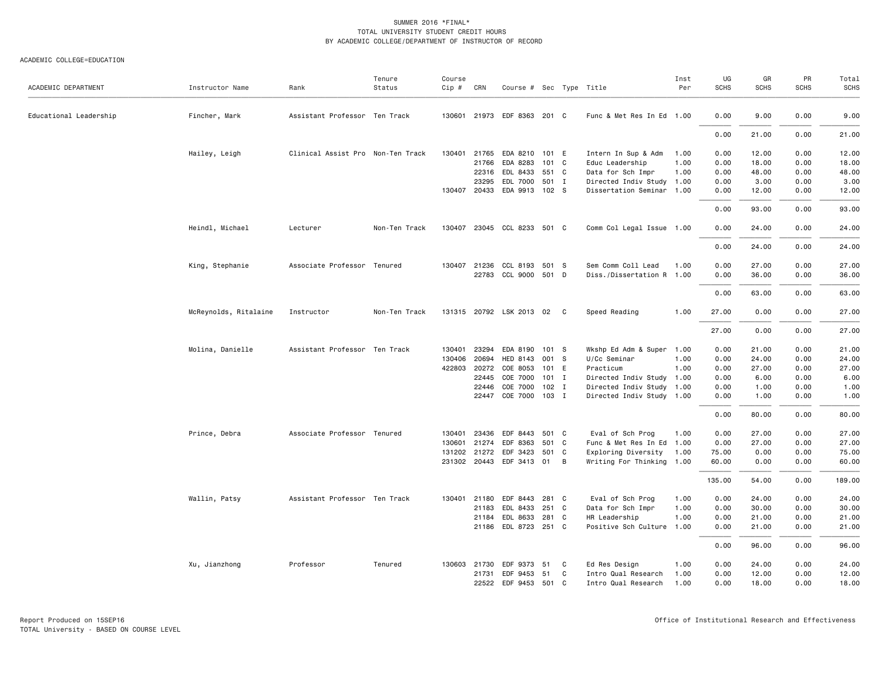SUMMER 2016 *FINAL*
TOTAL UNIVERSITY STUDENT CREDIT HOURS
BY ACADEMIC COLLEGE/DEPARTMENT OF INSTRUCTOR OF RECORD

ACADEMIC COLLEGE=EDUCATION

| ACADEMIC DEPARTMENT | Instructor Name | Rank | Tenure Status | Course Cip # | CRN | Course # | Sec | Type | Title | Inst Per | UG SCHS | GR SCHS | PR SCHS | Total SCHS |
|---|---|---|---|---|---|---|---|---|---|---|---|---|---|---|
| Educational Leadership | Fincher, Mark | Assistant Professor | Ten Track | 130601 | 21973 | EDF 8363 | 201 | C | Func & Met Res In Ed | 1.00 | 0.00 | 9.00 | 0.00 | 9.00 |
| | | | | | | | | | | | 0.00 | 21.00 | 0.00 | 21.00 |
| | Hailey, Leigh | Clinical Assist Pro | Non-Ten Track | 130401 | 21765 | EDA 8210 | 101 | E | Intern In Sup & Adm | 1.00 | 0.00 | 12.00 | 0.00 | 12.00 |
| | | | | | 21766 | EDA 8283 | 101 | C | Educ Leadership | 1.00 | 0.00 | 18.00 | 0.00 | 18.00 |
| | | | | | 22316 | EDL 8433 | 551 | C | Data for Sch Impr | 1.00 | 0.00 | 48.00 | 0.00 | 48.00 |
| | | | | | 23295 | EDL 7000 | 501 | I | Directed Indiv Study | 1.00 | 0.00 | 3.00 | 0.00 | 3.00 |
| | | | | 130407 | 20433 | EDA 9913 | 102 | S | Dissertation Seminar | 1.00 | 0.00 | 12.00 | 0.00 | 12.00 |
| | | | | | | | | | | | 0.00 | 93.00 | 0.00 | 93.00 |
| | Heindl, Michael | Lecturer | Non-Ten Track | 130407 | 23045 | CCL 8233 | 501 | C | Comm Col Legal Issue | 1.00 | 0.00 | 24.00 | 0.00 | 24.00 |
| | | | | | | | | | | | 0.00 | 24.00 | 0.00 | 24.00 |
| | King, Stephanie | Associate Professor | Tenured | 130407 | 21236 | CCL 8193 | 501 | S | Sem Comm Coll Lead | 1.00 | 0.00 | 27.00 | 0.00 | 27.00 |
| | | | | | 22783 | CCL 9000 | 501 | D | Diss./Dissertation R | 1.00 | 0.00 | 36.00 | 0.00 | 36.00 |
| | | | | | | | | | | | 0.00 | 63.00 | 0.00 | 63.00 |
| | McReynolds, Ritalaine | Instructor | Non-Ten Track | 131315 | 20792 | LSK 2013 | 02 | C | Speed Reading | 1.00 | 27.00 | 0.00 | 0.00 | 27.00 |
| | | | | | | | | | | | 27.00 | 0.00 | 0.00 | 27.00 |
| | Molina, Danielle | Assistant Professor | Ten Track | 130401 | 23294 | EDA 8190 | 101 | S | Wkshp Ed Adm & Super | 1.00 | 0.00 | 21.00 | 0.00 | 21.00 |
| | | | | 130406 | 20694 | HED 8143 | 001 | S | U/Cc Seminar | 1.00 | 0.00 | 24.00 | 0.00 | 24.00 |
| | | | | 422803 | 20272 | COE 8053 | 101 | E | Practicum | 1.00 | 0.00 | 27.00 | 0.00 | 27.00 |
| | | | | | 22445 | COE 7000 | 101 | I | Directed Indiv Study | 1.00 | 0.00 | 6.00 | 0.00 | 6.00 |
| | | | | | 22446 | COE 7000 | 102 | I | Directed Indiv Study | 1.00 | 0.00 | 1.00 | 0.00 | 1.00 |
| | | | | | 22447 | COE 7000 | 103 | I | Directed Indiv Study | 1.00 | 0.00 | 1.00 | 0.00 | 1.00 |
| | | | | | | | | | | | 0.00 | 80.00 | 0.00 | 80.00 |
| | Prince, Debra | Associate Professor | Tenured | 130401 | 23436 | EDF 8443 | 501 | C | Eval of Sch Prog | 1.00 | 0.00 | 27.00 | 0.00 | 27.00 |
| | | | | 130601 | 21274 | EDF 8363 | 501 | C | Func & Met Res In Ed | 1.00 | 0.00 | 27.00 | 0.00 | 27.00 |
| | | | | 131202 | 21272 | EDF 3423 | 501 | C | Exploring Diversity | 1.00 | 75.00 | 0.00 | 0.00 | 75.00 |
| | | | | 231302 | 20443 | EDF 3413 | 01 | B | Writing For Thinking | 1.00 | 60.00 | 0.00 | 0.00 | 60.00 |
| | | | | | | | | | | | 135.00 | 54.00 | 0.00 | 189.00 |
| | Wallin, Patsy | Assistant Professor | Ten Track | 130401 | 21180 | EDF 8443 | 281 | C | Eval of Sch Prog | 1.00 | 0.00 | 24.00 | 0.00 | 24.00 |
| | | | | | 21183 | EDL 8433 | 251 | C | Data for Sch Impr | 1.00 | 0.00 | 30.00 | 0.00 | 30.00 |
| | | | | | 21184 | EDL 8633 | 281 | C | HR Leadership | 1.00 | 0.00 | 21.00 | 0.00 | 21.00 |
| | | | | | 21186 | EDL 8723 | 251 | C | Positive Sch Culture | 1.00 | 0.00 | 21.00 | 0.00 | 21.00 |
| | | | | | | | | | | | 0.00 | 96.00 | 0.00 | 96.00 |
| | Xu, Jianzhong | Professor | Tenured | 130603 | 21730 | EDF 9373 | 51 | C | Ed Res Design | 1.00 | 0.00 | 24.00 | 0.00 | 24.00 |
| | | | | | 21731 | EDF 9453 | 51 | C | Intro Qual Research | 1.00 | 0.00 | 12.00 | 0.00 | 12.00 |
| | | | | | 22522 | EDF 9453 | 501 | C | Intro Qual Research | 1.00 | 0.00 | 18.00 | 0.00 | 18.00 |

Report Produced on 15SEP16
TOTAL University - BASED ON COURSE LEVEL

Office of Institutional Research and Effectiveness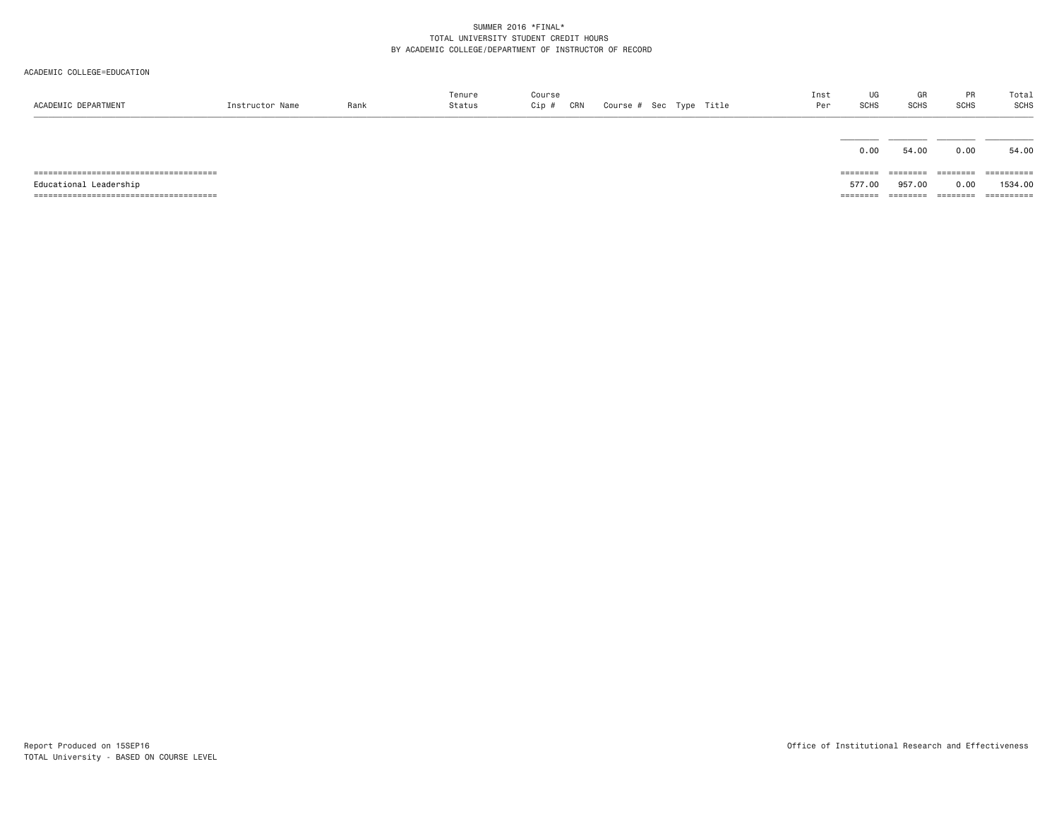SUMMER 2016 *FINAL*
TOTAL UNIVERSITY STUDENT CREDIT HOURS
BY ACADEMIC COLLEGE/DEPARTMENT OF INSTRUCTOR OF RECORD

ACADEMIC COLLEGE=EDUCATION

| ACADEMIC DEPARTMENT | Instructor Name | Rank | Tenure Status | Course Cip # | CRN | Course # | Sec | Type | Title | Inst Per | UG SCHS | GR SCHS | PR SCHS | Total SCHS |
|---|---|---|---|---|---|---|---|---|---|---|---|---|---|---|
| | | | | | | | | | | | 0.00 | 54.00 | 0.00 | 54.00 |
| Educational Leadership | | | | | | | | | | | 577.00 | 957.00 | 0.00 | 1534.00 |

Report Produced on 15SEP16
TOTAL University - BASED ON COURSE LEVEL

Office of Institutional Research and Effectiveness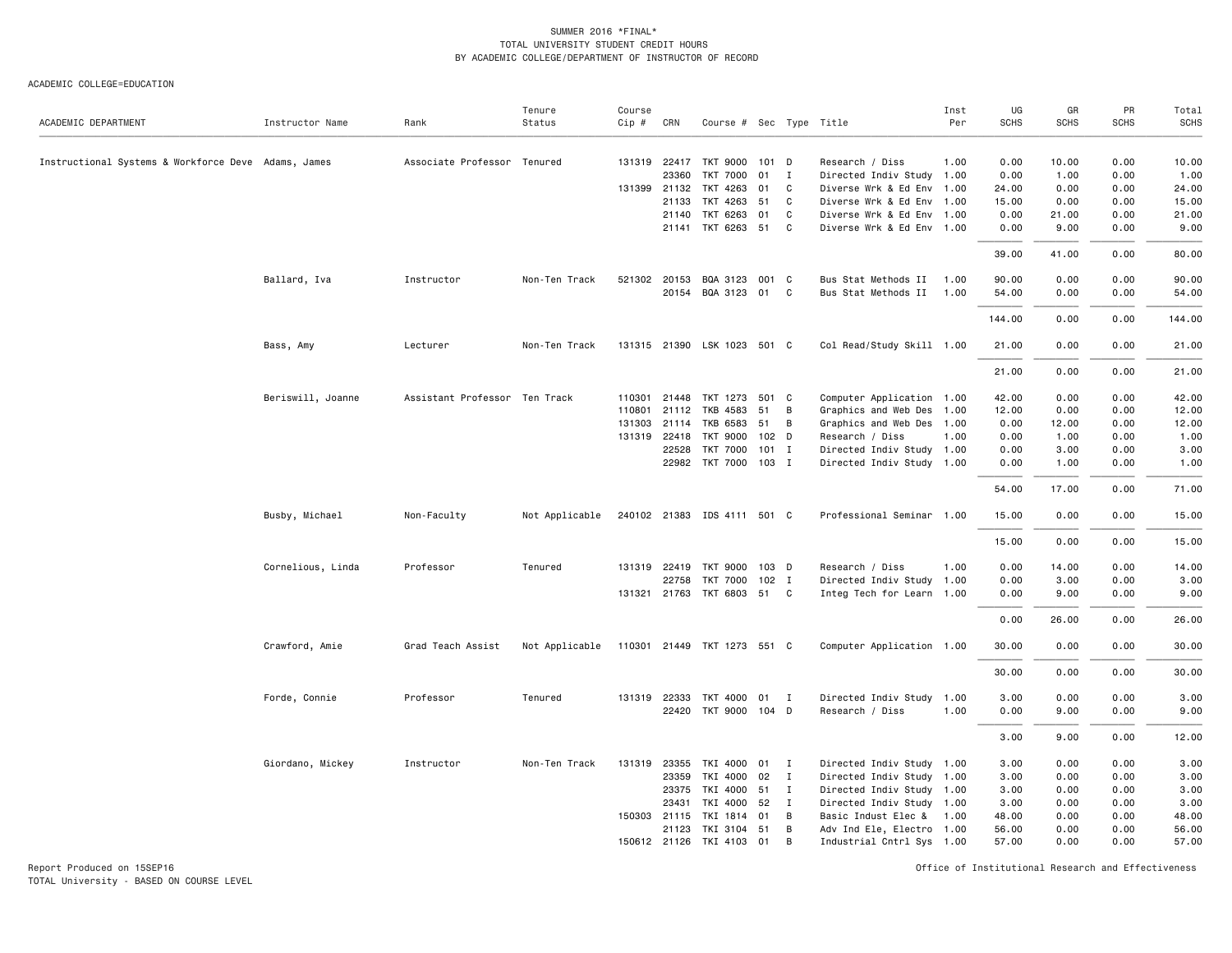SUMMER 2016 *FINAL*
TOTAL UNIVERSITY STUDENT CREDIT HOURS
BY ACADEMIC COLLEGE/DEPARTMENT OF INSTRUCTOR OF RECORD

ACADEMIC COLLEGE=EDUCATION

| ACADEMIC DEPARTMENT | Instructor Name | Rank | Tenure Status | Course Cip # | CRN | Course # | Sec | Type | Title | Inst Per | UG SCHS | GR SCHS | PR SCHS | Total SCHS |
|---|---|---|---|---|---|---|---|---|---|---|---|---|---|---|
| Instructional Systems & Workforce Deve | Adams, James | Associate Professor | Tenured | 131319 | 22417 | TKT 9000 | 101 | D | Research / Diss | 1.00 | 0.00 | 10.00 | 0.00 | 10.00 |
| | | | | | 23360 | TKT 7000 | 01 | I | Directed Indiv Study | 1.00 | 0.00 | 1.00 | 0.00 | 1.00 |
| | | | | 131399 | 21132 | TKT 4263 | 01 | C | Diverse Wrk & Ed Env | 1.00 | 24.00 | 0.00 | 0.00 | 24.00 |
| | | | | | 21133 | TKT 4263 | 51 | C | Diverse Wrk & Ed Env | 1.00 | 15.00 | 0.00 | 0.00 | 15.00 |
| | | | | | 21140 | TKT 6263 | 01 | C | Diverse Wrk & Ed Env | 1.00 | 0.00 | 21.00 | 0.00 | 21.00 |
| | | | | | 21141 | TKT 6263 | 51 | C | Diverse Wrk & Ed Env | 1.00 | 0.00 | 9.00 | 0.00 | 9.00 |
| | | | | | | | | | | | 39.00 | 41.00 | 0.00 | 80.00 |
| | Ballard, Iva | Instructor | Non-Ten Track | 521302 | 20153 | BQA 3123 | 001 | C | Bus Stat Methods II | 1.00 | 90.00 | 0.00 | 0.00 | 90.00 |
| | | | | | 20154 | BQA 3123 | 01 | C | Bus Stat Methods II | 1.00 | 54.00 | 0.00 | 0.00 | 54.00 |
| | | | | | | | | | | | 144.00 | 0.00 | 0.00 | 144.00 |
| | Bass, Amy | Lecturer | Non-Ten Track | 131315 | 21390 | LSK 1023 | 501 | C | Col Read/Study Skill | 1.00 | 21.00 | 0.00 | 0.00 | 21.00 |
| | | | | | | | | | | | 21.00 | 0.00 | 0.00 | 21.00 |
| | Beriswill, Joanne | Assistant Professor | Ten Track | 110301 | 21448 | TKT 1273 | 501 | C | Computer Application | 1.00 | 42.00 | 0.00 | 0.00 | 42.00 |
| | | | | 110801 | 21112 | TKB 4583 | 51 | B | Graphics and Web Des | 1.00 | 12.00 | 0.00 | 0.00 | 12.00 |
| | | | | 131303 | 21114 | TKB 6583 | 51 | B | Graphics and Web Des | 1.00 | 0.00 | 12.00 | 0.00 | 12.00 |
| | | | | 131319 | 22418 | TKT 9000 | 102 | D | Research / Diss | 1.00 | 0.00 | 1.00 | 0.00 | 1.00 |
| | | | | | 22528 | TKT 7000 | 101 | I | Directed Indiv Study | 1.00 | 0.00 | 3.00 | 0.00 | 3.00 |
| | | | | | 22982 | TKT 7000 | 103 | I | Directed Indiv Study | 1.00 | 0.00 | 1.00 | 0.00 | 1.00 |
| | | | | | | | | | | | 54.00 | 17.00 | 0.00 | 71.00 |
| | Busby, Michael | Non-Faculty | Not Applicable | 240102 | 21383 | IDS 4111 | 501 | C | Professional Seminar | 1.00 | 15.00 | 0.00 | 0.00 | 15.00 |
| | | | | | | | | | | | 15.00 | 0.00 | 0.00 | 15.00 |
| | Cornelious, Linda | Professor | Tenured | 131319 | 22419 | TKT 9000 | 103 | D | Research / Diss | 1.00 | 0.00 | 14.00 | 0.00 | 14.00 |
| | | | | | 22758 | TKT 7000 | 102 | I | Directed Indiv Study | 1.00 | 0.00 | 3.00 | 0.00 | 3.00 |
| | | | | 131321 | 21763 | TKT 6803 | 51 | C | Integ Tech for Learn | 1.00 | 0.00 | 9.00 | 0.00 | 9.00 |
| | | | | | | | | | | | 0.00 | 26.00 | 0.00 | 26.00 |
| | Crawford, Amie | Grad Teach Assist | Not Applicable | 110301 | 21449 | TKT 1273 | 551 | C | Computer Application | 1.00 | 30.00 | 0.00 | 0.00 | 30.00 |
| | | | | | | | | | | | 30.00 | 0.00 | 0.00 | 30.00 |
| | Forde, Connie | Professor | Tenured | 131319 | 22333 | TKT 4000 | 01 | I | Directed Indiv Study | 1.00 | 3.00 | 0.00 | 0.00 | 3.00 |
| | | | | | 22420 | TKT 9000 | 104 | D | Research / Diss | 1.00 | 0.00 | 9.00 | 0.00 | 9.00 |
| | | | | | | | | | | | 3.00 | 9.00 | 0.00 | 12.00 |
| | Giordano, Mickey | Instructor | Non-Ten Track | 131319 | 23355 | TKI 4000 | 01 | I | Directed Indiv Study | 1.00 | 3.00 | 0.00 | 0.00 | 3.00 |
| | | | | | 23359 | TKI 4000 | 02 | I | Directed Indiv Study | 1.00 | 3.00 | 0.00 | 0.00 | 3.00 |
| | | | | | 23375 | TKI 4000 | 51 | I | Directed Indiv Study | 1.00 | 3.00 | 0.00 | 0.00 | 3.00 |
| | | | | | 23431 | TKI 4000 | 52 | I | Directed Indiv Study | 1.00 | 3.00 | 0.00 | 0.00 | 3.00 |
| | | | | 150303 | 21115 | TKI 1814 | 01 | B | Basic Indust Elec & | 1.00 | 48.00 | 0.00 | 0.00 | 48.00 |
| | | | | | 21123 | TKI 3104 | 51 | B | Adv Ind Ele, Electro | 1.00 | 56.00 | 0.00 | 0.00 | 56.00 |
| | | | | 150612 | 21126 | TKI 4103 | 01 | B | Industrial Cntrl Sys | 1.00 | 57.00 | 0.00 | 0.00 | 57.00 |

Report Produced on 15SEP16
TOTAL University - BASED ON COURSE LEVEL

Office of Institutional Research and Effectiveness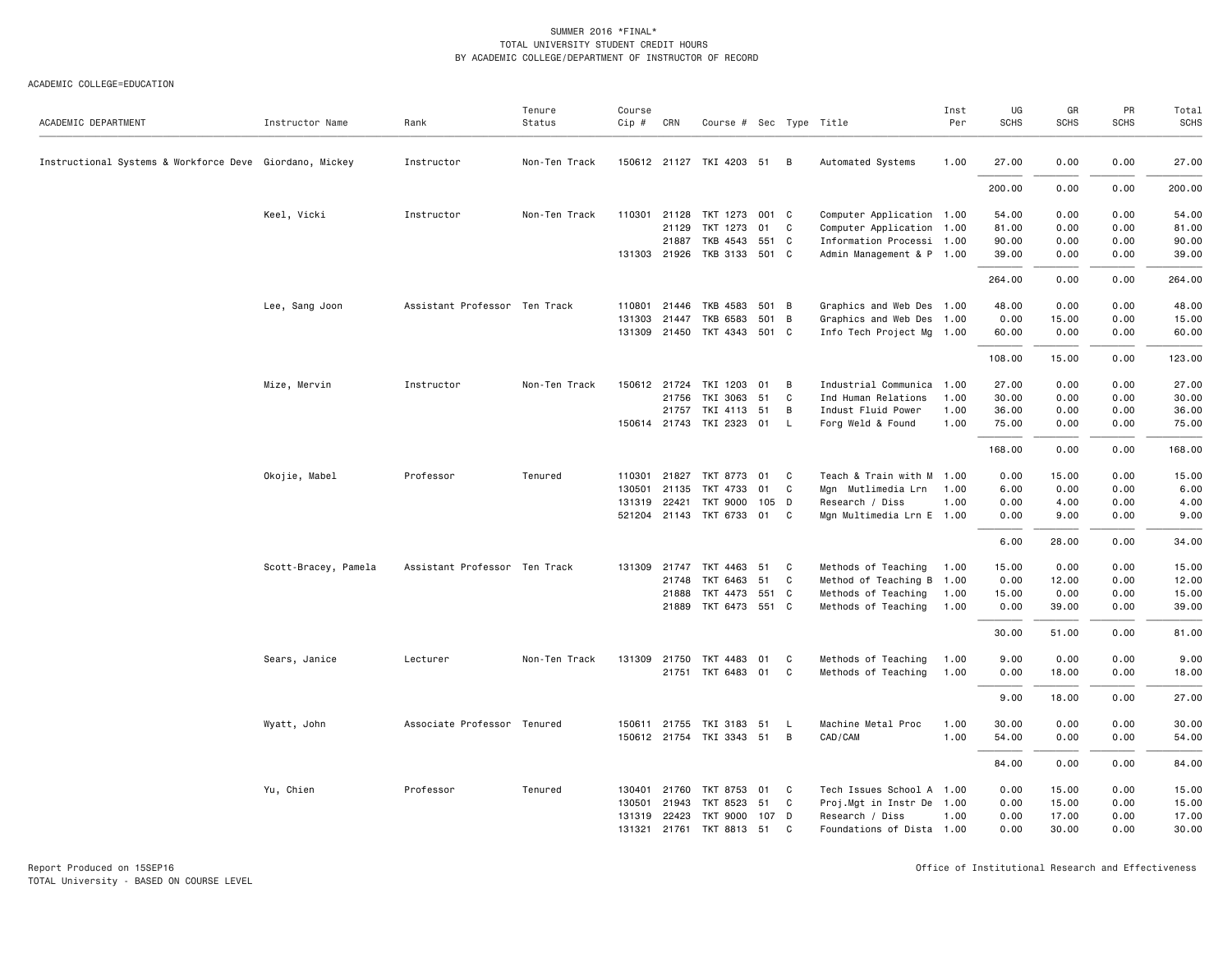SUMMER 2016 *FINAL*
TOTAL UNIVERSITY STUDENT CREDIT HOURS
BY ACADEMIC COLLEGE/DEPARTMENT OF INSTRUCTOR OF RECORD

ACADEMIC COLLEGE=EDUCATION

| ACADEMIC DEPARTMENT | Instructor Name | Rank | Tenure Status | Course Cip # | CRN | Course # | Sec | Type | Title | Inst Per | UG SCHS | GR SCHS | PR SCHS | Total SCHS |
|---|---|---|---|---|---|---|---|---|---|---|---|---|---|---|
| Instructional Systems & Workforce Deve | Giordano, Mickey | Instructor | Non-Ten Track | 150612 | 21127 | TKI 4203 | 51 | B | Automated Systems | 1.00 | 27.00 | 0.00 | 0.00 | 27.00 |
| | | | | | | | | | | | 200.00 | 0.00 | 0.00 | 200.00 |
| | Keel, Vicki | Instructor | Non-Ten Track | 110301 | 21128 | TKT 1273 | 001 | C | Computer Application | 1.00 | 54.00 | 0.00 | 0.00 | 54.00 |
| | | | | | 21129 | TKT 1273 | 01 | C | Computer Application | 1.00 | 81.00 | 0.00 | 0.00 | 81.00 |
| | | | | | 21887 | TKB 4543 | 551 | C | Information Processi | 1.00 | 90.00 | 0.00 | 0.00 | 90.00 |
| | | | | 131303 | 21926 | TKB 3133 | 501 | C | Admin Management & P | 1.00 | 39.00 | 0.00 | 0.00 | 39.00 |
| | | | | | | | | | | | 264.00 | 0.00 | 0.00 | 264.00 |
| | Lee, Sang Joon | Assistant Professor | Ten Track | 110801 | 21446 | TKB 4583 | 501 | B | Graphics and Web Des | 1.00 | 48.00 | 0.00 | 0.00 | 48.00 |
| | | | | 131303 | 21447 | TKB 6583 | 501 | B | Graphics and Web Des | 1.00 | 0.00 | 15.00 | 0.00 | 15.00 |
| | | | | 131309 | 21450 | TKT 4343 | 501 | C | Info Tech Project Mg | 1.00 | 60.00 | 0.00 | 0.00 | 60.00 |
| | | | | | | | | | | | 108.00 | 15.00 | 0.00 | 123.00 |
| | Mize, Mervin | Instructor | Non-Ten Track | 150612 | 21724 | TKI 1203 | 01 | B | Industrial Communica | 1.00 | 27.00 | 0.00 | 0.00 | 27.00 |
| | | | | | 21756 | TKI 3063 | 51 | C | Ind Human Relations | 1.00 | 30.00 | 0.00 | 0.00 | 30.00 |
| | | | | | 21757 | TKI 4113 | 51 | B | Indust Fluid Power | 1.00 | 36.00 | 0.00 | 0.00 | 36.00 |
| | | | | 150614 | 21743 | TKI 2323 | 01 | L | Forg Weld & Found | 1.00 | 75.00 | 0.00 | 0.00 | 75.00 |
| | | | | | | | | | | | 168.00 | 0.00 | 0.00 | 168.00 |
| | Okojie, Mabel | Professor | Tenured | 110301 | 21827 | TKT 8773 | 01 | C | Teach & Train with M | 1.00 | 0.00 | 15.00 | 0.00 | 15.00 |
| | | | | 130501 | 21135 | TKT 4733 | 01 | C | Mgn Mutlimedia Lrn | 1.00 | 6.00 | 0.00 | 0.00 | 6.00 |
| | | | | 131319 | 22421 | TKT 9000 | 105 | D | Research / Diss | 1.00 | 0.00 | 4.00 | 0.00 | 4.00 |
| | | | | 521204 | 21143 | TKT 6733 | 01 | C | Mgn Multimedia Lrn E | 1.00 | 0.00 | 9.00 | 0.00 | 9.00 |
| | | | | | | | | | | | 6.00 | 28.00 | 0.00 | 34.00 |
| | Scott-Bracey, Pamela | Assistant Professor | Ten Track | 131309 | 21747 | TKT 4463 | 51 | C | Methods of Teaching | 1.00 | 15.00 | 0.00 | 0.00 | 15.00 |
| | | | | | 21748 | TKT 6463 | 51 | C | Method of Teaching B | 1.00 | 0.00 | 12.00 | 0.00 | 12.00 |
| | | | | | 21888 | TKT 4473 | 551 | C | Methods of Teaching | 1.00 | 15.00 | 0.00 | 0.00 | 15.00 |
| | | | | | 21889 | TKT 6473 | 551 | C | Methods of Teaching | 1.00 | 0.00 | 39.00 | 0.00 | 39.00 |
| | | | | | | | | | | | 30.00 | 51.00 | 0.00 | 81.00 |
| | Sears, Janice | Lecturer | Non-Ten Track | 131309 | 21750 | TKT 4483 | 01 | C | Methods of Teaching | 1.00 | 9.00 | 0.00 | 0.00 | 9.00 |
| | | | | | 21751 | TKT 6483 | 01 | C | Methods of Teaching | 1.00 | 0.00 | 18.00 | 0.00 | 18.00 |
| | | | | | | | | | | | 9.00 | 18.00 | 0.00 | 27.00 |
| | Wyatt, John | Associate Professor | Tenured | 150611 | 21755 | TKI 3183 | 51 | L | Machine Metal Proc | 1.00 | 30.00 | 0.00 | 0.00 | 30.00 |
| | | | | 150612 | 21754 | TKI 3343 | 51 | B | CAD/CAM | 1.00 | 54.00 | 0.00 | 0.00 | 54.00 |
| | | | | | | | | | | | 84.00 | 0.00 | 0.00 | 84.00 |
| | Yu, Chien | Professor | Tenured | 130401 | 21760 | TKT 8753 | 01 | C | Tech Issues School A | 1.00 | 0.00 | 15.00 | 0.00 | 15.00 |
| | | | | 130501 | 21943 | TKT 8523 | 51 | C | Proj.Mgt in Instr De | 1.00 | 0.00 | 15.00 | 0.00 | 15.00 |
| | | | | 131319 | 22423 | TKT 9000 | 107 | D | Research / Diss | 1.00 | 0.00 | 17.00 | 0.00 | 17.00 |
| | | | | 131321 | 21761 | TKT 8813 | 51 | C | Foundations of Dista | 1.00 | 0.00 | 30.00 | 0.00 | 30.00 |

Report Produced on 15SEP16
TOTAL University - BASED ON COURSE LEVEL

Office of Institutional Research and Effectiveness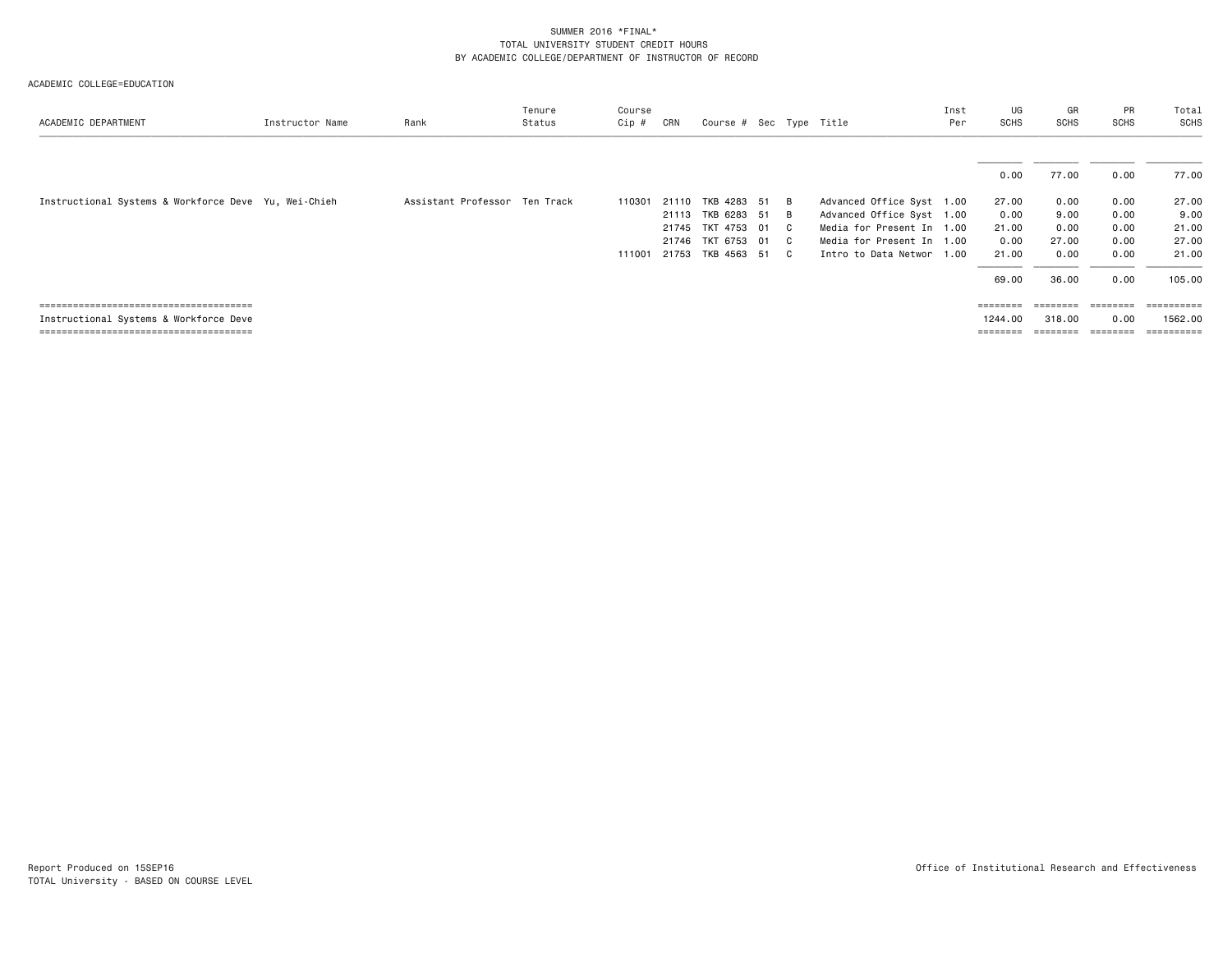SUMMER 2016 *FINAL*
TOTAL UNIVERSITY STUDENT CREDIT HOURS
BY ACADEMIC COLLEGE/DEPARTMENT OF INSTRUCTOR OF RECORD

ACADEMIC COLLEGE=EDUCATION

| ACADEMIC DEPARTMENT | Instructor Name | Rank | Tenure Status | Course Cip # | CRN | Course # | Sec | Type | Title | Inst Per | UG SCHS | GR SCHS | PR SCHS | Total SCHS |
|---|---|---|---|---|---|---|---|---|---|---|---|---|---|---|
| | | | | | | | | | | | 0.00 | 77.00 | 0.00 | 77.00 |
| Instructional Systems & Workforce Deve | Yu, Wei-Chieh | Assistant Professor | Ten Track | 110301 | 21110 | TKB 4283 | 51 | B | Advanced Office Syst | 1.00 | 27.00 | 0.00 | 0.00 | 27.00 |
| | | | | | 21113 | TKB 6283 | 51 | B | Advanced Office Syst | 1.00 | 0.00 | 9.00 | 0.00 | 9.00 |
| | | | | | 21745 | TKT 4753 | 01 | C | Media for Present In | 1.00 | 21.00 | 0.00 | 0.00 | 21.00 |
| | | | | | 21746 | TKT 6753 | 01 | C | Media for Present In | 1.00 | 0.00 | 27.00 | 0.00 | 27.00 |
| | | | | 111001 | 21753 | TKB 4563 | 51 | C | Intro to Data Networ | 1.00 | 21.00 | 0.00 | 0.00 | 21.00 |
| | | | | | | | | | | | 69.00 | 36.00 | 0.00 | 105.00 |
| Instructional Systems & Workforce Deve | | | | | | | | | | | 1244.00 | 318.00 | 0.00 | 1562.00 |

Report Produced on 15SEP16
TOTAL University - BASED ON COURSE LEVEL

Office of Institutional Research and Effectiveness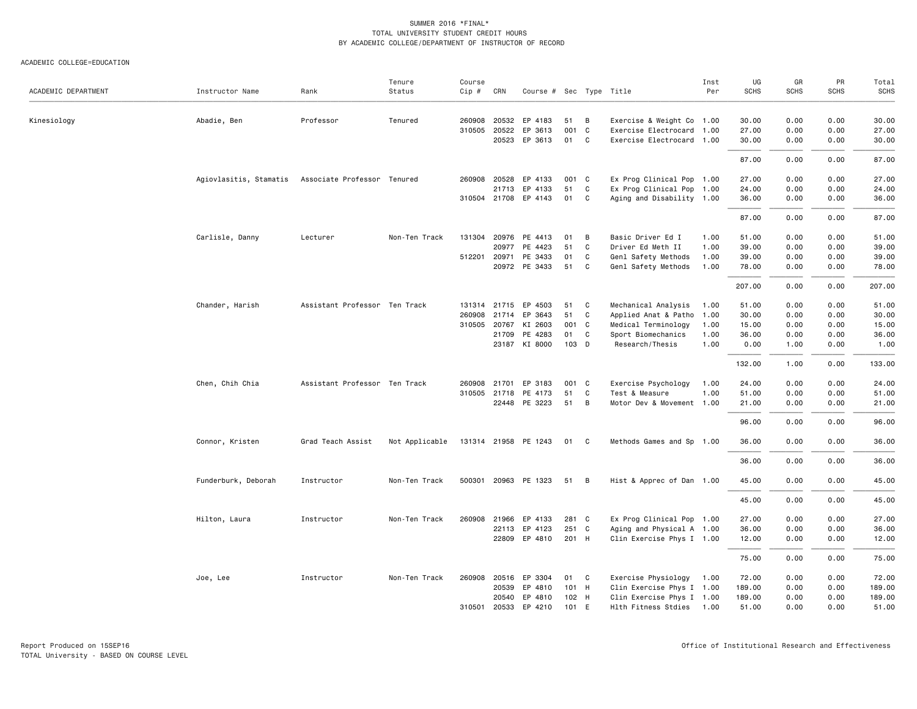SUMMER 2016 *FINAL*
TOTAL UNIVERSITY STUDENT CREDIT HOURS
BY ACADEMIC COLLEGE/DEPARTMENT OF INSTRUCTOR OF RECORD

ACADEMIC COLLEGE=EDUCATION

| ACADEMIC DEPARTMENT | Instructor Name | Rank | Tenure Status | Course Cip # | CRN | Course # | Sec | Type | Title | Inst Per | UG SCHS | GR SCHS | PR SCHS | Total SCHS |
|---|---|---|---|---|---|---|---|---|---|---|---|---|---|---|
| Kinesiology | Abadie, Ben | Professor | Tenured | 260908 | 20532 | EP 4183 | 51 | B | Exercise & Weight Co | 1.00 | 30.00 | 0.00 | 0.00 | 30.00 |
| | | | | 310505 | 20522 | EP 3613 | 001 | C | Exercise Electrocard | 1.00 | 27.00 | 0.00 | 0.00 | 27.00 |
| | | | | | 20523 | EP 3613 | 01 | C | Exercise Electrocard | 1.00 | 30.00 | 0.00 | 0.00 | 30.00 |
| | | | | | | | | | | | 87.00 | 0.00 | 0.00 | 87.00 |
| | Agiovlasitis, Stamatis | Associate Professor | Tenured | 260908 | 20528 | EP 4133 | 001 | C | Ex Prog Clinical Pop | 1.00 | 27.00 | 0.00 | 0.00 | 27.00 |
| | | | | | 21713 | EP 4133 | 51 | C | Ex Prog Clinical Pop | 1.00 | 24.00 | 0.00 | 0.00 | 24.00 |
| | | | | 310504 | 21708 | EP 4143 | 01 | C | Aging and Disability | 1.00 | 36.00 | 0.00 | 0.00 | 36.00 |
| | | | | | | | | | | | 87.00 | 0.00 | 0.00 | 87.00 |
| | Carlisle, Danny | Lecturer | Non-Ten Track | 131304 | 20976 | PE 4413 | 01 | B | Basic Driver Ed I | 1.00 | 51.00 | 0.00 | 0.00 | 51.00 |
| | | | | | 20977 | PE 4423 | 51 | C | Driver Ed Meth II | 1.00 | 39.00 | 0.00 | 0.00 | 39.00 |
| | | | | 512201 | 20971 | PE 3433 | 01 | C | Genl Safety Methods | 1.00 | 39.00 | 0.00 | 0.00 | 39.00 |
| | | | | | 20972 | PE 3433 | 51 | C | Genl Safety Methods | 1.00 | 78.00 | 0.00 | 0.00 | 78.00 |
| | | | | | | | | | | | 207.00 | 0.00 | 0.00 | 207.00 |
| | Chander, Harish | Assistant Professor | Ten Track | 131314 | 21715 | EP 4503 | 51 | C | Mechanical Analysis | 1.00 | 51.00 | 0.00 | 0.00 | 51.00 |
| | | | | 260908 | 21714 | EP 3643 | 51 | C | Applied Anat & Patho | 1.00 | 30.00 | 0.00 | 0.00 | 30.00 |
| | | | | 310505 | 20767 | KI 2603 | 001 | C | Medical Terminology | 1.00 | 15.00 | 0.00 | 0.00 | 15.00 |
| | | | | | 21709 | PE 4283 | 01 | C | Sport Biomechanics | 1.00 | 36.00 | 0.00 | 0.00 | 36.00 |
| | | | | | 23187 | KI 8000 | 103 | D | Research/Thesis | 1.00 | 0.00 | 1.00 | 0.00 | 1.00 |
| | | | | | | | | | | | 132.00 | 1.00 | 0.00 | 133.00 |
| | Chen, Chih Chia | Assistant Professor | Ten Track | 260908 | 21701 | EP 3183 | 001 | C | Exercise Psychology | 1.00 | 24.00 | 0.00 | 0.00 | 24.00 |
| | | | | 310505 | 21718 | PE 4173 | 51 | C | Test & Measure | 1.00 | 51.00 | 0.00 | 0.00 | 51.00 |
| | | | | | 22448 | PE 3223 | 51 | B | Motor Dev & Movement | 1.00 | 21.00 | 0.00 | 0.00 | 21.00 |
| | | | | | | | | | | | 96.00 | 0.00 | 0.00 | 96.00 |
| | Connor, Kristen | Grad Teach Assist | Not Applicable | 131314 | 21958 | PE 1243 | 01 | C | Methods Games and Sp | 1.00 | 36.00 | 0.00 | 0.00 | 36.00 |
| | | | | | | | | | | | 36.00 | 0.00 | 0.00 | 36.00 |
| | Funderburk, Deborah | Instructor | Non-Ten Track | 500301 | 20963 | PE 1323 | 51 | B | Hist & Apprec of Dan | 1.00 | 45.00 | 0.00 | 0.00 | 45.00 |
| | | | | | | | | | | | 45.00 | 0.00 | 0.00 | 45.00 |
| | Hilton, Laura | Instructor | Non-Ten Track | 260908 | 21966 | EP 4133 | 281 | C | Ex Prog Clinical Pop | 1.00 | 27.00 | 0.00 | 0.00 | 27.00 |
| | | | | | 22113 | EP 4123 | 251 | C | Aging and Physical A | 1.00 | 36.00 | 0.00 | 0.00 | 36.00 |
| | | | | | 22809 | EP 4810 | 201 | H | Clin Exercise Phys I | 1.00 | 12.00 | 0.00 | 0.00 | 12.00 |
| | | | | | | | | | | | 75.00 | 0.00 | 0.00 | 75.00 |
| | Joe, Lee | Instructor | Non-Ten Track | 260908 | 20516 | EP 3304 | 01 | C | Exercise Physiology | 1.00 | 72.00 | 0.00 | 0.00 | 72.00 |
| | | | | | 20539 | EP 4810 | 101 | H | Clin Exercise Phys I | 1.00 | 189.00 | 0.00 | 0.00 | 189.00 |
| | | | | | 20540 | EP 4810 | 102 | H | Clin Exercise Phys I | 1.00 | 189.00 | 0.00 | 0.00 | 189.00 |
| | | | | 310501 | 20533 | EP 4210 | 101 | E | Hlth Fitness Stdies | 1.00 | 51.00 | 0.00 | 0.00 | 51.00 |

Report Produced on 15SEP16
TOTAL University - BASED ON COURSE LEVEL

Office of Institutional Research and Effectiveness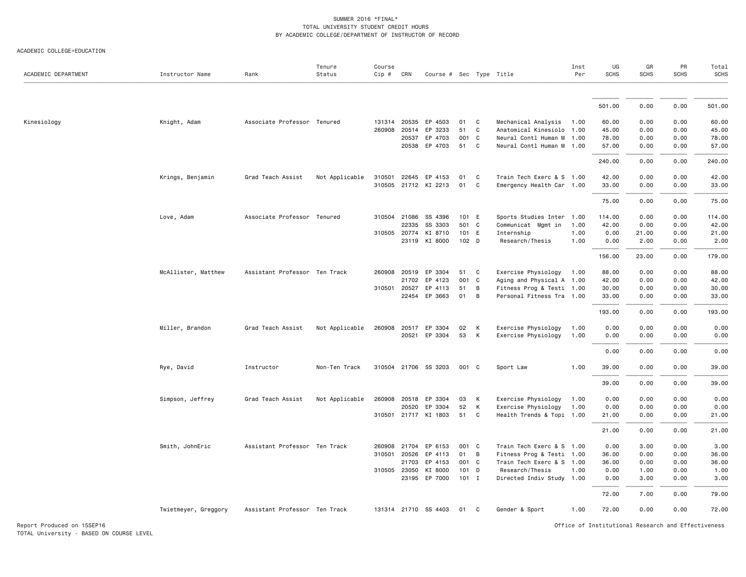SUMMER 2016 *FINAL*
TOTAL UNIVERSITY STUDENT CREDIT HOURS
BY ACADEMIC COLLEGE/DEPARTMENT OF INSTRUCTOR OF RECORD

ACADEMIC COLLEGE=EDUCATION

| ACADEMIC DEPARTMENT | Instructor Name | Rank | Tenure Status | Course Cip # | CRN | Course # | Sec | Type | Title | Inst Per | UG SCHS | GR SCHS | PR SCHS | Total SCHS |
|---|---|---|---|---|---|---|---|---|---|---|---|---|---|---|
| | | | | | | | | | | | 501.00 | 0.00 | 0.00 | 501.00 |
| Kinesiology | Knight, Adam | Associate Professor | Tenured | 131314 | 20535 | EP 4503 | 01 | C | Mechanical Analysis | 1.00 | 60.00 | 0.00 | 0.00 | 60.00 |
| | | | | 260908 | 20514 | EP 3233 | 51 | C | Anatomical Kinesiolo | 1.00 | 45.00 | 0.00 | 0.00 | 45.00 |
| | | | | | 20537 | EP 4703 | 001 | C | Neural Contl Human M | 1.00 | 78.00 | 0.00 | 0.00 | 78.00 |
| | | | | | 20538 | EP 4703 | 51 | C | Neural Contl Human M | 1.00 | 57.00 | 0.00 | 0.00 | 57.00 |
| | | | | | | | | | | | 240.00 | 0.00 | 0.00 | 240.00 |
| | Krings, Benjamin | Grad Teach Assist | Not Applicable | 310501 | 22645 | EP 4153 | 01 | C | Train Tech Exerc & S | 1.00 | 42.00 | 0.00 | 0.00 | 42.00 |
| | | | | 310505 | 21712 | KI 2213 | 01 | C | Emergency Health Car | 1.00 | 33.00 | 0.00 | 0.00 | 33.00 |
| | | | | | | | | | | | 75.00 | 0.00 | 0.00 | 75.00 |
| | Love, Adam | Associate Professor | Tenured | 310504 | 21086 | SS 4396 | 101 | E | Sports Studies Inter | 1.00 | 114.00 | 0.00 | 0.00 | 114.00 |
| | | | | | 22335 | SS 3303 | 501 | C | Communicat Mgmt in | 1.00 | 42.00 | 0.00 | 0.00 | 42.00 |
| | | | | 310505 | 20774 | KI 8710 | 101 | E | Internship | 1.00 | 0.00 | 21.00 | 0.00 | 21.00 |
| | | | | | 23119 | KI 8000 | 102 | D | Research/Thesis | 1.00 | 0.00 | 2.00 | 0.00 | 2.00 |
| | | | | | | | | | | | 156.00 | 23.00 | 0.00 | 179.00 |
| | McAllister, Matthew | Assistant Professor | Ten Track | 260908 | 20519 | EP 3304 | 51 | C | Exercise Physiology | 1.00 | 88.00 | 0.00 | 0.00 | 88.00 |
| | | | | | 21702 | EP 4123 | 001 | C | Aging and Physical A | 1.00 | 42.00 | 0.00 | 0.00 | 42.00 |
| | | | | 310501 | 20527 | EP 4113 | 51 | B | Fitness Prog & Testi | 1.00 | 30.00 | 0.00 | 0.00 | 30.00 |
| | | | | | 22454 | EP 3663 | 01 | B | Personal Fitness Tra | 1.00 | 33.00 | 0.00 | 0.00 | 33.00 |
| | | | | | | | | | | | 193.00 | 0.00 | 0.00 | 193.00 |
| | Miller, Brandon | Grad Teach Assist | Not Applicable | 260908 | 20517 | EP 3304 | 02 | K | Exercise Physiology | 1.00 | 0.00 | 0.00 | 0.00 | 0.00 |
| | | | | | 20521 | EP 3304 | 53 | K | Exercise Physiology | 1.00 | 0.00 | 0.00 | 0.00 | 0.00 |
| | | | | | | | | | | | 0.00 | 0.00 | 0.00 | 0.00 |
| | Rye, David | Instructor | Non-Ten Track | 310504 | 21706 | SS 3203 | 001 | C | Sport Law | 1.00 | 39.00 | 0.00 | 0.00 | 39.00 |
| | | | | | | | | | | | 39.00 | 0.00 | 0.00 | 39.00 |
| | Simpson, Jeffrey | Grad Teach Assist | Not Applicable | 260908 | 20518 | EP 3304 | 03 | K | Exercise Physiology | 1.00 | 0.00 | 0.00 | 0.00 | 0.00 |
| | | | | | 20520 | EP 3304 | 52 | K | Exercise Physiology | 1.00 | 0.00 | 0.00 | 0.00 | 0.00 |
| | | | | 310501 | 21717 | KI 1803 | 51 | C | Health Trends & Topi | 1.00 | 21.00 | 0.00 | 0.00 | 21.00 |
| | | | | | | | | | | | 21.00 | 0.00 | 0.00 | 21.00 |
| | Smith, JohnEric | Assistant Professor | Ten Track | 260908 | 21704 | EP 6153 | 001 | C | Train Tech Exerc & S | 1.00 | 0.00 | 3.00 | 0.00 | 3.00 |
| | | | | 310501 | 20526 | EP 4113 | 01 | B | Fitness Prog & Testi | 1.00 | 36.00 | 0.00 | 0.00 | 36.00 |
| | | | | | 21703 | EP 4153 | 001 | C | Train Tech Exerc & S | 1.00 | 36.00 | 0.00 | 0.00 | 36.00 |
| | | | | 310505 | 23050 | KI 8000 | 101 | D | Research/Thesis | 1.00 | 0.00 | 1.00 | 0.00 | 1.00 |
| | | | | | 23195 | EP 7000 | 101 | I | Directed Indiv Study | 1.00 | 0.00 | 3.00 | 0.00 | 3.00 |
| | | | | | | | | | | | 72.00 | 7.00 | 0.00 | 79.00 |
| | Twietmeyer, Greggory | Assistant Professor | Ten Track | 131314 | 21710 | SS 4403 | 01 | C | Gender & Sport | 1.00 | 72.00 | 0.00 | 0.00 | 72.00 |

Report Produced on 15SEP16
TOTAL University - BASED ON COURSE LEVEL

Office of Institutional Research and Effectiveness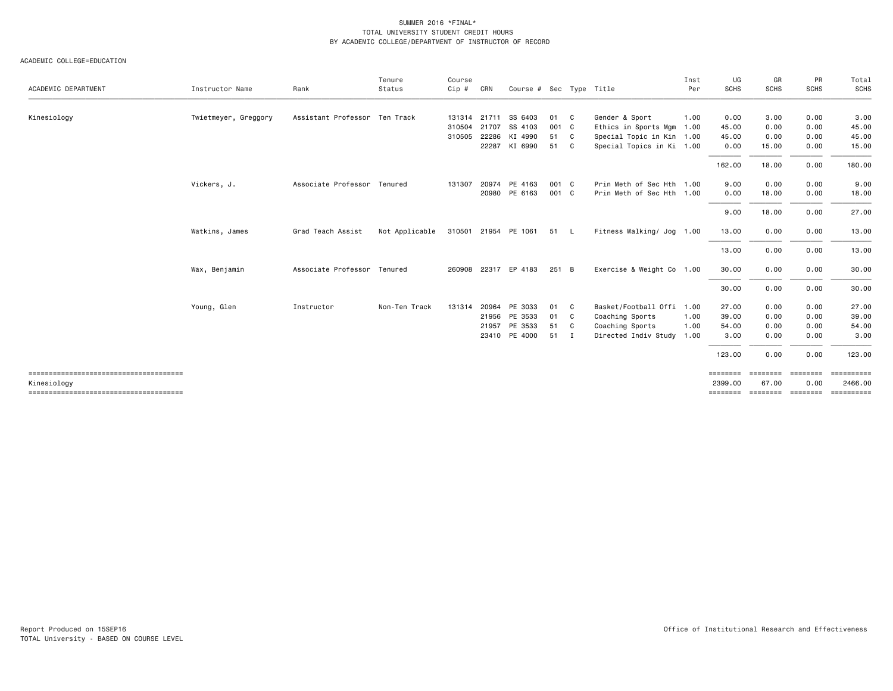SUMMER 2016 *FINAL*
TOTAL UNIVERSITY STUDENT CREDIT HOURS
BY ACADEMIC COLLEGE/DEPARTMENT OF INSTRUCTOR OF RECORD

ACADEMIC COLLEGE=EDUCATION

| ACADEMIC DEPARTMENT | Instructor Name | Rank | Tenure Status | Course Cip # | CRN | Course # | Sec | Type | Title | Inst Per | UG SCHS | GR SCHS | PR SCHS | Total SCHS |
|---|---|---|---|---|---|---|---|---|---|---|---|---|---|---|
| Kinesiology | Twietmeyer, Greggory | Assistant Professor | Ten Track | 131314 | 21711 | SS 6403 | 01 | C | Gender & Sport | 1.00 | 0.00 | 3.00 | 0.00 | 3.00 |
| | | | | 310504 | 21707 | SS 4103 | 001 | C | Ethics in Sports Mgm | 1.00 | 45.00 | 0.00 | 0.00 | 45.00 |
| | | | | 310505 | 22286 | KI 4990 | 51 | C | Special Topic in Kin | 1.00 | 45.00 | 0.00 | 0.00 | 45.00 |
| | | | | | 22287 | KI 6990 | 51 | C | Special Topics in Ki | 1.00 | 0.00 | 15.00 | 0.00 | 15.00 |
| | | | | | | | | | | | 162.00 | 18.00 | 0.00 | 180.00 |
| | Vickers, J. | Associate Professor | Tenured | 131307 | 20974 | PE 4163 | 001 | C | Prin Meth of Sec Hth | 1.00 | 9.00 | 0.00 | 0.00 | 9.00 |
| | | | | | 20980 | PE 6163 | 001 | C | Prin Meth of Sec Hth | 1.00 | 0.00 | 18.00 | 0.00 | 18.00 |
| | | | | | | | | | | | 9.00 | 18.00 | 0.00 | 27.00 |
| | Watkins, James | Grad Teach Assist | Not Applicable | 310501 | 21954 | PE 1061 | 51 | L | Fitness Walking/ Jog | 1.00 | 13.00 | 0.00 | 0.00 | 13.00 |
| | | | | | | | | | | | 13.00 | 0.00 | 0.00 | 13.00 |
| | Wax, Benjamin | Associate Professor | Tenured | 260908 | 22317 | EP 4183 | 251 | B | Exercise & Weight Co | 1.00 | 30.00 | 0.00 | 0.00 | 30.00 |
| | | | | | | | | | | | 30.00 | 0.00 | 0.00 | 30.00 |
| | Young, Glen | Instructor | Non-Ten Track | 131314 | 20964 | PE 3033 | 01 | C | Basket/Football Offi | 1.00 | 27.00 | 0.00 | 0.00 | 27.00 |
| | | | | | 21956 | PE 3533 | 01 | C | Coaching Sports | 1.00 | 39.00 | 0.00 | 0.00 | 39.00 |
| | | | | | 21957 | PE 3533 | 51 | C | Coaching Sports | 1.00 | 54.00 | 0.00 | 0.00 | 54.00 |
| | | | | | 23410 | PE 4000 | 51 | I | Directed Indiv Study | 1.00 | 3.00 | 0.00 | 0.00 | 3.00 |
| | | | | | | | | | | | 123.00 | 0.00 | 0.00 | 123.00 |
| Kinesiology | | | | | | | | | | | 2399.00 | 67.00 | 0.00 | 2466.00 |

Report Produced on 15SEP16
TOTAL University - BASED ON COURSE LEVEL

Office of Institutional Research and Effectiveness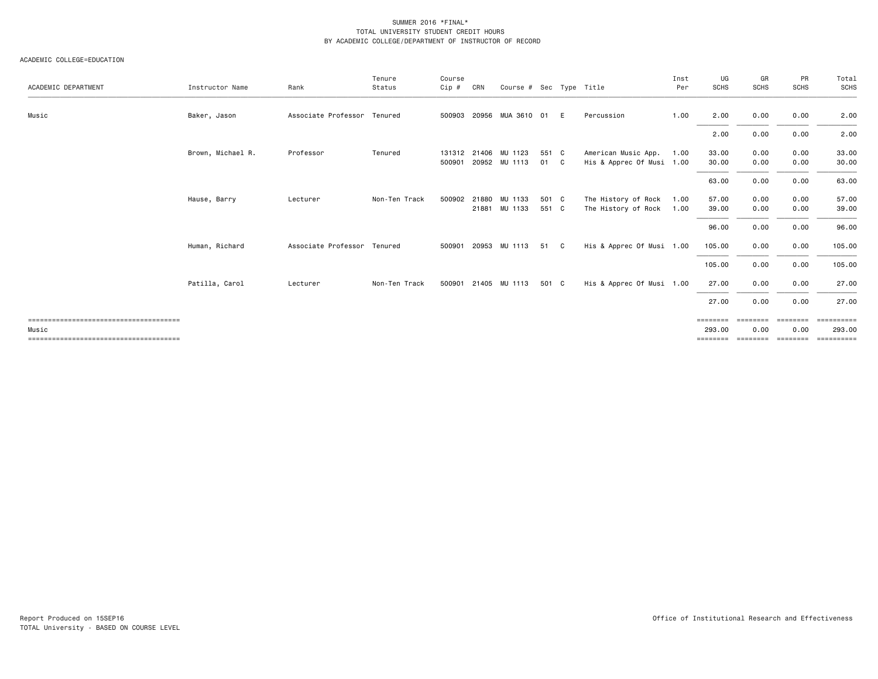SUMMER 2016 *FINAL*
TOTAL UNIVERSITY STUDENT CREDIT HOURS
BY ACADEMIC COLLEGE/DEPARTMENT OF INSTRUCTOR OF RECORD

ACADEMIC COLLEGE=EDUCATION

| ACADEMIC DEPARTMENT | Instructor Name | Rank | Tenure Status | Course Cip # | CRN | Course # | Sec | Type | Title | Inst Per | UG SCHS | GR SCHS | PR SCHS | Total SCHS |
|---|---|---|---|---|---|---|---|---|---|---|---|---|---|---|
| Music | Baker, Jason | Associate Professor | Tenured | 500903 | 20956 | MUA 3610 | 01 | E | Percussion | 1.00 | 2.00 | 0.00 | 0.00 | 2.00 |
| | | | | | | | | | | | 2.00 | 0.00 | 0.00 | 2.00 |
| | Brown, Michael R. | Professor | Tenured | 131312 | 21406 | MU 1123 | 551 | C | American Music App. | 1.00 | 33.00 | 0.00 | 0.00 | 33.00 |
| | | | | 500901 | 20952 | MU 1113 | 01 | C | His & Apprec Of Musi | 1.00 | 30.00 | 0.00 | 0.00 | 30.00 |
| | | | | | | | | | | | 63.00 | 0.00 | 0.00 | 63.00 |
| | Hause, Barry | Lecturer | Non-Ten Track | 500902 | 21880 | MU 1133 | 501 | C | The History of Rock | 1.00 | 57.00 | 0.00 | 0.00 | 57.00 |
| | | | | | 21881 | MU 1133 | 551 | C | The History of Rock | 1.00 | 39.00 | 0.00 | 0.00 | 39.00 |
| | | | | | | | | | | | 96.00 | 0.00 | 0.00 | 96.00 |
| | Human, Richard | Associate Professor | Tenured | 500901 | 20953 | MU 1113 | 51 | C | His & Apprec Of Musi | 1.00 | 105.00 | 0.00 | 0.00 | 105.00 |
| | | | | | | | | | | | 105.00 | 0.00 | 0.00 | 105.00 |
| | Patilla, Carol | Lecturer | Non-Ten Track | 500901 | 21405 | MU 1113 | 501 | C | His & Apprec Of Musi | 1.00 | 27.00 | 0.00 | 0.00 | 27.00 |
| | | | | | | | | | | | 27.00 | 0.00 | 0.00 | 27.00 |
| Music | | | | | | | | | | | 293.00 | 0.00 | 0.00 | 293.00 |

Report Produced on 15SEP16
TOTAL University - BASED ON COURSE LEVEL

Office of Institutional Research and Effectiveness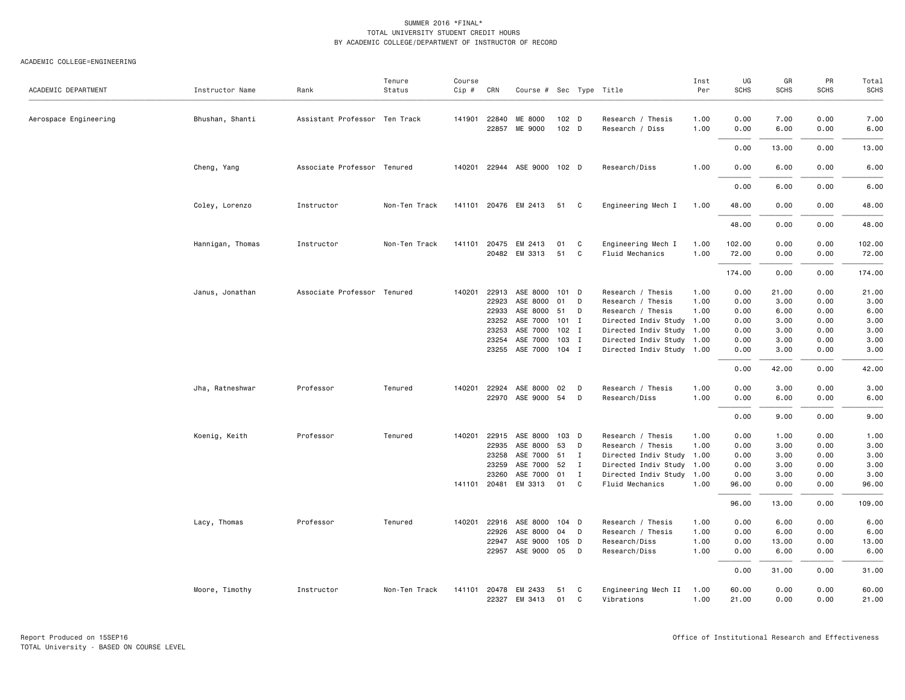SUMMER 2016 *FINAL*
TOTAL UNIVERSITY STUDENT CREDIT HOURS
BY ACADEMIC COLLEGE/DEPARTMENT OF INSTRUCTOR OF RECORD

ACADEMIC COLLEGE=ENGINEERING

| ACADEMIC DEPARTMENT | Instructor Name | Rank | Tenure Status | Course Cip # | CRN | Course # | Sec | Type | Title | Inst Per | UG SCHS | GR SCHS | PR SCHS | Total SCHS |
|---|---|---|---|---|---|---|---|---|---|---|---|---|---|---|
| Aerospace Engineering | Bhushan, Shanti | Assistant Professor | Ten Track | 141901 | 22840 | ME 8000 | 102 | D | Research / Thesis | 1.00 | 0.00 | 7.00 | 0.00 | 7.00 |
| | | | | | 22857 | ME 9000 | 102 | D | Research / Diss | 1.00 | 0.00 | 6.00 | 0.00 | 6.00 |
| | | | | | | | | | | | 0.00 | 13.00 | 0.00 | 13.00 |
| | Cheng, Yang | Associate Professor | Tenured | 140201 | 22944 | ASE 9000 | 102 | D | Research/Diss | 1.00 | 0.00 | 6.00 | 0.00 | 6.00 |
| | | | | | | | | | | | 0.00 | 6.00 | 0.00 | 6.00 |
| | Coley, Lorenzo | Instructor | Non-Ten Track | 141101 | 20476 | EM 2413 | 51 | C | Engineering Mech I | 1.00 | 48.00 | 0.00 | 0.00 | 48.00 |
| | | | | | | | | | | | 48.00 | 0.00 | 0.00 | 48.00 |
| | Hannigan, Thomas | Instructor | Non-Ten Track | 141101 | 20475 | EM 2413 | 01 | C | Engineering Mech I | 1.00 | 102.00 | 0.00 | 0.00 | 102.00 |
| | | | | | 20482 | EM 3313 | 51 | C | Fluid Mechanics | 1.00 | 72.00 | 0.00 | 0.00 | 72.00 |
| | | | | | | | | | | | 174.00 | 0.00 | 0.00 | 174.00 |
| | Janus, Jonathan | Associate Professor | Tenured | 140201 | 22913 | ASE 8000 | 101 | D | Research / Thesis | 1.00 | 0.00 | 21.00 | 0.00 | 21.00 |
| | | | | | 22923 | ASE 8000 | 01 | D | Research / Thesis | 1.00 | 0.00 | 3.00 | 0.00 | 3.00 |
| | | | | | 22933 | ASE 8000 | 51 | D | Research / Thesis | 1.00 | 0.00 | 6.00 | 0.00 | 6.00 |
| | | | | | 23252 | ASE 7000 | 101 | I | Directed Indiv Study | 1.00 | 0.00 | 3.00 | 0.00 | 3.00 |
| | | | | | 23253 | ASE 7000 | 102 | I | Directed Indiv Study | 1.00 | 0.00 | 3.00 | 0.00 | 3.00 |
| | | | | | 23254 | ASE 7000 | 103 | I | Directed Indiv Study | 1.00 | 0.00 | 3.00 | 0.00 | 3.00 |
| | | | | | 23255 | ASE 7000 | 104 | I | Directed Indiv Study | 1.00 | 0.00 | 3.00 | 0.00 | 3.00 |
| | | | | | | | | | | | 0.00 | 42.00 | 0.00 | 42.00 |
| | Jha, Ratneshwar | Professor | Tenured | 140201 | 22924 | ASE 8000 | 02 | D | Research / Thesis | 1.00 | 0.00 | 3.00 | 0.00 | 3.00 |
| | | | | | 22970 | ASE 9000 | 54 | D | Research/Diss | 1.00 | 0.00 | 6.00 | 0.00 | 6.00 |
| | | | | | | | | | | | 0.00 | 9.00 | 0.00 | 9.00 |
| | Koenig, Keith | Professor | Tenured | 140201 | 22915 | ASE 8000 | 103 | D | Research / Thesis | 1.00 | 0.00 | 1.00 | 0.00 | 1.00 |
| | | | | | 22935 | ASE 8000 | 53 | D | Research / Thesis | 1.00 | 0.00 | 3.00 | 0.00 | 3.00 |
| | | | | | 23258 | ASE 7000 | 51 | I | Directed Indiv Study | 1.00 | 0.00 | 3.00 | 0.00 | 3.00 |
| | | | | | 23259 | ASE 7000 | 52 | I | Directed Indiv Study | 1.00 | 0.00 | 3.00 | 0.00 | 3.00 |
| | | | | | 23260 | ASE 7000 | 01 | I | Directed Indiv Study | 1.00 | 0.00 | 3.00 | 0.00 | 3.00 |
| | | | | 141101 | 20481 | EM 3313 | 01 | C | Fluid Mechanics | 1.00 | 96.00 | 0.00 | 0.00 | 96.00 |
| | | | | | | | | | | | 96.00 | 13.00 | 0.00 | 109.00 |
| | Lacy, Thomas | Professor | Tenured | 140201 | 22916 | ASE 8000 | 104 | D | Research / Thesis | 1.00 | 0.00 | 6.00 | 0.00 | 6.00 |
| | | | | | 22926 | ASE 8000 | 04 | D | Research / Thesis | 1.00 | 0.00 | 6.00 | 0.00 | 6.00 |
| | | | | | 22947 | ASE 9000 | 105 | D | Research/Diss | 1.00 | 0.00 | 13.00 | 0.00 | 13.00 |
| | | | | | 22957 | ASE 9000 | 05 | D | Research/Diss | 1.00 | 0.00 | 6.00 | 0.00 | 6.00 |
| | | | | | | | | | | | 0.00 | 31.00 | 0.00 | 31.00 |
| | Moore, Timothy | Instructor | Non-Ten Track | 141101 | 20478 | EM 2433 | 51 | C | Engineering Mech II | 1.00 | 60.00 | 0.00 | 0.00 | 60.00 |
| | | | | | 22327 | EM 3413 | 01 | C | Vibrations | 1.00 | 21.00 | 0.00 | 0.00 | 21.00 |

Report Produced on 15SEP16
TOTAL University - BASED ON COURSE LEVEL

Office of Institutional Research and Effectiveness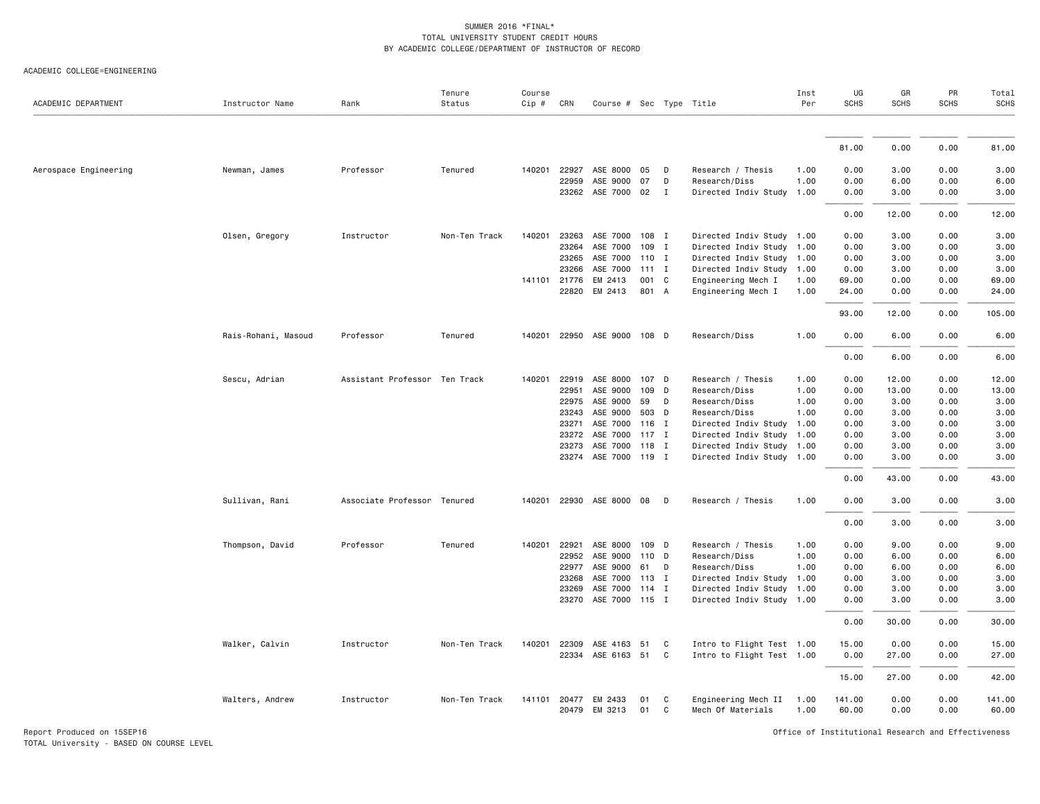SUMMER 2016 *FINAL*
TOTAL UNIVERSITY STUDENT CREDIT HOURS
BY ACADEMIC COLLEGE/DEPARTMENT OF INSTRUCTOR OF RECORD

ACADEMIC COLLEGE=ENGINEERING

| ACADEMIC DEPARTMENT | Instructor Name | Rank | Tenure Status | Course Cip # | CRN | Course # | Sec | Type | Title | Inst Per | UG SCHS | GR SCHS | PR SCHS | Total SCHS |
|---|---|---|---|---|---|---|---|---|---|---|---|---|---|---|
| | | | | | | | | | | | 81.00 | 0.00 | 0.00 | 81.00 |
| Aerospace Engineering | Newman, James | Professor | Tenured | 140201 | 22927 | ASE 8000 | 05 | D | Research / Thesis | 1.00 | 0.00 | 3.00 | 0.00 | 3.00 |
| | | | | | 22959 | ASE 9000 | 07 | D | Research/Diss | 1.00 | 0.00 | 6.00 | 0.00 | 6.00 |
| | | | | | 23262 | ASE 7000 | 02 | I | Directed Indiv Study | 1.00 | 0.00 | 3.00 | 0.00 | 3.00 |
| | | | | | | | | | | | 0.00 | 12.00 | 0.00 | 12.00 |
| | Olsen, Gregory | Instructor | Non-Ten Track | 140201 | 23263 | ASE 7000 | 108 | I | Directed Indiv Study | 1.00 | 0.00 | 3.00 | 0.00 | 3.00 |
| | | | | | 23264 | ASE 7000 | 109 | I | Directed Indiv Study | 1.00 | 0.00 | 3.00 | 0.00 | 3.00 |
| | | | | | 23265 | ASE 7000 | 110 | I | Directed Indiv Study | 1.00 | 0.00 | 3.00 | 0.00 | 3.00 |
| | | | | | 23266 | ASE 7000 | 111 | I | Directed Indiv Study | 1.00 | 0.00 | 3.00 | 0.00 | 3.00 |
| | | | | 141101 | 21776 | EM 2413 | 001 | C | Engineering Mech I | 1.00 | 69.00 | 0.00 | 0.00 | 69.00 |
| | | | | | 22820 | EM 2413 | 801 | A | Engineering Mech I | 1.00 | 24.00 | 0.00 | 0.00 | 24.00 |
| | | | | | | | | | | | 93.00 | 12.00 | 0.00 | 105.00 |
| | Rais-Rohani, Masoud | Professor | Tenured | 140201 | 22950 | ASE 9000 | 108 | D | Research/Diss | 1.00 | 0.00 | 6.00 | 0.00 | 6.00 |
| | | | | | | | | | | | 0.00 | 6.00 | 0.00 | 6.00 |
| | Sescu, Adrian | Assistant Professor | Ten Track | 140201 | 22919 | ASE 8000 | 107 | D | Research / Thesis | 1.00 | 0.00 | 12.00 | 0.00 | 12.00 |
| | | | | | 22951 | ASE 9000 | 109 | D | Research/Diss | 1.00 | 0.00 | 13.00 | 0.00 | 13.00 |
| | | | | | 22975 | ASE 9000 | 59 | D | Research/Diss | 1.00 | 0.00 | 3.00 | 0.00 | 3.00 |
| | | | | | 23243 | ASE 9000 | 503 | D | Research/Diss | 1.00 | 0.00 | 3.00 | 0.00 | 3.00 |
| | | | | | 23271 | ASE 7000 | 116 | I | Directed Indiv Study | 1.00 | 0.00 | 3.00 | 0.00 | 3.00 |
| | | | | | 23272 | ASE 7000 | 117 | I | Directed Indiv Study | 1.00 | 0.00 | 3.00 | 0.00 | 3.00 |
| | | | | | 23273 | ASE 7000 | 118 | I | Directed Indiv Study | 1.00 | 0.00 | 3.00 | 0.00 | 3.00 |
| | | | | | 23274 | ASE 7000 | 119 | I | Directed Indiv Study | 1.00 | 0.00 | 3.00 | 0.00 | 3.00 |
| | | | | | | | | | | | 0.00 | 43.00 | 0.00 | 43.00 |
| | Sullivan, Rani | Associate Professor | Tenured | 140201 | 22930 | ASE 8000 | 08 | D | Research / Thesis | 1.00 | 0.00 | 3.00 | 0.00 | 3.00 |
| | | | | | | | | | | | 0.00 | 3.00 | 0.00 | 3.00 |
| | Thompson, David | Professor | Tenured | 140201 | 22921 | ASE 8000 | 109 | D | Research / Thesis | 1.00 | 0.00 | 9.00 | 0.00 | 9.00 |
| | | | | | 22952 | ASE 9000 | 110 | D | Research/Diss | 1.00 | 0.00 | 6.00 | 0.00 | 6.00 |
| | | | | | 22977 | ASE 9000 | 61 | D | Research/Diss | 1.00 | 0.00 | 6.00 | 0.00 | 6.00 |
| | | | | | 23268 | ASE 7000 | 113 | I | Directed Indiv Study | 1.00 | 0.00 | 3.00 | 0.00 | 3.00 |
| | | | | | 23269 | ASE 7000 | 114 | I | Directed Indiv Study | 1.00 | 0.00 | 3.00 | 0.00 | 3.00 |
| | | | | | 23270 | ASE 7000 | 115 | I | Directed Indiv Study | 1.00 | 0.00 | 3.00 | 0.00 | 3.00 |
| | | | | | | | | | | | 0.00 | 30.00 | 0.00 | 30.00 |
| | Walker, Calvin | Instructor | Non-Ten Track | 140201 | 22309 | ASE 4163 | 51 | C | Intro to Flight Test | 1.00 | 15.00 | 0.00 | 0.00 | 15.00 |
| | | | | | 22334 | ASE 6163 | 51 | C | Intro to Flight Test | 1.00 | 0.00 | 27.00 | 0.00 | 27.00 |
| | | | | | | | | | | | 15.00 | 27.00 | 0.00 | 42.00 |
| | Walters, Andrew | Instructor | Non-Ten Track | 141101 | 20477 | EM 2433 | 01 | C | Engineering Mech II | 1.00 | 141.00 | 0.00 | 0.00 | 141.00 |
| | | | | | 20479 | EM 3213 | 01 | C | Mech Of Materials | 1.00 | 60.00 | 0.00 | 0.00 | 60.00 |

Report Produced on 15SEP16
TOTAL University - BASED ON COURSE LEVEL

Office of Institutional Research and Effectiveness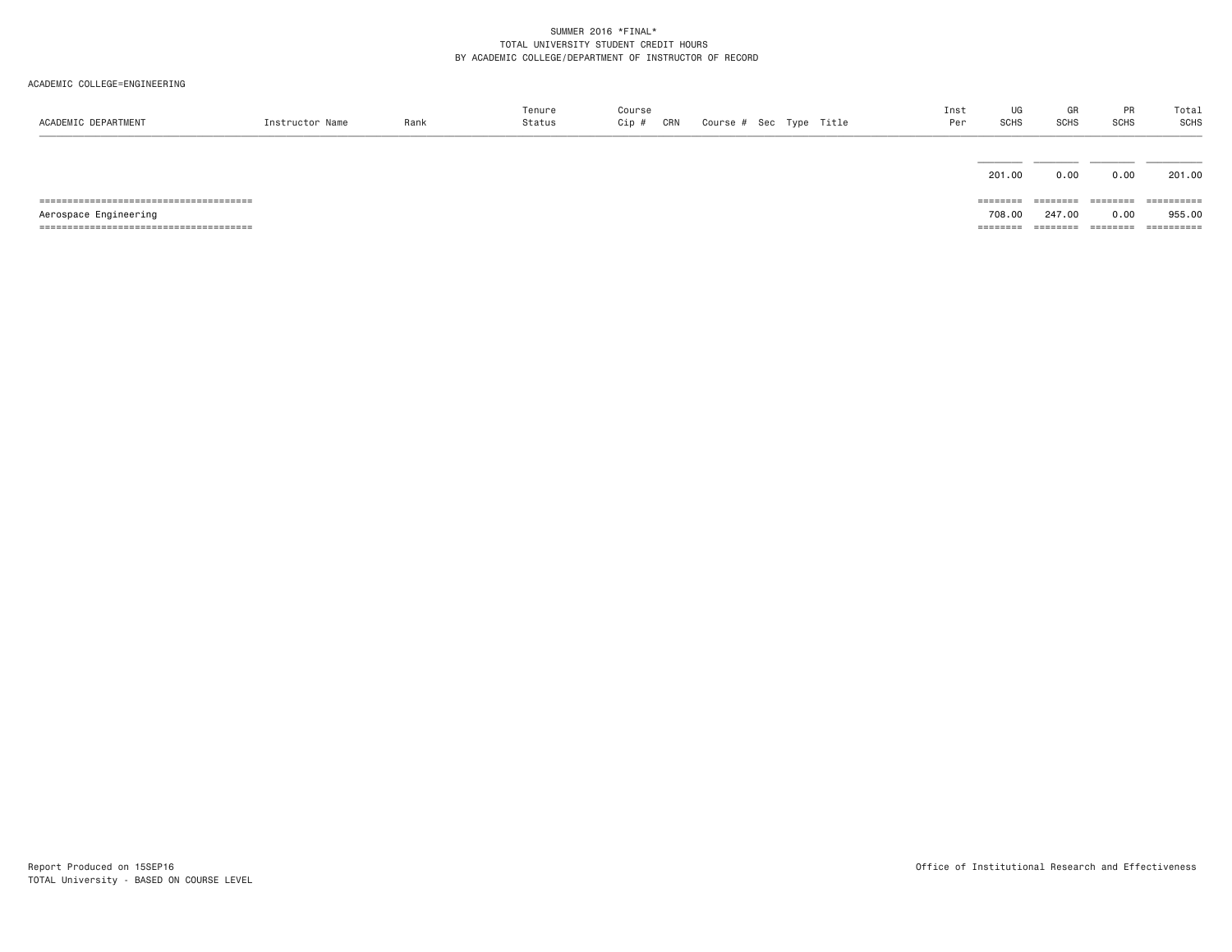SUMMER 2016 *FINAL*
TOTAL UNIVERSITY STUDENT CREDIT HOURS
BY ACADEMIC COLLEGE/DEPARTMENT OF INSTRUCTOR OF RECORD

ACADEMIC COLLEGE=ENGINEERING

| ACADEMIC DEPARTMENT | Instructor Name | Rank | Tenure Status | Course Cip # | CRN | Course # | Sec | Type | Title | Inst Per | UG SCHS | GR SCHS | PR SCHS | Total SCHS |
|---|---|---|---|---|---|---|---|---|---|---|---|---|---|---|
| | | | | | | | | | | | 201.00 | 0.00 | 0.00 | 201.00 |
| Aerospace Engineering | | | | | | | | | | | 708.00 | 247.00 | 0.00 | 955.00 |

Report Produced on 15SEP16
TOTAL University - BASED ON COURSE LEVEL

Office of Institutional Research and Effectiveness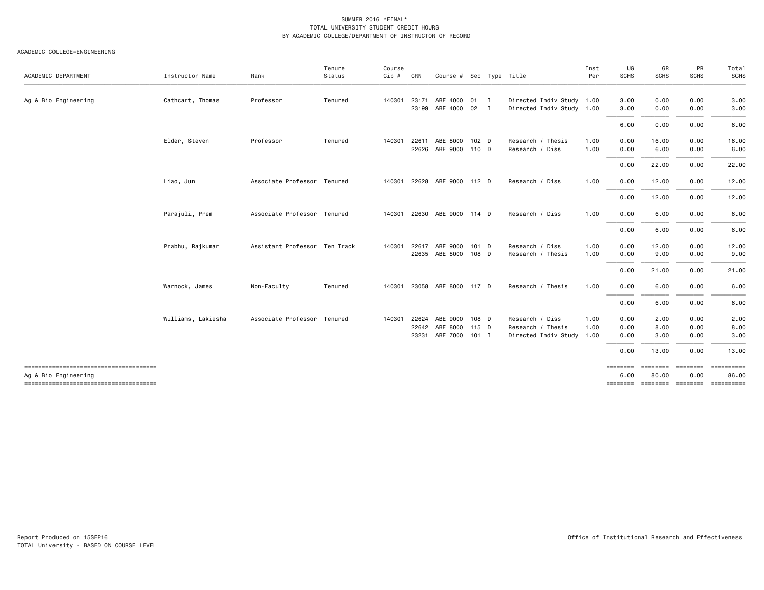SUMMER 2016 *FINAL*
TOTAL UNIVERSITY STUDENT CREDIT HOURS
BY ACADEMIC COLLEGE/DEPARTMENT OF INSTRUCTOR OF RECORD

ACADEMIC COLLEGE=ENGINEERING

| ACADEMIC DEPARTMENT | Instructor Name | Rank | Tenure Status | Course Cip # | CRN | Course # | Sec | Type | Title | Inst Per | UG SCHS | GR SCHS | PR SCHS | Total SCHS |
|---|---|---|---|---|---|---|---|---|---|---|---|---|---|---|
| Ag & Bio Engineering | Cathcart, Thomas | Professor | Tenured | 140301 | 23171 | ABE 4000 | 01 | I | Directed Indiv Study | 1.00 | 3.00 | 0.00 | 0.00 | 3.00 |
| | | | | | 23199 | ABE 4000 | 02 | I | Directed Indiv Study | 1.00 | 3.00 | 0.00 | 0.00 | 3.00 |
| | | | | | | | | | | | 6.00 | 0.00 | 0.00 | 6.00 |
| | Elder, Steven | Professor | Tenured | 140301 | 22611 | ABE 8000 | 102 | D | Research / Thesis | 1.00 | 0.00 | 16.00 | 0.00 | 16.00 |
| | | | | | 22626 | ABE 9000 | 110 | D | Research / Diss | 1.00 | 0.00 | 6.00 | 0.00 | 6.00 |
| | | | | | | | | | | | 0.00 | 22.00 | 0.00 | 22.00 |
| | Liao, Jun | Associate Professor | Tenured | 140301 | 22628 | ABE 9000 | 112 | D | Research / Diss | 1.00 | 0.00 | 12.00 | 0.00 | 12.00 |
| | | | | | | | | | | | 0.00 | 12.00 | 0.00 | 12.00 |
| | Parajuli, Prem | Associate Professor | Tenured | 140301 | 22630 | ABE 9000 | 114 | D | Research / Diss | 1.00 | 0.00 | 6.00 | 0.00 | 6.00 |
| | | | | | | | | | | | 0.00 | 6.00 | 0.00 | 6.00 |
| | Prabhu, Rajkumar | Assistant Professor | Ten Track | 140301 | 22617 | ABE 9000 | 101 | D | Research / Diss | 1.00 | 0.00 | 12.00 | 0.00 | 12.00 |
| | | | | | 22635 | ABE 8000 | 108 | D | Research / Thesis | 1.00 | 0.00 | 9.00 | 0.00 | 9.00 |
| | | | | | | | | | | | 0.00 | 21.00 | 0.00 | 21.00 |
| | Warnock, James | Non-Faculty | Tenured | 140301 | 23058 | ABE 8000 | 117 | D | Research / Thesis | 1.00 | 0.00 | 6.00 | 0.00 | 6.00 |
| | | | | | | | | | | | 0.00 | 6.00 | 0.00 | 6.00 |
| | Williams, Lakiesha | Associate Professor | Tenured | 140301 | 22624 | ABE 9000 | 108 | D | Research / Diss | 1.00 | 0.00 | 2.00 | 0.00 | 2.00 |
| | | | | | 22642 | ABE 8000 | 115 | D | Research / Thesis | 1.00 | 0.00 | 8.00 | 0.00 | 8.00 |
| | | | | | 23231 | ABE 7000 | 101 | I | Directed Indiv Study | 1.00 | 0.00 | 3.00 | 0.00 | 3.00 |
| | | | | | | | | | | | 0.00 | 13.00 | 0.00 | 13.00 |
| Ag & Bio Engineering | | | | | | | | | | | 6.00 | 80.00 | 0.00 | 86.00 |

Report Produced on 15SEP16
TOTAL University - BASED ON COURSE LEVEL

Office of Institutional Research and Effectiveness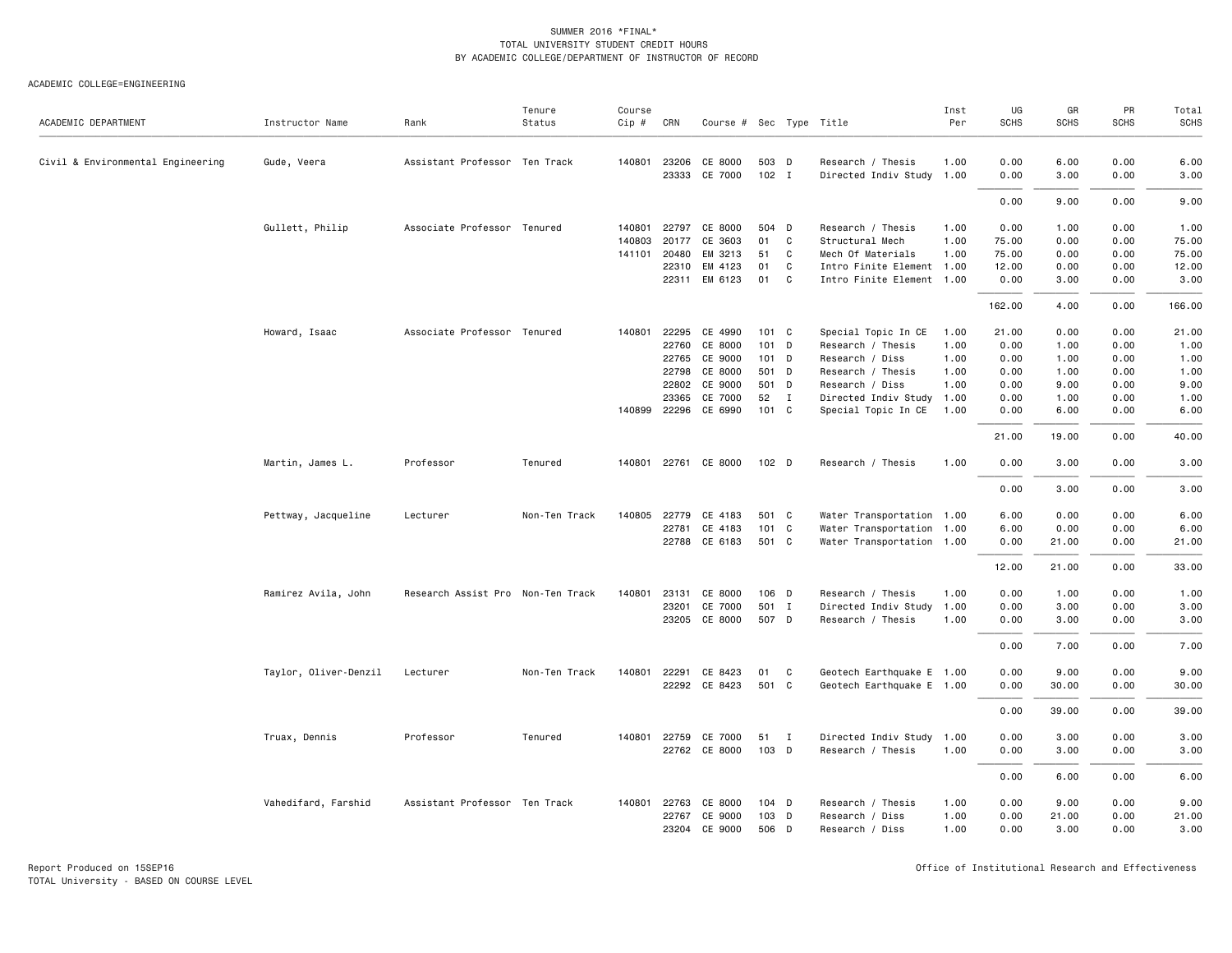SUMMER 2016 *FINAL*
TOTAL UNIVERSITY STUDENT CREDIT HOURS
BY ACADEMIC COLLEGE/DEPARTMENT OF INSTRUCTOR OF RECORD

ACADEMIC COLLEGE=ENGINEERING

| ACADEMIC DEPARTMENT | Instructor Name | Rank | Tenure Status | Course Cip # | CRN | Course # | Sec | Type | Title | Inst Per | UG SCHS | GR SCHS | PR SCHS | Total SCHS |
|---|---|---|---|---|---|---|---|---|---|---|---|---|---|---|
| Civil & Environmental Engineering | Gude, Veera | Assistant Professor | Ten Track | 140801 | 23206 | CE 8000 | 503 | D | Research / Thesis | 1.00 | 0.00 | 6.00 | 0.00 | 6.00 |
| | | | | | 23333 | CE 7000 | 102 | I | Directed Indiv Study | 1.00 | 0.00 | 3.00 | 0.00 | 3.00 |
| | | | | | | | | | | | 0.00 | 9.00 | 0.00 | 9.00 |
| | Gullett, Philip | Associate Professor | Tenured | 140801 | 22797 | CE 8000 | 504 | D | Research / Thesis | 1.00 | 0.00 | 1.00 | 0.00 | 1.00 |
| | | | | 140803 | 20177 | CE 3603 | 01 | C | Structural Mech | 1.00 | 75.00 | 0.00 | 0.00 | 75.00 |
| | | | | 141101 | 20480 | EM 3213 | 51 | C | Mech Of Materials | 1.00 | 75.00 | 0.00 | 0.00 | 75.00 |
| | | | | | 22310 | EM 4123 | 01 | C | Intro Finite Element | 1.00 | 12.00 | 0.00 | 0.00 | 12.00 |
| | | | | | 22311 | EM 6123 | 01 | C | Intro Finite Element | 1.00 | 0.00 | 3.00 | 0.00 | 3.00 |
| | | | | | | | | | | | 162.00 | 4.00 | 0.00 | 166.00 |
| | Howard, Isaac | Associate Professor | Tenured | 140801 | 22295 | CE 4990 | 101 | C | Special Topic In CE | 1.00 | 21.00 | 0.00 | 0.00 | 21.00 |
| | | | | | 22760 | CE 8000 | 101 | D | Research / Thesis | 1.00 | 0.00 | 1.00 | 0.00 | 1.00 |
| | | | | | 22765 | CE 9000 | 101 | D | Research / Diss | 1.00 | 0.00 | 1.00 | 0.00 | 1.00 |
| | | | | | 22798 | CE 8000 | 501 | D | Research / Thesis | 1.00 | 0.00 | 1.00 | 0.00 | 1.00 |
| | | | | | 22802 | CE 9000 | 501 | D | Research / Diss | 1.00 | 0.00 | 9.00 | 0.00 | 9.00 |
| | | | | | 23365 | CE 7000 | 52 | I | Directed Indiv Study | 1.00 | 0.00 | 1.00 | 0.00 | 1.00 |
| | | | | 140899 | 22296 | CE 6990 | 101 | C | Special Topic In CE | 1.00 | 0.00 | 6.00 | 0.00 | 6.00 |
| | | | | | | | | | | | 21.00 | 19.00 | 0.00 | 40.00 |
| | Martin, James L. | Professor | Tenured | 140801 | 22761 | CE 8000 | 102 | D | Research / Thesis | 1.00 | 0.00 | 3.00 | 0.00 | 3.00 |
| | | | | | | | | | | | 0.00 | 3.00 | 0.00 | 3.00 |
| | Pettway, Jacqueline | Lecturer | Non-Ten Track | 140805 | 22779 | CE 4183 | 501 | C | Water Transportation | 1.00 | 6.00 | 0.00 | 0.00 | 6.00 |
| | | | | | 22781 | CE 4183 | 101 | C | Water Transportation | 1.00 | 6.00 | 0.00 | 0.00 | 6.00 |
| | | | | | 22788 | CE 6183 | 501 | C | Water Transportation | 1.00 | 0.00 | 21.00 | 0.00 | 21.00 |
| | | | | | | | | | | | 12.00 | 21.00 | 0.00 | 33.00 |
| | Ramirez Avila, John | Research Assist Pro | Non-Ten Track | 140801 | 23131 | CE 8000 | 106 | D | Research / Thesis | 1.00 | 0.00 | 1.00 | 0.00 | 1.00 |
| | | | | | 23201 | CE 7000 | 501 | I | Directed Indiv Study | 1.00 | 0.00 | 3.00 | 0.00 | 3.00 |
| | | | | | 23205 | CE 8000 | 507 | D | Research / Thesis | 1.00 | 0.00 | 3.00 | 0.00 | 3.00 |
| | | | | | | | | | | | 0.00 | 7.00 | 0.00 | 7.00 |
| | Taylor, Oliver-Denzil | Lecturer | Non-Ten Track | 140801 | 22291 | CE 8423 | 01 | C | Geotech Earthquake E | 1.00 | 0.00 | 9.00 | 0.00 | 9.00 |
| | | | | | 22292 | CE 8423 | 501 | C | Geotech Earthquake E | 1.00 | 0.00 | 30.00 | 0.00 | 30.00 |
| | | | | | | | | | | | 0.00 | 39.00 | 0.00 | 39.00 |
| | Truax, Dennis | Professor | Tenured | 140801 | 22759 | CE 7000 | 51 | I | Directed Indiv Study | 1.00 | 0.00 | 3.00 | 0.00 | 3.00 |
| | | | | | 22762 | CE 8000 | 103 | D | Research / Thesis | 1.00 | 0.00 | 3.00 | 0.00 | 3.00 |
| | | | | | | | | | | | 0.00 | 6.00 | 0.00 | 6.00 |
| | Vahedifard, Farshid | Assistant Professor | Ten Track | 140801 | 22763 | CE 8000 | 104 | D | Research / Thesis | 1.00 | 0.00 | 9.00 | 0.00 | 9.00 |
| | | | | | 22767 | CE 9000 | 103 | D | Research / Diss | 1.00 | 0.00 | 21.00 | 0.00 | 21.00 |
| | | | | | 23204 | CE 9000 | 506 | D | Research / Diss | 1.00 | 0.00 | 3.00 | 0.00 | 3.00 |

Report Produced on 15SEP16 | Office of Institutional Research and Effectiveness
TOTAL University - BASED ON COURSE LEVEL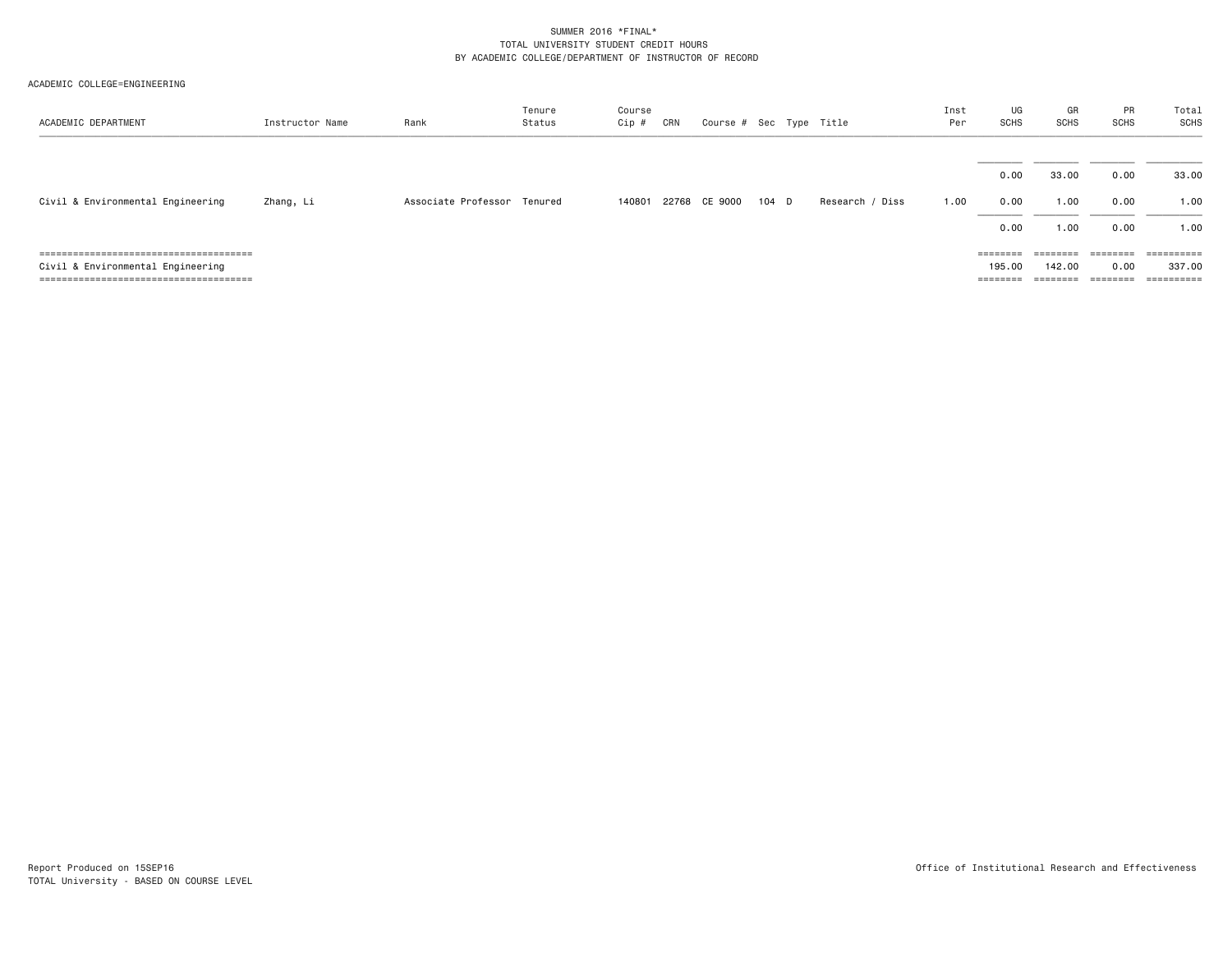SUMMER 2016 *FINAL*
TOTAL UNIVERSITY STUDENT CREDIT HOURS
BY ACADEMIC COLLEGE/DEPARTMENT OF INSTRUCTOR OF RECORD

ACADEMIC COLLEGE=ENGINEERING

| ACADEMIC DEPARTMENT | Instructor Name | Rank | Tenure Status | Course Cip # | CRN | Course # | Sec | Type | Title | Inst Per | UG SCHS | GR SCHS | PR SCHS | Total SCHS |
|---|---|---|---|---|---|---|---|---|---|---|---|---|---|---|
| | | | | | | | | | | | 0.00 | 33.00 | 0.00 | 33.00 |
| Civil & Environmental Engineering | Zhang, Li | Associate Professor | Tenured | 140801 | 22768 | CE 9000 | 104 | D | Research / Diss | 1.00 | 0.00 | 1.00 | 0.00 | 1.00 |
| | | | | | | | | | | | 0.00 | 1.00 | 0.00 | 1.00 |
| Civil & Environmental Engineering | | | | | | | | | | | 195.00 | 142.00 | 0.00 | 337.00 |

Report Produced on 15SEP16
TOTAL University - BASED ON COURSE LEVEL

Office of Institutional Research and Effectiveness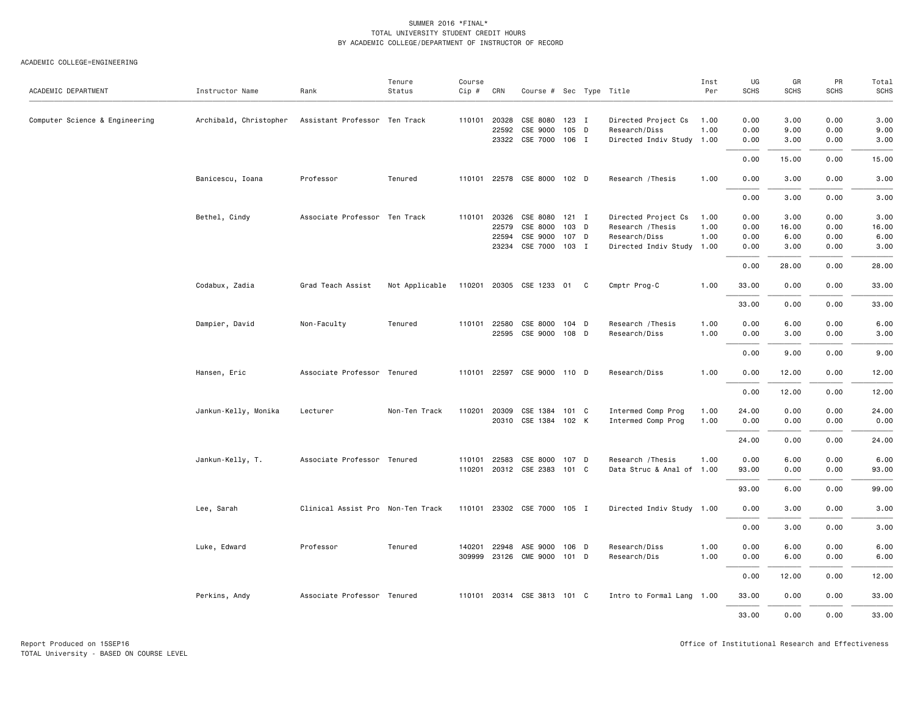SUMMER 2016 *FINAL*
TOTAL UNIVERSITY STUDENT CREDIT HOURS
BY ACADEMIC COLLEGE/DEPARTMENT OF INSTRUCTOR OF RECORD

ACADEMIC COLLEGE=ENGINEERING

| ACADEMIC DEPARTMENT | Instructor Name | Rank | Tenure Status | Course Cip # | CRN | Course # | Sec | Type | Title | Inst Per | UG SCHS | GR SCHS | PR SCHS | Total SCHS |
|---|---|---|---|---|---|---|---|---|---|---|---|---|---|---|
| Computer Science & Engineering | Archibald, Christopher | Assistant Professor | Ten Track | 110101 | 20328 | CSE 8080 | 123 | I | Directed Project Cs | 1.00 | 0.00 | 3.00 | 0.00 | 3.00 |
| | | | | | 22592 | CSE 9000 | 105 | D | Research/Diss | 1.00 | 0.00 | 9.00 | 0.00 | 9.00 |
| | | | | | 23322 | CSE 7000 | 106 | I | Directed Indiv Study | 1.00 | 0.00 | 3.00 | 0.00 | 3.00 |
| | | | | | | | | | | | 0.00 | 15.00 | 0.00 | 15.00 |
| | Banicescu, Ioana | Professor | Tenured | 110101 | 22578 | CSE 8000 | 102 | D | Research /Thesis | 1.00 | 0.00 | 3.00 | 0.00 | 3.00 |
| | | | | | | | | | | | 0.00 | 3.00 | 0.00 | 3.00 |
| | Bethel, Cindy | Associate Professor | Ten Track | 110101 | 20326 | CSE 8080 | 121 | I | Directed Project Cs | 1.00 | 0.00 | 3.00 | 0.00 | 3.00 |
| | | | | | 22579 | CSE 8000 | 103 | D | Research /Thesis | 1.00 | 0.00 | 16.00 | 0.00 | 16.00 |
| | | | | | 22594 | CSE 9000 | 107 | D | Research/Diss | 1.00 | 0.00 | 6.00 | 0.00 | 6.00 |
| | | | | | 23234 | CSE 7000 | 103 | I | Directed Indiv Study | 1.00 | 0.00 | 3.00 | 0.00 | 3.00 |
| | | | | | | | | | | | 0.00 | 28.00 | 0.00 | 28.00 |
| | Codabux, Zadia | Grad Teach Assist | Not Applicable | 110201 | 20305 | CSE 1233 | 01 | C | Cmptr Prog-C | 1.00 | 33.00 | 0.00 | 0.00 | 33.00 |
| | | | | | | | | | | | 33.00 | 0.00 | 0.00 | 33.00 |
| | Dampier, David | Non-Faculty | Tenured | 110101 | 22580 | CSE 8000 | 104 | D | Research /Thesis | 1.00 | 0.00 | 6.00 | 0.00 | 6.00 |
| | | | | | 22595 | CSE 9000 | 108 | D | Research/Diss | 1.00 | 0.00 | 3.00 | 0.00 | 3.00 |
| | | | | | | | | | | | 0.00 | 9.00 | 0.00 | 9.00 |
| | Hansen, Eric | Associate Professor | Tenured | 110101 | 22597 | CSE 9000 | 110 | D | Research/Diss | 1.00 | 0.00 | 12.00 | 0.00 | 12.00 |
| | | | | | | | | | | | 0.00 | 12.00 | 0.00 | 12.00 |
| | Jankun-Kelly, Monika | Lecturer | Non-Ten Track | 110201 | 20309 | CSE 1384 | 101 | C | Intermed Comp Prog | 1.00 | 24.00 | 0.00 | 0.00 | 24.00 |
| | | | | | 20310 | CSE 1384 | 102 | K | Intermed Comp Prog | 1.00 | 0.00 | 0.00 | 0.00 | 0.00 |
| | | | | | | | | | | | 24.00 | 0.00 | 0.00 | 24.00 |
| | Jankun-Kelly, T. | Associate Professor | Tenured | 110101 | 22583 | CSE 8000 | 107 | D | Research /Thesis | 1.00 | 0.00 | 6.00 | 0.00 | 6.00 |
| | | | | 110201 | 20312 | CSE 2383 | 101 | C | Data Struc & Anal of | 1.00 | 93.00 | 0.00 | 0.00 | 93.00 |
| | | | | | | | | | | | 93.00 | 6.00 | 0.00 | 99.00 |
| | Lee, Sarah | Clinical Assist Pro | Non-Ten Track | 110101 | 23302 | CSE 7000 | 105 | I | Directed Indiv Study | 1.00 | 0.00 | 3.00 | 0.00 | 3.00 |
| | | | | | | | | | | | 0.00 | 3.00 | 0.00 | 3.00 |
| | Luke, Edward | Professor | Tenured | 140201 | 22948 | ASE 9000 | 106 | D | Research/Diss | 1.00 | 0.00 | 6.00 | 0.00 | 6.00 |
| | | | | 309999 | 23126 | CME 9000 | 101 | D | Research/Dis | 1.00 | 0.00 | 6.00 | 0.00 | 6.00 |
| | | | | | | | | | | | 0.00 | 12.00 | 0.00 | 12.00 |
| | Perkins, Andy | Associate Professor | Tenured | 110101 | 20314 | CSE 3813 | 101 | C | Intro to Formal Lang | 1.00 | 33.00 | 0.00 | 0.00 | 33.00 |
| | | | | | | | | | | | 33.00 | 0.00 | 0.00 | 33.00 |

Report Produced on 15SEP16
TOTAL University - BASED ON COURSE LEVEL

Office of Institutional Research and Effectiveness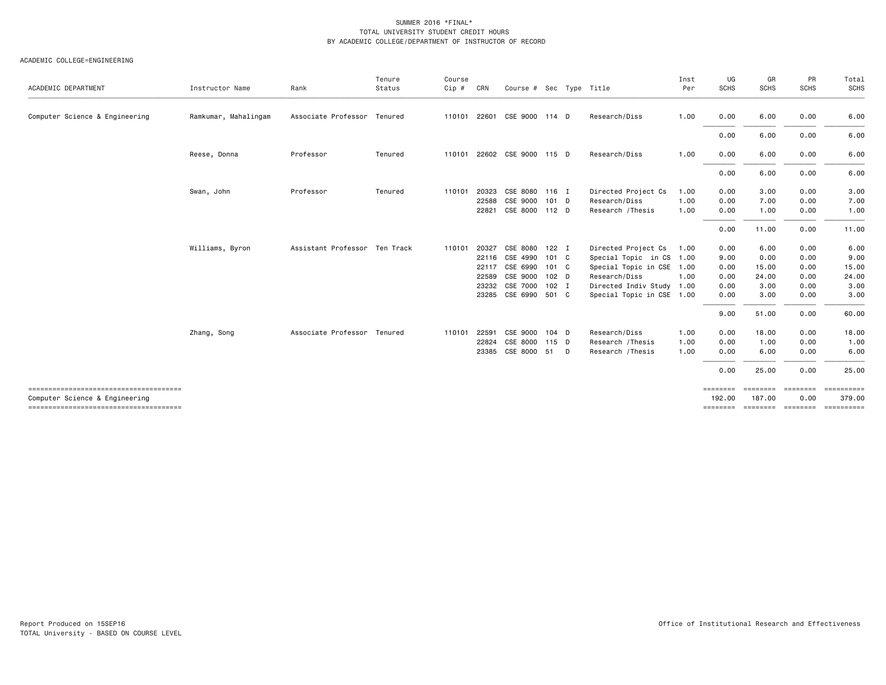SUMMER 2016 *FINAL*
TOTAL UNIVERSITY STUDENT CREDIT HOURS
BY ACADEMIC COLLEGE/DEPARTMENT OF INSTRUCTOR OF RECORD

ACADEMIC COLLEGE=ENGINEERING

| ACADEMIC DEPARTMENT | Instructor Name | Rank | Tenure Status | Course Cip # | CRN | Course # | Sec | Type | Title | Inst Per | UG SCHS | GR SCHS | PR SCHS | Total SCHS |
|---|---|---|---|---|---|---|---|---|---|---|---|---|---|---|
| Computer Science & Engineering | Ramkumar, Mahalingam | Associate Professor | Tenured | 110101 | 22601 | CSE 9000 | 114 | D | Research/Diss | 1.00 | 0.00 | 6.00 | 0.00 | 6.00 |
| | | | | | | | | | | | 0.00 | 6.00 | 0.00 | 6.00 |
| | Reese, Donna | Professor | Tenured | 110101 | 22602 | CSE 9000 | 115 | D | Research/Diss | 1.00 | 0.00 | 6.00 | 0.00 | 6.00 |
| | | | | | | | | | | | 0.00 | 6.00 | 0.00 | 6.00 |
| | Swan, John | Professor | Tenured | 110101 | 20323 | CSE 8080 | 116 | I | Directed Project Cs | 1.00 | 0.00 | 3.00 | 0.00 | 3.00 |
| | | | | | 22588 | CSE 9000 | 101 | D | Research/Diss | 1.00 | 0.00 | 7.00 | 0.00 | 7.00 |
| | | | | | 22821 | CSE 8000 | 112 | D | Research /Thesis | 1.00 | 0.00 | 1.00 | 0.00 | 1.00 |
| | | | | | | | | | | | 0.00 | 11.00 | 0.00 | 11.00 |
| | Williams, Byron | Assistant Professor | Ten Track | 110101 | 20327 | CSE 8080 | 122 | I | Directed Project Cs | 1.00 | 0.00 | 6.00 | 0.00 | 6.00 |
| | | | | | 22116 | CSE 4990 | 101 | C | Special Topic in CS | 1.00 | 9.00 | 0.00 | 0.00 | 9.00 |
| | | | | | 22117 | CSE 6990 | 101 | C | Special Topic in CSE | 1.00 | 0.00 | 15.00 | 0.00 | 15.00 |
| | | | | | 22589 | CSE 9000 | 102 | D | Research/Diss | 1.00 | 0.00 | 24.00 | 0.00 | 24.00 |
| | | | | | 23232 | CSE 7000 | 102 | I | Directed Indiv Study | 1.00 | 0.00 | 3.00 | 0.00 | 3.00 |
| | | | | | 23285 | CSE 6990 | 501 | C | Special Topic in CSE | 1.00 | 0.00 | 3.00 | 0.00 | 3.00 |
| | | | | | | | | | | | 9.00 | 51.00 | 0.00 | 60.00 |
| | Zhang, Song | Associate Professor | Tenured | 110101 | 22591 | CSE 9000 | 104 | D | Research/Diss | 1.00 | 0.00 | 18.00 | 0.00 | 18.00 |
| | | | | | 22824 | CSE 8000 | 115 | D | Research /Thesis | 1.00 | 0.00 | 1.00 | 0.00 | 1.00 |
| | | | | | 23385 | CSE 8000 | 51 | D | Research /Thesis | 1.00 | 0.00 | 6.00 | 0.00 | 6.00 |
| | | | | | | | | | | | 0.00 | 25.00 | 0.00 | 25.00 |
| Computer Science & Engineering | | | | | | | | | | | 192.00 | 187.00 | 0.00 | 379.00 |

Report Produced on 15SEP16
TOTAL University - BASED ON COURSE LEVEL

Office of Institutional Research and Effectiveness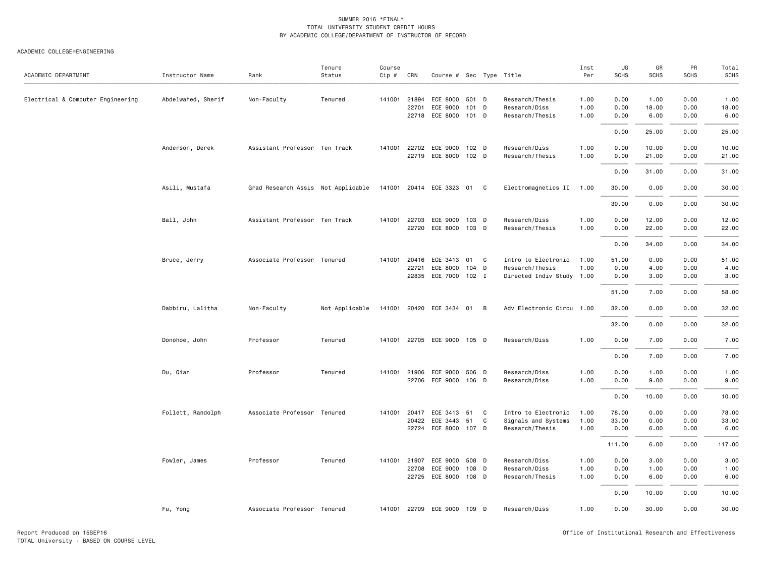SUMMER 2016 *FINAL*
TOTAL UNIVERSITY STUDENT CREDIT HOURS
BY ACADEMIC COLLEGE/DEPARTMENT OF INSTRUCTOR OF RECORD

ACADEMIC COLLEGE=ENGINEERING

| ACADEMIC DEPARTMENT | Instructor Name | Rank | Tenure Status | Course Cip # | CRN | Course # | Sec | Type | Title | Inst Per | UG SCHS | GR SCHS | PR SCHS | Total SCHS |
|---|---|---|---|---|---|---|---|---|---|---|---|---|---|---|
| Electrical & Computer Engineering | Abdelwahed, Sherif | Non-Faculty | Tenured | 141001 | 21894 | ECE 8000 | 501 | D | Research/Thesis | 1.00 | 0.00 | 1.00 | 0.00 | 1.00 |
| | | | | | 22701 | ECE 9000 | 101 | D | Research/Diss | 1.00 | 0.00 | 18.00 | 0.00 | 18.00 |
| | | | | | 22718 | ECE 8000 | 101 | D | Research/Thesis | 1.00 | 0.00 | 6.00 | 0.00 | 6.00 |
| | | | | | | | | | | | 0.00 | 25.00 | 0.00 | 25.00 |
| | Anderson, Derek | Assistant Professor | Ten Track | 141001 | 22702 | ECE 9000 | 102 | D | Research/Diss | 1.00 | 0.00 | 10.00 | 0.00 | 10.00 |
| | | | | | 22719 | ECE 8000 | 102 | D | Research/Thesis | 1.00 | 0.00 | 21.00 | 0.00 | 21.00 |
| | | | | | | | | | | | 0.00 | 31.00 | 0.00 | 31.00 |
| | Asili, Mustafa | Grad Research Assis | Not Applicable | 141001 | 20414 | ECE 3323 | 01 | C | Electromagnetics II | 1.00 | 30.00 | 0.00 | 0.00 | 30.00 |
| | | | | | | | | | | | 30.00 | 0.00 | 0.00 | 30.00 |
| | Ball, John | Assistant Professor | Ten Track | 141001 | 22703 | ECE 9000 | 103 | D | Research/Diss | 1.00 | 0.00 | 12.00 | 0.00 | 12.00 |
| | | | | | 22720 | ECE 8000 | 103 | D | Research/Thesis | 1.00 | 0.00 | 22.00 | 0.00 | 22.00 |
| | | | | | | | | | | | 0.00 | 34.00 | 0.00 | 34.00 |
| | Bruce, Jerry | Associate Professor | Tenured | 141001 | 20416 | ECE 3413 | 01 | C | Intro to Electronic | 1.00 | 51.00 | 0.00 | 0.00 | 51.00 |
| | | | | | 22721 | ECE 8000 | 104 | D | Research/Thesis | 1.00 | 0.00 | 4.00 | 0.00 | 4.00 |
| | | | | | 22835 | ECE 7000 | 102 | I | Directed Indiv Study | 1.00 | 0.00 | 3.00 | 0.00 | 3.00 |
| | | | | | | | | | | | 51.00 | 7.00 | 0.00 | 58.00 |
| | Dabbiru, Lalitha | Non-Faculty | Not Applicable | 141001 | 20420 | ECE 3434 | 01 | B | Adv Electronic Circu | 1.00 | 32.00 | 0.00 | 0.00 | 32.00 |
| | | | | | | | | | | | 32.00 | 0.00 | 0.00 | 32.00 |
| | Donohoe, John | Professor | Tenured | 141001 | 22705 | ECE 9000 | 105 | D | Research/Diss | 1.00 | 0.00 | 7.00 | 0.00 | 7.00 |
| | | | | | | | | | | | 0.00 | 7.00 | 0.00 | 7.00 |
| | Du, Qian | Professor | Tenured | 141001 | 21906 | ECE 9000 | 506 | D | Research/Diss | 1.00 | 0.00 | 1.00 | 0.00 | 1.00 |
| | | | | | 22706 | ECE 9000 | 106 | D | Research/Diss | 1.00 | 0.00 | 9.00 | 0.00 | 9.00 |
| | | | | | | | | | | | 0.00 | 10.00 | 0.00 | 10.00 |
| | Follett, Randolph | Associate Professor | Tenured | 141001 | 20417 | ECE 3413 | 51 | C | Intro to Electronic | 1.00 | 78.00 | 0.00 | 0.00 | 78.00 |
| | | | | | 20422 | ECE 3443 | 51 | C | Signals and Systems | 1.00 | 33.00 | 0.00 | 0.00 | 33.00 |
| | | | | | 22724 | ECE 8000 | 107 | D | Research/Thesis | 1.00 | 0.00 | 6.00 | 0.00 | 6.00 |
| | | | | | | | | | | | 111.00 | 6.00 | 0.00 | 117.00 |
| | Fowler, James | Professor | Tenured | 141001 | 21907 | ECE 9000 | 508 | D | Research/Diss | 1.00 | 0.00 | 3.00 | 0.00 | 3.00 |
| | | | | | 22708 | ECE 9000 | 108 | D | Research/Diss | 1.00 | 0.00 | 1.00 | 0.00 | 1.00 |
| | | | | | 22725 | ECE 8000 | 108 | D | Research/Thesis | 1.00 | 0.00 | 6.00 | 0.00 | 6.00 |
| | | | | | | | | | | | 0.00 | 10.00 | 0.00 | 10.00 |
| | Fu, Yong | Associate Professor | Tenured | 141001 | 22709 | ECE 9000 | 109 | D | Research/Diss | 1.00 | 0.00 | 30.00 | 0.00 | 30.00 |

Report Produced on 15SEP16
TOTAL University - BASED ON COURSE LEVEL
Office of Institutional Research and Effectiveness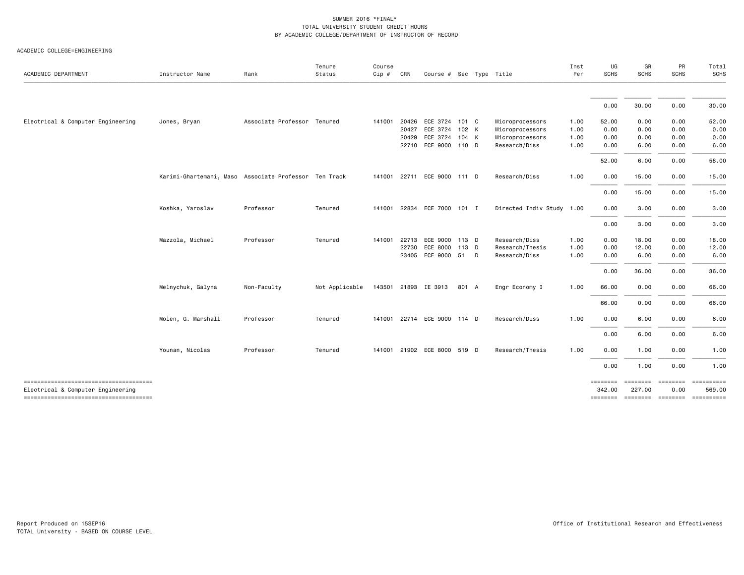SUMMER 2016 *FINAL*
TOTAL UNIVERSITY STUDENT CREDIT HOURS
BY ACADEMIC COLLEGE/DEPARTMENT OF INSTRUCTOR OF RECORD

ACADEMIC COLLEGE=ENGINEERING

| ACADEMIC DEPARTMENT | Instructor Name | Rank | Tenure Status | Course Cip # | CRN | Course # | Sec | Type | Title | Inst Per | UG SCHS | GR SCHS | PR SCHS | Total SCHS |
|---|---|---|---|---|---|---|---|---|---|---|---|---|---|---|
| | | | | | | | | | | | 0.00 | 30.00 | 0.00 | 30.00 |
| Electrical & Computer Engineering | Jones, Bryan | Associate Professor | Tenured | 141001 | 20426 | ECE 3724 | 101 | C | Microprocessors | 1.00 | 52.00 | 0.00 | 0.00 | 52.00 |
| | | | | | 20427 | ECE 3724 | 102 | K | Microprocessors | 1.00 | 0.00 | 0.00 | 0.00 | 0.00 |
| | | | | | 20429 | ECE 3724 | 104 | K | Microprocessors | 1.00 | 0.00 | 0.00 | 0.00 | 0.00 |
| | | | | | 22710 | ECE 9000 | 110 | D | Research/Diss | 1.00 | 0.00 | 6.00 | 0.00 | 6.00 |
| | | | | | | | | | | | 52.00 | 6.00 | 0.00 | 58.00 |
| | Karimi-Ghartemani, Maso | Associate Professor | Ten Track | 141001 | 22711 | ECE 9000 | 111 | D | Research/Diss | 1.00 | 0.00 | 15.00 | 0.00 | 15.00 |
| | | | | | | | | | | | 0.00 | 15.00 | 0.00 | 15.00 |
| | Koshka, Yaroslav | Professor | Tenured | 141001 | 22834 | ECE 7000 | 101 | I | Directed Indiv Study | 1.00 | 0.00 | 3.00 | 0.00 | 3.00 |
| | | | | | | | | | | | 0.00 | 3.00 | 0.00 | 3.00 |
| | Mazzola, Michael | Professor | Tenured | 141001 | 22713 | ECE 9000 | 113 | D | Research/Diss | 1.00 | 0.00 | 18.00 | 0.00 | 18.00 |
| | | | | | 22730 | ECE 8000 | 113 | D | Research/Thesis | 1.00 | 0.00 | 12.00 | 0.00 | 12.00 |
| | | | | | 23405 | ECE 9000 | 51 | D | Research/Diss | 1.00 | 0.00 | 6.00 | 0.00 | 6.00 |
| | | | | | | | | | | | 0.00 | 36.00 | 0.00 | 36.00 |
| | Melnychuk, Galyna | Non-Faculty | Not Applicable | 143501 | 21893 | IE 3913 | 801 | A | Engr Economy I | 1.00 | 66.00 | 0.00 | 0.00 | 66.00 |
| | | | | | | | | | | | 66.00 | 0.00 | 0.00 | 66.00 |
| | Molen, G. Marshall | Professor | Tenured | 141001 | 22714 | ECE 9000 | 114 | D | Research/Diss | 1.00 | 0.00 | 6.00 | 0.00 | 6.00 |
| | | | | | | | | | | | 0.00 | 6.00 | 0.00 | 6.00 |
| | Younan, Nicolas | Professor | Tenured | 141001 | 21902 | ECE 8000 | 519 | D | Research/Thesis | 1.00 | 0.00 | 1.00 | 0.00 | 1.00 |
| | | | | | | | | | | | 0.00 | 1.00 | 0.00 | 1.00 |
| Electrical & Computer Engineering | | | | | | | | | | | 342.00 | 227.00 | 0.00 | 569.00 |

Report Produced on 15SEP16
TOTAL University - BASED ON COURSE LEVEL

Office of Institutional Research and Effectiveness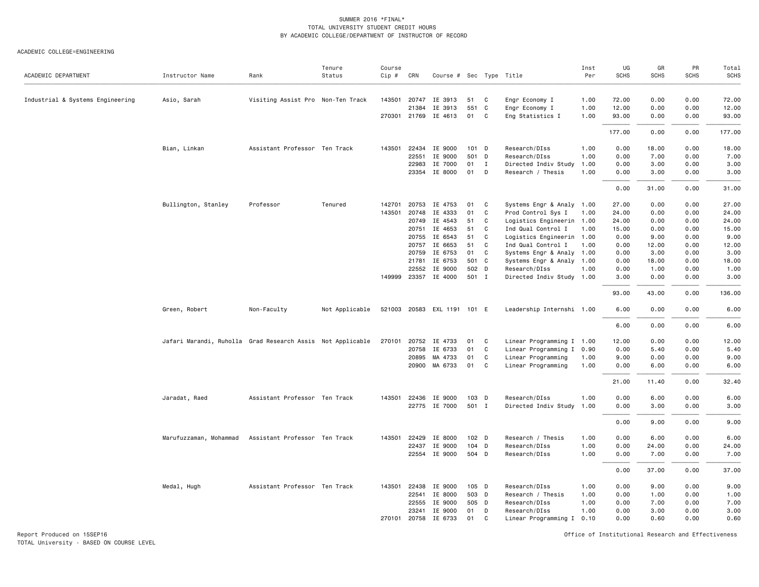SUMMER 2016 *FINAL*
TOTAL UNIVERSITY STUDENT CREDIT HOURS
BY ACADEMIC COLLEGE/DEPARTMENT OF INSTRUCTOR OF RECORD

ACADEMIC COLLEGE=ENGINEERING

| ACADEMIC DEPARTMENT | Instructor Name | Rank | Tenure Status | Course Cip # | CRN | Course # | Sec | Type | Title | Inst Per | UG SCHS | GR SCHS | PR SCHS | Total SCHS |
|---|---|---|---|---|---|---|---|---|---|---|---|---|---|---|
| Industrial & Systems Engineering | Asio, Sarah | Visiting Assist Pro | Non-Ten Track | 143501 | 20747 | IE 3913 | 51 | C | Engr Economy I | 1.00 | 72.00 | 0.00 | 0.00 | 72.00 |
| | | | | | 21384 | IE 3913 | 551 | C | Engr Economy I | 1.00 | 12.00 | 0.00 | 0.00 | 12.00 |
| | | | | 270301 | 21769 | IE 4613 | 01 | C | Eng Statistics I | 1.00 | 93.00 | 0.00 | 0.00 | 93.00 |
| | | | | | | | | | | | 177.00 | 0.00 | 0.00 | 177.00 |
| | Bian, Linkan | Assistant Professor | Ten Track | 143501 | 22434 | IE 9000 | 101 | D | Research/DIss | 1.00 | 0.00 | 18.00 | 0.00 | 18.00 |
| | | | | | 22551 | IE 9000 | 501 | D | Research/DIss | 1.00 | 0.00 | 7.00 | 0.00 | 7.00 |
| | | | | | 22983 | IE 7000 | 01 | I | Directed Indiv Study | 1.00 | 0.00 | 3.00 | 0.00 | 3.00 |
| | | | | | 23354 | IE 8000 | 01 | D | Research / Thesis | 1.00 | 0.00 | 3.00 | 0.00 | 3.00 |
| | | | | | | | | | | | 0.00 | 31.00 | 0.00 | 31.00 |
| | Bullington, Stanley | Professor | Tenured | 142701 | 20753 | IE 4753 | 01 | C | Systems Engr & Analy | 1.00 | 27.00 | 0.00 | 0.00 | 27.00 |
| | | | | 143501 | 20748 | IE 4333 | 01 | C | Prod Control Sys I | 1.00 | 24.00 | 0.00 | 0.00 | 24.00 |
| | | | | | 20749 | IE 4543 | 51 | C | Logistics Engineerin | 1.00 | 24.00 | 0.00 | 0.00 | 24.00 |
| | | | | | 20751 | IE 4653 | 51 | C | Ind Qual Control I | 1.00 | 15.00 | 0.00 | 0.00 | 15.00 |
| | | | | | 20755 | IE 6543 | 51 | C | Logistics Engineerin | 1.00 | 0.00 | 9.00 | 0.00 | 9.00 |
| | | | | | 20757 | IE 6653 | 51 | C | Ind Qual Control I | 1.00 | 0.00 | 12.00 | 0.00 | 12.00 |
| | | | | | 20759 | IE 6753 | 01 | C | Systems Engr & Analy | 1.00 | 0.00 | 3.00 | 0.00 | 3.00 |
| | | | | | 21781 | IE 6753 | 501 | C | Systems Engr & Analy | 1.00 | 0.00 | 18.00 | 0.00 | 18.00 |
| | | | | | 22552 | IE 9000 | 502 | D | Research/DIss | 1.00 | 0.00 | 1.00 | 0.00 | 1.00 |
| | | | | 149999 | 23357 | IE 4000 | 501 | I | Directed Indiv Study | 1.00 | 3.00 | 0.00 | 0.00 | 3.00 |
| | | | | | | | | | | | 93.00 | 43.00 | 0.00 | 136.00 |
| | Green, Robert | Non-Faculty | Not Applicable | 521003 | 20583 | EXL 1191 | 101 | E | Leadership Internshi | 1.00 | 6.00 | 0.00 | 0.00 | 6.00 |
| | | | | | | | | | | | 6.00 | 0.00 | 0.00 | 6.00 |
| | Jafari Marandi, Ruholla | Grad Research Assis | Not Applicable | 270101 | 20752 | IE 4733 | 01 | C | Linear Programming I | 1.00 | 12.00 | 0.00 | 0.00 | 12.00 |
| | | | | | 20758 | IE 6733 | 01 | C | Linear Programming I | 0.90 | 0.00 | 5.40 | 0.00 | 5.40 |
| | | | | | 20895 | MA 4733 | 01 | C | Linear Programming | 1.00 | 9.00 | 0.00 | 0.00 | 9.00 |
| | | | | | 20900 | MA 6733 | 01 | C | Linear Programming | 1.00 | 0.00 | 6.00 | 0.00 | 6.00 |
| | | | | | | | | | | | 21.00 | 11.40 | 0.00 | 32.40 |
| | Jaradat, Raed | Assistant Professor | Ten Track | 143501 | 22436 | IE 9000 | 103 | D | Research/DIss | 1.00 | 0.00 | 6.00 | 0.00 | 6.00 |
| | | | | | 22775 | IE 7000 | 501 | I | Directed Indiv Study | 1.00 | 0.00 | 3.00 | 0.00 | 3.00 |
| | | | | | | | | | | | 0.00 | 9.00 | 0.00 | 9.00 |
| | Marufuzzaman, Mohammad | Assistant Professor | Ten Track | 143501 | 22429 | IE 8000 | 102 | D | Research / Thesis | 1.00 | 0.00 | 6.00 | 0.00 | 6.00 |
| | | | | | 22437 | IE 9000 | 104 | D | Research/DIss | 1.00 | 0.00 | 24.00 | 0.00 | 24.00 |
| | | | | | 22554 | IE 9000 | 504 | D | Research/DIss | 1.00 | 0.00 | 7.00 | 0.00 | 7.00 |
| | | | | | | | | | | | 0.00 | 37.00 | 0.00 | 37.00 |
| | Medal, Hugh | Assistant Professor | Ten Track | 143501 | 22438 | IE 9000 | 105 | D | Research/DIss | 1.00 | 0.00 | 9.00 | 0.00 | 9.00 |
| | | | | | 22541 | IE 8000 | 503 | D | Research / Thesis | 1.00 | 0.00 | 1.00 | 0.00 | 1.00 |
| | | | | | 22555 | IE 9000 | 505 | D | Research/DIss | 1.00 | 0.00 | 7.00 | 0.00 | 7.00 |
| | | | | | 23241 | IE 9000 | 01 | D | Research/DIss | 1.00 | 0.00 | 3.00 | 0.00 | 3.00 |
| | | | | 270101 | 20758 | IE 6733 | 01 | C | Linear Programming I | 0.10 | 0.00 | 0.60 | 0.00 | 0.60 |

Report Produced on 15SEP16 Office of Institutional Research and Effectiveness
TOTAL University - BASED ON COURSE LEVEL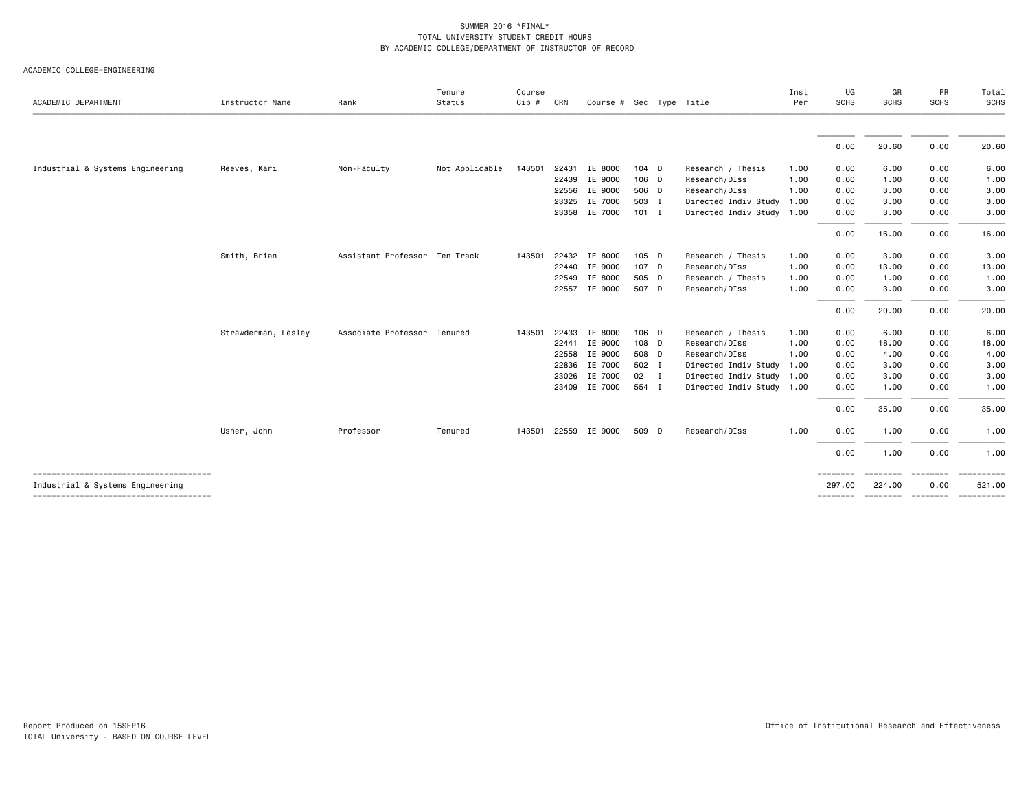SUMMER 2016 *FINAL*
TOTAL UNIVERSITY STUDENT CREDIT HOURS
BY ACADEMIC COLLEGE/DEPARTMENT OF INSTRUCTOR OF RECORD

ACADEMIC COLLEGE=ENGINEERING

| ACADEMIC DEPARTMENT | Instructor Name | Rank | Tenure Status | Course Cip # | CRN | Course # | Sec | Type | Title | Inst Per | UG SCHS | GR SCHS | PR SCHS | Total SCHS |
|---|---|---|---|---|---|---|---|---|---|---|---|---|---|---|
| | | | | | | | | | | | 0.00 | 20.60 | 0.00 | 20.60 |
| Industrial & Systems Engineering | Reeves, Kari | Non-Faculty | Not Applicable | 143501 | 22431 | IE 8000 | 104 | D | Research / Thesis | 1.00 | 0.00 | 6.00 | 0.00 | 6.00 |
| | | | | | 22439 | IE 9000 | 106 | D | Research/DIss | 1.00 | 0.00 | 1.00 | 0.00 | 1.00 |
| | | | | | 22556 | IE 9000 | 506 | D | Research/DIss | 1.00 | 0.00 | 3.00 | 0.00 | 3.00 |
| | | | | | 23325 | IE 7000 | 503 | I | Directed Indiv Study | 1.00 | 0.00 | 3.00 | 0.00 | 3.00 |
| | | | | | 23358 | IE 7000 | 101 | I | Directed Indiv Study | 1.00 | 0.00 | 3.00 | 0.00 | 3.00 |
| | | | | | | | | | | | 0.00 | 16.00 | 0.00 | 16.00 |
| | Smith, Brian | Assistant Professor | Ten Track | 143501 | 22432 | IE 8000 | 105 | D | Research / Thesis | 1.00 | 0.00 | 3.00 | 0.00 | 3.00 |
| | | | | | 22440 | IE 9000 | 107 | D | Research/DIss | 1.00 | 0.00 | 13.00 | 0.00 | 13.00 |
| | | | | | 22549 | IE 8000 | 505 | D | Research / Thesis | 1.00 | 0.00 | 1.00 | 0.00 | 1.00 |
| | | | | | 22557 | IE 9000 | 507 | D | Research/DIss | 1.00 | 0.00 | 3.00 | 0.00 | 3.00 |
| | | | | | | | | | | | 0.00 | 20.00 | 0.00 | 20.00 |
| | Strawderman, Lesley | Associate Professor | Tenured | 143501 | 22433 | IE 8000 | 106 | D | Research / Thesis | 1.00 | 0.00 | 6.00 | 0.00 | 6.00 |
| | | | | | 22441 | IE 9000 | 108 | D | Research/DIss | 1.00 | 0.00 | 18.00 | 0.00 | 18.00 |
| | | | | | 22558 | IE 9000 | 508 | D | Research/DIss | 1.00 | 0.00 | 4.00 | 0.00 | 4.00 |
| | | | | | 22836 | IE 7000 | 502 | I | Directed Indiv Study | 1.00 | 0.00 | 3.00 | 0.00 | 3.00 |
| | | | | | 23026 | IE 7000 | 02 | I | Directed Indiv Study | 1.00 | 0.00 | 3.00 | 0.00 | 3.00 |
| | | | | | 23409 | IE 7000 | 554 | I | Directed Indiv Study | 1.00 | 0.00 | 1.00 | 0.00 | 1.00 |
| | | | | | | | | | | | 0.00 | 35.00 | 0.00 | 35.00 |
| | Usher, John | Professor | Tenured | 143501 | 22559 | IE 9000 | 509 | D | Research/DIss | 1.00 | 0.00 | 1.00 | 0.00 | 1.00 |
| | | | | | | | | | | | 0.00 | 1.00 | 0.00 | 1.00 |
| Industrial & Systems Engineering | | | | | | | | | | | 297.00 | 224.00 | 0.00 | 521.00 |

Report Produced on 15SEP16
TOTAL University - BASED ON COURSE LEVEL

Office of Institutional Research and Effectiveness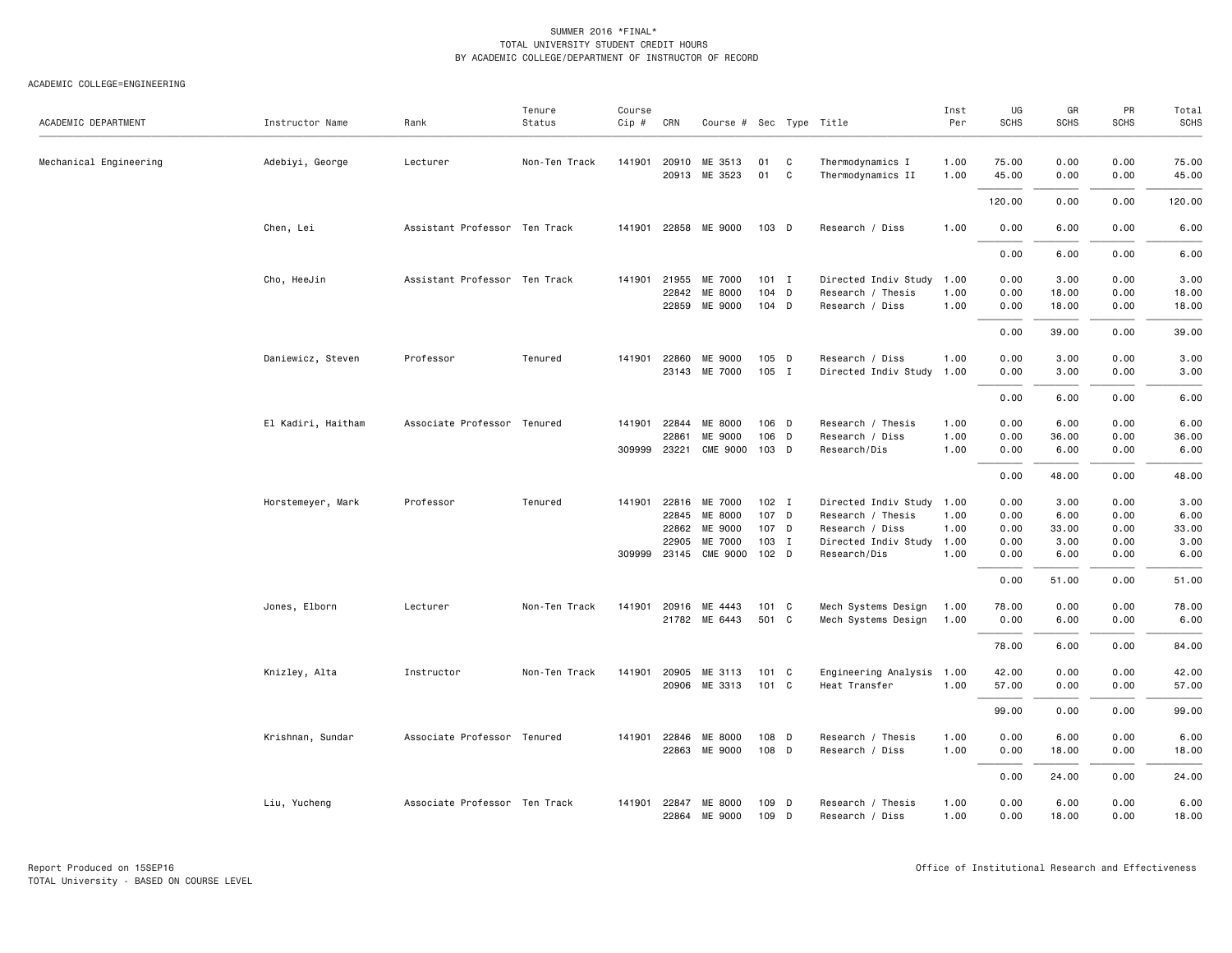SUMMER 2016 *FINAL*
TOTAL UNIVERSITY STUDENT CREDIT HOURS
BY ACADEMIC COLLEGE/DEPARTMENT OF INSTRUCTOR OF RECORD

ACADEMIC COLLEGE=ENGINEERING

| ACADEMIC DEPARTMENT | Instructor Name | Rank | Tenure Status | Course Cip # | CRN | Course # | Sec | Type | Title | Inst Per | UG SCHS | GR SCHS | PR SCHS | Total SCHS |
|---|---|---|---|---|---|---|---|---|---|---|---|---|---|---|
| Mechanical Engineering | Adebiyi, George | Lecturer | Non-Ten Track | 141901 | 20910 | ME 3513 | 01 | C | Thermodynamics I | 1.00 | 75.00 | 0.00 | 0.00 | 75.00 |
| | | | | | 20913 | ME 3523 | 01 | C | Thermodynamics II | 1.00 | 45.00 | 0.00 | 0.00 | 45.00 |
| | | | | | | | | | | | 120.00 | 0.00 | 0.00 | 120.00 |
| | Chen, Lei | Assistant Professor | Ten Track | 141901 | 22858 | ME 9000 | 103 | D | Research / Diss | 1.00 | 0.00 | 6.00 | 0.00 | 6.00 |
| | | | | | | | | | | | 0.00 | 6.00 | 0.00 | 6.00 |
| | Cho, HeeJin | Assistant Professor | Ten Track | 141901 | 21955 | ME 7000 | 101 | I | Directed Indiv Study | 1.00 | 0.00 | 3.00 | 0.00 | 3.00 |
| | | | | | 22842 | ME 8000 | 104 | D | Research / Thesis | 1.00 | 0.00 | 18.00 | 0.00 | 18.00 |
| | | | | | 22859 | ME 9000 | 104 | D | Research / Diss | 1.00 | 0.00 | 18.00 | 0.00 | 18.00 |
| | | | | | | | | | | | 0.00 | 39.00 | 0.00 | 39.00 |
| | Daniewicz, Steven | Professor | Tenured | 141901 | 22860 | ME 9000 | 105 | D | Research / Diss | 1.00 | 0.00 | 3.00 | 0.00 | 3.00 |
| | | | | | 23143 | ME 7000 | 105 | I | Directed Indiv Study | 1.00 | 0.00 | 3.00 | 0.00 | 3.00 |
| | | | | | | | | | | | 0.00 | 6.00 | 0.00 | 6.00 |
| | El Kadiri, Haitham | Associate Professor | Tenured | 141901 | 22844 | ME 8000 | 106 | D | Research / Thesis | 1.00 | 0.00 | 6.00 | 0.00 | 6.00 |
| | | | | | 22861 | ME 9000 | 106 | D | Research / Diss | 1.00 | 0.00 | 36.00 | 0.00 | 36.00 |
| | | | | 309999 | 23221 | CME 9000 | 103 | D | Research/Dis | 1.00 | 0.00 | 6.00 | 0.00 | 6.00 |
| | | | | | | | | | | | 0.00 | 48.00 | 0.00 | 48.00 |
| | Horstemeyer, Mark | Professor | Tenured | 141901 | 22816 | ME 7000 | 102 | I | Directed Indiv Study | 1.00 | 0.00 | 3.00 | 0.00 | 3.00 |
| | | | | | 22845 | ME 8000 | 107 | D | Research / Thesis | 1.00 | 0.00 | 6.00 | 0.00 | 6.00 |
| | | | | | 22862 | ME 9000 | 107 | D | Research / Diss | 1.00 | 0.00 | 33.00 | 0.00 | 33.00 |
| | | | | | 22905 | ME 7000 | 103 | I | Directed Indiv Study | 1.00 | 0.00 | 3.00 | 0.00 | 3.00 |
| | | | | 309999 | 23145 | CME 9000 | 102 | D | Research/Dis | 1.00 | 0.00 | 6.00 | 0.00 | 6.00 |
| | | | | | | | | | | | 0.00 | 51.00 | 0.00 | 51.00 |
| | Jones, Elborn | Lecturer | Non-Ten Track | 141901 | 20916 | ME 4443 | 101 | C | Mech Systems Design | 1.00 | 78.00 | 0.00 | 0.00 | 78.00 |
| | | | | | 21782 | ME 6443 | 501 | C | Mech Systems Design | 1.00 | 0.00 | 6.00 | 0.00 | 6.00 |
| | | | | | | | | | | | 78.00 | 6.00 | 0.00 | 84.00 |
| | Knizley, Alta | Instructor | Non-Ten Track | 141901 | 20905 | ME 3113 | 101 | C | Engineering Analysis | 1.00 | 42.00 | 0.00 | 0.00 | 42.00 |
| | | | | | 20906 | ME 3313 | 101 | C | Heat Transfer | 1.00 | 57.00 | 0.00 | 0.00 | 57.00 |
| | | | | | | | | | | | 99.00 | 0.00 | 0.00 | 99.00 |
| | Krishnan, Sundar | Associate Professor | Tenured | 141901 | 22846 | ME 8000 | 108 | D | Research / Thesis | 1.00 | 0.00 | 6.00 | 0.00 | 6.00 |
| | | | | | 22863 | ME 9000 | 108 | D | Research / Diss | 1.00 | 0.00 | 18.00 | 0.00 | 18.00 |
| | | | | | | | | | | | 0.00 | 24.00 | 0.00 | 24.00 |
| | Liu, Yucheng | Associate Professor | Ten Track | 141901 | 22847 | ME 8000 | 109 | D | Research / Thesis | 1.00 | 0.00 | 6.00 | 0.00 | 6.00 |
| | | | | | 22864 | ME 9000 | 109 | D | Research / Diss | 1.00 | 0.00 | 18.00 | 0.00 | 18.00 |

Report Produced on 15SEP16
TOTAL University - BASED ON COURSE LEVEL

Office of Institutional Research and Effectiveness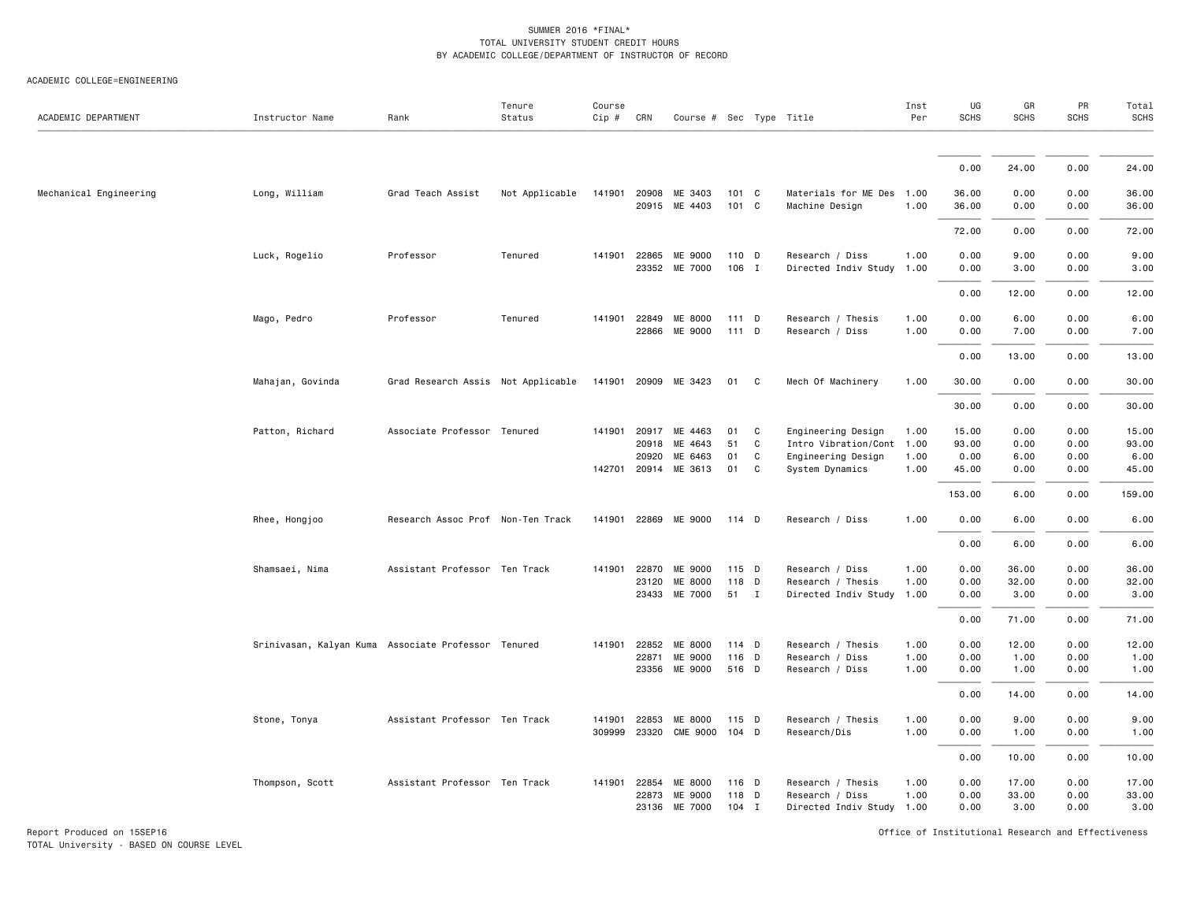SUMMER 2016 *FINAL*
TOTAL UNIVERSITY STUDENT CREDIT HOURS
BY ACADEMIC COLLEGE/DEPARTMENT OF INSTRUCTOR OF RECORD

ACADEMIC COLLEGE=ENGINEERING

| ACADEMIC DEPARTMENT | Instructor Name | Rank | Tenure Status | Course Cip # | CRN | Course # | Sec | Type | Title | Inst Per | UG SCHS | GR SCHS | PR SCHS | Total SCHS |
|---|---|---|---|---|---|---|---|---|---|---|---|---|---|---|
| | | | | | | | | | | | 0.00 | 24.00 | 0.00 | 24.00 |
| Mechanical Engineering | Long, William | Grad Teach Assist | Not Applicable | 141901 | 20908 | ME 3403 | 101 | C | Materials for ME Des | 1.00 | 36.00 | 0.00 | 0.00 | 36.00 |
| | | | | | 20915 | ME 4403 | 101 | C | Machine Design | 1.00 | 36.00 | 0.00 | 0.00 | 36.00 |
| | | | | | | | | | | | 72.00 | 0.00 | 0.00 | 72.00 |
| | Luck, Rogelio | Professor | Tenured | 141901 | 22865 | ME 9000 | 110 | D | Research / Diss | 1.00 | 0.00 | 9.00 | 0.00 | 9.00 |
| | | | | | 23352 | ME 7000 | 106 | I | Directed Indiv Study | 1.00 | 0.00 | 3.00 | 0.00 | 3.00 |
| | | | | | | | | | | | 0.00 | 12.00 | 0.00 | 12.00 |
| | Mago, Pedro | Professor | Tenured | 141901 | 22849 | ME 8000 | 111 | D | Research / Thesis | 1.00 | 0.00 | 6.00 | 0.00 | 6.00 |
| | | | | | 22866 | ME 9000 | 111 | D | Research / Diss | 1.00 | 0.00 | 7.00 | 0.00 | 7.00 |
| | | | | | | | | | | | 0.00 | 13.00 | 0.00 | 13.00 |
| | Mahajan, Govinda | Grad Research Assis | Not Applicable | 141901 | 20909 | ME 3423 | 01 | C | Mech Of Machinery | 1.00 | 30.00 | 0.00 | 0.00 | 30.00 |
| | | | | | | | | | | | 30.00 | 0.00 | 0.00 | 30.00 |
| | Patton, Richard | Associate Professor | Tenured | 141901 | 20917 | ME 4463 | 01 | C | Engineering Design | 1.00 | 15.00 | 0.00 | 0.00 | 15.00 |
| | | | | | 20918 | ME 4643 | 51 | C | Intro Vibration/Cont | 1.00 | 93.00 | 0.00 | 0.00 | 93.00 |
| | | | | | 20920 | ME 6463 | 01 | C | Engineering Design | 1.00 | 0.00 | 6.00 | 0.00 | 6.00 |
| | | | | 142701 | 20914 | ME 3613 | 01 | C | System Dynamics | 1.00 | 45.00 | 0.00 | 0.00 | 45.00 |
| | | | | | | | | | | | 153.00 | 6.00 | 0.00 | 159.00 |
| | Rhee, Hongjoo | Research Assoc Prof | Non-Ten Track | 141901 | 22869 | ME 9000 | 114 | D | Research / Diss | 1.00 | 0.00 | 6.00 | 0.00 | 6.00 |
| | | | | | | | | | | | 0.00 | 6.00 | 0.00 | 6.00 |
| | Shamsaei, Nima | Assistant Professor | Ten Track | 141901 | 22870 | ME 9000 | 115 | D | Research / Diss | 1.00 | 0.00 | 36.00 | 0.00 | 36.00 |
| | | | | | 23120 | ME 8000 | 118 | D | Research / Thesis | 1.00 | 0.00 | 32.00 | 0.00 | 32.00 |
| | | | | | 23433 | ME 7000 | 51 | I | Directed Indiv Study | 1.00 | 0.00 | 3.00 | 0.00 | 3.00 |
| | | | | | | | | | | | 0.00 | 71.00 | 0.00 | 71.00 |
| | Srinivasan, Kalyan Kuma | Associate Professor | Tenured | 141901 | 22852 | ME 8000 | 114 | D | Research / Thesis | 1.00 | 0.00 | 12.00 | 0.00 | 12.00 |
| | | | | | 22871 | ME 9000 | 116 | D | Research / Diss | 1.00 | 0.00 | 1.00 | 0.00 | 1.00 |
| | | | | | 23356 | ME 9000 | 516 | D | Research / Diss | 1.00 | 0.00 | 1.00 | 0.00 | 1.00 |
| | | | | | | | | | | | 0.00 | 14.00 | 0.00 | 14.00 |
| | Stone, Tonya | Assistant Professor | Ten Track | 141901 | 22853 | ME 8000 | 115 | D | Research / Thesis | 1.00 | 0.00 | 9.00 | 0.00 | 9.00 |
| | | | | 309999 | 23320 | CME 9000 | 104 | D | Research/Dis | 1.00 | 0.00 | 1.00 | 0.00 | 1.00 |
| | | | | | | | | | | | 0.00 | 10.00 | 0.00 | 10.00 |
| | Thompson, Scott | Assistant Professor | Ten Track | 141901 | 22854 | ME 8000 | 116 | D | Research / Thesis | 1.00 | 0.00 | 17.00 | 0.00 | 17.00 |
| | | | | | 22873 | ME 9000 | 118 | D | Research / Diss | 1.00 | 0.00 | 33.00 | 0.00 | 33.00 |
| | | | | | 23136 | ME 7000 | 104 | I | Directed Indiv Study | 1.00 | 0.00 | 3.00 | 0.00 | 3.00 |

Report Produced on 15SEP16
TOTAL University - BASED ON COURSE LEVEL

Office of Institutional Research and Effectiveness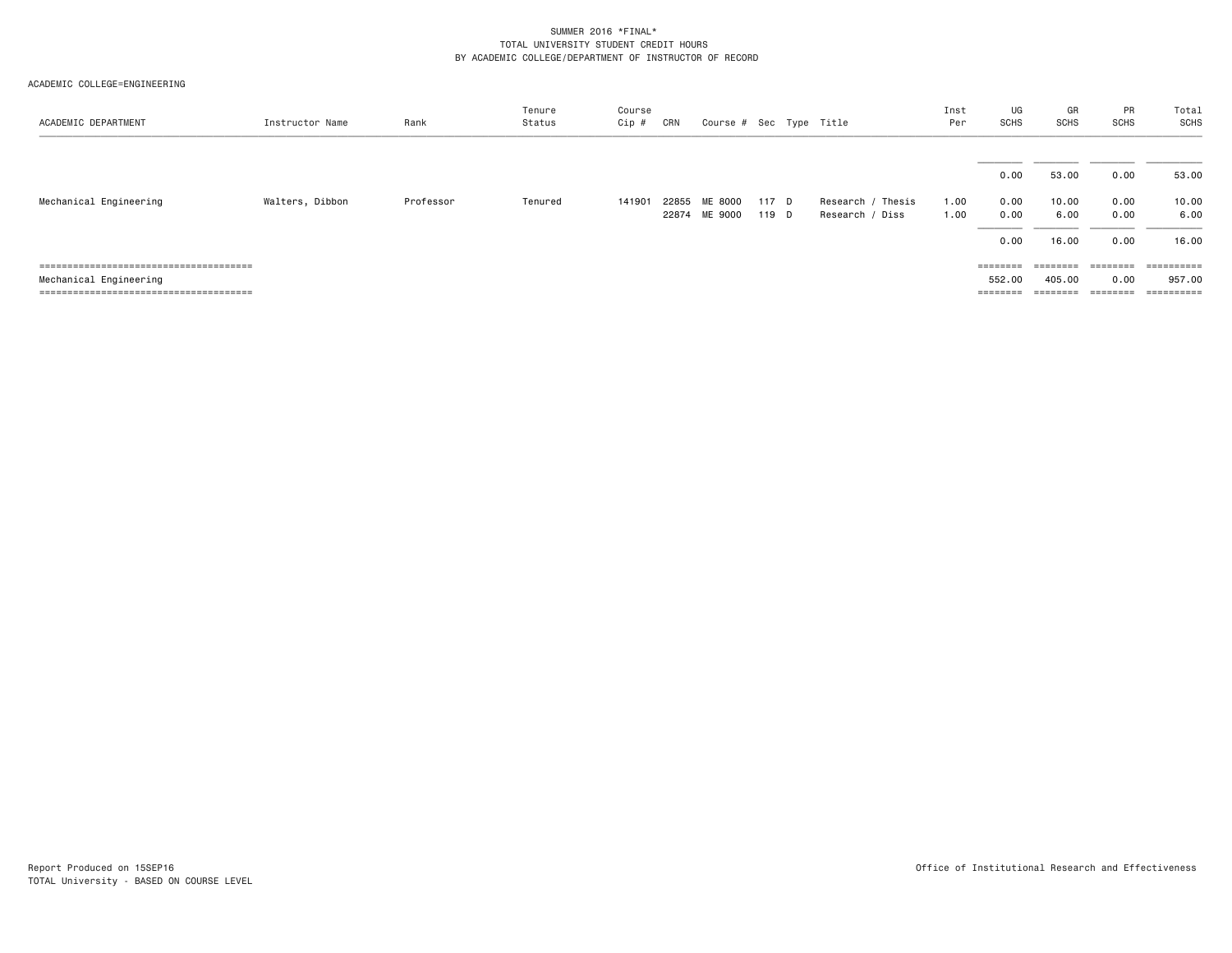SUMMER 2016 *FINAL*
TOTAL UNIVERSITY STUDENT CREDIT HOURS
BY ACADEMIC COLLEGE/DEPARTMENT OF INSTRUCTOR OF RECORD

ACADEMIC COLLEGE=ENGINEERING

| ACADEMIC DEPARTMENT | Instructor Name | Rank | Tenure Status | Course Cip # | CRN | Course # | Sec | Type | Title | Inst Per | UG SCHS | GR SCHS | PR SCHS | Total SCHS |
|---|---|---|---|---|---|---|---|---|---|---|---|---|---|---|
| | | | | | | | | | | | 0.00 | 53.00 | 0.00 | 53.00 |
| Mechanical Engineering | Walters, Dibbon | Professor | Tenured | 141901 | 22855 | ME 8000 | 117 | D | Research / Thesis | 1.00 | 0.00 | 10.00 | 0.00 | 10.00 |
| | | | | | 22874 | ME 9000 | 119 | D | Research / Diss | 1.00 | 0.00 | 6.00 | 0.00 | 6.00 |
| | | | | | | | | | | | 0.00 | 16.00 | 0.00 | 16.00 |
| Mechanical Engineering | | | | | | | | | | | 552.00 | 405.00 | 0.00 | 957.00 |

Report Produced on 15SEP16
TOTAL University - BASED ON COURSE LEVEL

Office of Institutional Research and Effectiveness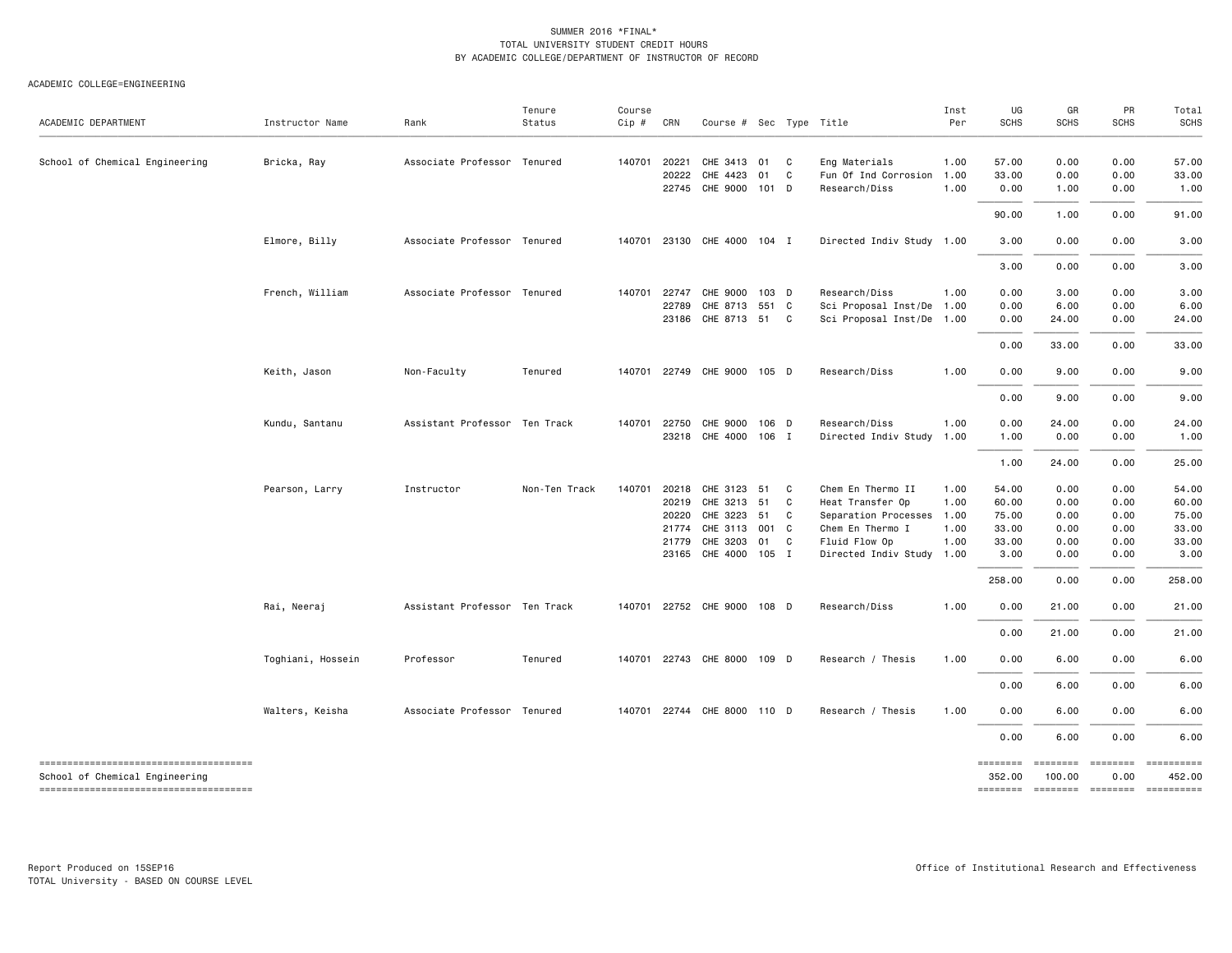SUMMER 2016 *FINAL*
TOTAL UNIVERSITY STUDENT CREDIT HOURS
BY ACADEMIC COLLEGE/DEPARTMENT OF INSTRUCTOR OF RECORD

ACADEMIC COLLEGE=ENGINEERING

| ACADEMIC DEPARTMENT | Instructor Name | Rank | Tenure Status | Course Cip # | CRN | Course # | Sec | Type | Title | Inst Per | UG SCHS | GR SCHS | PR SCHS | Total SCHS |
|---|---|---|---|---|---|---|---|---|---|---|---|---|---|---|
| School of Chemical Engineering | Bricka, Ray | Associate Professor | Tenured | 140701 | 20221 | CHE 3413 | 01 | C | Eng Materials | 1.00 | 57.00 | 0.00 | 0.00 | 57.00 |
| | | | | | 20222 | CHE 4423 | 01 | C | Fun Of Ind Corrosion | 1.00 | 33.00 | 0.00 | 0.00 | 33.00 |
| | | | | | 22745 | CHE 9000 | 101 | D | Research/Diss | 1.00 | 0.00 | 1.00 | 0.00 | 1.00 |
| | | | | | | | | | | | 90.00 | 1.00 | 0.00 | 91.00 |
| | Elmore, Billy | Associate Professor | Tenured | 140701 | 23130 | CHE 4000 | 104 | I | Directed Indiv Study | 1.00 | 3.00 | 0.00 | 0.00 | 3.00 |
| | | | | | | | | | | | 3.00 | 0.00 | 0.00 | 3.00 |
| | French, William | Associate Professor | Tenured | 140701 | 22747 | CHE 9000 | 103 | D | Research/Diss | 1.00 | 0.00 | 3.00 | 0.00 | 3.00 |
| | | | | | 22789 | CHE 8713 | 551 | C | Sci Proposal Inst/De | 1.00 | 0.00 | 6.00 | 0.00 | 6.00 |
| | | | | | 23186 | CHE 8713 | 51 | C | Sci Proposal Inst/De | 1.00 | 0.00 | 24.00 | 0.00 | 24.00 |
| | | | | | | | | | | | 0.00 | 33.00 | 0.00 | 33.00 |
| | Keith, Jason | Non-Faculty | Tenured | 140701 | 22749 | CHE 9000 | 105 | D | Research/Diss | 1.00 | 0.00 | 9.00 | 0.00 | 9.00 |
| | | | | | | | | | | | 0.00 | 9.00 | 0.00 | 9.00 |
| | Kundu, Santanu | Assistant Professor | Ten Track | 140701 | 22750 | CHE 9000 | 106 | D | Research/Diss | 1.00 | 0.00 | 24.00 | 0.00 | 24.00 |
| | | | | | 23218 | CHE 4000 | 106 | I | Directed Indiv Study | 1.00 | 1.00 | 0.00 | 0.00 | 1.00 |
| | | | | | | | | | | | 1.00 | 24.00 | 0.00 | 25.00 |
| | Pearson, Larry | Instructor | Non-Ten Track | 140701 | 20218 | CHE 3123 | 51 | C | Chem En Thermo II | 1.00 | 54.00 | 0.00 | 0.00 | 54.00 |
| | | | | | 20219 | CHE 3213 | 51 | C | Heat Transfer Op | 1.00 | 60.00 | 0.00 | 0.00 | 60.00 |
| | | | | | 20220 | CHE 3223 | 51 | C | Separation Processes | 1.00 | 75.00 | 0.00 | 0.00 | 75.00 |
| | | | | | 21774 | CHE 3113 | 001 | C | Chem En Thermo I | 1.00 | 33.00 | 0.00 | 0.00 | 33.00 |
| | | | | | 21779 | CHE 3203 | 01 | C | Fluid Flow Op | 1.00 | 33.00 | 0.00 | 0.00 | 33.00 |
| | | | | | 23165 | CHE 4000 | 105 | I | Directed Indiv Study | 1.00 | 3.00 | 0.00 | 0.00 | 3.00 |
| | | | | | | | | | | | 258.00 | 0.00 | 0.00 | 258.00 |
| | Rai, Neeraj | Assistant Professor | Ten Track | 140701 | 22752 | CHE 9000 | 108 | D | Research/Diss | 1.00 | 0.00 | 21.00 | 0.00 | 21.00 |
| | | | | | | | | | | | 0.00 | 21.00 | 0.00 | 21.00 |
| | Toghiani, Hossein | Professor | Tenured | 140701 | 22743 | CHE 8000 | 109 | D | Research / Thesis | 1.00 | 0.00 | 6.00 | 0.00 | 6.00 |
| | | | | | | | | | | | 0.00 | 6.00 | 0.00 | 6.00 |
| | Walters, Keisha | Associate Professor | Tenured | 140701 | 22744 | CHE 8000 | 110 | D | Research / Thesis | 1.00 | 0.00 | 6.00 | 0.00 | 6.00 |
| | | | | | | | | | | | 0.00 | 6.00 | 0.00 | 6.00 |
| School of Chemical Engineering | | | | | | | | | | | 352.00 | 100.00 | 0.00 | 452.00 |

Report Produced on 15SEP16
TOTAL University - BASED ON COURSE LEVEL

Office of Institutional Research and Effectiveness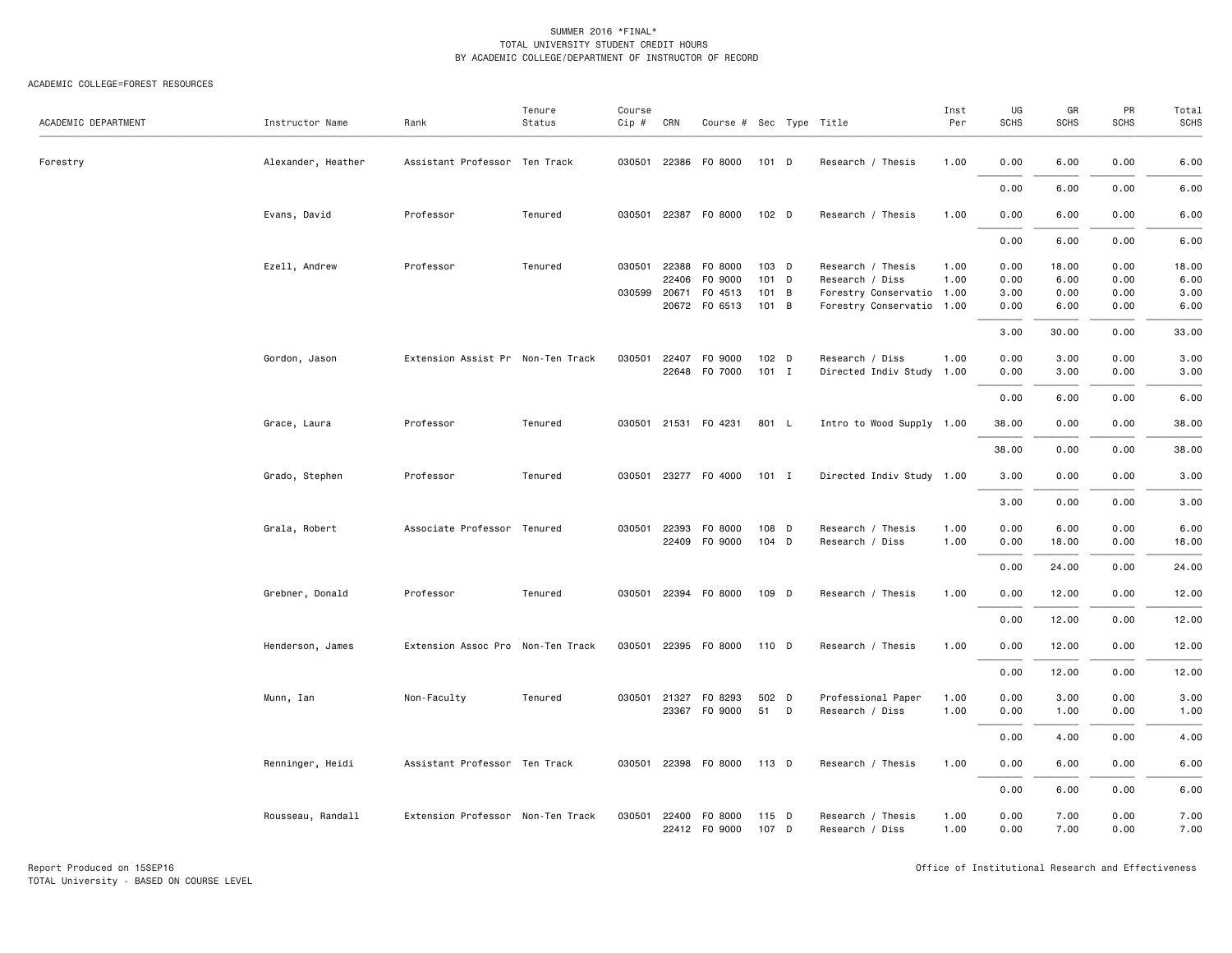SUMMER 2016 *FINAL*
TOTAL UNIVERSITY STUDENT CREDIT HOURS
BY ACADEMIC COLLEGE/DEPARTMENT OF INSTRUCTOR OF RECORD

ACADEMIC COLLEGE=FOREST RESOURCES

| ACADEMIC DEPARTMENT | Instructor Name | Rank | Tenure Status | Course Cip # | CRN | Course # | Sec | Type | Title | Inst Per | UG SCHS | GR SCHS | PR SCHS | Total SCHS |
|---|---|---|---|---|---|---|---|---|---|---|---|---|---|---|
| Forestry | Alexander, Heather | Assistant Professor | Ten Track | 030501 | 22386 | FO 8000 | 101 | D | Research / Thesis | 1.00 | 0.00 | 6.00 | 0.00 | 6.00 |
| | | | | | | | | | | | 0.00 | 6.00 | 0.00 | 6.00 |
| | Evans, David | Professor | Tenured | 030501 | 22387 | FO 8000 | 102 | D | Research / Thesis | 1.00 | 0.00 | 6.00 | 0.00 | 6.00 |
| | | | | | | | | | | | 0.00 | 6.00 | 0.00 | 6.00 |
| | Ezell, Andrew | Professor | Tenured | 030501 | 22388 | FO 8000 | 103 | D | Research / Thesis | 1.00 | 0.00 | 18.00 | 0.00 | 18.00 |
| | | | | | 22406 | FO 9000 | 101 | D | Research / Diss | 1.00 | 0.00 | 6.00 | 0.00 | 6.00 |
| | | | | 030599 | 20671 | FO 4513 | 101 | B | Forestry Conservatio | 1.00 | 3.00 | 0.00 | 0.00 | 3.00 |
| | | | | | 20672 | FO 6513 | 101 | B | Forestry Conservatio | 1.00 | 0.00 | 6.00 | 0.00 | 6.00 |
| | | | | | | | | | | | 3.00 | 30.00 | 0.00 | 33.00 |
| | Gordon, Jason | Extension Assist Pr | Non-Ten Track | 030501 | 22407 | FO 9000 | 102 | D | Research / Diss | 1.00 | 0.00 | 3.00 | 0.00 | 3.00 |
| | | | | | 22648 | FO 7000 | 101 | I | Directed Indiv Study | 1.00 | 0.00 | 3.00 | 0.00 | 3.00 |
| | | | | | | | | | | | 0.00 | 6.00 | 0.00 | 6.00 |
| | Grace, Laura | Professor | Tenured | 030501 | 21531 | FO 4231 | 801 | L | Intro to Wood Supply | 1.00 | 38.00 | 0.00 | 0.00 | 38.00 |
| | | | | | | | | | | | 38.00 | 0.00 | 0.00 | 38.00 |
| | Grado, Stephen | Professor | Tenured | 030501 | 23277 | FO 4000 | 101 | I | Directed Indiv Study | 1.00 | 3.00 | 0.00 | 0.00 | 3.00 |
| | | | | | | | | | | | 3.00 | 0.00 | 0.00 | 3.00 |
| | Grala, Robert | Associate Professor | Tenured | 030501 | 22393 | FO 8000 | 108 | D | Research / Thesis | 1.00 | 0.00 | 6.00 | 0.00 | 6.00 |
| | | | | | 22409 | FO 9000 | 104 | D | Research / Diss | 1.00 | 0.00 | 18.00 | 0.00 | 18.00 |
| | | | | | | | | | | | 0.00 | 24.00 | 0.00 | 24.00 |
| | Grebner, Donald | Professor | Tenured | 030501 | 22394 | FO 8000 | 109 | D | Research / Thesis | 1.00 | 0.00 | 12.00 | 0.00 | 12.00 |
| | | | | | | | | | | | 0.00 | 12.00 | 0.00 | 12.00 |
| | Henderson, James | Extension Assoc Pro | Non-Ten Track | 030501 | 22395 | FO 8000 | 110 | D | Research / Thesis | 1.00 | 0.00 | 12.00 | 0.00 | 12.00 |
| | | | | | | | | | | | 0.00 | 12.00 | 0.00 | 12.00 |
| | Munn, Ian | Non-Faculty | Tenured | 030501 | 21327 | FO 8293 | 502 | D | Professional Paper | 1.00 | 0.00 | 3.00 | 0.00 | 3.00 |
| | | | | | 23367 | FO 9000 | 51 | D | Research / Diss | 1.00 | 0.00 | 1.00 | 0.00 | 1.00 |
| | | | | | | | | | | | 0.00 | 4.00 | 0.00 | 4.00 |
| | Renninger, Heidi | Assistant Professor | Ten Track | 030501 | 22398 | FO 8000 | 113 | D | Research / Thesis | 1.00 | 0.00 | 6.00 | 0.00 | 6.00 |
| | | | | | | | | | | | 0.00 | 6.00 | 0.00 | 6.00 |
| | Rousseau, Randall | Extension Professor | Non-Ten Track | 030501 | 22400 | FO 8000 | 115 | D | Research / Thesis | 1.00 | 0.00 | 7.00 | 0.00 | 7.00 |
| | | | | | 22412 | FO 9000 | 107 | D | Research / Diss | 1.00 | 0.00 | 7.00 | 0.00 | 7.00 |

Report Produced on 15SEP16
TOTAL University - BASED ON COURSE LEVEL

Office of Institutional Research and Effectiveness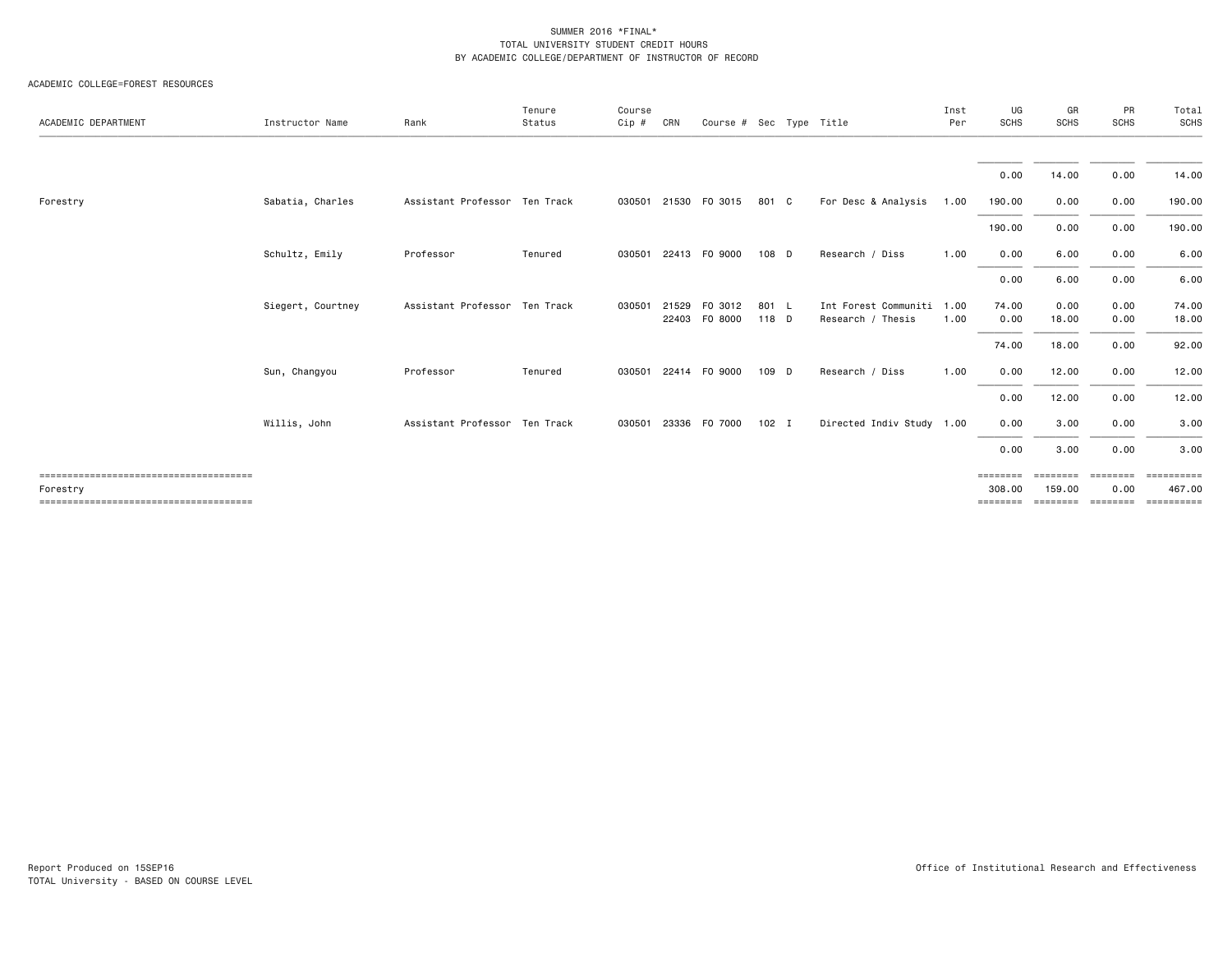SUMMER 2016 *FINAL*
TOTAL UNIVERSITY STUDENT CREDIT HOURS
BY ACADEMIC COLLEGE/DEPARTMENT OF INSTRUCTOR OF RECORD

ACADEMIC COLLEGE=FOREST RESOURCES

| ACADEMIC DEPARTMENT | Instructor Name | Rank | Tenure Status | Course Cip # | CRN | Course # | Sec | Type | Title | Inst Per | UG SCHS | GR SCHS | PR SCHS | Total SCHS |
|---|---|---|---|---|---|---|---|---|---|---|---|---|---|---|
| | | | | | | | | | | | 0.00 | 14.00 | 0.00 | 14.00 |
| Forestry | Sabatia, Charles | Assistant Professor | Ten Track | 030501 | 21530 | FO 3015 | 801 | C | For Desc & Analysis | 1.00 | 190.00 | 0.00 | 0.00 | 190.00 |
| | | | | | | | | | | | 190.00 | 0.00 | 0.00 | 190.00 |
| | Schultz, Emily | Professor | Tenured | 030501 | 22413 | FO 9000 | 108 | D | Research / Diss | 1.00 | 0.00 | 6.00 | 0.00 | 6.00 |
| | | | | | | | | | | | 0.00 | 6.00 | 0.00 | 6.00 |
| | Siegert, Courtney | Assistant Professor | Ten Track | 030501 | 21529 | FO 3012 | 801 | L | Int Forest Communiti | 1.00 | 74.00 | 0.00 | 0.00 | 74.00 |
| | | | | | 22403 | FO 8000 | 118 | D | Research / Thesis | 1.00 | 0.00 | 18.00 | 0.00 | 18.00 |
| | | | | | | | | | | | 74.00 | 18.00 | 0.00 | 92.00 |
| | Sun, Changyou | Professor | Tenured | 030501 | 22414 | FO 9000 | 109 | D | Research / Diss | 1.00 | 0.00 | 12.00 | 0.00 | 12.00 |
| | | | | | | | | | | | 0.00 | 12.00 | 0.00 | 12.00 |
| | Willis, John | Assistant Professor | Ten Track | 030501 | 23336 | FO 7000 | 102 | I | Directed Indiv Study | 1.00 | 0.00 | 3.00 | 0.00 | 3.00 |
| | | | | | | | | | | | 0.00 | 3.00 | 0.00 | 3.00 |
| Forestry | | | | | | | | | | | 308.00 | 159.00 | 0.00 | 467.00 |

Report Produced on 15SEP16
TOTAL University - BASED ON COURSE LEVEL

Office of Institutional Research and Effectiveness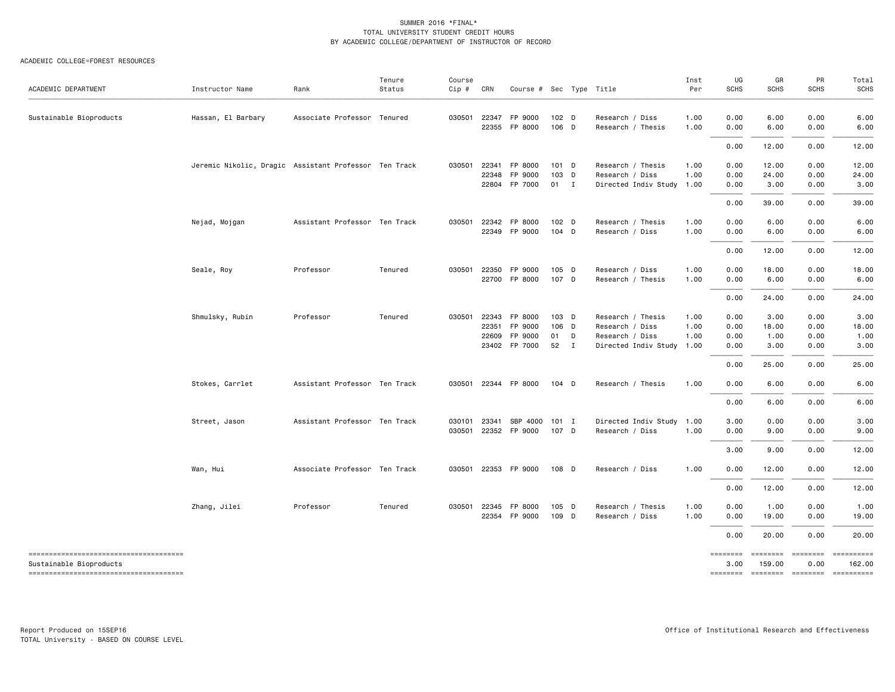SUMMER 2016 *FINAL*
TOTAL UNIVERSITY STUDENT CREDIT HOURS
BY ACADEMIC COLLEGE/DEPARTMENT OF INSTRUCTOR OF RECORD

ACADEMIC COLLEGE=FOREST RESOURCES

| ACADEMIC DEPARTMENT | Instructor Name | Rank | Tenure Status | Course Cip # | CRN | Course # | Sec | Type | Title | Inst Per | UG SCHS | GR SCHS | PR SCHS | Total SCHS |
|---|---|---|---|---|---|---|---|---|---|---|---|---|---|---|
| Sustainable Bioproducts | Hassan, El Barbary | Associate Professor | Tenured | 030501 | 22347 | FP 9000 | 102 | D | Research / Diss | 1.00 | 0.00 | 6.00 | 0.00 | 6.00 |
| | | | | | 22355 | FP 8000 | 106 | D | Research / Thesis | 1.00 | 0.00 | 6.00 | 0.00 | 6.00 |
| | | | | | | | | | | | 0.00 | 12.00 | 0.00 | 12.00 |
| | Jeremic Nikolic, Dragic | Assistant Professor | Ten Track | 030501 | 22341 | FP 8000 | 101 | D | Research / Thesis | 1.00 | 0.00 | 12.00 | 0.00 | 12.00 |
| | | | | | 22348 | FP 9000 | 103 | D | Research / Diss | 1.00 | 0.00 | 24.00 | 0.00 | 24.00 |
| | | | | | 22804 | FP 7000 | 01 | I | Directed Indiv Study | 1.00 | 0.00 | 3.00 | 0.00 | 3.00 |
| | | | | | | | | | | | 0.00 | 39.00 | 0.00 | 39.00 |
| | Nejad, Mojgan | Assistant Professor | Ten Track | 030501 | 22342 | FP 8000 | 102 | D | Research / Thesis | 1.00 | 0.00 | 6.00 | 0.00 | 6.00 |
| | | | | | 22349 | FP 9000 | 104 | D | Research / Diss | 1.00 | 0.00 | 6.00 | 0.00 | 6.00 |
| | | | | | | | | | | | 0.00 | 12.00 | 0.00 | 12.00 |
| | Seale, Roy | Professor | Tenured | 030501 | 22350 | FP 9000 | 105 | D | Research / Diss | 1.00 | 0.00 | 18.00 | 0.00 | 18.00 |
| | | | | | 22700 | FP 8000 | 107 | D | Research / Thesis | 1.00 | 0.00 | 6.00 | 0.00 | 6.00 |
| | | | | | | | | | | | 0.00 | 24.00 | 0.00 | 24.00 |
| | Shmulsky, Rubin | Professor | Tenured | 030501 | 22343 | FP 8000 | 103 | D | Research / Thesis | 1.00 | 0.00 | 3.00 | 0.00 | 3.00 |
| | | | | | 22351 | FP 9000 | 106 | D | Research / Diss | 1.00 | 0.00 | 18.00 | 0.00 | 18.00 |
| | | | | | 22609 | FP 9000 | 01 | D | Research / Diss | 1.00 | 0.00 | 1.00 | 0.00 | 1.00 |
| | | | | | 23402 | FP 7000 | 52 | I | Directed Indiv Study | 1.00 | 0.00 | 3.00 | 0.00 | 3.00 |
| | | | | | | | | | | | 0.00 | 25.00 | 0.00 | 25.00 |
| | Stokes, Carrlet | Assistant Professor | Ten Track | 030501 | 22344 | FP 8000 | 104 | D | Research / Thesis | 1.00 | 0.00 | 6.00 | 0.00 | 6.00 |
| | | | | | | | | | | | 0.00 | 6.00 | 0.00 | 6.00 |
| | Street, Jason | Assistant Professor | Ten Track | 030101 | 23341 | SBP 4000 | 101 | I | Directed Indiv Study | 1.00 | 3.00 | 0.00 | 0.00 | 3.00 |
| | | | | 030501 | 22352 | FP 9000 | 107 | D | Research / Diss | 1.00 | 0.00 | 9.00 | 0.00 | 9.00 |
| | | | | | | | | | | | 3.00 | 9.00 | 0.00 | 12.00 |
| | Wan, Hui | Associate Professor | Ten Track | 030501 | 22353 | FP 9000 | 108 | D | Research / Diss | 1.00 | 0.00 | 12.00 | 0.00 | 12.00 |
| | | | | | | | | | | | 0.00 | 12.00 | 0.00 | 12.00 |
| | Zhang, Jilei | Professor | Tenured | 030501 | 22345 | FP 8000 | 105 | D | Research / Thesis | 1.00 | 0.00 | 1.00 | 0.00 | 1.00 |
| | | | | | 22354 | FP 9000 | 109 | D | Research / Diss | 1.00 | 0.00 | 19.00 | 0.00 | 19.00 |
| | | | | | | | | | | | 0.00 | 20.00 | 0.00 | 20.00 |
| Sustainable Bioproducts | | | | | | | | | | | 3.00 | 159.00 | 0.00 | 162.00 |

Report Produced on 15SEP16
TOTAL University - BASED ON COURSE LEVEL

Office of Institutional Research and Effectiveness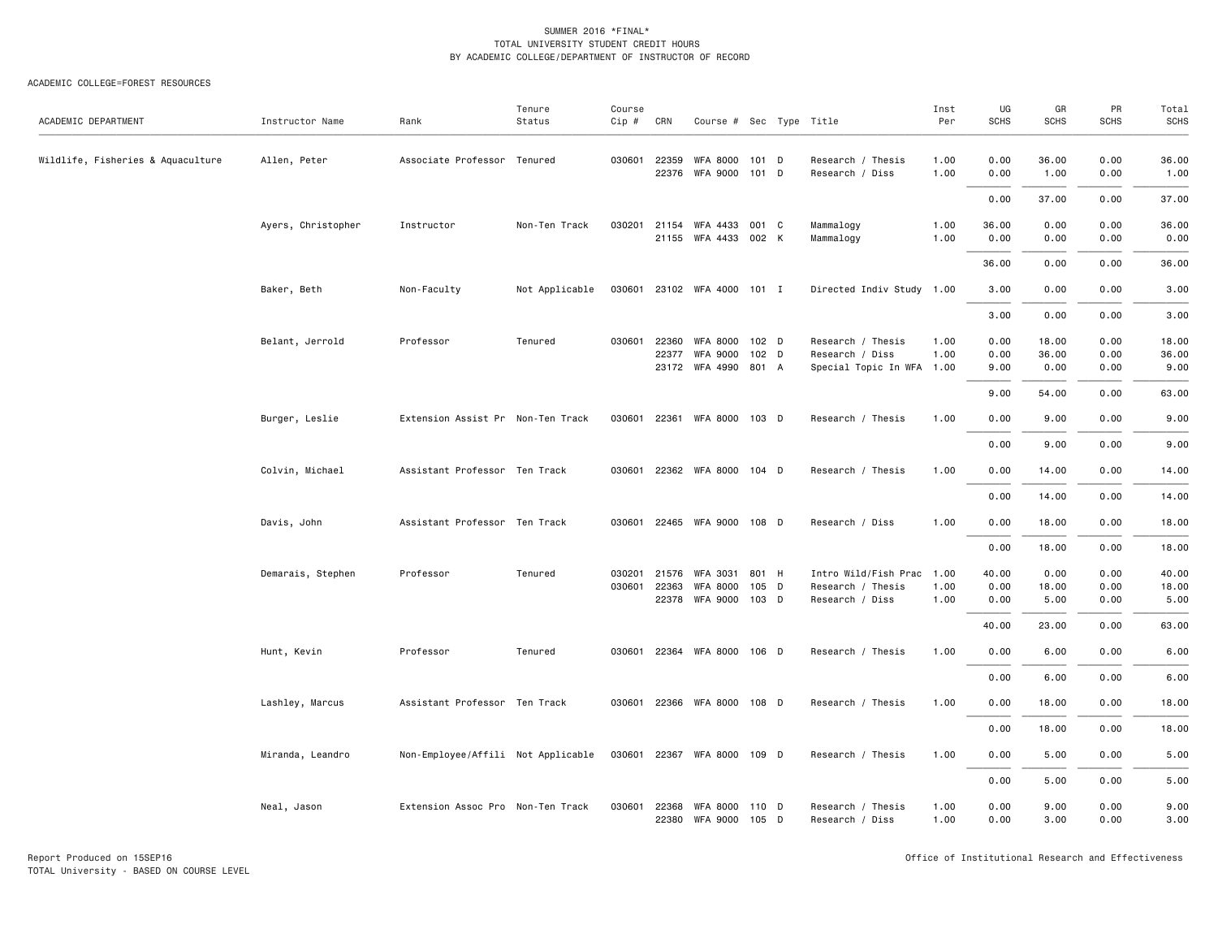SUMMER 2016 *FINAL*
TOTAL UNIVERSITY STUDENT CREDIT HOURS
BY ACADEMIC COLLEGE/DEPARTMENT OF INSTRUCTOR OF RECORD

ACADEMIC COLLEGE=FOREST RESOURCES

| ACADEMIC DEPARTMENT | Instructor Name | Rank | Tenure Status | Course Cip # | CRN | Course # | Sec | Type | Title | Inst Per | UG SCHS | GR SCHS | PR SCHS | Total SCHS |
|---|---|---|---|---|---|---|---|---|---|---|---|---|---|---|
| Wildlife, Fisheries & Aquaculture | Allen, Peter | Associate Professor | Tenured | 030601 | 22359 | WFA 8000 | 101 | D | Research / Thesis | 1.00 | 0.00 | 36.00 | 0.00 | 36.00 |
| | | | | | 22376 | WFA 9000 | 101 | D | Research / Diss | 1.00 | 0.00 | 1.00 | 0.00 | 1.00 |
| | | | | | | | | | | | 0.00 | 37.00 | 0.00 | 37.00 |
| | Ayers, Christopher | Instructor | Non-Ten Track | 030201 | 21154 | WFA 4433 | 001 | C | Mammalogy | 1.00 | 36.00 | 0.00 | 0.00 | 36.00 |
| | | | | | 21155 | WFA 4433 | 002 | K | Mammalogy | 1.00 | 0.00 | 0.00 | 0.00 | 0.00 |
| | | | | | | | | | | | 36.00 | 0.00 | 0.00 | 36.00 |
| | Baker, Beth | Non-Faculty | Not Applicable | 030601 | 23102 | WFA 4000 | 101 | I | Directed Indiv Study | 1.00 | 3.00 | 0.00 | 0.00 | 3.00 |
| | | | | | | | | | | | 3.00 | 0.00 | 0.00 | 3.00 |
| | Belant, Jerrold | Professor | Tenured | 030601 | 22360 | WFA 8000 | 102 | D | Research / Thesis | 1.00 | 0.00 | 18.00 | 0.00 | 18.00 |
| | | | | | 22377 | WFA 9000 | 102 | D | Research / Diss | 1.00 | 0.00 | 36.00 | 0.00 | 36.00 |
| | | | | | 23172 | WFA 4990 | 801 | A | Special Topic In WFA | 1.00 | 9.00 | 0.00 | 0.00 | 9.00 |
| | | | | | | | | | | | 9.00 | 54.00 | 0.00 | 63.00 |
| | Burger, Leslie | Extension Assist Pr | Non-Ten Track | 030601 | 22361 | WFA 8000 | 103 | D | Research / Thesis | 1.00 | 0.00 | 9.00 | 0.00 | 9.00 |
| | | | | | | | | | | | 0.00 | 9.00 | 0.00 | 9.00 |
| | Colvin, Michael | Assistant Professor | Ten Track | 030601 | 22362 | WFA 8000 | 104 | D | Research / Thesis | 1.00 | 0.00 | 14.00 | 0.00 | 14.00 |
| | | | | | | | | | | | 0.00 | 14.00 | 0.00 | 14.00 |
| | Davis, John | Assistant Professor | Ten Track | 030601 | 22465 | WFA 9000 | 108 | D | Research / Diss | 1.00 | 0.00 | 18.00 | 0.00 | 18.00 |
| | | | | | | | | | | | 0.00 | 18.00 | 0.00 | 18.00 |
| | Demarais, Stephen | Professor | Tenured | 030201 | 21576 | WFA 3031 | 801 | H | Intro Wild/Fish Prac | 1.00 | 40.00 | 0.00 | 0.00 | 40.00 |
| | | | | 030601 | 22363 | WFA 8000 | 105 | D | Research / Thesis | 1.00 | 0.00 | 18.00 | 0.00 | 18.00 |
| | | | | | 22378 | WFA 9000 | 103 | D | Research / Diss | 1.00 | 0.00 | 5.00 | 0.00 | 5.00 |
| | | | | | | | | | | | 40.00 | 23.00 | 0.00 | 63.00 |
| | Hunt, Kevin | Professor | Tenured | 030601 | 22364 | WFA 8000 | 106 | D | Research / Thesis | 1.00 | 0.00 | 6.00 | 0.00 | 6.00 |
| | | | | | | | | | | | 0.00 | 6.00 | 0.00 | 6.00 |
| | Lashley, Marcus | Assistant Professor | Ten Track | 030601 | 22366 | WFA 8000 | 108 | D | Research / Thesis | 1.00 | 0.00 | 18.00 | 0.00 | 18.00 |
| | | | | | | | | | | | 0.00 | 18.00 | 0.00 | 18.00 |
| | Miranda, Leandro | Non-Employee/Affili | Not Applicable | 030601 | 22367 | WFA 8000 | 109 | D | Research / Thesis | 1.00 | 0.00 | 5.00 | 0.00 | 5.00 |
| | | | | | | | | | | | 0.00 | 5.00 | 0.00 | 5.00 |
| | Neal, Jason | Extension Assoc Pro | Non-Ten Track | 030601 | 22368 | WFA 8000 | 110 | D | Research / Thesis | 1.00 | 0.00 | 9.00 | 0.00 | 9.00 |
| | | | | | 22380 | WFA 9000 | 105 | D | Research / Diss | 1.00 | 0.00 | 3.00 | 0.00 | 3.00 |

Report Produced on 15SEP16
TOTAL University - BASED ON COURSE LEVEL

Office of Institutional Research and Effectiveness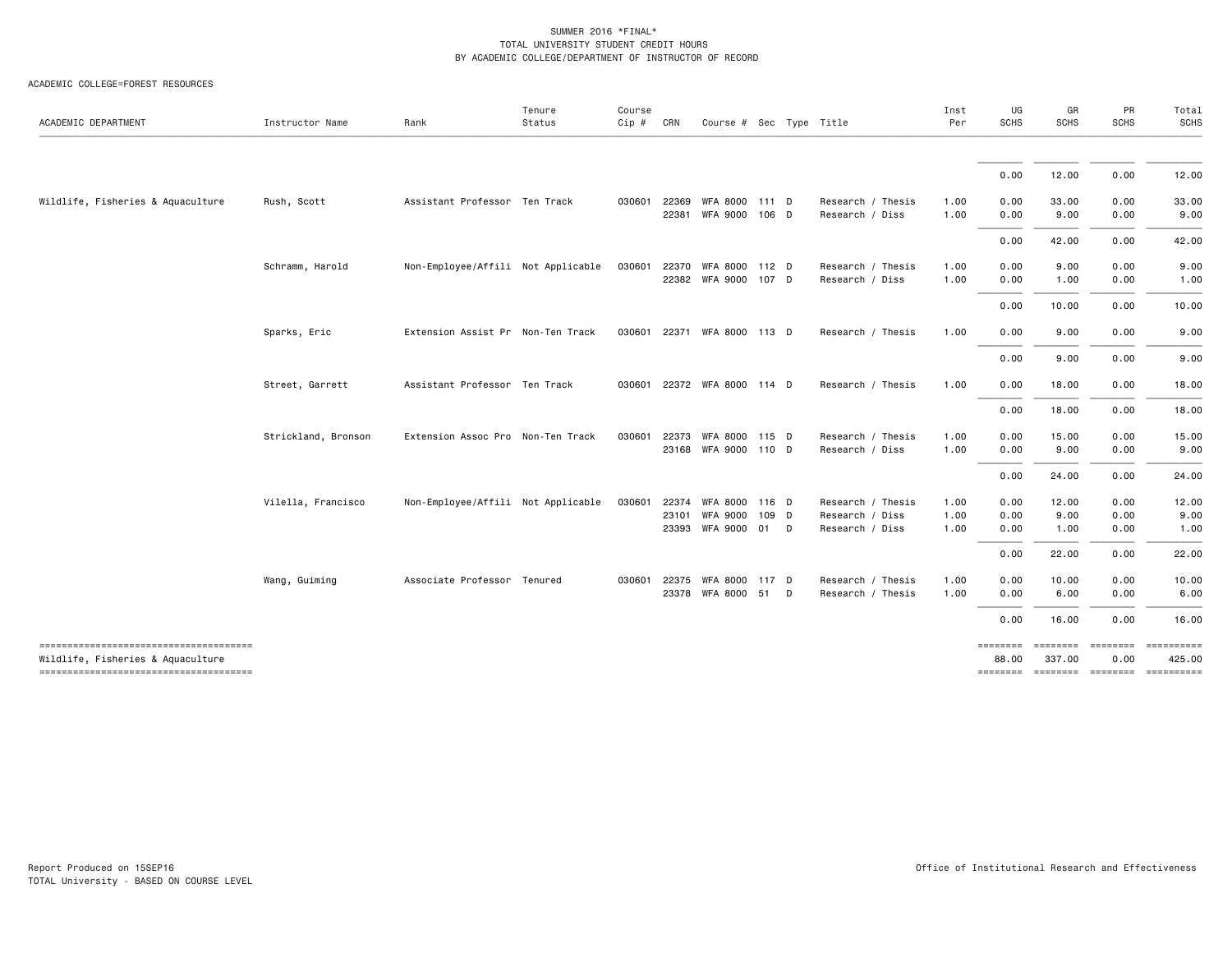SUMMER 2016 *FINAL*
TOTAL UNIVERSITY STUDENT CREDIT HOURS
BY ACADEMIC COLLEGE/DEPARTMENT OF INSTRUCTOR OF RECORD

ACADEMIC COLLEGE=FOREST RESOURCES

| ACADEMIC DEPARTMENT | Instructor Name | Rank | Tenure Status | Course Cip # | CRN | Course # | Sec | Type | Title | Inst Per | UG SCHS | GR SCHS | PR SCHS | Total SCHS |
|---|---|---|---|---|---|---|---|---|---|---|---|---|---|---|
| | | | | | | | | | | | 0.00 | 12.00 | 0.00 | 12.00 |
| Wildlife, Fisheries & Aquaculture | Rush, Scott | Assistant Professor | Ten Track | 030601 | 22369 | WFA 8000 | 111 | D | Research / Thesis | 1.00 | 0.00 | 33.00 | 0.00 | 33.00 |
| | | | | | 22381 | WFA 9000 | 106 | D | Research / Diss | 1.00 | 0.00 | 9.00 | 0.00 | 9.00 |
| | | | | | | | | | | | 0.00 | 42.00 | 0.00 | 42.00 |
| | Schramm, Harold | Non-Employee/Affili | Not Applicable | 030601 | 22370 | WFA 8000 | 112 | D | Research / Thesis | 1.00 | 0.00 | 9.00 | 0.00 | 9.00 |
| | | | | | 22382 | WFA 9000 | 107 | D | Research / Diss | 1.00 | 0.00 | 1.00 | 0.00 | 1.00 |
| | | | | | | | | | | | 0.00 | 10.00 | 0.00 | 10.00 |
| | Sparks, Eric | Extension Assist Pr | Non-Ten Track | 030601 | 22371 | WFA 8000 | 113 | D | Research / Thesis | 1.00 | 0.00 | 9.00 | 0.00 | 9.00 |
| | | | | | | | | | | | 0.00 | 9.00 | 0.00 | 9.00 |
| | Street, Garrett | Assistant Professor | Ten Track | 030601 | 22372 | WFA 8000 | 114 | D | Research / Thesis | 1.00 | 0.00 | 18.00 | 0.00 | 18.00 |
| | | | | | | | | | | | 0.00 | 18.00 | 0.00 | 18.00 |
| | Strickland, Bronson | Extension Assoc Pro | Non-Ten Track | 030601 | 22373 | WFA 8000 | 115 | D | Research / Thesis | 1.00 | 0.00 | 15.00 | 0.00 | 15.00 |
| | | | | | 23168 | WFA 9000 | 110 | D | Research / Diss | 1.00 | 0.00 | 9.00 | 0.00 | 9.00 |
| | | | | | | | | | | | 0.00 | 24.00 | 0.00 | 24.00 |
| | Vilella, Francisco | Non-Employee/Affili | Not Applicable | 030601 | 22374 | WFA 8000 | 116 | D | Research / Thesis | 1.00 | 0.00 | 12.00 | 0.00 | 12.00 |
| | | | | | 23101 | WFA 9000 | 109 | D | Research / Diss | 1.00 | 0.00 | 9.00 | 0.00 | 9.00 |
| | | | | | 23393 | WFA 9000 | 01 | D | Research / Diss | 1.00 | 0.00 | 1.00 | 0.00 | 1.00 |
| | | | | | | | | | | | 0.00 | 22.00 | 0.00 | 22.00 |
| | Wang, Guiming | Associate Professor | Tenured | 030601 | 22375 | WFA 8000 | 117 | D | Research / Thesis | 1.00 | 0.00 | 10.00 | 0.00 | 10.00 |
| | | | | | 23378 | WFA 8000 | 51 | D | Research / Thesis | 1.00 | 0.00 | 6.00 | 0.00 | 6.00 |
| | | | | | | | | | | | 0.00 | 16.00 | 0.00 | 16.00 |
| Wildlife, Fisheries & Aquaculture | | | | | | | | | | | 88.00 | 337.00 | 0.00 | 425.00 |

Report Produced on 15SEP16
TOTAL University - BASED ON COURSE LEVEL

Office of Institutional Research and Effectiveness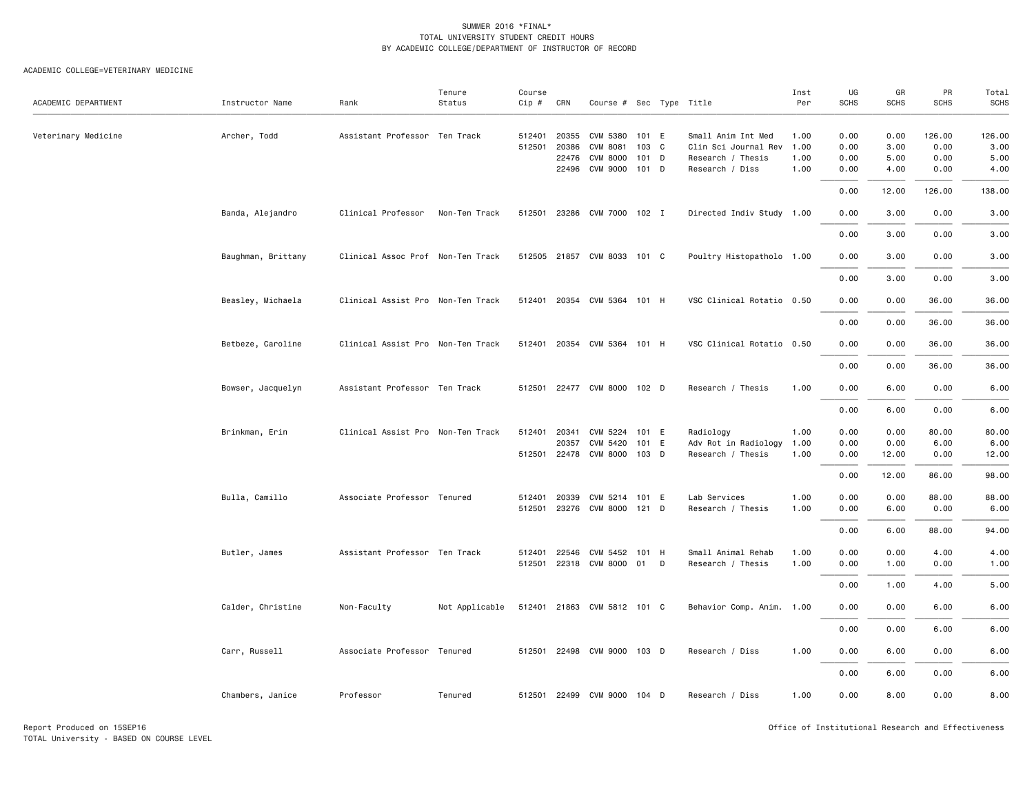SUMMER 2016 *FINAL*
TOTAL UNIVERSITY STUDENT CREDIT HOURS
BY ACADEMIC COLLEGE/DEPARTMENT OF INSTRUCTOR OF RECORD

ACADEMIC COLLEGE=VETERINARY MEDICINE

| ACADEMIC DEPARTMENT | Instructor Name | Rank | Tenure Status | Course Cip # | CRN | Course # | Sec | Type | Title | Inst Per | UG SCHS | GR SCHS | PR SCHS | Total SCHS |
|---|---|---|---|---|---|---|---|---|---|---|---|---|---|---|
| Veterinary Medicine | Archer, Todd | Assistant Professor | Ten Track | 512401 | 20355 | CVM 5380 | 101 | E | Small Anim Int Med | 1.00 | 0.00 | 0.00 | 126.00 | 126.00 |
| | | | | 512501 | 20386 | CVM 8081 | 103 | C | Clin Sci Journal Rev | 1.00 | 0.00 | 3.00 | 0.00 | 3.00 |
| | | | | | 22476 | CVM 8000 | 101 | D | Research / Thesis | 1.00 | 0.00 | 5.00 | 0.00 | 5.00 |
| | | | | | 22496 | CVM 9000 | 101 | D | Research / Diss | 1.00 | 0.00 | 4.00 | 0.00 | 4.00 |
| | | | | | | | | | | | 0.00 | 12.00 | 126.00 | 138.00 |
| | Banda, Alejandro | Clinical Professor | Non-Ten Track | 512501 | 23286 | CVM 7000 | 102 | I | Directed Indiv Study | 1.00 | 0.00 | 3.00 | 0.00 | 3.00 |
| | | | | | | | | | | | 0.00 | 3.00 | 0.00 | 3.00 |
| | Baughman, Brittany | Clinical Assoc Prof | Non-Ten Track | 512505 | 21857 | CVM 8033 | 101 | C | Poultry Histopatholo | 1.00 | 0.00 | 3.00 | 0.00 | 3.00 |
| | | | | | | | | | | | 0.00 | 3.00 | 0.00 | 3.00 |
| | Beasley, Michaela | Clinical Assist Pro | Non-Ten Track | 512401 | 20354 | CVM 5364 | 101 | H | VSC Clinical Rotatio | 0.50 | 0.00 | 0.00 | 36.00 | 36.00 |
| | | | | | | | | | | | 0.00 | 0.00 | 36.00 | 36.00 |
| | Betbeze, Caroline | Clinical Assist Pro | Non-Ten Track | 512401 | 20354 | CVM 5364 | 101 | H | VSC Clinical Rotatio | 0.50 | 0.00 | 0.00 | 36.00 | 36.00 |
| | | | | | | | | | | | 0.00 | 0.00 | 36.00 | 36.00 |
| | Bowser, Jacquelyn | Assistant Professor | Ten Track | 512501 | 22477 | CVM 8000 | 102 | D | Research / Thesis | 1.00 | 0.00 | 6.00 | 0.00 | 6.00 |
| | | | | | | | | | | | 0.00 | 6.00 | 0.00 | 6.00 |
| | Brinkman, Erin | Clinical Assist Pro | Non-Ten Track | 512401 | 20341 | CVM 5224 | 101 | E | Radiology | 1.00 | 0.00 | 0.00 | 80.00 | 80.00 |
| | | | | | 20357 | CVM 5420 | 101 | E | Adv Rot in Radiology | 1.00 | 0.00 | 0.00 | 6.00 | 6.00 |
| | | | | 512501 | 22478 | CVM 8000 | 103 | D | Research / Thesis | 1.00 | 0.00 | 12.00 | 0.00 | 12.00 |
| | | | | | | | | | | | 0.00 | 12.00 | 86.00 | 98.00 |
| | Bulla, Camillo | Associate Professor | Tenured | 512401 | 20339 | CVM 5214 | 101 | E | Lab Services | 1.00 | 0.00 | 0.00 | 88.00 | 88.00 |
| | | | | 512501 | 23276 | CVM 8000 | 121 | D | Research / Thesis | 1.00 | 0.00 | 6.00 | 0.00 | 6.00 |
| | | | | | | | | | | | 0.00 | 6.00 | 88.00 | 94.00 |
| | Butler, James | Assistant Professor | Ten Track | 512401 | 22546 | CVM 5452 | 101 | H | Small Animal Rehab | 1.00 | 0.00 | 0.00 | 4.00 | 4.00 |
| | | | | 512501 | 22318 | CVM 8000 | 01 | D | Research / Thesis | 1.00 | 0.00 | 1.00 | 0.00 | 1.00 |
| | | | | | | | | | | | 0.00 | 1.00 | 4.00 | 5.00 |
| | Calder, Christine | Non-Faculty | Not Applicable | 512401 | 21863 | CVM 5812 | 101 | C | Behavior Comp. Anim. | 1.00 | 0.00 | 0.00 | 6.00 | 6.00 |
| | | | | | | | | | | | 0.00 | 0.00 | 6.00 | 6.00 |
| | Carr, Russell | Associate Professor | Tenured | 512501 | 22498 | CVM 9000 | 103 | D | Research / Diss | 1.00 | 0.00 | 6.00 | 0.00 | 6.00 |
| | | | | | | | | | | | 0.00 | 6.00 | 0.00 | 6.00 |
| | Chambers, Janice | Professor | Tenured | 512501 | 22499 | CVM 9000 | 104 | D | Research / Diss | 1.00 | 0.00 | 8.00 | 0.00 | 8.00 |

Report Produced on 15SEP16
TOTAL University - BASED ON COURSE LEVEL

Office of Institutional Research and Effectiveness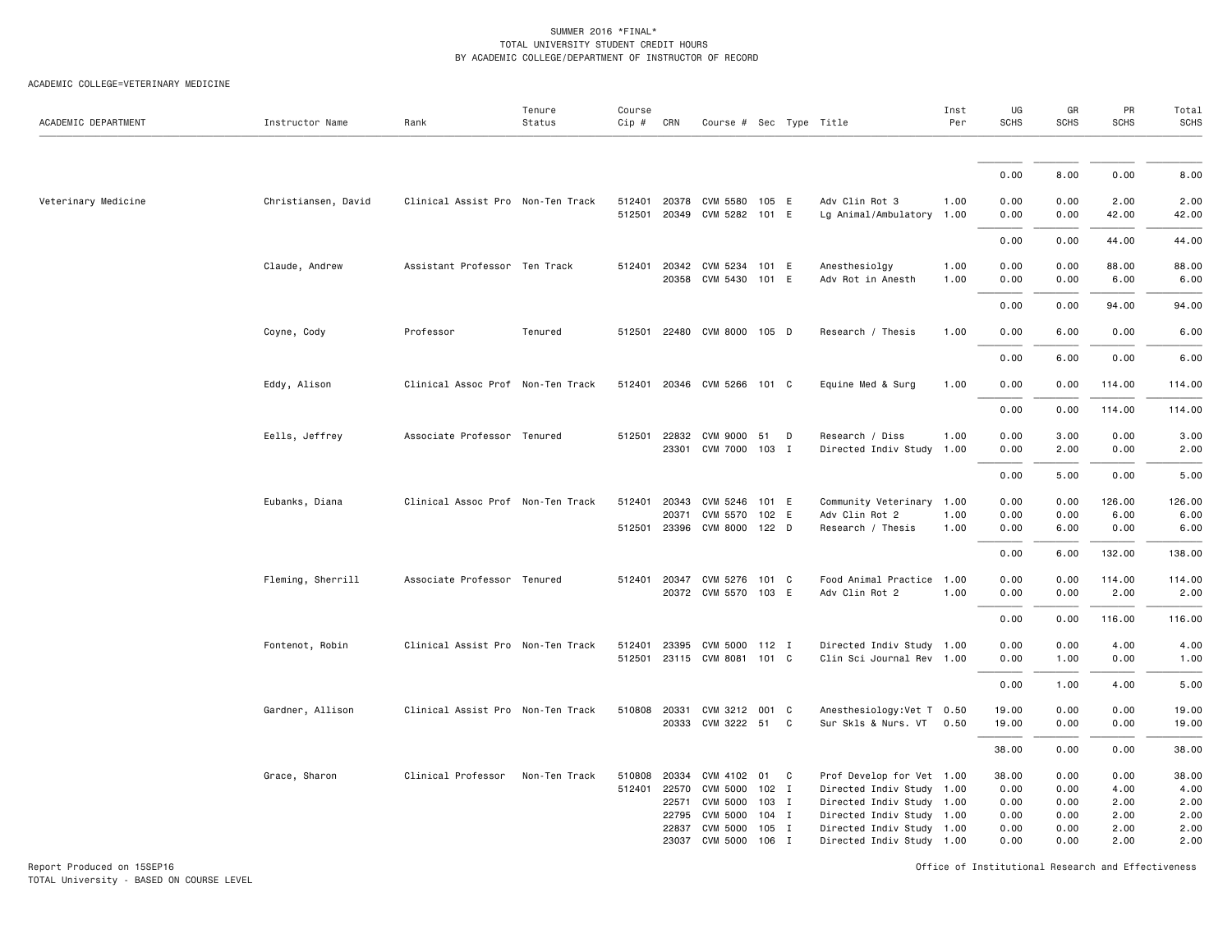SUMMER 2016 *FINAL*
TOTAL UNIVERSITY STUDENT CREDIT HOURS
BY ACADEMIC COLLEGE/DEPARTMENT OF INSTRUCTOR OF RECORD

ACADEMIC COLLEGE=VETERINARY MEDICINE

| ACADEMIC DEPARTMENT | Instructor Name | Rank | Tenure Status | Course Cip # | CRN | Course # | Sec | Type | Title | Inst Per | UG SCHS | GR SCHS | PR SCHS | Total SCHS |
|---|---|---|---|---|---|---|---|---|---|---|---|---|---|---|
| | | | | | | | | | | | 0.00 | 8.00 | 0.00 | 8.00 |
| Veterinary Medicine | Christiansen, David | Clinical Assist Pro | Non-Ten Track | 512401 | 20378 | CVM 5580 | 105 | E | Adv Clin Rot 3 | 1.00 | 0.00 | 0.00 | 2.00 | 2.00 |
| | | | | 512501 | 20349 | CVM 5282 | 101 | E | Lg Animal/Ambulatory | 1.00 | 0.00 | 0.00 | 42.00 | 42.00 |
| | | | | | | | | | | | 0.00 | 0.00 | 44.00 | 44.00 |
| | Claude, Andrew | Assistant Professor | Ten Track | 512401 | 20342 | CVM 5234 | 101 | E | Anesthesiolgy | 1.00 | 0.00 | 0.00 | 88.00 | 88.00 |
| | | | | | 20358 | CVM 5430 | 101 | E | Adv Rot in Anesth | 1.00 | 0.00 | 0.00 | 6.00 | 6.00 |
| | | | | | | | | | | | 0.00 | 0.00 | 94.00 | 94.00 |
| | Coyne, Cody | Professor | Tenured | 512501 | 22480 | CVM 8000 | 105 | D | Research / Thesis | 1.00 | 0.00 | 6.00 | 0.00 | 6.00 |
| | | | | | | | | | | | 0.00 | 6.00 | 0.00 | 6.00 |
| | Eddy, Alison | Clinical Assoc Prof | Non-Ten Track | 512401 | 20346 | CVM 5266 | 101 | C | Equine Med & Surg | 1.00 | 0.00 | 0.00 | 114.00 | 114.00 |
| | | | | | | | | | | | 0.00 | 0.00 | 114.00 | 114.00 |
| | Eells, Jeffrey | Associate Professor | Tenured | 512501 | 22832 | CVM 9000 | 51 | D | Research / Diss | 1.00 | 0.00 | 3.00 | 0.00 | 3.00 |
| | | | | | 23301 | CVM 7000 | 103 | I | Directed Indiv Study | 1.00 | 0.00 | 2.00 | 0.00 | 2.00 |
| | | | | | | | | | | | 0.00 | 5.00 | 0.00 | 5.00 |
| | Eubanks, Diana | Clinical Assoc Prof | Non-Ten Track | 512401 | 20343 | CVM 5246 | 101 | E | Community Veterinary | 1.00 | 0.00 | 0.00 | 126.00 | 126.00 |
| | | | | | 20371 | CVM 5570 | 102 | E | Adv Clin Rot 2 | 1.00 | 0.00 | 0.00 | 6.00 | 6.00 |
| | | | | 512501 | 23396 | CVM 8000 | 122 | D | Research / Thesis | 1.00 | 0.00 | 6.00 | 0.00 | 6.00 |
| | | | | | | | | | | | 0.00 | 6.00 | 132.00 | 138.00 |
| | Fleming, Sherrill | Associate Professor | Tenured | 512401 | 20347 | CVM 5276 | 101 | C | Food Animal Practice | 1.00 | 0.00 | 0.00 | 114.00 | 114.00 |
| | | | | | 20372 | CVM 5570 | 103 | E | Adv Clin Rot 2 | 1.00 | 0.00 | 0.00 | 2.00 | 2.00 |
| | | | | | | | | | | | 0.00 | 0.00 | 116.00 | 116.00 |
| | Fontenot, Robin | Clinical Assist Pro | Non-Ten Track | 512401 | 23395 | CVM 5000 | 112 | I | Directed Indiv Study | 1.00 | 0.00 | 0.00 | 4.00 | 4.00 |
| | | | | 512501 | 23115 | CVM 8081 | 101 | C | Clin Sci Journal Rev | 1.00 | 0.00 | 1.00 | 0.00 | 1.00 |
| | | | | | | | | | | | 0.00 | 1.00 | 4.00 | 5.00 |
| | Gardner, Allison | Clinical Assist Pro | Non-Ten Track | 510808 | 20331 | CVM 3212 | 001 | C | Anesthesiology:Vet T | 0.50 | 19.00 | 0.00 | 0.00 | 19.00 |
| | | | | | 20333 | CVM 3222 | 51 | C | Sur Skls & Nurs. VT | 0.50 | 19.00 | 0.00 | 0.00 | 19.00 |
| | | | | | | | | | | | 38.00 | 0.00 | 0.00 | 38.00 |
| | Grace, Sharon | Clinical Professor | Non-Ten Track | 510808 | 20334 | CVM 4102 | 01 | C | Prof Develop for Vet | 1.00 | 38.00 | 0.00 | 0.00 | 38.00 |
| | | | | 512401 | 22570 | CVM 5000 | 102 | I | Directed Indiv Study | 1.00 | 0.00 | 0.00 | 4.00 | 4.00 |
| | | | | | 22571 | CVM 5000 | 103 | I | Directed Indiv Study | 1.00 | 0.00 | 0.00 | 2.00 | 2.00 |
| | | | | | 22795 | CVM 5000 | 104 | I | Directed Indiv Study | 1.00 | 0.00 | 0.00 | 2.00 | 2.00 |
| | | | | | 22837 | CVM 5000 | 105 | I | Directed Indiv Study | 1.00 | 0.00 | 0.00 | 2.00 | 2.00 |
| | | | | | 23037 | CVM 5000 | 106 | I | Directed Indiv Study | 1.00 | 0.00 | 0.00 | 2.00 | 2.00 |

Report Produced on 15SEP16
TOTAL University - BASED ON COURSE LEVEL

Office of Institutional Research and Effectiveness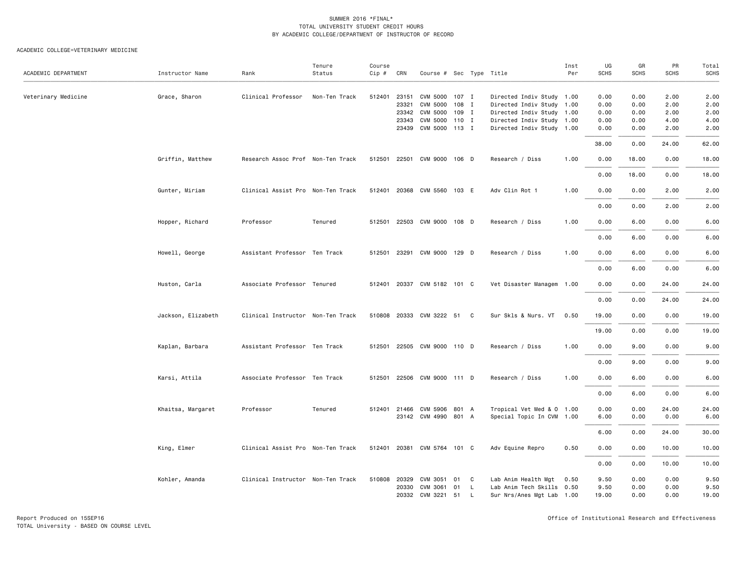SUMMER 2016 *FINAL*
TOTAL UNIVERSITY STUDENT CREDIT HOURS
BY ACADEMIC COLLEGE/DEPARTMENT OF INSTRUCTOR OF RECORD

ACADEMIC COLLEGE=VETERINARY MEDICINE

| ACADEMIC DEPARTMENT | Instructor Name | Rank | Tenure Status | Course Cip # | CRN | Course # | Sec | Type | Title | Inst Per | UG SCHS | GR SCHS | PR SCHS | Total SCHS |
|---|---|---|---|---|---|---|---|---|---|---|---|---|---|---|
| Veterinary Medicine | Grace, Sharon | Clinical Professor | Non-Ten Track | 512401 | 23151 | CVM 5000 | 107 | I | Directed Indiv Study | 1.00 | 0.00 | 0.00 | 2.00 | 2.00 |
| | | | | | 23321 | CVM 5000 | 108 | I | Directed Indiv Study | 1.00 | 0.00 | 0.00 | 2.00 | 2.00 |
| | | | | | 23342 | CVM 5000 | 109 | I | Directed Indiv Study | 1.00 | 0.00 | 0.00 | 2.00 | 2.00 |
| | | | | | 23343 | CVM 5000 | 110 | I | Directed Indiv Study | 1.00 | 0.00 | 0.00 | 4.00 | 4.00 |
| | | | | | 23439 | CVM 5000 | 113 | I | Directed Indiv Study | 1.00 | 0.00 | 0.00 | 2.00 | 2.00 |
| | | | | | | | | | | | 38.00 | 0.00 | 24.00 | 62.00 |
| | Griffin, Matthew | Research Assoc Prof | Non-Ten Track | 512501 | 22501 | CVM 9000 | 106 | D | Research / Diss | 1.00 | 0.00 | 18.00 | 0.00 | 18.00 |
| | | | | | | | | | | | 0.00 | 18.00 | 0.00 | 18.00 |
| | Gunter, Miriam | Clinical Assist Pro | Non-Ten Track | 512401 | 20368 | CVM 5560 | 103 | E | Adv Clin Rot 1 | 1.00 | 0.00 | 0.00 | 2.00 | 2.00 |
| | | | | | | | | | | | 0.00 | 0.00 | 2.00 | 2.00 |
| | Hopper, Richard | Professor | Tenured | 512501 | 22503 | CVM 9000 | 108 | D | Research / Diss | 1.00 | 0.00 | 6.00 | 0.00 | 6.00 |
| | | | | | | | | | | | 0.00 | 6.00 | 0.00 | 6.00 |
| | Howell, George | Assistant Professor | Ten Track | 512501 | 23291 | CVM 9000 | 129 | D | Research / Diss | 1.00 | 0.00 | 6.00 | 0.00 | 6.00 |
| | | | | | | | | | | | 0.00 | 6.00 | 0.00 | 6.00 |
| | Huston, Carla | Associate Professor | Tenured | 512401 | 20337 | CVM 5182 | 101 | C | Vet Disaster Managem | 1.00 | 0.00 | 0.00 | 24.00 | 24.00 |
| | | | | | | | | | | | 0.00 | 0.00 | 24.00 | 24.00 |
| | Jackson, Elizabeth | Clinical Instructor | Non-Ten Track | 510808 | 20333 | CVM 3222 | 51 | C | Sur Skls & Nurs. VT | 0.50 | 19.00 | 0.00 | 0.00 | 19.00 |
| | | | | | | | | | | | 19.00 | 0.00 | 0.00 | 19.00 |
| | Kaplan, Barbara | Assistant Professor | Ten Track | 512501 | 22505 | CVM 9000 | 110 | D | Research / Diss | 1.00 | 0.00 | 9.00 | 0.00 | 9.00 |
| | | | | | | | | | | | 0.00 | 9.00 | 0.00 | 9.00 |
| | Karsi, Attila | Associate Professor | Ten Track | 512501 | 22506 | CVM 9000 | 111 | D | Research / Diss | 1.00 | 0.00 | 6.00 | 0.00 | 6.00 |
| | | | | | | | | | | | 0.00 | 6.00 | 0.00 | 6.00 |
| | Khaitsa, Margaret | Professor | Tenured | 512401 | 21466 | CVM 5906 | 801 | A | Tropical Vet Med & O | 1.00 | 0.00 | 0.00 | 24.00 | 24.00 |
| | | | | | 23142 | CVM 4990 | 801 | A | Special Topic In CVM | 1.00 | 6.00 | 0.00 | 0.00 | 6.00 |
| | | | | | | | | | | | 6.00 | 0.00 | 24.00 | 30.00 |
| | King, Elmer | Clinical Assist Pro | Non-Ten Track | 512401 | 20381 | CVM 5764 | 101 | C | Adv Equine Repro | 0.50 | 0.00 | 0.00 | 10.00 | 10.00 |
| | | | | | | | | | | | 0.00 | 0.00 | 10.00 | 10.00 |
| | Kohler, Amanda | Clinical Instructor | Non-Ten Track | 510808 | 20329 | CVM 3051 | 01 | C | Lab Anim Health Mgt | 0.50 | 9.50 | 0.00 | 0.00 | 9.50 |
| | | | | | 20330 | CVM 3061 | 01 | L | Lab Anim Tech Skills | 0.50 | 9.50 | 0.00 | 0.00 | 9.50 |
| | | | | | 20332 | CVM 3221 | 51 | L | Sur Nrs/Anes Mgt Lab | 1.00 | 19.00 | 0.00 | 0.00 | 19.00 |

Report Produced on 15SEP16
TOTAL University - BASED ON COURSE LEVEL

Office of Institutional Research and Effectiveness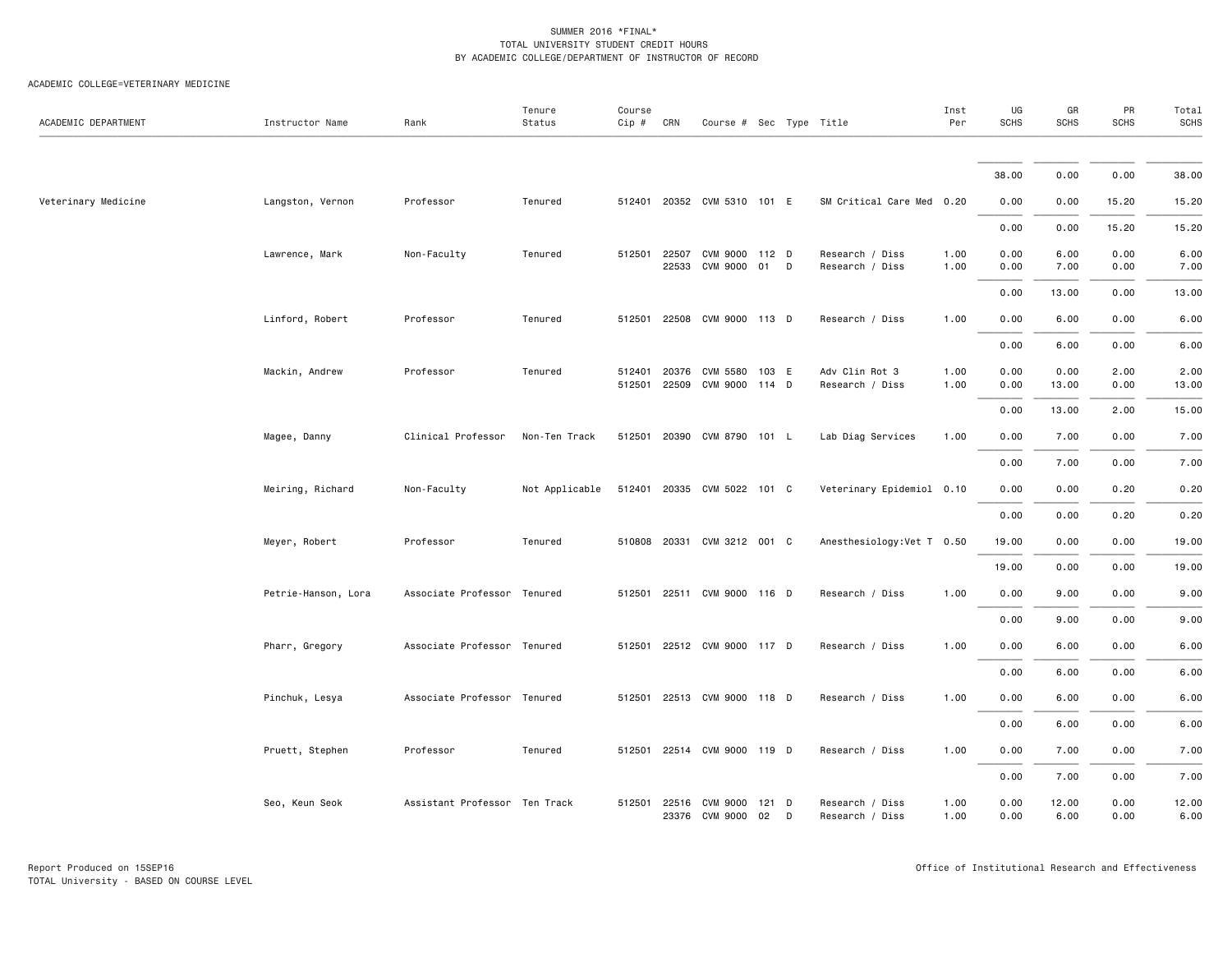SUMMER 2016 *FINAL*
TOTAL UNIVERSITY STUDENT CREDIT HOURS
BY ACADEMIC COLLEGE/DEPARTMENT OF INSTRUCTOR OF RECORD

ACADEMIC COLLEGE=VETERINARY MEDICINE

| ACADEMIC DEPARTMENT | Instructor Name | Rank | Tenure Status | Course Cip # | CRN | Course # | Sec | Type | Title | Inst Per | UG SCHS | GR SCHS | PR SCHS | Total SCHS |
|---|---|---|---|---|---|---|---|---|---|---|---|---|---|---|
| | | | | | | | | | | | 38.00 | 0.00 | 0.00 | 38.00 |
| Veterinary Medicine | Langston, Vernon | Professor | Tenured | 512401 | 20352 | CVM 5310 | 101 | E | SM Critical Care Med | 0.20 | 0.00 | 0.00 | 15.20 | 15.20 |
| | | | | | | | | | | | 0.00 | 0.00 | 15.20 | 15.20 |
| | Lawrence, Mark | Non-Faculty | Tenured | 512501 | 22507 | CVM 9000 | 112 | D | Research / Diss | 1.00 | 0.00 | 6.00 | 0.00 | 6.00 |
| | | | | | 22533 | CVM 9000 | 01 | D | Research / Diss | 1.00 | 0.00 | 7.00 | 0.00 | 7.00 |
| | | | | | | | | | | | 0.00 | 13.00 | 0.00 | 13.00 |
| | Linford, Robert | Professor | Tenured | 512501 | 22508 | CVM 9000 | 113 | D | Research / Diss | 1.00 | 0.00 | 6.00 | 0.00 | 6.00 |
| | | | | | | | | | | | 0.00 | 6.00 | 0.00 | 6.00 |
| | Mackin, Andrew | Professor | Tenured | 512401 | 20376 | CVM 5580 | 103 | E | Adv Clin Rot 3 | 1.00 | 0.00 | 0.00 | 2.00 | 2.00 |
| | | | | 512501 | 22509 | CVM 9000 | 114 | D | Research / Diss | 1.00 | 0.00 | 13.00 | 0.00 | 13.00 |
| | | | | | | | | | | | 0.00 | 13.00 | 2.00 | 15.00 |
| | Magee, Danny | Clinical Professor | Non-Ten Track | 512501 | 20390 | CVM 8790 | 101 | L | Lab Diag Services | 1.00 | 0.00 | 7.00 | 0.00 | 7.00 |
| | | | | | | | | | | | 0.00 | 7.00 | 0.00 | 7.00 |
| | Meiring, Richard | Non-Faculty | Not Applicable | 512401 | 20335 | CVM 5022 | 101 | C | Veterinary Epidemiol | 0.10 | 0.00 | 0.00 | 0.20 | 0.20 |
| | | | | | | | | | | | 0.00 | 0.00 | 0.20 | 0.20 |
| | Meyer, Robert | Professor | Tenured | 510808 | 20331 | CVM 3212 | 001 | C | Anesthesiology:Vet T | 0.50 | 19.00 | 0.00 | 0.00 | 19.00 |
| | | | | | | | | | | | 19.00 | 0.00 | 0.00 | 19.00 |
| | Petrie-Hanson, Lora | Associate Professor | Tenured | 512501 | 22511 | CVM 9000 | 116 | D | Research / Diss | 1.00 | 0.00 | 9.00 | 0.00 | 9.00 |
| | | | | | | | | | | | 0.00 | 9.00 | 0.00 | 9.00 |
| | Pharr, Gregory | Associate Professor | Tenured | 512501 | 22512 | CVM 9000 | 117 | D | Research / Diss | 1.00 | 0.00 | 6.00 | 0.00 | 6.00 |
| | | | | | | | | | | | 0.00 | 6.00 | 0.00 | 6.00 |
| | Pinchuk, Lesya | Associate Professor | Tenured | 512501 | 22513 | CVM 9000 | 118 | D | Research / Diss | 1.00 | 0.00 | 6.00 | 0.00 | 6.00 |
| | | | | | | | | | | | 0.00 | 6.00 | 0.00 | 6.00 |
| | Pruett, Stephen | Professor | Tenured | 512501 | 22514 | CVM 9000 | 119 | D | Research / Diss | 1.00 | 0.00 | 7.00 | 0.00 | 7.00 |
| | | | | | | | | | | | 0.00 | 7.00 | 0.00 | 7.00 |
| | Seo, Keun Seok | Assistant Professor | Ten Track | 512501 | 22516 | CVM 9000 | 121 | D | Research / Diss | 1.00 | 0.00 | 12.00 | 0.00 | 12.00 |
| | | | | | 23376 | CVM 9000 | 02 | D | Research / Diss | 1.00 | 0.00 | 6.00 | 0.00 | 6.00 |

Report Produced on 15SEP16
TOTAL University - BASED ON COURSE LEVEL

Office of Institutional Research and Effectiveness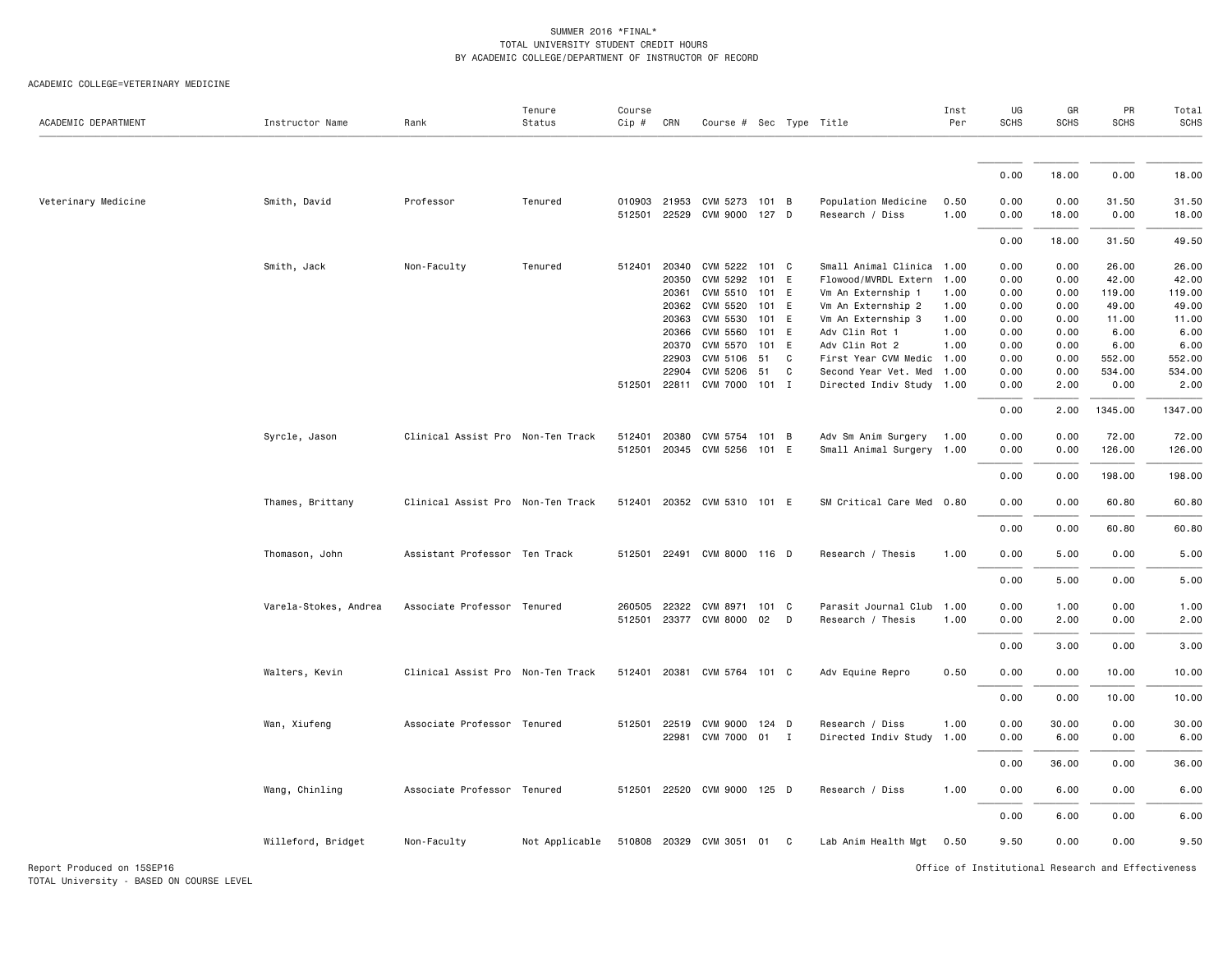SUMMER 2016 *FINAL*
TOTAL UNIVERSITY STUDENT CREDIT HOURS
BY ACADEMIC COLLEGE/DEPARTMENT OF INSTRUCTOR OF RECORD

ACADEMIC COLLEGE=VETERINARY MEDICINE

| ACADEMIC DEPARTMENT | Instructor Name | Rank | Tenure Status | Course Cip # | CRN | Course # | Sec | Type | Title | Inst Per | UG SCHS | GR SCHS | PR SCHS | Total SCHS |
|---|---|---|---|---|---|---|---|---|---|---|---|---|---|---|
| | | | | | | | | | | | 0.00 | 18.00 | 0.00 | 18.00 |
| Veterinary Medicine | Smith, David | Professor | Tenured | 010903 | 21953 | CVM 5273 | 101 | B | Population Medicine | 0.50 | 0.00 | 0.00 | 31.50 | 31.50 |
| | | | | 512501 | 22529 | CVM 9000 | 127 | D | Research / Diss | 1.00 | 0.00 | 18.00 | 0.00 | 18.00 |
| | | | | | | | | | | | 0.00 | 18.00 | 31.50 | 49.50 |
| | Smith, Jack | Non-Faculty | Tenured | 512401 | 20340 | CVM 5222 | 101 | C | Small Animal Clinica | 1.00 | 0.00 | 0.00 | 26.00 | 26.00 |
| | | | | | 20350 | CVM 5292 | 101 | E | Flowood/MVRDL Extern | 1.00 | 0.00 | 0.00 | 42.00 | 42.00 |
| | | | | | 20361 | CVM 5510 | 101 | E | Vm An Externship 1 | 1.00 | 0.00 | 0.00 | 119.00 | 119.00 |
| | | | | | 20362 | CVM 5520 | 101 | E | Vm An Externship 2 | 1.00 | 0.00 | 0.00 | 49.00 | 49.00 |
| | | | | | 20363 | CVM 5530 | 101 | E | Vm An Externship 3 | 1.00 | 0.00 | 0.00 | 11.00 | 11.00 |
| | | | | | 20366 | CVM 5560 | 101 | E | Adv Clin Rot 1 | 1.00 | 0.00 | 0.00 | 6.00 | 6.00 |
| | | | | | 20370 | CVM 5570 | 101 | E | Adv Clin Rot 2 | 1.00 | 0.00 | 0.00 | 6.00 | 6.00 |
| | | | | | 22903 | CVM 5106 | 51 | C | First Year CVM Medic | 1.00 | 0.00 | 0.00 | 552.00 | 552.00 |
| | | | | | 22904 | CVM 5206 | 51 | C | Second Year Vet. Med | 1.00 | 0.00 | 0.00 | 534.00 | 534.00 |
| | | | | 512501 | 22811 | CVM 7000 | 101 | I | Directed Indiv Study | 1.00 | 0.00 | 2.00 | 0.00 | 2.00 |
| | | | | | | | | | | | 0.00 | 2.00 | 1345.00 | 1347.00 |
| | Syrcle, Jason | Clinical Assist Pro | Non-Ten Track | 512401 | 20380 | CVM 5754 | 101 | B | Adv Sm Anim Surgery | 1.00 | 0.00 | 0.00 | 72.00 | 72.00 |
| | | | | 512501 | 20345 | CVM 5256 | 101 | E | Small Animal Surgery | 1.00 | 0.00 | 0.00 | 126.00 | 126.00 |
| | | | | | | | | | | | 0.00 | 0.00 | 198.00 | 198.00 |
| | Thames, Brittany | Clinical Assist Pro | Non-Ten Track | 512401 | 20352 | CVM 5310 | 101 | E | SM Critical Care Med | 0.80 | 0.00 | 0.00 | 60.80 | 60.80 |
| | | | | | | | | | | | 0.00 | 0.00 | 60.80 | 60.80 |
| | Thomason, John | Assistant Professor | Ten Track | 512501 | 22491 | CVM 8000 | 116 | D | Research / Thesis | 1.00 | 0.00 | 5.00 | 0.00 | 5.00 |
| | | | | | | | | | | | 0.00 | 5.00 | 0.00 | 5.00 |
| | Varela-Stokes, Andrea | Associate Professor | Tenured | 260505 | 22322 | CVM 8971 | 101 | C | Parasit Journal Club | 1.00 | 0.00 | 1.00 | 0.00 | 1.00 |
| | | | | 512501 | 23377 | CVM 8000 | 02 | D | Research / Thesis | 1.00 | 0.00 | 2.00 | 0.00 | 2.00 |
| | | | | | | | | | | | 0.00 | 3.00 | 0.00 | 3.00 |
| | Walters, Kevin | Clinical Assist Pro | Non-Ten Track | 512401 | 20381 | CVM 5764 | 101 | C | Adv Equine Repro | 0.50 | 0.00 | 0.00 | 10.00 | 10.00 |
| | | | | | | | | | | | 0.00 | 0.00 | 10.00 | 10.00 |
| | Wan, Xiufeng | Associate Professor | Tenured | 512501 | 22519 | CVM 9000 | 124 | D | Research / Diss | 1.00 | 0.00 | 30.00 | 0.00 | 30.00 |
| | | | | | 22981 | CVM 7000 | 01 | I | Directed Indiv Study | 1.00 | 0.00 | 6.00 | 0.00 | 6.00 |
| | | | | | | | | | | | 0.00 | 36.00 | 0.00 | 36.00 |
| | Wang, Chinling | Associate Professor | Tenured | 512501 | 22520 | CVM 9000 | 125 | D | Research / Diss | 1.00 | 0.00 | 6.00 | 0.00 | 6.00 |
| | | | | | | | | | | | 0.00 | 6.00 | 0.00 | 6.00 |
| | Willeford, Bridget | Non-Faculty | Not Applicable | 510808 | 20329 | CVM 3051 | 01 | C | Lab Anim Health Mgt | 0.50 | 9.50 | 0.00 | 0.00 | 9.50 |

Report Produced on 15SEP16
TOTAL University - BASED ON COURSE LEVEL

Office of Institutional Research and Effectiveness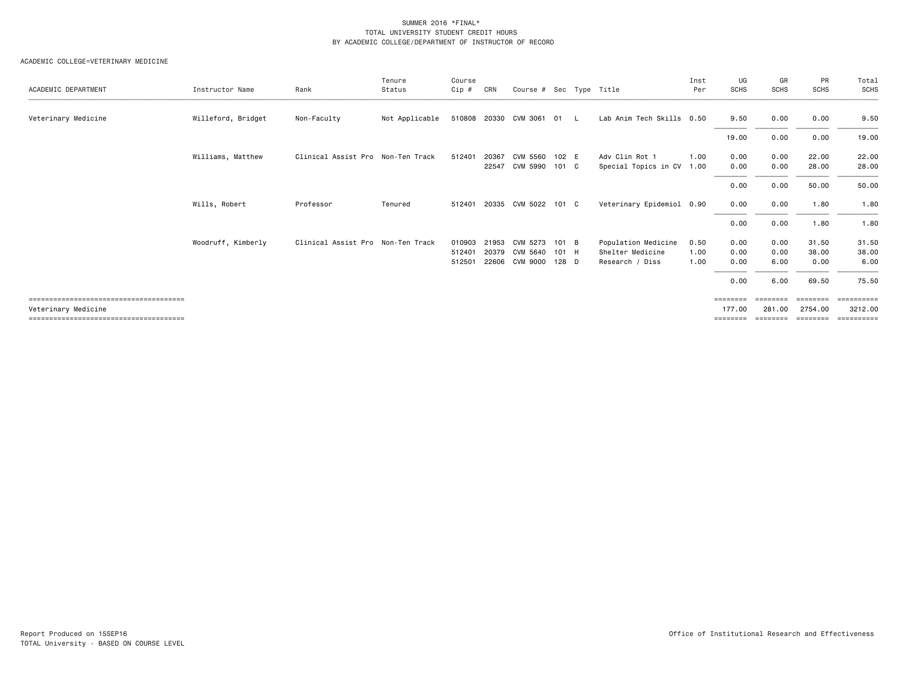SUMMER 2016 *FINAL*
TOTAL UNIVERSITY STUDENT CREDIT HOURS
BY ACADEMIC COLLEGE/DEPARTMENT OF INSTRUCTOR OF RECORD

ACADEMIC COLLEGE=VETERINARY MEDICINE

| ACADEMIC DEPARTMENT | Instructor Name | Rank | Tenure Status | Course Cip # | CRN | Course # | Sec | Type | Title | Inst Per | UG SCHS | GR SCHS | PR SCHS | Total SCHS |
|---|---|---|---|---|---|---|---|---|---|---|---|---|---|---|
| Veterinary Medicine | Willeford, Bridget | Non-Faculty | Not Applicable | 510808 | 20330 | CVM 3061 | 01 | L | Lab Anim Tech Skills | 0.50 | 9.50 | 0.00 | 0.00 | 9.50 |
| | | | | | | | | | | | 19.00 | 0.00 | 0.00 | 19.00 |
| | Williams, Matthew | Clinical Assist Pro | Non-Ten Track | 512401 | 20367 | CVM 5560 | 102 | E | Adv Clin Rot 1 | 1.00 | 0.00 | 0.00 | 22.00 | 22.00 |
| | | | | | 22547 | CVM 5990 | 101 | C | Special Topics in CV | 1.00 | 0.00 | 0.00 | 28.00 | 28.00 |
| | | | | | | | | | | | 0.00 | 0.00 | 50.00 | 50.00 |
| | Wills, Robert | Professor | Tenured | 512401 | 20335 | CVM 5022 | 101 | C | Veterinary Epidemiol | 0.90 | 0.00 | 0.00 | 1.80 | 1.80 |
| | | | | | | | | | | | 0.00 | 0.00 | 1.80 | 1.80 |
| | Woodruff, Kimberly | Clinical Assist Pro | Non-Ten Track | 010903 | 21953 | CVM 5273 | 101 | B | Population Medicine | 0.50 | 0.00 | 0.00 | 31.50 | 31.50 |
| | | | | 512401 | 20379 | CVM 5640 | 101 | H | Shelter Medicine | 1.00 | 0.00 | 0.00 | 38.00 | 38.00 |
| | | | | 512501 | 22606 | CVM 9000 | 128 | D | Research / Diss | 1.00 | 0.00 | 6.00 | 0.00 | 6.00 |
| | | | | | | | | | | | 0.00 | 6.00 | 69.50 | 75.50 |
| Veterinary Medicine | | | | | | | | | | | 177.00 | 281.00 | 2754.00 | 3212.00 |

Report Produced on 15SEP16
TOTAL University - BASED ON COURSE LEVEL

Office of Institutional Research and Effectiveness